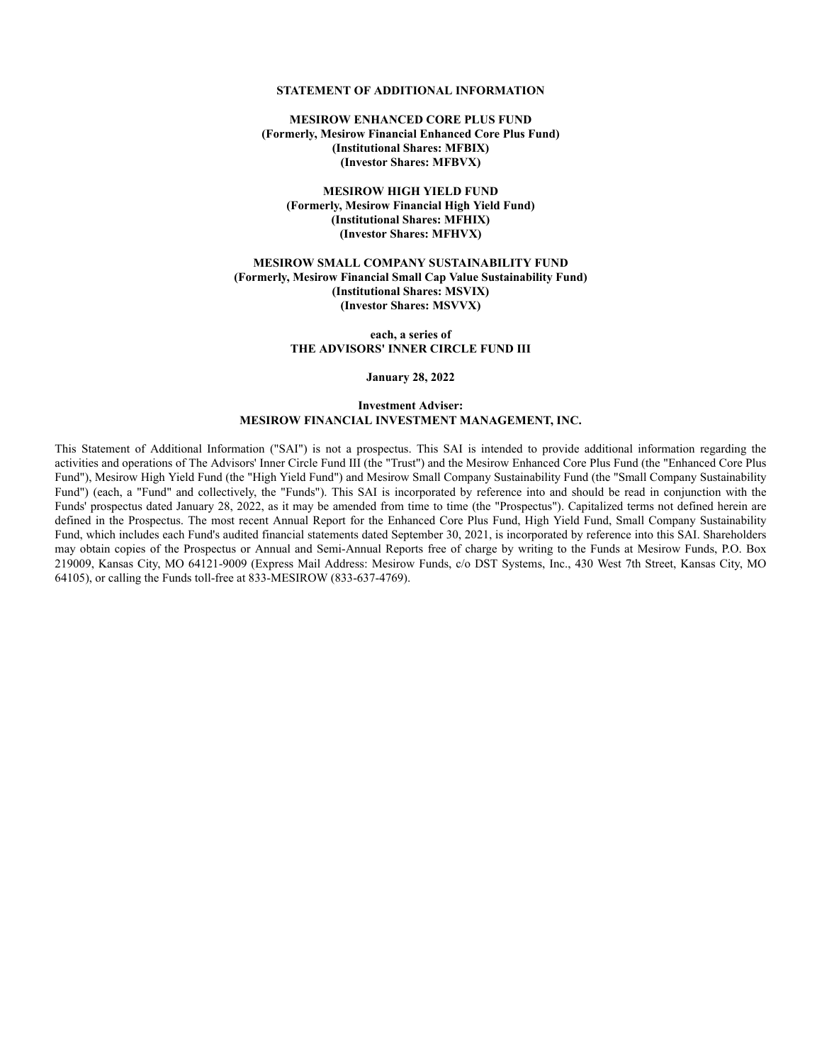# STATEMENT OF ADDITIONAL INFORMATION

**MESIROW ENHANCED CORE PLUS FUND**
**(Formerly, Mesirow Financial Enhanced Core Plus Fund)**
**(Institutional Shares: MFBIX)**
**(Investor Shares: MFBVX)**

**MESIROW HIGH YIELD FUND**
**(Formerly, Mesirow Financial High Yield Fund)**
**(Institutional Shares: MFHIX)**
**(Investor Shares: MFHVX)**

**MESIROW SMALL COMPANY SUSTAINABILITY FUND**
**(Formerly, Mesirow Financial Small Cap Value Sustainability Fund)**
**(Institutional Shares: MSVIX)**
**(Investor Shares: MSVVX)**

**each, a series of**
**THE ADVISORS' INNER CIRCLE FUND III**

**January 28, 2022**

**Investment Adviser:**
**MESIROW FINANCIAL INVESTMENT MANAGEMENT, INC.**

This Statement of Additional Information ("SAI") is not a prospectus. This SAI is intended to provide additional information regarding the activities and operations of The Advisors' Inner Circle Fund III (the "Trust") and the Mesirow Enhanced Core Plus Fund (the "Enhanced Core Plus Fund"), Mesirow High Yield Fund (the "High Yield Fund") and Mesirow Small Company Sustainability Fund (the "Small Company Sustainability Fund") (each, a "Fund" and collectively, the "Funds"). This SAI is incorporated by reference into and should be read in conjunction with the Funds' prospectus dated January 28, 2022, as it may be amended from time to time (the "Prospectus"). Capitalized terms not defined herein are defined in the Prospectus. The most recent Annual Report for the Enhanced Core Plus Fund, High Yield Fund, Small Company Sustainability Fund, which includes each Fund's audited financial statements dated September 30, 2021, is incorporated by reference into this SAI. Shareholders may obtain copies of the Prospectus or Annual and Semi-Annual Reports free of charge by writing to the Funds at Mesirow Funds, P.O. Box 219009, Kansas City, MO 64121-9009 (Express Mail Address: Mesirow Funds, c/o DST Systems, Inc., 430 West 7th Street, Kansas City, MO 64105), or calling the Funds toll-free at 833-MESIROW (833-637-4769).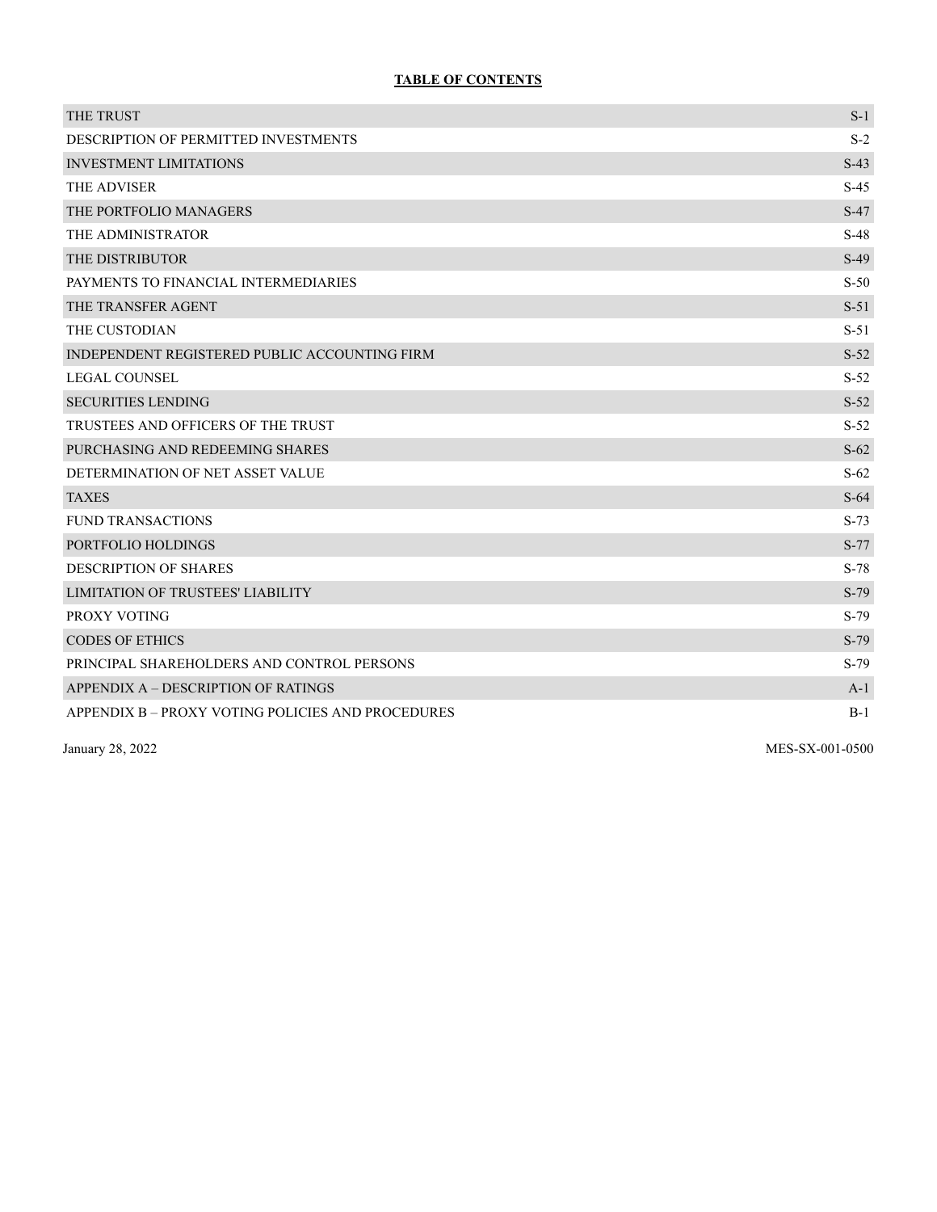**TABLE OF CONTENTS**

| | |
|---|---|
| THE TRUST | S-1 |
| DESCRIPTION OF PERMITTED INVESTMENTS | S-2 |
| INVESTMENT LIMITATIONS | S-43 |
| THE ADVISER | S-45 |
| THE PORTFOLIO MANAGERS | S-47 |
| THE ADMINISTRATOR | S-48 |
| THE DISTRIBUTOR | S-49 |
| PAYMENTS TO FINANCIAL INTERMEDIARIES | S-50 |
| THE TRANSFER AGENT | S-51 |
| THE CUSTODIAN | S-51 |
| INDEPENDENT REGISTERED PUBLIC ACCOUNTING FIRM | S-52 |
| LEGAL COUNSEL | S-52 |
| SECURITIES LENDING | S-52 |
| TRUSTEES AND OFFICERS OF THE TRUST | S-52 |
| PURCHASING AND REDEEMING SHARES | S-62 |
| DETERMINATION OF NET ASSET VALUE | S-62 |
| TAXES | S-64 |
| FUND TRANSACTIONS | S-73 |
| PORTFOLIO HOLDINGS | S-77 |
| DESCRIPTION OF SHARES | S-78 |
| LIMITATION OF TRUSTEES' LIABILITY | S-79 |
| PROXY VOTING | S-79 |
| CODES OF ETHICS | S-79 |
| PRINCIPAL SHAREHOLDERS AND CONTROL PERSONS | S-79 |
| APPENDIX A – DESCRIPTION OF RATINGS | A-1 |
| APPENDIX B – PROXY VOTING POLICIES AND PROCEDURES | B-1 |

January 28, 2022

MES-SX-001-0500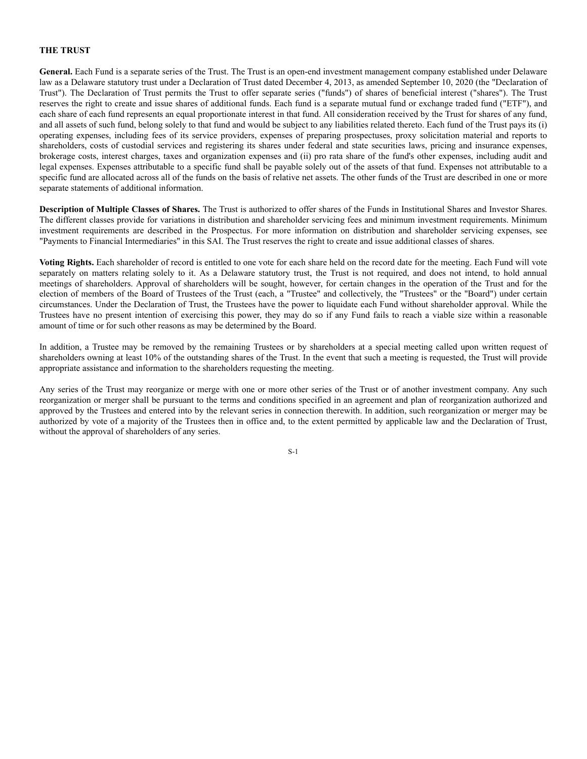## THE TRUST

**General.** Each Fund is a separate series of the Trust. The Trust is an open-end investment management company established under Delaware law as a Delaware statutory trust under a Declaration of Trust dated December 4, 2013, as amended September 10, 2020 (the "Declaration of Trust"). The Declaration of Trust permits the Trust to offer separate series ("funds") of shares of beneficial interest ("shares"). The Trust reserves the right to create and issue shares of additional funds. Each fund is a separate mutual fund or exchange traded fund ("ETF"), and each share of each fund represents an equal proportionate interest in that fund. All consideration received by the Trust for shares of any fund, and all assets of such fund, belong solely to that fund and would be subject to any liabilities related thereto. Each fund of the Trust pays its (i) operating expenses, including fees of its service providers, expenses of preparing prospectuses, proxy solicitation material and reports to shareholders, costs of custodial services and registering its shares under federal and state securities laws, pricing and insurance expenses, brokerage costs, interest charges, taxes and organization expenses and (ii) pro rata share of the fund's other expenses, including audit and legal expenses. Expenses attributable to a specific fund shall be payable solely out of the assets of that fund. Expenses not attributable to a specific fund are allocated across all of the funds on the basis of relative net assets. The other funds of the Trust are described in one or more separate statements of additional information.

**Description of Multiple Classes of Shares.** The Trust is authorized to offer shares of the Funds in Institutional Shares and Investor Shares. The different classes provide for variations in distribution and shareholder servicing fees and minimum investment requirements. Minimum investment requirements are described in the Prospectus. For more information on distribution and shareholder servicing expenses, see "Payments to Financial Intermediaries" in this SAI. The Trust reserves the right to create and issue additional classes of shares.

**Voting Rights.** Each shareholder of record is entitled to one vote for each share held on the record date for the meeting. Each Fund will vote separately on matters relating solely to it. As a Delaware statutory trust, the Trust is not required, and does not intend, to hold annual meetings of shareholders. Approval of shareholders will be sought, however, for certain changes in the operation of the Trust and for the election of members of the Board of Trustees of the Trust (each, a "Trustee" and collectively, the "Trustees" or the "Board") under certain circumstances. Under the Declaration of Trust, the Trustees have the power to liquidate each Fund without shareholder approval. While the Trustees have no present intention of exercising this power, they may do so if any Fund fails to reach a viable size within a reasonable amount of time or for such other reasons as may be determined by the Board.

In addition, a Trustee may be removed by the remaining Trustees or by shareholders at a special meeting called upon written request of shareholders owning at least 10% of the outstanding shares of the Trust. In the event that such a meeting is requested, the Trust will provide appropriate assistance and information to the shareholders requesting the meeting.

Any series of the Trust may reorganize or merge with one or more other series of the Trust or of another investment company. Any such reorganization or merger shall be pursuant to the terms and conditions specified in an agreement and plan of reorganization authorized and approved by the Trustees and entered into by the relevant series in connection therewith. In addition, such reorganization or merger may be authorized by vote of a majority of the Trustees then in office and, to the extent permitted by applicable law and the Declaration of Trust, without the approval of shareholders of any series.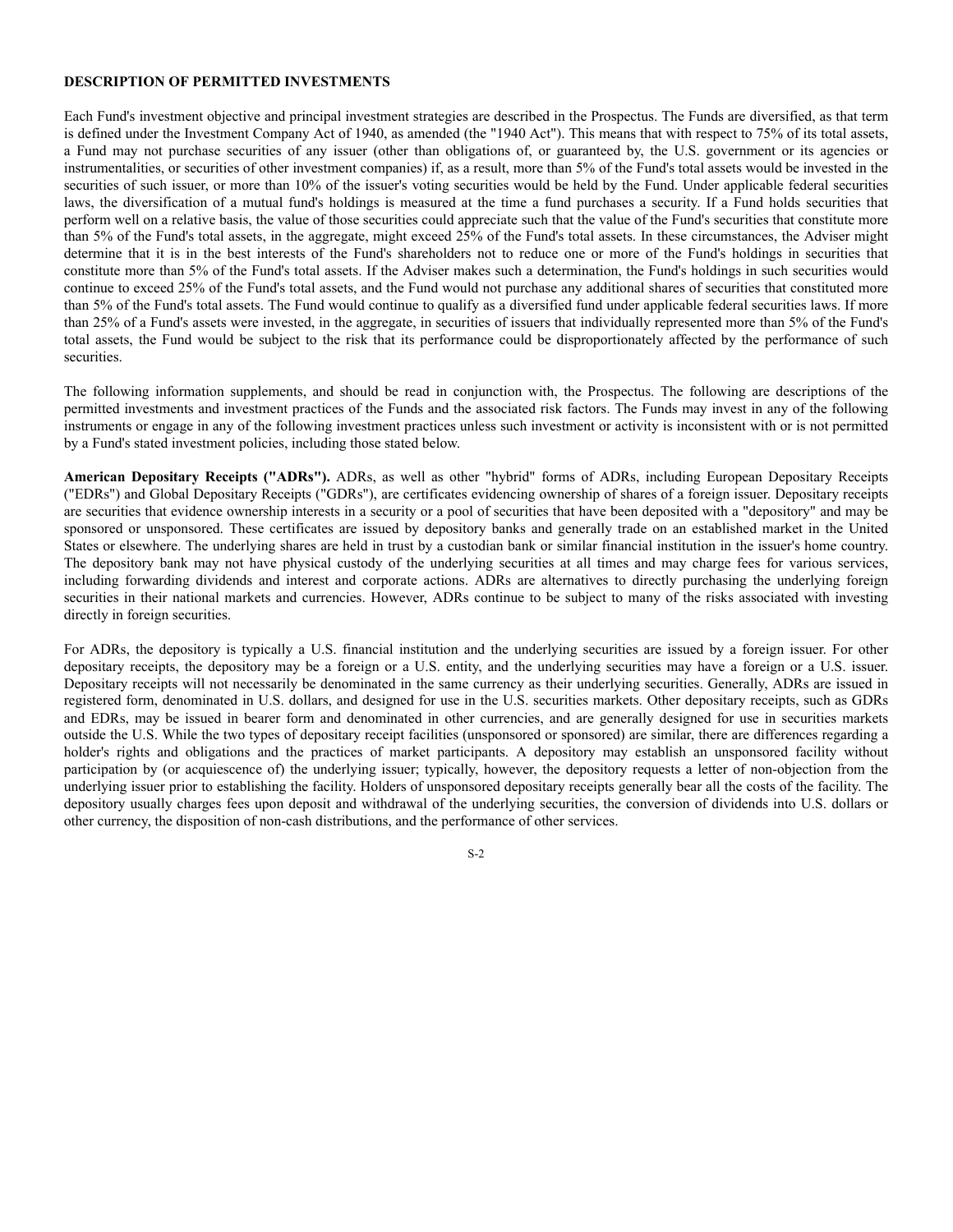**DESCRIPTION OF PERMITTED INVESTMENTS**

Each Fund's investment objective and principal investment strategies are described in the Prospectus. The Funds are diversified, as that term is defined under the Investment Company Act of 1940, as amended (the "1940 Act"). This means that with respect to 75% of its total assets, a Fund may not purchase securities of any issuer (other than obligations of, or guaranteed by, the U.S. government or its agencies or instrumentalities, or securities of other investment companies) if, as a result, more than 5% of the Fund's total assets would be invested in the securities of such issuer, or more than 10% of the issuer's voting securities would be held by the Fund. Under applicable federal securities laws, the diversification of a mutual fund's holdings is measured at the time a fund purchases a security. If a Fund holds securities that perform well on a relative basis, the value of those securities could appreciate such that the value of the Fund's securities that constitute more than 5% of the Fund's total assets, in the aggregate, might exceed 25% of the Fund's total assets. In these circumstances, the Adviser might determine that it is in the best interests of the Fund's shareholders not to reduce one or more of the Fund's holdings in securities that constitute more than 5% of the Fund's total assets. If the Adviser makes such a determination, the Fund's holdings in such securities would continue to exceed 25% of the Fund's total assets, and the Fund would not purchase any additional shares of securities that constituted more than 5% of the Fund's total assets. The Fund would continue to qualify as a diversified fund under applicable federal securities laws. If more than 25% of a Fund's assets were invested, in the aggregate, in securities of issuers that individually represented more than 5% of the Fund's total assets, the Fund would be subject to the risk that its performance could be disproportionately affected by the performance of such securities.

The following information supplements, and should be read in conjunction with, the Prospectus. The following are descriptions of the permitted investments and investment practices of the Funds and the associated risk factors. The Funds may invest in any of the following instruments or engage in any of the following investment practices unless such investment or activity is inconsistent with or is not permitted by a Fund's stated investment policies, including those stated below.

**American Depositary Receipts ("ADRs").** ADRs, as well as other "hybrid" forms of ADRs, including European Depositary Receipts ("EDRs") and Global Depositary Receipts ("GDRs"), are certificates evidencing ownership of shares of a foreign issuer. Depositary receipts are securities that evidence ownership interests in a security or a pool of securities that have been deposited with a "depository" and may be sponsored or unsponsored. These certificates are issued by depository banks and generally trade on an established market in the United States or elsewhere. The underlying shares are held in trust by a custodian bank or similar financial institution in the issuer's home country. The depository bank may not have physical custody of the underlying securities at all times and may charge fees for various services, including forwarding dividends and interest and corporate actions. ADRs are alternatives to directly purchasing the underlying foreign securities in their national markets and currencies. However, ADRs continue to be subject to many of the risks associated with investing directly in foreign securities.

For ADRs, the depository is typically a U.S. financial institution and the underlying securities are issued by a foreign issuer. For other depositary receipts, the depository may be a foreign or a U.S. entity, and the underlying securities may have a foreign or a U.S. issuer. Depositary receipts will not necessarily be denominated in the same currency as their underlying securities. Generally, ADRs are issued in registered form, denominated in U.S. dollars, and designed for use in the U.S. securities markets. Other depositary receipts, such as GDRs and EDRs, may be issued in bearer form and denominated in other currencies, and are generally designed for use in securities markets outside the U.S. While the two types of depositary receipt facilities (unsponsored or sponsored) are similar, there are differences regarding a holder's rights and obligations and the practices of market participants. A depository may establish an unsponsored facility without participation by (or acquiescence of) the underlying issuer; typically, however, the depository requests a letter of non-objection from the underlying issuer prior to establishing the facility. Holders of unsponsored depositary receipts generally bear all the costs of the facility. The depository usually charges fees upon deposit and withdrawal of the underlying securities, the conversion of dividends into U.S. dollars or other currency, the disposition of non-cash distributions, and the performance of other services.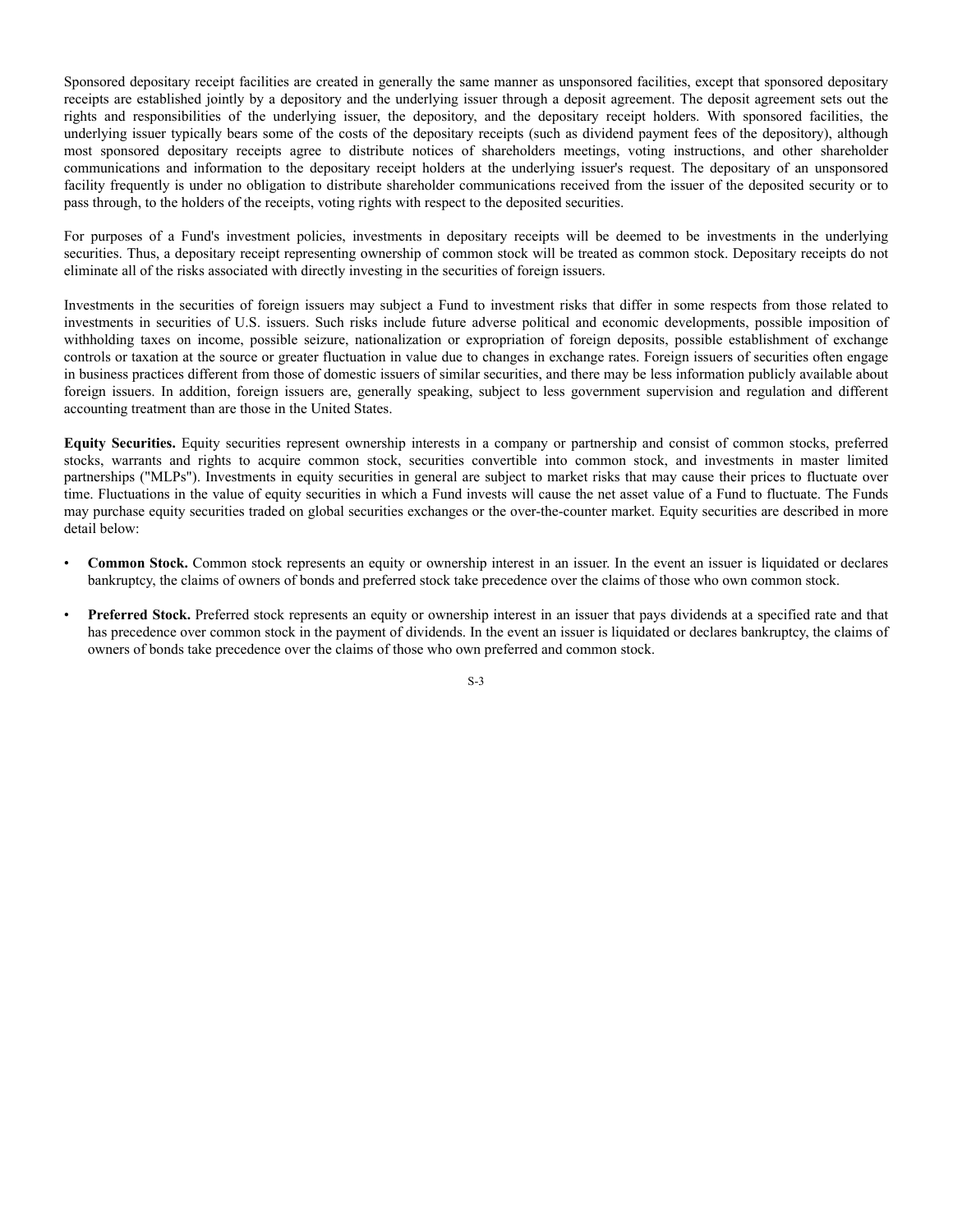Sponsored depositary receipt facilities are created in generally the same manner as unsponsored facilities, except that sponsored depositary receipts are established jointly by a depository and the underlying issuer through a deposit agreement. The deposit agreement sets out the rights and responsibilities of the underlying issuer, the depository, and the depositary receipt holders. With sponsored facilities, the underlying issuer typically bears some of the costs of the depositary receipts (such as dividend payment fees of the depository), although most sponsored depositary receipts agree to distribute notices of shareholders meetings, voting instructions, and other shareholder communications and information to the depositary receipt holders at the underlying issuer's request. The depositary of an unsponsored facility frequently is under no obligation to distribute shareholder communications received from the issuer of the deposited security or to pass through, to the holders of the receipts, voting rights with respect to the deposited securities.

For purposes of a Fund's investment policies, investments in depositary receipts will be deemed to be investments in the underlying securities. Thus, a depositary receipt representing ownership of common stock will be treated as common stock. Depositary receipts do not eliminate all of the risks associated with directly investing in the securities of foreign issuers.

Investments in the securities of foreign issuers may subject a Fund to investment risks that differ in some respects from those related to investments in securities of U.S. issuers. Such risks include future adverse political and economic developments, possible imposition of withholding taxes on income, possible seizure, nationalization or expropriation of foreign deposits, possible establishment of exchange controls or taxation at the source or greater fluctuation in value due to changes in exchange rates. Foreign issuers of securities often engage in business practices different from those of domestic issuers of similar securities, and there may be less information publicly available about foreign issuers. In addition, foreign issuers are, generally speaking, subject to less government supervision and regulation and different accounting treatment than are those in the United States.

**Equity Securities.** Equity securities represent ownership interests in a company or partnership and consist of common stocks, preferred stocks, warrants and rights to acquire common stock, securities convertible into common stock, and investments in master limited partnerships ("MLPs"). Investments in equity securities in general are subject to market risks that may cause their prices to fluctuate over time. Fluctuations in the value of equity securities in which a Fund invests will cause the net asset value of a Fund to fluctuate. The Funds may purchase equity securities traded on global securities exchanges or the over-the-counter market. Equity securities are described in more detail below:

- **Common Stock.** Common stock represents an equity or ownership interest in an issuer. In the event an issuer is liquidated or declares bankruptcy, the claims of owners of bonds and preferred stock take precedence over the claims of those who own common stock.

- **Preferred Stock.** Preferred stock represents an equity or ownership interest in an issuer that pays dividends at a specified rate and that has precedence over common stock in the payment of dividends. In the event an issuer is liquidated or declares bankruptcy, the claims of owners of bonds take precedence over the claims of those who own preferred and common stock.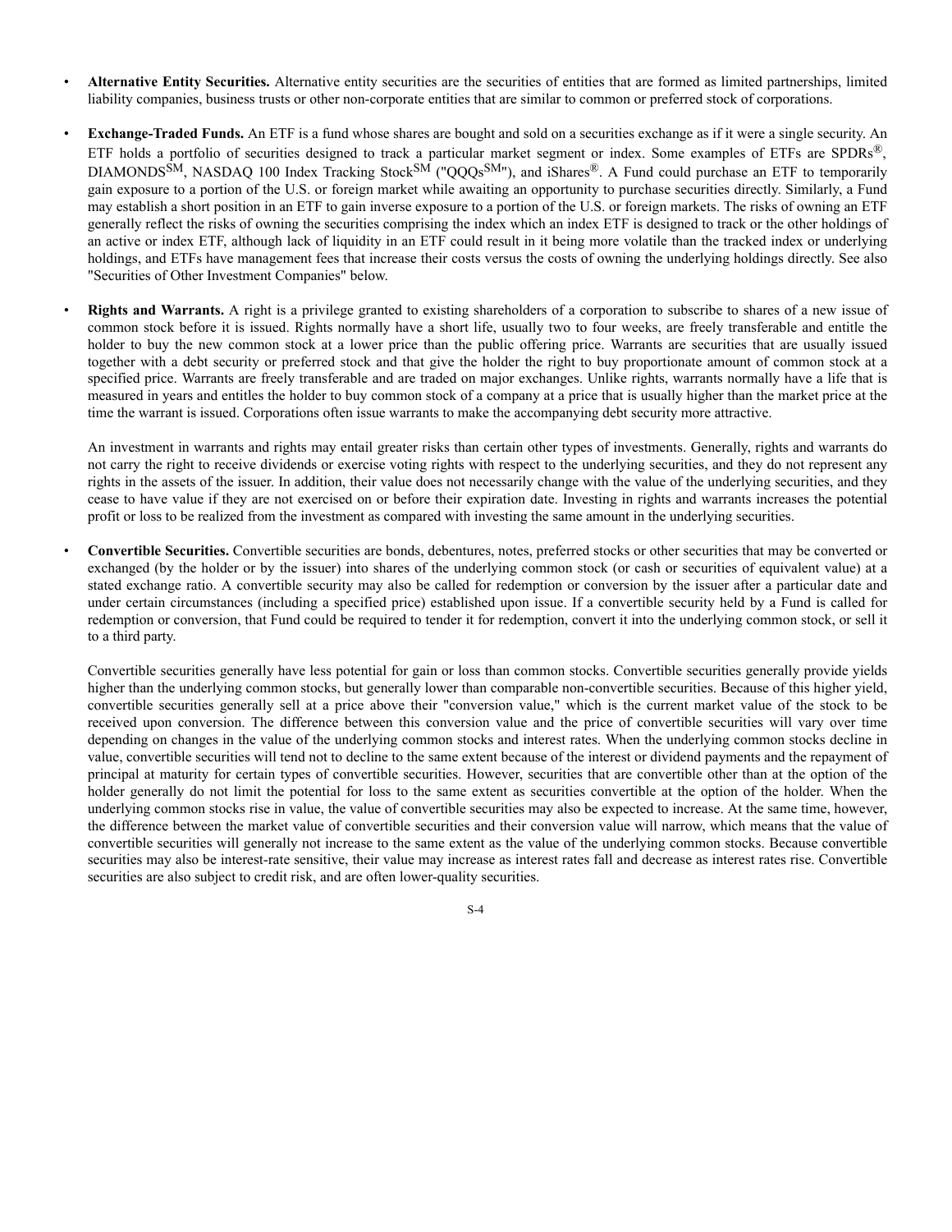- **Alternative Entity Securities.** Alternative entity securities are the securities of entities that are formed as limited partnerships, limited liability companies, business trusts or other non-corporate entities that are similar to common or preferred stock of corporations.

- **Exchange-Traded Funds.** An ETF is a fund whose shares are bought and sold on a securities exchange as if it were a single security. An ETF holds a portfolio of securities designed to track a particular market segment or index. Some examples of ETFs are SPDRs®, DIAMONDS℠, NASDAQ 100 Index Tracking Stock℠ ("QQQs℠"), and iShares®. A Fund could purchase an ETF to temporarily gain exposure to a portion of the U.S. or foreign market while awaiting an opportunity to purchase securities directly. Similarly, a Fund may establish a short position in an ETF to gain inverse exposure to a portion of the U.S. or foreign markets. The risks of owning an ETF generally reflect the risks of owning the securities comprising the index which an index ETF is designed to track or the other holdings of an active or index ETF, although lack of liquidity in an ETF could result in it being more volatile than the tracked index or underlying holdings, and ETFs have management fees that increase their costs versus the costs of owning the underlying holdings directly. See also "Securities of Other Investment Companies" below.

- **Rights and Warrants.** A right is a privilege granted to existing shareholders of a corporation to subscribe to shares of a new issue of common stock before it is issued. Rights normally have a short life, usually two to four weeks, are freely transferable and entitle the holder to buy the new common stock at a lower price than the public offering price. Warrants are securities that are usually issued together with a debt security or preferred stock and that give the holder the right to buy proportionate amount of common stock at a specified price. Warrants are freely transferable and are traded on major exchanges. Unlike rights, warrants normally have a life that is measured in years and entitles the holder to buy common stock of a company at a price that is usually higher than the market price at the time the warrant is issued. Corporations often issue warrants to make the accompanying debt security more attractive.

  An investment in warrants and rights may entail greater risks than certain other types of investments. Generally, rights and warrants do not carry the right to receive dividends or exercise voting rights with respect to the underlying securities, and they do not represent any rights in the assets of the issuer. In addition, their value does not necessarily change with the value of the underlying securities, and they cease to have value if they are not exercised on or before their expiration date. Investing in rights and warrants increases the potential profit or loss to be realized from the investment as compared with investing the same amount in the underlying securities.

- **Convertible Securities.** Convertible securities are bonds, debentures, notes, preferred stocks or other securities that may be converted or exchanged (by the holder or by the issuer) into shares of the underlying common stock (or cash or securities of equivalent value) at a stated exchange ratio. A convertible security may also be called for redemption or conversion by the issuer after a particular date and under certain circumstances (including a specified price) established upon issue. If a convertible security held by a Fund is called for redemption or conversion, that Fund could be required to tender it for redemption, convert it into the underlying common stock, or sell it to a third party.

  Convertible securities generally have less potential for gain or loss than common stocks. Convertible securities generally provide yields higher than the underlying common stocks, but generally lower than comparable non-convertible securities. Because of this higher yield, convertible securities generally sell at a price above their "conversion value," which is the current market value of the stock to be received upon conversion. The difference between this conversion value and the price of convertible securities will vary over time depending on changes in the value of the underlying common stocks and interest rates. When the underlying common stocks decline in value, convertible securities will tend not to decline to the same extent because of the interest or dividend payments and the repayment of principal at maturity for certain types of convertible securities. However, securities that are convertible other than at the option of the holder generally do not limit the potential for loss to the same extent as securities convertible at the option of the holder. When the underlying common stocks rise in value, the value of convertible securities may also be expected to increase. At the same time, however, the difference between the market value of convertible securities and their conversion value will narrow, which means that the value of convertible securities will generally not increase to the same extent as the value of the underlying common stocks. Because convertible securities may also be interest-rate sensitive, their value may increase as interest rates fall and decrease as interest rates rise. Convertible securities are also subject to credit risk, and are often lower-quality securities.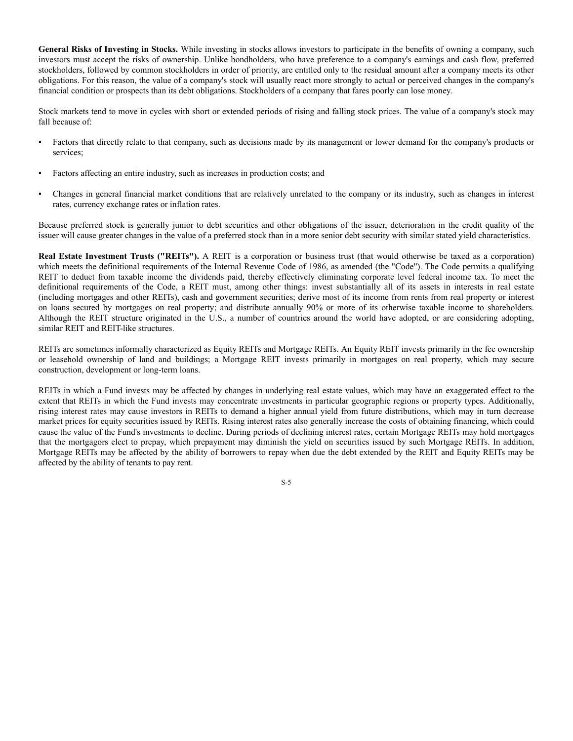**General Risks of Investing in Stocks.** While investing in stocks allows investors to participate in the benefits of owning a company, such investors must accept the risks of ownership. Unlike bondholders, who have preference to a company's earnings and cash flow, preferred stockholders, followed by common stockholders in order of priority, are entitled only to the residual amount after a company meets its other obligations. For this reason, the value of a company's stock will usually react more strongly to actual or perceived changes in the company's financial condition or prospects than its debt obligations. Stockholders of a company that fares poorly can lose money.

Stock markets tend to move in cycles with short or extended periods of rising and falling stock prices. The value of a company's stock may fall because of:

- Factors that directly relate to that company, such as decisions made by its management or lower demand for the company's products or services;
- Factors affecting an entire industry, such as increases in production costs; and
- Changes in general financial market conditions that are relatively unrelated to the company or its industry, such as changes in interest rates, currency exchange rates or inflation rates.

Because preferred stock is generally junior to debt securities and other obligations of the issuer, deterioration in the credit quality of the issuer will cause greater changes in the value of a preferred stock than in a more senior debt security with similar stated yield characteristics.

**Real Estate Investment Trusts ("REITs").** A REIT is a corporation or business trust (that would otherwise be taxed as a corporation) which meets the definitional requirements of the Internal Revenue Code of 1986, as amended (the "Code"). The Code permits a qualifying REIT to deduct from taxable income the dividends paid, thereby effectively eliminating corporate level federal income tax. To meet the definitional requirements of the Code, a REIT must, among other things: invest substantially all of its assets in interests in real estate (including mortgages and other REITs), cash and government securities; derive most of its income from rents from real property or interest on loans secured by mortgages on real property; and distribute annually 90% or more of its otherwise taxable income to shareholders. Although the REIT structure originated in the U.S., a number of countries around the world have adopted, or are considering adopting, similar REIT and REIT-like structures.

REITs are sometimes informally characterized as Equity REITs and Mortgage REITs. An Equity REIT invests primarily in the fee ownership or leasehold ownership of land and buildings; a Mortgage REIT invests primarily in mortgages on real property, which may secure construction, development or long-term loans.

REITs in which a Fund invests may be affected by changes in underlying real estate values, which may have an exaggerated effect to the extent that REITs in which the Fund invests may concentrate investments in particular geographic regions or property types. Additionally, rising interest rates may cause investors in REITs to demand a higher annual yield from future distributions, which may in turn decrease market prices for equity securities issued by REITs. Rising interest rates also generally increase the costs of obtaining financing, which could cause the value of the Fund's investments to decline. During periods of declining interest rates, certain Mortgage REITs may hold mortgages that the mortgagors elect to prepay, which prepayment may diminish the yield on securities issued by such Mortgage REITs. In addition, Mortgage REITs may be affected by the ability of borrowers to repay when due the debt extended by the REIT and Equity REITs may be affected by the ability of tenants to pay rent.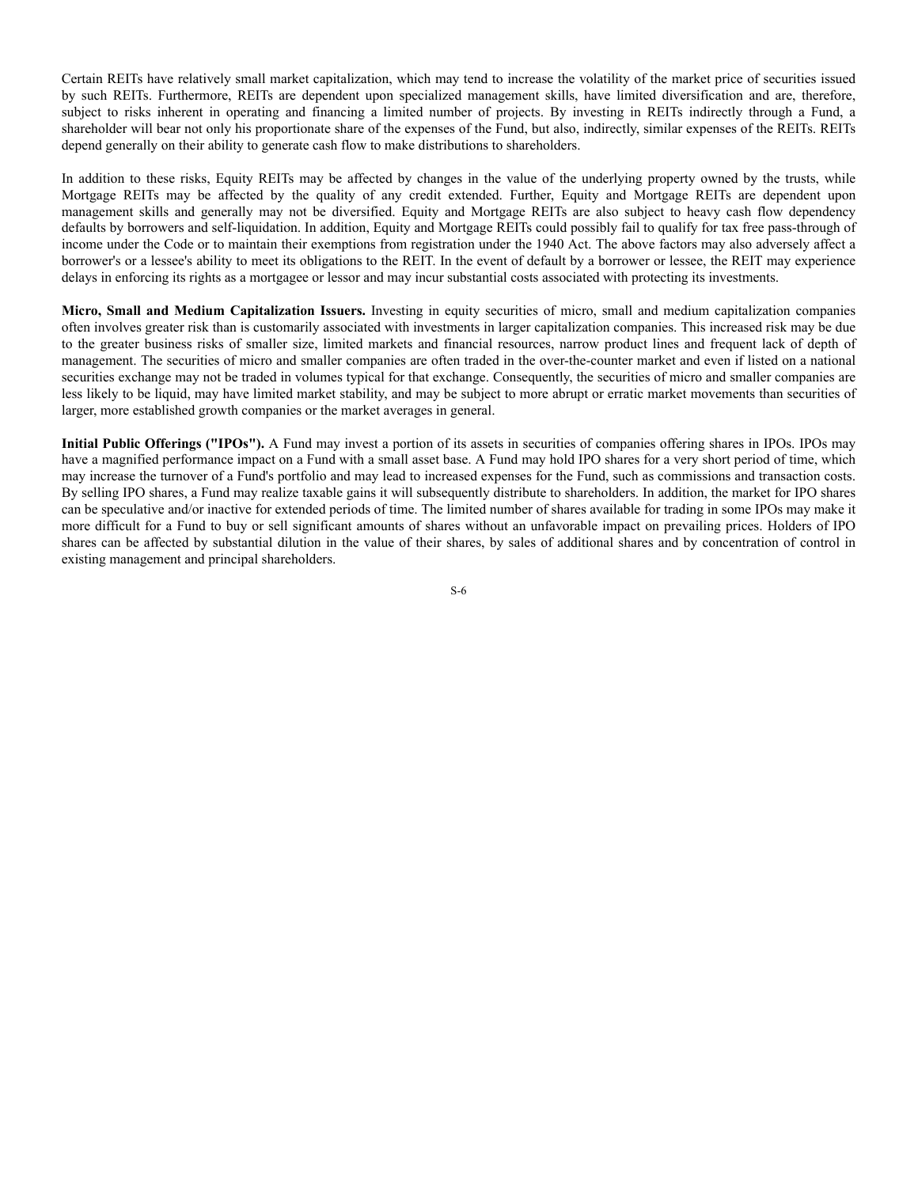Certain REITs have relatively small market capitalization, which may tend to increase the volatility of the market price of securities issued by such REITs. Furthermore, REITs are dependent upon specialized management skills, have limited diversification and are, therefore, subject to risks inherent in operating and financing a limited number of projects. By investing in REITs indirectly through a Fund, a shareholder will bear not only his proportionate share of the expenses of the Fund, but also, indirectly, similar expenses of the REITs. REITs depend generally on their ability to generate cash flow to make distributions to shareholders.

In addition to these risks, Equity REITs may be affected by changes in the value of the underlying property owned by the trusts, while Mortgage REITs may be affected by the quality of any credit extended. Further, Equity and Mortgage REITs are dependent upon management skills and generally may not be diversified. Equity and Mortgage REITs are also subject to heavy cash flow dependency defaults by borrowers and self-liquidation. In addition, Equity and Mortgage REITs could possibly fail to qualify for tax free pass-through of income under the Code or to maintain their exemptions from registration under the 1940 Act. The above factors may also adversely affect a borrower's or a lessee's ability to meet its obligations to the REIT. In the event of default by a borrower or lessee, the REIT may experience delays in enforcing its rights as a mortgagee or lessor and may incur substantial costs associated with protecting its investments.

**Micro, Small and Medium Capitalization Issuers.** Investing in equity securities of micro, small and medium capitalization companies often involves greater risk than is customarily associated with investments in larger capitalization companies. This increased risk may be due to the greater business risks of smaller size, limited markets and financial resources, narrow product lines and frequent lack of depth of management. The securities of micro and smaller companies are often traded in the over-the-counter market and even if listed on a national securities exchange may not be traded in volumes typical for that exchange. Consequently, the securities of micro and smaller companies are less likely to be liquid, may have limited market stability, and may be subject to more abrupt or erratic market movements than securities of larger, more established growth companies or the market averages in general.

**Initial Public Offerings ("IPOs").** A Fund may invest a portion of its assets in securities of companies offering shares in IPOs. IPOs may have a magnified performance impact on a Fund with a small asset base. A Fund may hold IPO shares for a very short period of time, which may increase the turnover of a Fund's portfolio and may lead to increased expenses for the Fund, such as commissions and transaction costs. By selling IPO shares, a Fund may realize taxable gains it will subsequently distribute to shareholders. In addition, the market for IPO shares can be speculative and/or inactive for extended periods of time. The limited number of shares available for trading in some IPOs may make it more difficult for a Fund to buy or sell significant amounts of shares without an unfavorable impact on prevailing prices. Holders of IPO shares can be affected by substantial dilution in the value of their shares, by sales of additional shares and by concentration of control in existing management and principal shareholders.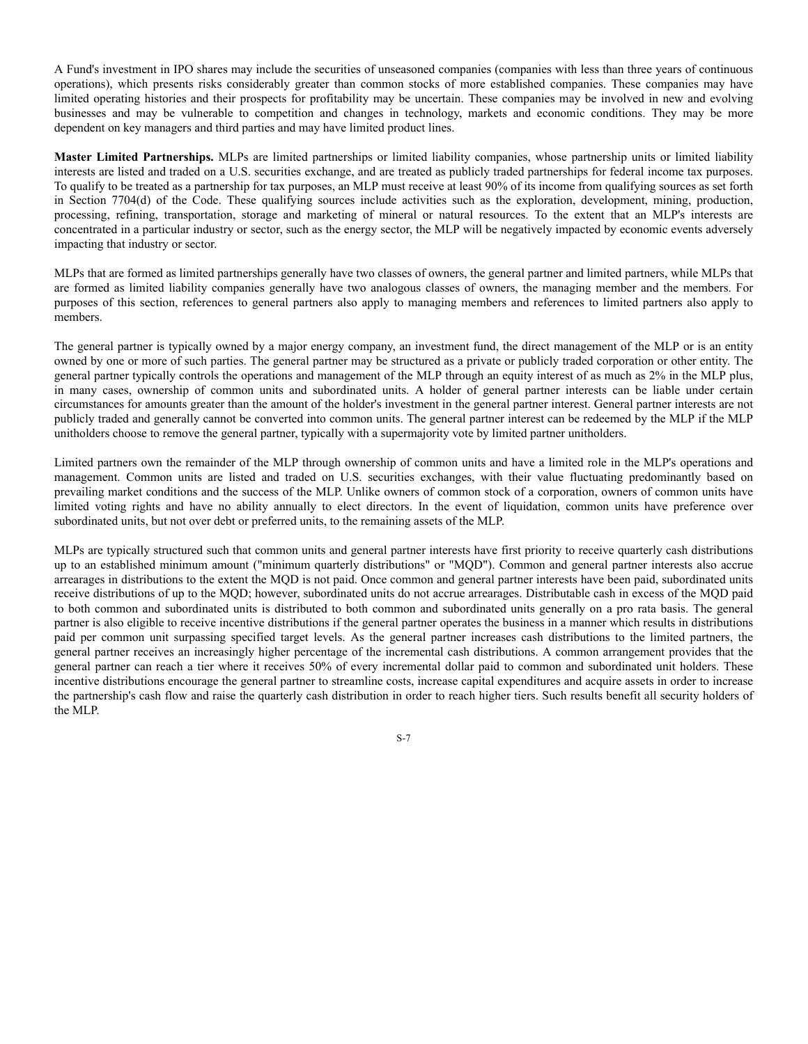A Fund's investment in IPO shares may include the securities of unseasoned companies (companies with less than three years of continuous operations), which presents risks considerably greater than common stocks of more established companies. These companies may have limited operating histories and their prospects for profitability may be uncertain. These companies may be involved in new and evolving businesses and may be vulnerable to competition and changes in technology, markets and economic conditions. They may be more dependent on key managers and third parties and may have limited product lines.

**Master Limited Partnerships.** MLPs are limited partnerships or limited liability companies, whose partnership units or limited liability interests are listed and traded on a U.S. securities exchange, and are treated as publicly traded partnerships for federal income tax purposes. To qualify to be treated as a partnership for tax purposes, an MLP must receive at least 90% of its income from qualifying sources as set forth in Section 7704(d) of the Code. These qualifying sources include activities such as the exploration, development, mining, production, processing, refining, transportation, storage and marketing of mineral or natural resources. To the extent that an MLP's interests are concentrated in a particular industry or sector, such as the energy sector, the MLP will be negatively impacted by economic events adversely impacting that industry or sector.

MLPs that are formed as limited partnerships generally have two classes of owners, the general partner and limited partners, while MLPs that are formed as limited liability companies generally have two analogous classes of owners, the managing member and the members. For purposes of this section, references to general partners also apply to managing members and references to limited partners also apply to members.

The general partner is typically owned by a major energy company, an investment fund, the direct management of the MLP or is an entity owned by one or more of such parties. The general partner may be structured as a private or publicly traded corporation or other entity. The general partner typically controls the operations and management of the MLP through an equity interest of as much as 2% in the MLP plus, in many cases, ownership of common units and subordinated units. A holder of general partner interests can be liable under certain circumstances for amounts greater than the amount of the holder's investment in the general partner interest. General partner interests are not publicly traded and generally cannot be converted into common units. The general partner interest can be redeemed by the MLP if the MLP unitholders choose to remove the general partner, typically with a supermajority vote by limited partner unitholders.

Limited partners own the remainder of the MLP through ownership of common units and have a limited role in the MLP's operations and management. Common units are listed and traded on U.S. securities exchanges, with their value fluctuating predominantly based on prevailing market conditions and the success of the MLP. Unlike owners of common stock of a corporation, owners of common units have limited voting rights and have no ability annually to elect directors. In the event of liquidation, common units have preference over subordinated units, but not over debt or preferred units, to the remaining assets of the MLP.

MLPs are typically structured such that common units and general partner interests have first priority to receive quarterly cash distributions up to an established minimum amount ("minimum quarterly distributions" or "MQD"). Common and general partner interests also accrue arrearages in distributions to the extent the MQD is not paid. Once common and general partner interests have been paid, subordinated units receive distributions of up to the MQD; however, subordinated units do not accrue arrearages. Distributable cash in excess of the MQD paid to both common and subordinated units is distributed to both common and subordinated units generally on a pro rata basis. The general partner is also eligible to receive incentive distributions if the general partner operates the business in a manner which results in distributions paid per common unit surpassing specified target levels. As the general partner increases cash distributions to the limited partners, the general partner receives an increasingly higher percentage of the incremental cash distributions. A common arrangement provides that the general partner can reach a tier where it receives 50% of every incremental dollar paid to common and subordinated unit holders. These incentive distributions encourage the general partner to streamline costs, increase capital expenditures and acquire assets in order to increase the partnership's cash flow and raise the quarterly cash distribution in order to reach higher tiers. Such results benefit all security holders of the MLP.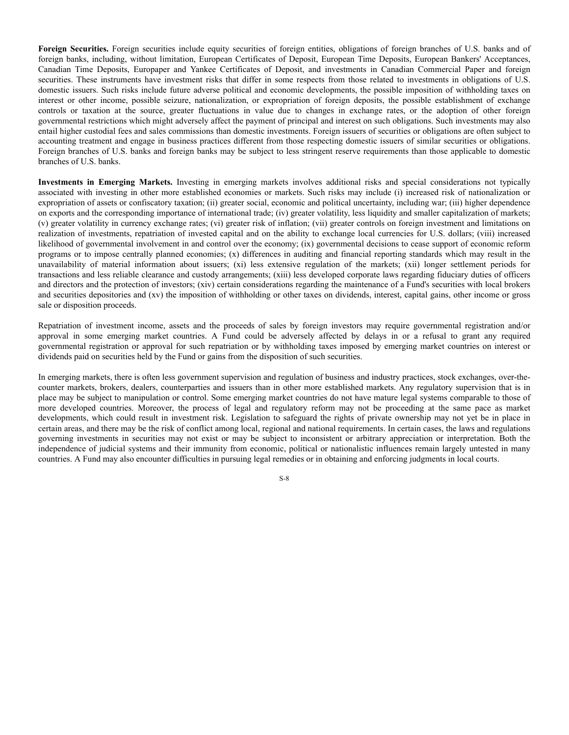**Foreign Securities.** Foreign securities include equity securities of foreign entities, obligations of foreign branches of U.S. banks and of foreign banks, including, without limitation, European Certificates of Deposit, European Time Deposits, European Bankers' Acceptances, Canadian Time Deposits, Europaper and Yankee Certificates of Deposit, and investments in Canadian Commercial Paper and foreign securities. These instruments have investment risks that differ in some respects from those related to investments in obligations of U.S. domestic issuers. Such risks include future adverse political and economic developments, the possible imposition of withholding taxes on interest or other income, possible seizure, nationalization, or expropriation of foreign deposits, the possible establishment of exchange controls or taxation at the source, greater fluctuations in value due to changes in exchange rates, or the adoption of other foreign governmental restrictions which might adversely affect the payment of principal and interest on such obligations. Such investments may also entail higher custodial fees and sales commissions than domestic investments. Foreign issuers of securities or obligations are often subject to accounting treatment and engage in business practices different from those respecting domestic issuers of similar securities or obligations. Foreign branches of U.S. banks and foreign banks may be subject to less stringent reserve requirements than those applicable to domestic branches of U.S. banks.

**Investments in Emerging Markets.** Investing in emerging markets involves additional risks and special considerations not typically associated with investing in other more established economies or markets. Such risks may include (i) increased risk of nationalization or expropriation of assets or confiscatory taxation; (ii) greater social, economic and political uncertainty, including war; (iii) higher dependence on exports and the corresponding importance of international trade; (iv) greater volatility, less liquidity and smaller capitalization of markets; (v) greater volatility in currency exchange rates; (vi) greater risk of inflation; (vii) greater controls on foreign investment and limitations on realization of investments, repatriation of invested capital and on the ability to exchange local currencies for U.S. dollars; (viii) increased likelihood of governmental involvement in and control over the economy; (ix) governmental decisions to cease support of economic reform programs or to impose centrally planned economies; (x) differences in auditing and financial reporting standards which may result in the unavailability of material information about issuers; (xi) less extensive regulation of the markets; (xii) longer settlement periods for transactions and less reliable clearance and custody arrangements; (xiii) less developed corporate laws regarding fiduciary duties of officers and directors and the protection of investors; (xiv) certain considerations regarding the maintenance of a Fund's securities with local brokers and securities depositories and (xv) the imposition of withholding or other taxes on dividends, interest, capital gains, other income or gross sale or disposition proceeds.

Repatriation of investment income, assets and the proceeds of sales by foreign investors may require governmental registration and/or approval in some emerging market countries. A Fund could be adversely affected by delays in or a refusal to grant any required governmental registration or approval for such repatriation or by withholding taxes imposed by emerging market countries on interest or dividends paid on securities held by the Fund or gains from the disposition of such securities.

In emerging markets, there is often less government supervision and regulation of business and industry practices, stock exchanges, over-the-counter markets, brokers, dealers, counterparties and issuers than in other more established markets. Any regulatory supervision that is in place may be subject to manipulation or control. Some emerging market countries do not have mature legal systems comparable to those of more developed countries. Moreover, the process of legal and regulatory reform may not be proceeding at the same pace as market developments, which could result in investment risk. Legislation to safeguard the rights of private ownership may not yet be in place in certain areas, and there may be the risk of conflict among local, regional and national requirements. In certain cases, the laws and regulations governing investments in securities may not exist or may be subject to inconsistent or arbitrary appreciation or interpretation. Both the independence of judicial systems and their immunity from economic, political or nationalistic influences remain largely untested in many countries. A Fund may also encounter difficulties in pursuing legal remedies or in obtaining and enforcing judgments in local courts.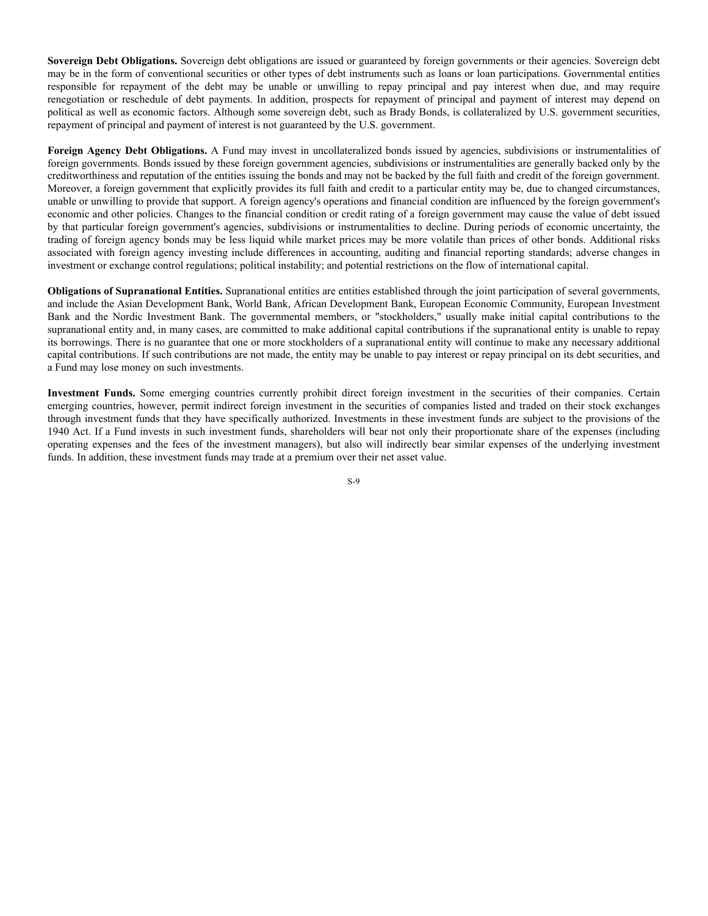**Sovereign Debt Obligations.** Sovereign debt obligations are issued or guaranteed by foreign governments or their agencies. Sovereign debt may be in the form of conventional securities or other types of debt instruments such as loans or loan participations. Governmental entities responsible for repayment of the debt may be unable or unwilling to repay principal and pay interest when due, and may require renegotiation or reschedule of debt payments. In addition, prospects for repayment of principal and payment of interest may depend on political as well as economic factors. Although some sovereign debt, such as Brady Bonds, is collateralized by U.S. government securities, repayment of principal and payment of interest is not guaranteed by the U.S. government.

**Foreign Agency Debt Obligations.** A Fund may invest in uncollateralized bonds issued by agencies, subdivisions or instrumentalities of foreign governments. Bonds issued by these foreign government agencies, subdivisions or instrumentalities are generally backed only by the creditworthiness and reputation of the entities issuing the bonds and may not be backed by the full faith and credit of the foreign government. Moreover, a foreign government that explicitly provides its full faith and credit to a particular entity may be, due to changed circumstances, unable or unwilling to provide that support. A foreign agency's operations and financial condition are influenced by the foreign government's economic and other policies. Changes to the financial condition or credit rating of a foreign government may cause the value of debt issued by that particular foreign government's agencies, subdivisions or instrumentalities to decline. During periods of economic uncertainty, the trading of foreign agency bonds may be less liquid while market prices may be more volatile than prices of other bonds. Additional risks associated with foreign agency investing include differences in accounting, auditing and financial reporting standards; adverse changes in investment or exchange control regulations; political instability; and potential restrictions on the flow of international capital.

**Obligations of Supranational Entities.** Supranational entities are entities established through the joint participation of several governments, and include the Asian Development Bank, World Bank, African Development Bank, European Economic Community, European Investment Bank and the Nordic Investment Bank. The governmental members, or "stockholders," usually make initial capital contributions to the supranational entity and, in many cases, are committed to make additional capital contributions if the supranational entity is unable to repay its borrowings. There is no guarantee that one or more stockholders of a supranational entity will continue to make any necessary additional capital contributions. If such contributions are not made, the entity may be unable to pay interest or repay principal on its debt securities, and a Fund may lose money on such investments.

**Investment Funds.** Some emerging countries currently prohibit direct foreign investment in the securities of their companies. Certain emerging countries, however, permit indirect foreign investment in the securities of companies listed and traded on their stock exchanges through investment funds that they have specifically authorized. Investments in these investment funds are subject to the provisions of the 1940 Act. If a Fund invests in such investment funds, shareholders will bear not only their proportionate share of the expenses (including operating expenses and the fees of the investment managers), but also will indirectly bear similar expenses of the underlying investment funds. In addition, these investment funds may trade at a premium over their net asset value.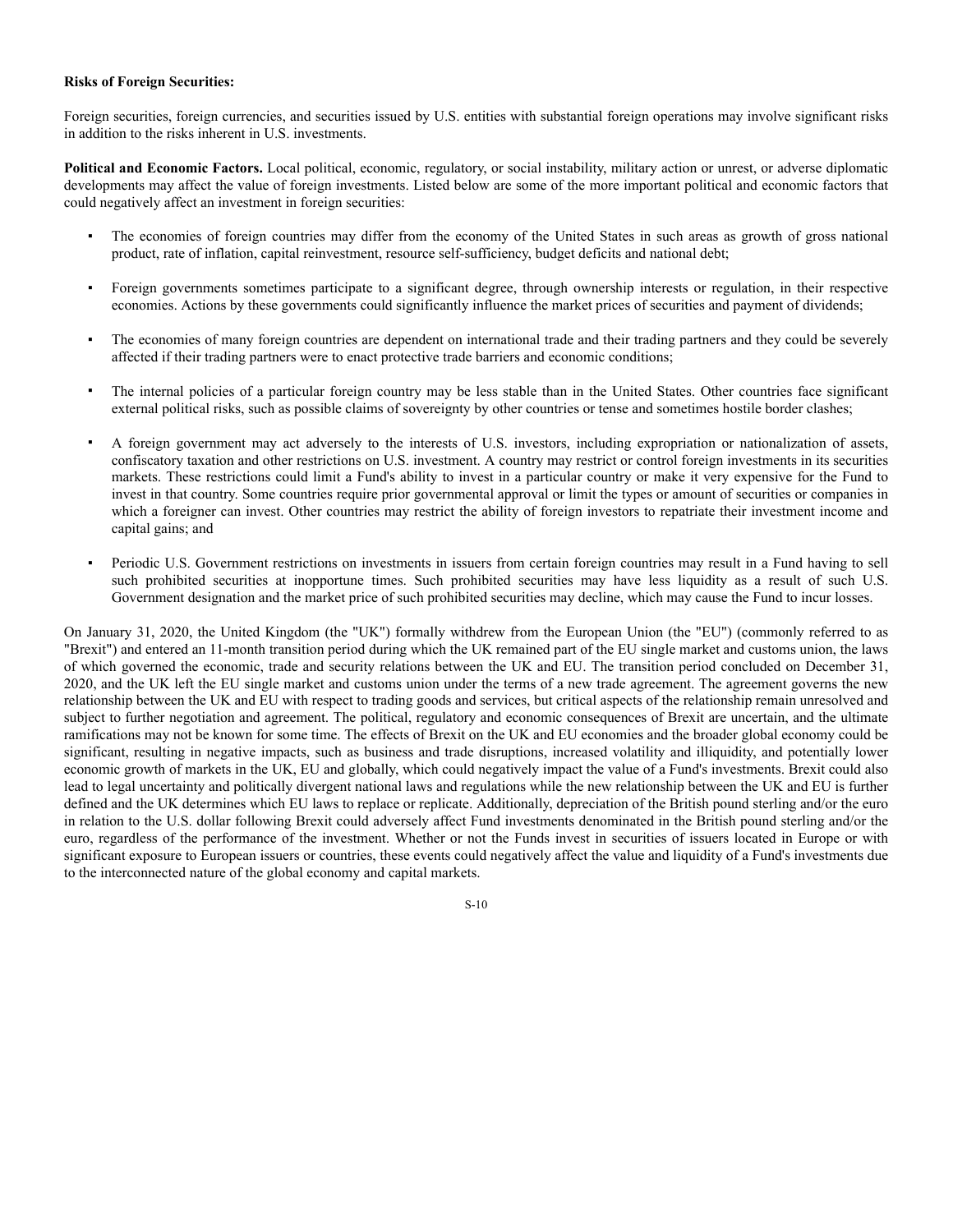**Risks of Foreign Securities:**

Foreign securities, foreign currencies, and securities issued by U.S. entities with substantial foreign operations may involve significant risks in addition to the risks inherent in U.S. investments.

**Political and Economic Factors.** Local political, economic, regulatory, or social instability, military action or unrest, or adverse diplomatic developments may affect the value of foreign investments. Listed below are some of the more important political and economic factors that could negatively affect an investment in foreign securities:

- The economies of foreign countries may differ from the economy of the United States in such areas as growth of gross national product, rate of inflation, capital reinvestment, resource self-sufficiency, budget deficits and national debt;
- Foreign governments sometimes participate to a significant degree, through ownership interests or regulation, in their respective economies. Actions by these governments could significantly influence the market prices of securities and payment of dividends;
- The economies of many foreign countries are dependent on international trade and their trading partners and they could be severely affected if their trading partners were to enact protective trade barriers and economic conditions;
- The internal policies of a particular foreign country may be less stable than in the United States. Other countries face significant external political risks, such as possible claims of sovereignty by other countries or tense and sometimes hostile border clashes;
- A foreign government may act adversely to the interests of U.S. investors, including expropriation or nationalization of assets, confiscatory taxation and other restrictions on U.S. investment. A country may restrict or control foreign investments in its securities markets. These restrictions could limit a Fund's ability to invest in a particular country or make it very expensive for the Fund to invest in that country. Some countries require prior governmental approval or limit the types or amount of securities or companies in which a foreigner can invest. Other countries may restrict the ability of foreign investors to repatriate their investment income and capital gains; and
- Periodic U.S. Government restrictions on investments in issuers from certain foreign countries may result in a Fund having to sell such prohibited securities at inopportune times. Such prohibited securities may have less liquidity as a result of such U.S. Government designation and the market price of such prohibited securities may decline, which may cause the Fund to incur losses.

On January 31, 2020, the United Kingdom (the "UK") formally withdrew from the European Union (the "EU") (commonly referred to as "Brexit") and entered an 11-month transition period during which the UK remained part of the EU single market and customs union, the laws of which governed the economic, trade and security relations between the UK and EU. The transition period concluded on December 31, 2020, and the UK left the EU single market and customs union under the terms of a new trade agreement. The agreement governs the new relationship between the UK and EU with respect to trading goods and services, but critical aspects of the relationship remain unresolved and subject to further negotiation and agreement. The political, regulatory and economic consequences of Brexit are uncertain, and the ultimate ramifications may not be known for some time. The effects of Brexit on the UK and EU economies and the broader global economy could be significant, resulting in negative impacts, such as business and trade disruptions, increased volatility and illiquidity, and potentially lower economic growth of markets in the UK, EU and globally, which could negatively impact the value of a Fund's investments. Brexit could also lead to legal uncertainty and politically divergent national laws and regulations while the new relationship between the UK and EU is further defined and the UK determines which EU laws to replace or replicate. Additionally, depreciation of the British pound sterling and/or the euro in relation to the U.S. dollar following Brexit could adversely affect Fund investments denominated in the British pound sterling and/or the euro, regardless of the performance of the investment. Whether or not the Funds invest in securities of issuers located in Europe or with significant exposure to European issuers or countries, these events could negatively affect the value and liquidity of a Fund's investments due to the interconnected nature of the global economy and capital markets.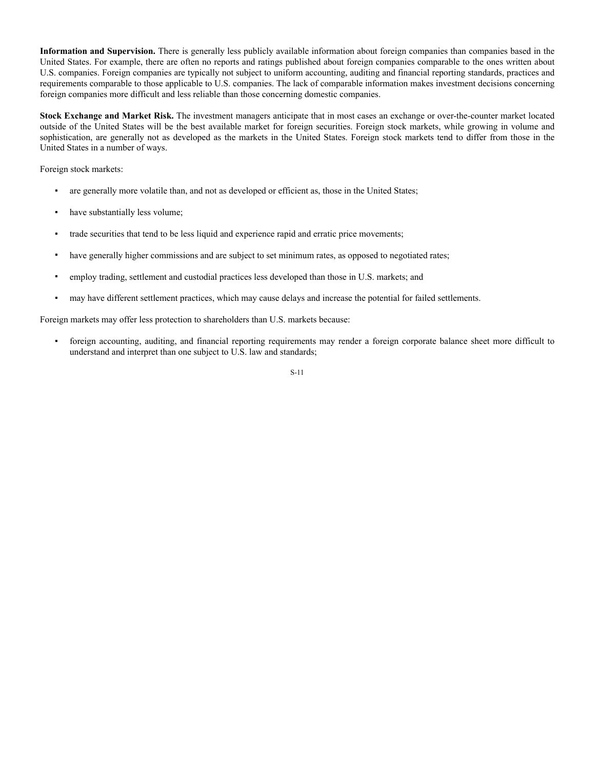**Information and Supervision.** There is generally less publicly available information about foreign companies than companies based in the United States. For example, there are often no reports and ratings published about foreign companies comparable to the ones written about U.S. companies. Foreign companies are typically not subject to uniform accounting, auditing and financial reporting standards, practices and requirements comparable to those applicable to U.S. companies. The lack of comparable information makes investment decisions concerning foreign companies more difficult and less reliable than those concerning domestic companies.

**Stock Exchange and Market Risk.** The investment managers anticipate that in most cases an exchange or over-the-counter market located outside of the United States will be the best available market for foreign securities. Foreign stock markets, while growing in volume and sophistication, are generally not as developed as the markets in the United States. Foreign stock markets tend to differ from those in the United States in a number of ways.

Foreign stock markets:

- are generally more volatile than, and not as developed or efficient as, those in the United States;
- have substantially less volume;
- trade securities that tend to be less liquid and experience rapid and erratic price movements;
- have generally higher commissions and are subject to set minimum rates, as opposed to negotiated rates;
- employ trading, settlement and custodial practices less developed than those in U.S. markets; and
- may have different settlement practices, which may cause delays and increase the potential for failed settlements.

Foreign markets may offer less protection to shareholders than U.S. markets because:

- foreign accounting, auditing, and financial reporting requirements may render a foreign corporate balance sheet more difficult to understand and interpret than one subject to U.S. law and standards;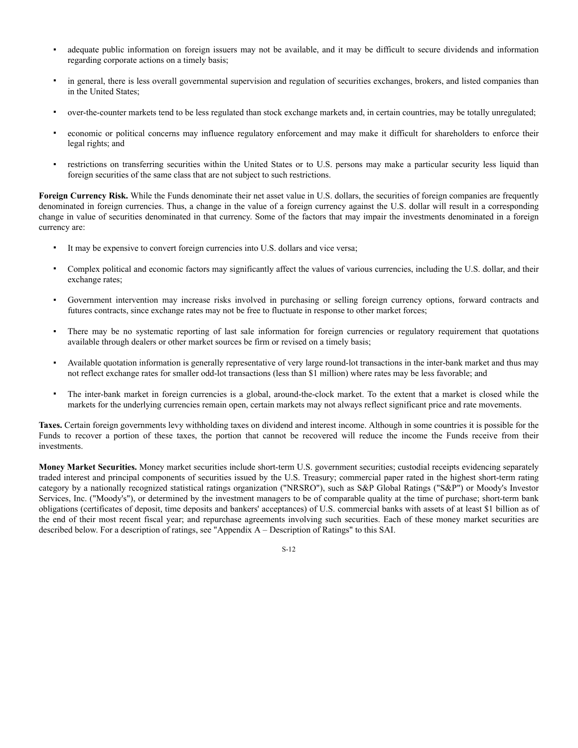- adequate public information on foreign issuers may not be available, and it may be difficult to secure dividends and information regarding corporate actions on a timely basis;
- in general, there is less overall governmental supervision and regulation of securities exchanges, brokers, and listed companies than in the United States;
- over-the-counter markets tend to be less regulated than stock exchange markets and, in certain countries, may be totally unregulated;
- economic or political concerns may influence regulatory enforcement and may make it difficult for shareholders to enforce their legal rights; and
- restrictions on transferring securities within the United States or to U.S. persons may make a particular security less liquid than foreign securities of the same class that are not subject to such restrictions.

**Foreign Currency Risk.** While the Funds denominate their net asset value in U.S. dollars, the securities of foreign companies are frequently denominated in foreign currencies. Thus, a change in the value of a foreign currency against the U.S. dollar will result in a corresponding change in value of securities denominated in that currency. Some of the factors that may impair the investments denominated in a foreign currency are:

- It may be expensive to convert foreign currencies into U.S. dollars and vice versa;
- Complex political and economic factors may significantly affect the values of various currencies, including the U.S. dollar, and their exchange rates;
- Government intervention may increase risks involved in purchasing or selling foreign currency options, forward contracts and futures contracts, since exchange rates may not be free to fluctuate in response to other market forces;
- There may be no systematic reporting of last sale information for foreign currencies or regulatory requirement that quotations available through dealers or other market sources be firm or revised on a timely basis;
- Available quotation information is generally representative of very large round-lot transactions in the inter-bank market and thus may not reflect exchange rates for smaller odd-lot transactions (less than $1 million) where rates may be less favorable; and
- The inter-bank market in foreign currencies is a global, around-the-clock market. To the extent that a market is closed while the markets for the underlying currencies remain open, certain markets may not always reflect significant price and rate movements.

**Taxes.** Certain foreign governments levy withholding taxes on dividend and interest income. Although in some countries it is possible for the Funds to recover a portion of these taxes, the portion that cannot be recovered will reduce the income the Funds receive from their investments.

**Money Market Securities.** Money market securities include short-term U.S. government securities; custodial receipts evidencing separately traded interest and principal components of securities issued by the U.S. Treasury; commercial paper rated in the highest short-term rating category by a nationally recognized statistical ratings organization ("NRSRO"), such as S&P Global Ratings ("S&P") or Moody's Investor Services, Inc. ("Moody's"), or determined by the investment managers to be of comparable quality at the time of purchase; short-term bank obligations (certificates of deposit, time deposits and bankers' acceptances) of U.S. commercial banks with assets of at least $1 billion as of the end of their most recent fiscal year; and repurchase agreements involving such securities. Each of these money market securities are described below. For a description of ratings, see "Appendix A – Description of Ratings" to this SAI.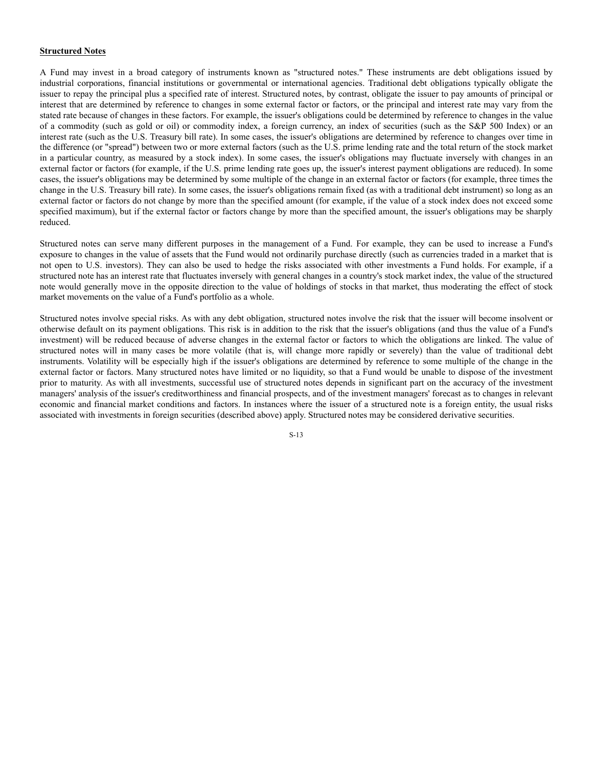**Structured Notes**

A Fund may invest in a broad category of instruments known as "structured notes." These instruments are debt obligations issued by industrial corporations, financial institutions or governmental or international agencies. Traditional debt obligations typically obligate the issuer to repay the principal plus a specified rate of interest. Structured notes, by contrast, obligate the issuer to pay amounts of principal or interest that are determined by reference to changes in some external factor or factors, or the principal and interest rate may vary from the stated rate because of changes in these factors. For example, the issuer's obligations could be determined by reference to changes in the value of a commodity (such as gold or oil) or commodity index, a foreign currency, an index of securities (such as the S&P 500 Index) or an interest rate (such as the U.S. Treasury bill rate). In some cases, the issuer's obligations are determined by reference to changes over time in the difference (or "spread") between two or more external factors (such as the U.S. prime lending rate and the total return of the stock market in a particular country, as measured by a stock index). In some cases, the issuer's obligations may fluctuate inversely with changes in an external factor or factors (for example, if the U.S. prime lending rate goes up, the issuer's interest payment obligations are reduced). In some cases, the issuer's obligations may be determined by some multiple of the change in an external factor or factors (for example, three times the change in the U.S. Treasury bill rate). In some cases, the issuer's obligations remain fixed (as with a traditional debt instrument) so long as an external factor or factors do not change by more than the specified amount (for example, if the value of a stock index does not exceed some specified maximum), but if the external factor or factors change by more than the specified amount, the issuer's obligations may be sharply reduced.

Structured notes can serve many different purposes in the management of a Fund. For example, they can be used to increase a Fund's exposure to changes in the value of assets that the Fund would not ordinarily purchase directly (such as currencies traded in a market that is not open to U.S. investors). They can also be used to hedge the risks associated with other investments a Fund holds. For example, if a structured note has an interest rate that fluctuates inversely with general changes in a country's stock market index, the value of the structured note would generally move in the opposite direction to the value of holdings of stocks in that market, thus moderating the effect of stock market movements on the value of a Fund's portfolio as a whole.

Structured notes involve special risks. As with any debt obligation, structured notes involve the risk that the issuer will become insolvent or otherwise default on its payment obligations. This risk is in addition to the risk that the issuer's obligations (and thus the value of a Fund's investment) will be reduced because of adverse changes in the external factor or factors to which the obligations are linked. The value of structured notes will in many cases be more volatile (that is, will change more rapidly or severely) than the value of traditional debt instruments. Volatility will be especially high if the issuer's obligations are determined by reference to some multiple of the change in the external factor or factors. Many structured notes have limited or no liquidity, so that a Fund would be unable to dispose of the investment prior to maturity. As with all investments, successful use of structured notes depends in significant part on the accuracy of the investment managers' analysis of the issuer's creditworthiness and financial prospects, and of the investment managers' forecast as to changes in relevant economic and financial market conditions and factors. In instances where the issuer of a structured note is a foreign entity, the usual risks associated with investments in foreign securities (described above) apply. Structured notes may be considered derivative securities.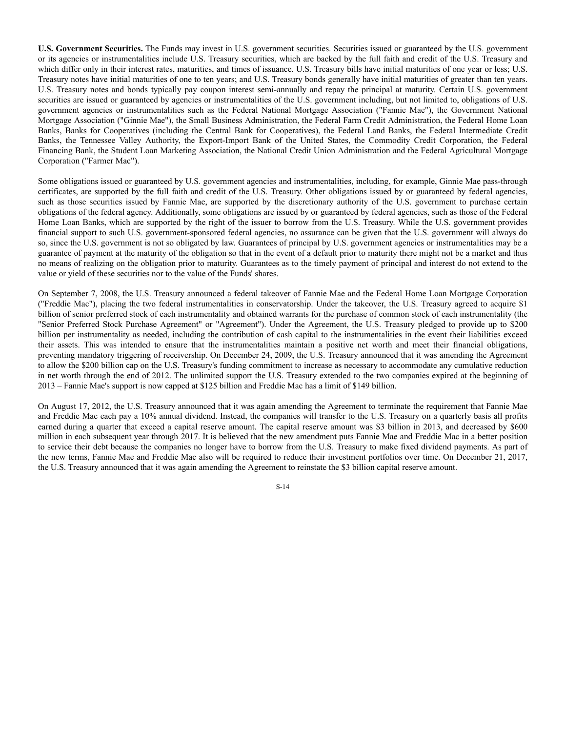**U.S. Government Securities.** The Funds may invest in U.S. government securities. Securities issued or guaranteed by the U.S. government or its agencies or instrumentalities include U.S. Treasury securities, which are backed by the full faith and credit of the U.S. Treasury and which differ only in their interest rates, maturities, and times of issuance. U.S. Treasury bills have initial maturities of one year or less; U.S. Treasury notes have initial maturities of one to ten years; and U.S. Treasury bonds generally have initial maturities of greater than ten years. U.S. Treasury notes and bonds typically pay coupon interest semi-annually and repay the principal at maturity. Certain U.S. government securities are issued or guaranteed by agencies or instrumentalities of the U.S. government including, but not limited to, obligations of U.S. government agencies or instrumentalities such as the Federal National Mortgage Association ("Fannie Mae"), the Government National Mortgage Association ("Ginnie Mae"), the Small Business Administration, the Federal Farm Credit Administration, the Federal Home Loan Banks, Banks for Cooperatives (including the Central Bank for Cooperatives), the Federal Land Banks, the Federal Intermediate Credit Banks, the Tennessee Valley Authority, the Export-Import Bank of the United States, the Commodity Credit Corporation, the Federal Financing Bank, the Student Loan Marketing Association, the National Credit Union Administration and the Federal Agricultural Mortgage Corporation ("Farmer Mac").

Some obligations issued or guaranteed by U.S. government agencies and instrumentalities, including, for example, Ginnie Mae pass-through certificates, are supported by the full faith and credit of the U.S. Treasury. Other obligations issued by or guaranteed by federal agencies, such as those securities issued by Fannie Mae, are supported by the discretionary authority of the U.S. government to purchase certain obligations of the federal agency. Additionally, some obligations are issued by or guaranteed by federal agencies, such as those of the Federal Home Loan Banks, which are supported by the right of the issuer to borrow from the U.S. Treasury. While the U.S. government provides financial support to such U.S. government-sponsored federal agencies, no assurance can be given that the U.S. government will always do so, since the U.S. government is not so obligated by law. Guarantees of principal by U.S. government agencies or instrumentalities may be a guarantee of payment at the maturity of the obligation so that in the event of a default prior to maturity there might not be a market and thus no means of realizing on the obligation prior to maturity. Guarantees as to the timely payment of principal and interest do not extend to the value or yield of these securities nor to the value of the Funds' shares.

On September 7, 2008, the U.S. Treasury announced a federal takeover of Fannie Mae and the Federal Home Loan Mortgage Corporation ("Freddie Mac"), placing the two federal instrumentalities in conservatorship. Under the takeover, the U.S. Treasury agreed to acquire $1 billion of senior preferred stock of each instrumentality and obtained warrants for the purchase of common stock of each instrumentality (the "Senior Preferred Stock Purchase Agreement" or "Agreement"). Under the Agreement, the U.S. Treasury pledged to provide up to $200 billion per instrumentality as needed, including the contribution of cash capital to the instrumentalities in the event their liabilities exceed their assets. This was intended to ensure that the instrumentalities maintain a positive net worth and meet their financial obligations, preventing mandatory triggering of receivership. On December 24, 2009, the U.S. Treasury announced that it was amending the Agreement to allow the $200 billion cap on the U.S. Treasury's funding commitment to increase as necessary to accommodate any cumulative reduction in net worth through the end of 2012. The unlimited support the U.S. Treasury extended to the two companies expired at the beginning of 2013 – Fannie Mae's support is now capped at $125 billion and Freddie Mac has a limit of $149 billion.

On August 17, 2012, the U.S. Treasury announced that it was again amending the Agreement to terminate the requirement that Fannie Mae and Freddie Mac each pay a 10% annual dividend. Instead, the companies will transfer to the U.S. Treasury on a quarterly basis all profits earned during a quarter that exceed a capital reserve amount. The capital reserve amount was $3 billion in 2013, and decreased by $600 million in each subsequent year through 2017. It is believed that the new amendment puts Fannie Mae and Freddie Mac in a better position to service their debt because the companies no longer have to borrow from the U.S. Treasury to make fixed dividend payments. As part of the new terms, Fannie Mae and Freddie Mac also will be required to reduce their investment portfolios over time. On December 21, 2017, the U.S. Treasury announced that it was again amending the Agreement to reinstate the $3 billion capital reserve amount.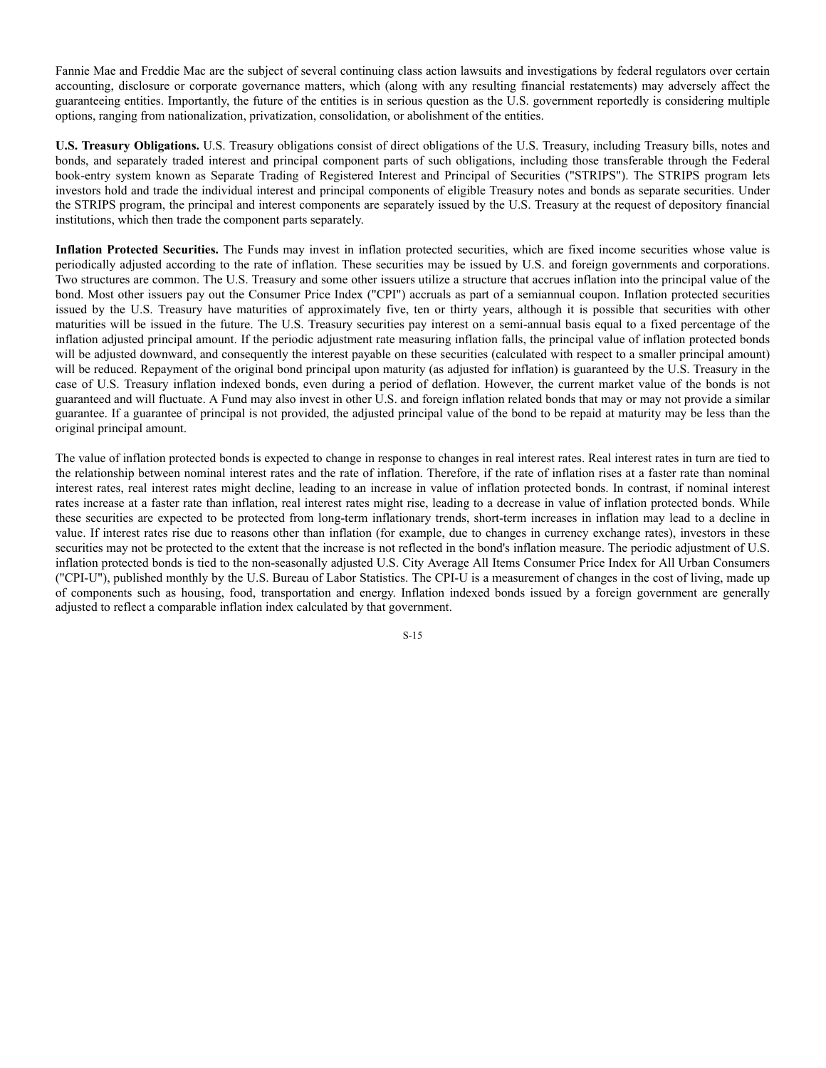Fannie Mae and Freddie Mac are the subject of several continuing class action lawsuits and investigations by federal regulators over certain accounting, disclosure or corporate governance matters, which (along with any resulting financial restatements) may adversely affect the guaranteeing entities. Importantly, the future of the entities is in serious question as the U.S. government reportedly is considering multiple options, ranging from nationalization, privatization, consolidation, or abolishment of the entities.

**U.S. Treasury Obligations.** U.S. Treasury obligations consist of direct obligations of the U.S. Treasury, including Treasury bills, notes and bonds, and separately traded interest and principal component parts of such obligations, including those transferable through the Federal book-entry system known as Separate Trading of Registered Interest and Principal of Securities ("STRIPS"). The STRIPS program lets investors hold and trade the individual interest and principal components of eligible Treasury notes and bonds as separate securities. Under the STRIPS program, the principal and interest components are separately issued by the U.S. Treasury at the request of depository financial institutions, which then trade the component parts separately.

**Inflation Protected Securities.** The Funds may invest in inflation protected securities, which are fixed income securities whose value is periodically adjusted according to the rate of inflation. These securities may be issued by U.S. and foreign governments and corporations. Two structures are common. The U.S. Treasury and some other issuers utilize a structure that accrues inflation into the principal value of the bond. Most other issuers pay out the Consumer Price Index ("CPI") accruals as part of a semiannual coupon. Inflation protected securities issued by the U.S. Treasury have maturities of approximately five, ten or thirty years, although it is possible that securities with other maturities will be issued in the future. The U.S. Treasury securities pay interest on a semi-annual basis equal to a fixed percentage of the inflation adjusted principal amount. If the periodic adjustment rate measuring inflation falls, the principal value of inflation protected bonds will be adjusted downward, and consequently the interest payable on these securities (calculated with respect to a smaller principal amount) will be reduced. Repayment of the original bond principal upon maturity (as adjusted for inflation) is guaranteed by the U.S. Treasury in the case of U.S. Treasury inflation indexed bonds, even during a period of deflation. However, the current market value of the bonds is not guaranteed and will fluctuate. A Fund may also invest in other U.S. and foreign inflation related bonds that may or may not provide a similar guarantee. If a guarantee of principal is not provided, the adjusted principal value of the bond to be repaid at maturity may be less than the original principal amount.

The value of inflation protected bonds is expected to change in response to changes in real interest rates. Real interest rates in turn are tied to the relationship between nominal interest rates and the rate of inflation. Therefore, if the rate of inflation rises at a faster rate than nominal interest rates, real interest rates might decline, leading to an increase in value of inflation protected bonds. In contrast, if nominal interest rates increase at a faster rate than inflation, real interest rates might rise, leading to a decrease in value of inflation protected bonds. While these securities are expected to be protected from long-term inflationary trends, short-term increases in inflation may lead to a decline in value. If interest rates rise due to reasons other than inflation (for example, due to changes in currency exchange rates), investors in these securities may not be protected to the extent that the increase is not reflected in the bond's inflation measure. The periodic adjustment of U.S. inflation protected bonds is tied to the non-seasonally adjusted U.S. City Average All Items Consumer Price Index for All Urban Consumers ("CPI-U"), published monthly by the U.S. Bureau of Labor Statistics. The CPI-U is a measurement of changes in the cost of living, made up of components such as housing, food, transportation and energy. Inflation indexed bonds issued by a foreign government are generally adjusted to reflect a comparable inflation index calculated by that government.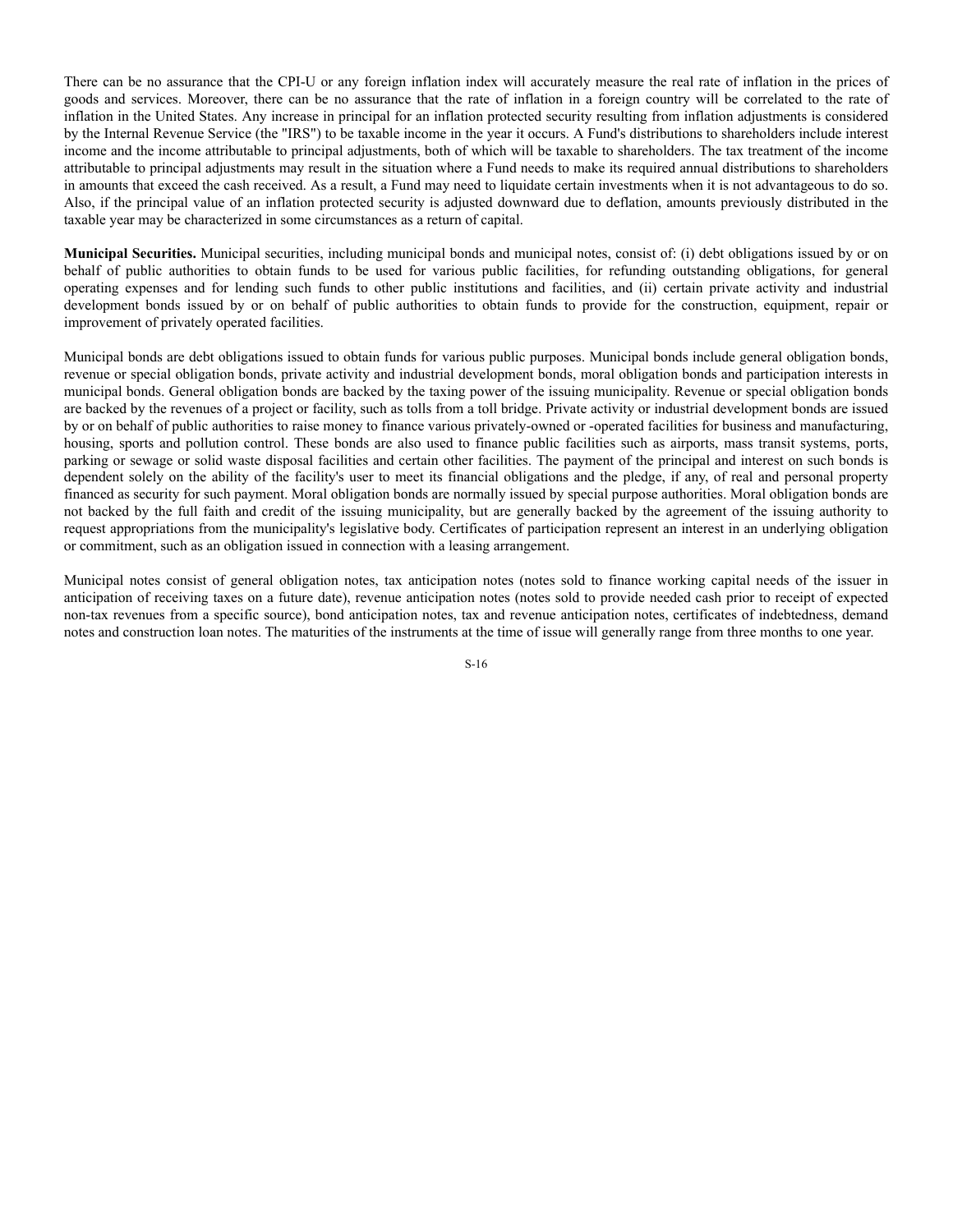There can be no assurance that the CPI-U or any foreign inflation index will accurately measure the real rate of inflation in the prices of goods and services. Moreover, there can be no assurance that the rate of inflation in a foreign country will be correlated to the rate of inflation in the United States. Any increase in principal for an inflation protected security resulting from inflation adjustments is considered by the Internal Revenue Service (the "IRS") to be taxable income in the year it occurs. A Fund's distributions to shareholders include interest income and the income attributable to principal adjustments, both of which will be taxable to shareholders. The tax treatment of the income attributable to principal adjustments may result in the situation where a Fund needs to make its required annual distributions to shareholders in amounts that exceed the cash received. As a result, a Fund may need to liquidate certain investments when it is not advantageous to do so. Also, if the principal value of an inflation protected security is adjusted downward due to deflation, amounts previously distributed in the taxable year may be characterized in some circumstances as a return of capital.

**Municipal Securities.** Municipal securities, including municipal bonds and municipal notes, consist of: (i) debt obligations issued by or on behalf of public authorities to obtain funds to be used for various public facilities, for refunding outstanding obligations, for general operating expenses and for lending such funds to other public institutions and facilities, and (ii) certain private activity and industrial development bonds issued by or on behalf of public authorities to obtain funds to provide for the construction, equipment, repair or improvement of privately operated facilities.

Municipal bonds are debt obligations issued to obtain funds for various public purposes. Municipal bonds include general obligation bonds, revenue or special obligation bonds, private activity and industrial development bonds, moral obligation bonds and participation interests in municipal bonds. General obligation bonds are backed by the taxing power of the issuing municipality. Revenue or special obligation bonds are backed by the revenues of a project or facility, such as tolls from a toll bridge. Private activity or industrial development bonds are issued by or on behalf of public authorities to raise money to finance various privately-owned or -operated facilities for business and manufacturing, housing, sports and pollution control. These bonds are also used to finance public facilities such as airports, mass transit systems, ports, parking or sewage or solid waste disposal facilities and certain other facilities. The payment of the principal and interest on such bonds is dependent solely on the ability of the facility's user to meet its financial obligations and the pledge, if any, of real and personal property financed as security for such payment. Moral obligation bonds are normally issued by special purpose authorities. Moral obligation bonds are not backed by the full faith and credit of the issuing municipality, but are generally backed by the agreement of the issuing authority to request appropriations from the municipality's legislative body. Certificates of participation represent an interest in an underlying obligation or commitment, such as an obligation issued in connection with a leasing arrangement.

Municipal notes consist of general obligation notes, tax anticipation notes (notes sold to finance working capital needs of the issuer in anticipation of receiving taxes on a future date), revenue anticipation notes (notes sold to provide needed cash prior to receipt of expected non-tax revenues from a specific source), bond anticipation notes, tax and revenue anticipation notes, certificates of indebtedness, demand notes and construction loan notes. The maturities of the instruments at the time of issue will generally range from three months to one year.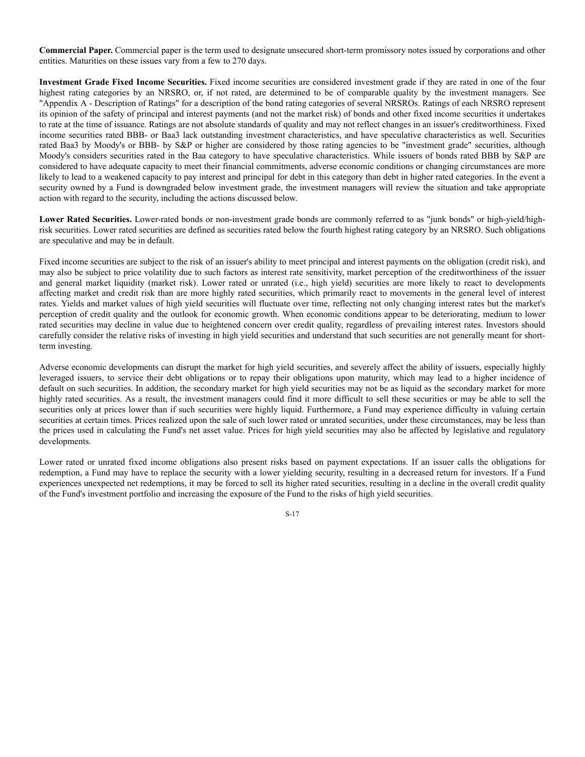**Commercial Paper.** Commercial paper is the term used to designate unsecured short-term promissory notes issued by corporations and other entities. Maturities on these issues vary from a few to 270 days.

**Investment Grade Fixed Income Securities.** Fixed income securities are considered investment grade if they are rated in one of the four highest rating categories by an NRSRO, or, if not rated, are determined to be of comparable quality by the investment managers. See "Appendix A - Description of Ratings" for a description of the bond rating categories of several NRSROs. Ratings of each NRSRO represent its opinion of the safety of principal and interest payments (and not the market risk) of bonds and other fixed income securities it undertakes to rate at the time of issuance. Ratings are not absolute standards of quality and may not reflect changes in an issuer's creditworthiness. Fixed income securities rated BBB- or Baa3 lack outstanding investment characteristics, and have speculative characteristics as well. Securities rated Baa3 by Moody's or BBB- by S&P or higher are considered by those rating agencies to be "investment grade" securities, although Moody's considers securities rated in the Baa category to have speculative characteristics. While issuers of bonds rated BBB by S&P are considered to have adequate capacity to meet their financial commitments, adverse economic conditions or changing circumstances are more likely to lead to a weakened capacity to pay interest and principal for debt in this category than debt in higher rated categories. In the event a security owned by a Fund is downgraded below investment grade, the investment managers will review the situation and take appropriate action with regard to the security, including the actions discussed below.

**Lower Rated Securities.** Lower-rated bonds or non-investment grade bonds are commonly referred to as "junk bonds" or high-yield/high-risk securities. Lower rated securities are defined as securities rated below the fourth highest rating category by an NRSRO. Such obligations are speculative and may be in default.

Fixed income securities are subject to the risk of an issuer's ability to meet principal and interest payments on the obligation (credit risk), and may also be subject to price volatility due to such factors as interest rate sensitivity, market perception of the creditworthiness of the issuer and general market liquidity (market risk). Lower rated or unrated (i.e., high yield) securities are more likely to react to developments affecting market and credit risk than are more highly rated securities, which primarily react to movements in the general level of interest rates. Yields and market values of high yield securities will fluctuate over time, reflecting not only changing interest rates but the market's perception of credit quality and the outlook for economic growth. When economic conditions appear to be deteriorating, medium to lower rated securities may decline in value due to heightened concern over credit quality, regardless of prevailing interest rates. Investors should carefully consider the relative risks of investing in high yield securities and understand that such securities are not generally meant for short-term investing.

Adverse economic developments can disrupt the market for high yield securities, and severely affect the ability of issuers, especially highly leveraged issuers, to service their debt obligations or to repay their obligations upon maturity, which may lead to a higher incidence of default on such securities. In addition, the secondary market for high yield securities may not be as liquid as the secondary market for more highly rated securities. As a result, the investment managers could find it more difficult to sell these securities or may be able to sell the securities only at prices lower than if such securities were highly liquid. Furthermore, a Fund may experience difficulty in valuing certain securities at certain times. Prices realized upon the sale of such lower rated or unrated securities, under these circumstances, may be less than the prices used in calculating the Fund's net asset value. Prices for high yield securities may also be affected by legislative and regulatory developments.

Lower rated or unrated fixed income obligations also present risks based on payment expectations. If an issuer calls the obligations for redemption, a Fund may have to replace the security with a lower yielding security, resulting in a decreased return for investors. If a Fund experiences unexpected net redemptions, it may be forced to sell its higher rated securities, resulting in a decline in the overall credit quality of the Fund's investment portfolio and increasing the exposure of the Fund to the risks of high yield securities.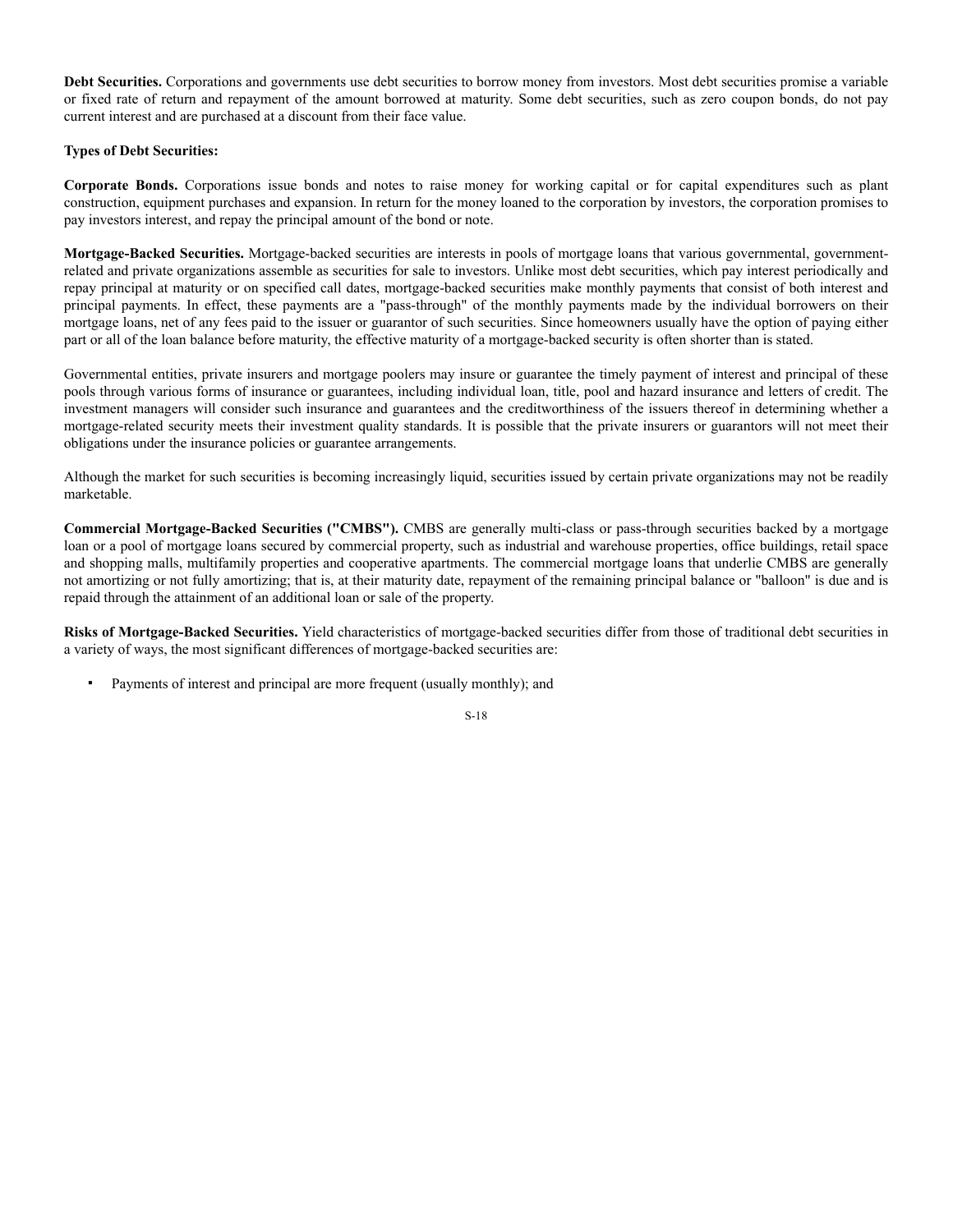**Debt Securities.** Corporations and governments use debt securities to borrow money from investors. Most debt securities promise a variable or fixed rate of return and repayment of the amount borrowed at maturity. Some debt securities, such as zero coupon bonds, do not pay current interest and are purchased at a discount from their face value.

**Types of Debt Securities:**

**Corporate Bonds.** Corporations issue bonds and notes to raise money for working capital or for capital expenditures such as plant construction, equipment purchases and expansion. In return for the money loaned to the corporation by investors, the corporation promises to pay investors interest, and repay the principal amount of the bond or note.

**Mortgage-Backed Securities.** Mortgage-backed securities are interests in pools of mortgage loans that various governmental, government-related and private organizations assemble as securities for sale to investors. Unlike most debt securities, which pay interest periodically and repay principal at maturity or on specified call dates, mortgage-backed securities make monthly payments that consist of both interest and principal payments. In effect, these payments are a "pass-through" of the monthly payments made by the individual borrowers on their mortgage loans, net of any fees paid to the issuer or guarantor of such securities. Since homeowners usually have the option of paying either part or all of the loan balance before maturity, the effective maturity of a mortgage-backed security is often shorter than is stated.

Governmental entities, private insurers and mortgage poolers may insure or guarantee the timely payment of interest and principal of these pools through various forms of insurance or guarantees, including individual loan, title, pool and hazard insurance and letters of credit. The investment managers will consider such insurance and guarantees and the creditworthiness of the issuers thereof in determining whether a mortgage-related security meets their investment quality standards. It is possible that the private insurers or guarantors will not meet their obligations under the insurance policies or guarantee arrangements.

Although the market for such securities is becoming increasingly liquid, securities issued by certain private organizations may not be readily marketable.

**Commercial Mortgage-Backed Securities ("CMBS").** CMBS are generally multi-class or pass-through securities backed by a mortgage loan or a pool of mortgage loans secured by commercial property, such as industrial and warehouse properties, office buildings, retail space and shopping malls, multifamily properties and cooperative apartments. The commercial mortgage loans that underlie CMBS are generally not amortizing or not fully amortizing; that is, at their maturity date, repayment of the remaining principal balance or "balloon" is due and is repaid through the attainment of an additional loan or sale of the property.

**Risks of Mortgage-Backed Securities.** Yield characteristics of mortgage-backed securities differ from those of traditional debt securities in a variety of ways, the most significant differences of mortgage-backed securities are:

- Payments of interest and principal are more frequent (usually monthly); and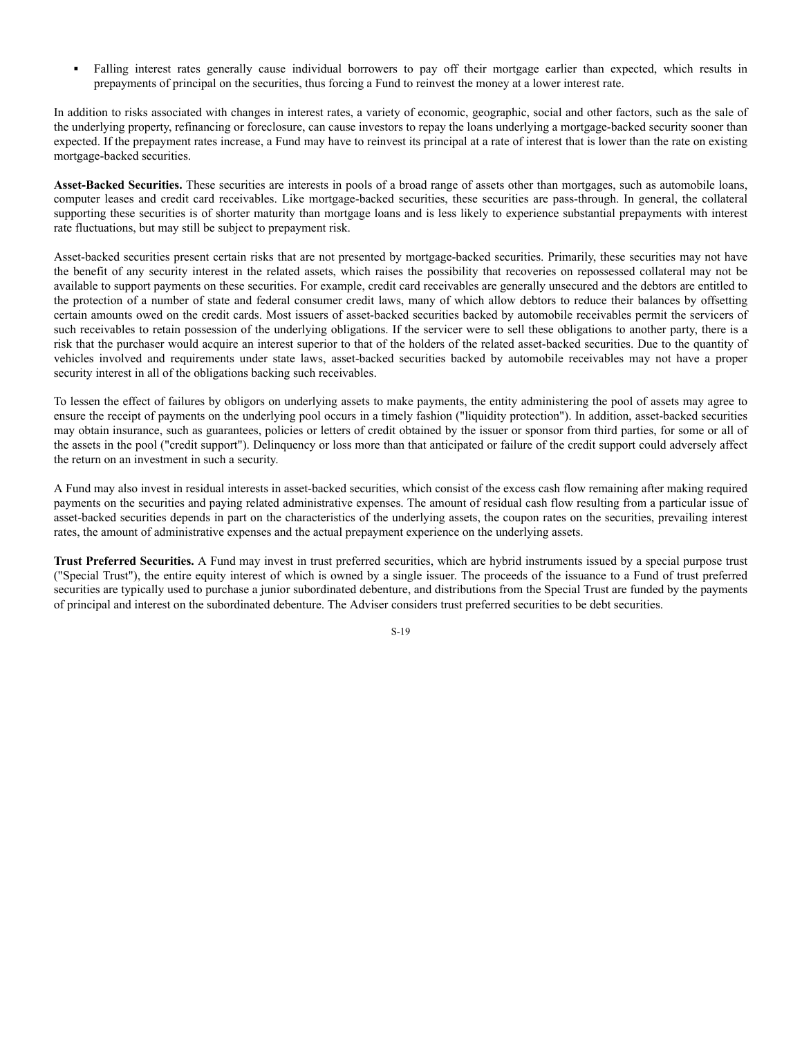- Falling interest rates generally cause individual borrowers to pay off their mortgage earlier than expected, which results in prepayments of principal on the securities, thus forcing a Fund to reinvest the money at a lower interest rate.

In addition to risks associated with changes in interest rates, a variety of economic, geographic, social and other factors, such as the sale of the underlying property, refinancing or foreclosure, can cause investors to repay the loans underlying a mortgage-backed security sooner than expected. If the prepayment rates increase, a Fund may have to reinvest its principal at a rate of interest that is lower than the rate on existing mortgage-backed securities.

**Asset-Backed Securities.** These securities are interests in pools of a broad range of assets other than mortgages, such as automobile loans, computer leases and credit card receivables. Like mortgage-backed securities, these securities are pass-through. In general, the collateral supporting these securities is of shorter maturity than mortgage loans and is less likely to experience substantial prepayments with interest rate fluctuations, but may still be subject to prepayment risk.

Asset-backed securities present certain risks that are not presented by mortgage-backed securities. Primarily, these securities may not have the benefit of any security interest in the related assets, which raises the possibility that recoveries on repossessed collateral may not be available to support payments on these securities. For example, credit card receivables are generally unsecured and the debtors are entitled to the protection of a number of state and federal consumer credit laws, many of which allow debtors to reduce their balances by offsetting certain amounts owed on the credit cards. Most issuers of asset-backed securities backed by automobile receivables permit the servicers of such receivables to retain possession of the underlying obligations. If the servicer were to sell these obligations to another party, there is a risk that the purchaser would acquire an interest superior to that of the holders of the related asset-backed securities. Due to the quantity of vehicles involved and requirements under state laws, asset-backed securities backed by automobile receivables may not have a proper security interest in all of the obligations backing such receivables.

To lessen the effect of failures by obligors on underlying assets to make payments, the entity administering the pool of assets may agree to ensure the receipt of payments on the underlying pool occurs in a timely fashion ("liquidity protection"). In addition, asset-backed securities may obtain insurance, such as guarantees, policies or letters of credit obtained by the issuer or sponsor from third parties, for some or all of the assets in the pool ("credit support"). Delinquency or loss more than that anticipated or failure of the credit support could adversely affect the return on an investment in such a security.

A Fund may also invest in residual interests in asset-backed securities, which consist of the excess cash flow remaining after making required payments on the securities and paying related administrative expenses. The amount of residual cash flow resulting from a particular issue of asset-backed securities depends in part on the characteristics of the underlying assets, the coupon rates on the securities, prevailing interest rates, the amount of administrative expenses and the actual prepayment experience on the underlying assets.

**Trust Preferred Securities.** A Fund may invest in trust preferred securities, which are hybrid instruments issued by a special purpose trust ("Special Trust"), the entire equity interest of which is owned by a single issuer. The proceeds of the issuance to a Fund of trust preferred securities are typically used to purchase a junior subordinated debenture, and distributions from the Special Trust are funded by the payments of principal and interest on the subordinated debenture. The Adviser considers trust preferred securities to be debt securities.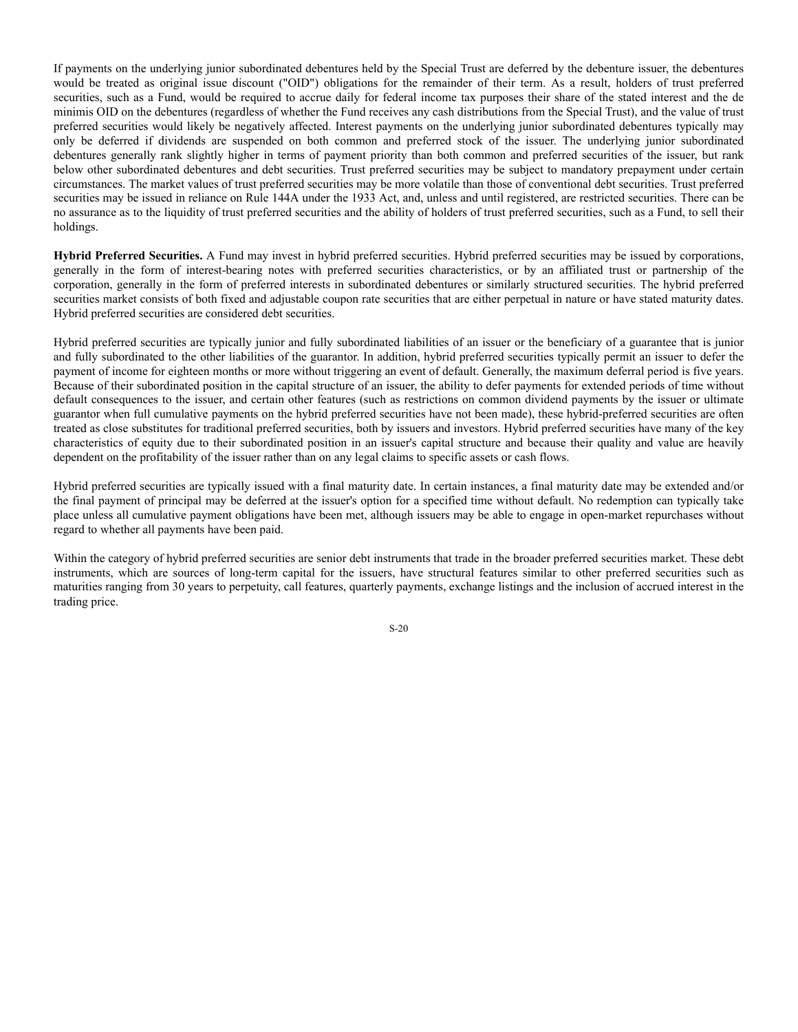If payments on the underlying junior subordinated debentures held by the Special Trust are deferred by the debenture issuer, the debentures would be treated as original issue discount ("OID") obligations for the remainder of their term. As a result, holders of trust preferred securities, such as a Fund, would be required to accrue daily for federal income tax purposes their share of the stated interest and the de minimis OID on the debentures (regardless of whether the Fund receives any cash distributions from the Special Trust), and the value of trust preferred securities would likely be negatively affected. Interest payments on the underlying junior subordinated debentures typically may only be deferred if dividends are suspended on both common and preferred stock of the issuer. The underlying junior subordinated debentures generally rank slightly higher in terms of payment priority than both common and preferred securities of the issuer, but rank below other subordinated debentures and debt securities. Trust preferred securities may be subject to mandatory prepayment under certain circumstances. The market values of trust preferred securities may be more volatile than those of conventional debt securities. Trust preferred securities may be issued in reliance on Rule 144A under the 1933 Act, and, unless and until registered, are restricted securities. There can be no assurance as to the liquidity of trust preferred securities and the ability of holders of trust preferred securities, such as a Fund, to sell their holdings.

**Hybrid Preferred Securities.** A Fund may invest in hybrid preferred securities. Hybrid preferred securities may be issued by corporations, generally in the form of interest-bearing notes with preferred securities characteristics, or by an affiliated trust or partnership of the corporation, generally in the form of preferred interests in subordinated debentures or similarly structured securities. The hybrid preferred securities market consists of both fixed and adjustable coupon rate securities that are either perpetual in nature or have stated maturity dates. Hybrid preferred securities are considered debt securities.

Hybrid preferred securities are typically junior and fully subordinated liabilities of an issuer or the beneficiary of a guarantee that is junior and fully subordinated to the other liabilities of the guarantor. In addition, hybrid preferred securities typically permit an issuer to defer the payment of income for eighteen months or more without triggering an event of default. Generally, the maximum deferral period is five years. Because of their subordinated position in the capital structure of an issuer, the ability to defer payments for extended periods of time without default consequences to the issuer, and certain other features (such as restrictions on common dividend payments by the issuer or ultimate guarantor when full cumulative payments on the hybrid preferred securities have not been made), these hybrid-preferred securities are often treated as close substitutes for traditional preferred securities, both by issuers and investors. Hybrid preferred securities have many of the key characteristics of equity due to their subordinated position in an issuer's capital structure and because their quality and value are heavily dependent on the profitability of the issuer rather than on any legal claims to specific assets or cash flows.

Hybrid preferred securities are typically issued with a final maturity date. In certain instances, a final maturity date may be extended and/or the final payment of principal may be deferred at the issuer's option for a specified time without default. No redemption can typically take place unless all cumulative payment obligations have been met, although issuers may be able to engage in open-market repurchases without regard to whether all payments have been paid.

Within the category of hybrid preferred securities are senior debt instruments that trade in the broader preferred securities market. These debt instruments, which are sources of long-term capital for the issuers, have structural features similar to other preferred securities such as maturities ranging from 30 years to perpetuity, call features, quarterly payments, exchange listings and the inclusion of accrued interest in the trading price.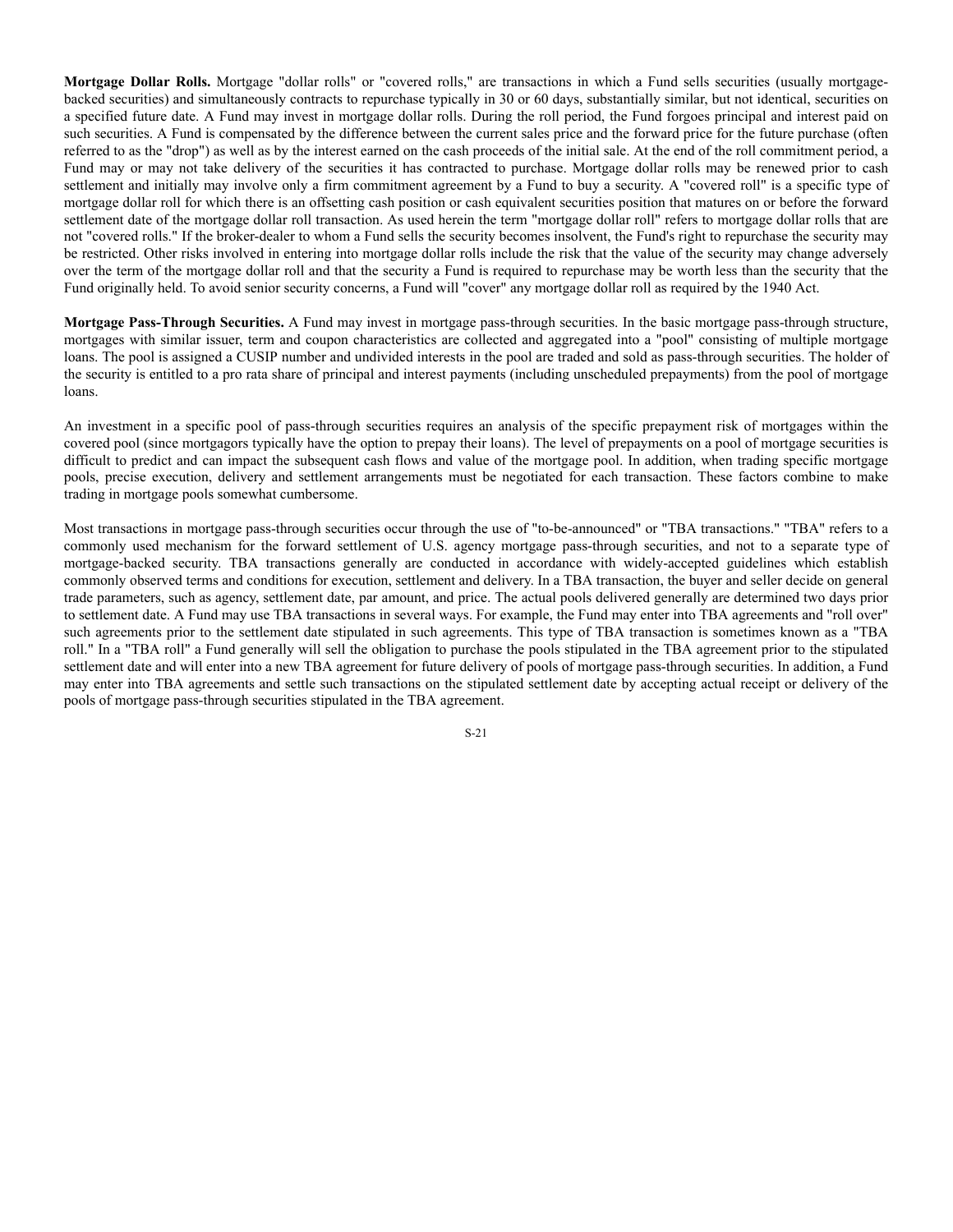**Mortgage Dollar Rolls.** Mortgage "dollar rolls" or "covered rolls," are transactions in which a Fund sells securities (usually mortgage-backed securities) and simultaneously contracts to repurchase typically in 30 or 60 days, substantially similar, but not identical, securities on a specified future date. A Fund may invest in mortgage dollar rolls. During the roll period, the Fund forgoes principal and interest paid on such securities. A Fund is compensated by the difference between the current sales price and the forward price for the future purchase (often referred to as the "drop") as well as by the interest earned on the cash proceeds of the initial sale. At the end of the roll commitment period, a Fund may or may not take delivery of the securities it has contracted to purchase. Mortgage dollar rolls may be renewed prior to cash settlement and initially may involve only a firm commitment agreement by a Fund to buy a security. A "covered roll" is a specific type of mortgage dollar roll for which there is an offsetting cash position or cash equivalent securities position that matures on or before the forward settlement date of the mortgage dollar roll transaction. As used herein the term "mortgage dollar roll" refers to mortgage dollar rolls that are not "covered rolls." If the broker-dealer to whom a Fund sells the security becomes insolvent, the Fund's right to repurchase the security may be restricted. Other risks involved in entering into mortgage dollar rolls include the risk that the value of the security may change adversely over the term of the mortgage dollar roll and that the security a Fund is required to repurchase may be worth less than the security that the Fund originally held. To avoid senior security concerns, a Fund will "cover" any mortgage dollar roll as required by the 1940 Act.

**Mortgage Pass-Through Securities.** A Fund may invest in mortgage pass-through securities. In the basic mortgage pass-through structure, mortgages with similar issuer, term and coupon characteristics are collected and aggregated into a "pool" consisting of multiple mortgage loans. The pool is assigned a CUSIP number and undivided interests in the pool are traded and sold as pass-through securities. The holder of the security is entitled to a pro rata share of principal and interest payments (including unscheduled prepayments) from the pool of mortgage loans.

An investment in a specific pool of pass-through securities requires an analysis of the specific prepayment risk of mortgages within the covered pool (since mortgagors typically have the option to prepay their loans). The level of prepayments on a pool of mortgage securities is difficult to predict and can impact the subsequent cash flows and value of the mortgage pool. In addition, when trading specific mortgage pools, precise execution, delivery and settlement arrangements must be negotiated for each transaction. These factors combine to make trading in mortgage pools somewhat cumbersome.

Most transactions in mortgage pass-through securities occur through the use of "to-be-announced" or "TBA transactions." "TBA" refers to a commonly used mechanism for the forward settlement of U.S. agency mortgage pass-through securities, and not to a separate type of mortgage-backed security. TBA transactions generally are conducted in accordance with widely-accepted guidelines which establish commonly observed terms and conditions for execution, settlement and delivery. In a TBA transaction, the buyer and seller decide on general trade parameters, such as agency, settlement date, par amount, and price. The actual pools delivered generally are determined two days prior to settlement date. A Fund may use TBA transactions in several ways. For example, the Fund may enter into TBA agreements and "roll over" such agreements prior to the settlement date stipulated in such agreements. This type of TBA transaction is sometimes known as a "TBA roll." In a "TBA roll" a Fund generally will sell the obligation to purchase the pools stipulated in the TBA agreement prior to the stipulated settlement date and will enter into a new TBA agreement for future delivery of pools of mortgage pass-through securities. In addition, a Fund may enter into TBA agreements and settle such transactions on the stipulated settlement date by accepting actual receipt or delivery of the pools of mortgage pass-through securities stipulated in the TBA agreement.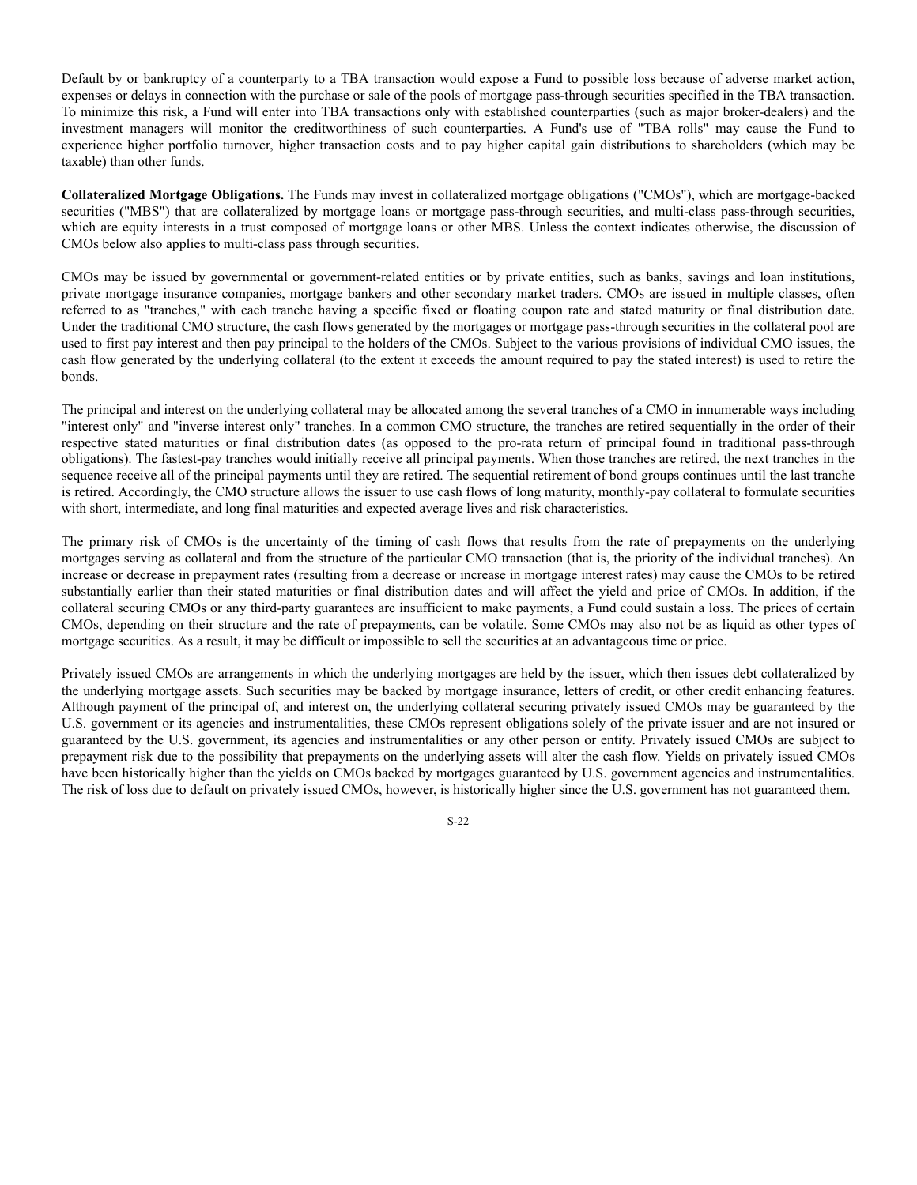Default by or bankruptcy of a counterparty to a TBA transaction would expose a Fund to possible loss because of adverse market action, expenses or delays in connection with the purchase or sale of the pools of mortgage pass-through securities specified in the TBA transaction. To minimize this risk, a Fund will enter into TBA transactions only with established counterparties (such as major broker-dealers) and the investment managers will monitor the creditworthiness of such counterparties. A Fund's use of "TBA rolls" may cause the Fund to experience higher portfolio turnover, higher transaction costs and to pay higher capital gain distributions to shareholders (which may be taxable) than other funds.

**Collateralized Mortgage Obligations.** The Funds may invest in collateralized mortgage obligations ("CMOs"), which are mortgage-backed securities ("MBS") that are collateralized by mortgage loans or mortgage pass-through securities, and multi-class pass-through securities, which are equity interests in a trust composed of mortgage loans or other MBS. Unless the context indicates otherwise, the discussion of CMOs below also applies to multi-class pass through securities.

CMOs may be issued by governmental or government-related entities or by private entities, such as banks, savings and loan institutions, private mortgage insurance companies, mortgage bankers and other secondary market traders. CMOs are issued in multiple classes, often referred to as "tranches," with each tranche having a specific fixed or floating coupon rate and stated maturity or final distribution date. Under the traditional CMO structure, the cash flows generated by the mortgages or mortgage pass-through securities in the collateral pool are used to first pay interest and then pay principal to the holders of the CMOs. Subject to the various provisions of individual CMO issues, the cash flow generated by the underlying collateral (to the extent it exceeds the amount required to pay the stated interest) is used to retire the bonds.

The principal and interest on the underlying collateral may be allocated among the several tranches of a CMO in innumerable ways including "interest only" and "inverse interest only" tranches. In a common CMO structure, the tranches are retired sequentially in the order of their respective stated maturities or final distribution dates (as opposed to the pro-rata return of principal found in traditional pass-through obligations). The fastest-pay tranches would initially receive all principal payments. When those tranches are retired, the next tranches in the sequence receive all of the principal payments until they are retired. The sequential retirement of bond groups continues until the last tranche is retired. Accordingly, the CMO structure allows the issuer to use cash flows of long maturity, monthly-pay collateral to formulate securities with short, intermediate, and long final maturities and expected average lives and risk characteristics.

The primary risk of CMOs is the uncertainty of the timing of cash flows that results from the rate of prepayments on the underlying mortgages serving as collateral and from the structure of the particular CMO transaction (that is, the priority of the individual tranches). An increase or decrease in prepayment rates (resulting from a decrease or increase in mortgage interest rates) may cause the CMOs to be retired substantially earlier than their stated maturities or final distribution dates and will affect the yield and price of CMOs. In addition, if the collateral securing CMOs or any third-party guarantees are insufficient to make payments, a Fund could sustain a loss. The prices of certain CMOs, depending on their structure and the rate of prepayments, can be volatile. Some CMOs may also not be as liquid as other types of mortgage securities. As a result, it may be difficult or impossible to sell the securities at an advantageous time or price.

Privately issued CMOs are arrangements in which the underlying mortgages are held by the issuer, which then issues debt collateralized by the underlying mortgage assets. Such securities may be backed by mortgage insurance, letters of credit, or other credit enhancing features. Although payment of the principal of, and interest on, the underlying collateral securing privately issued CMOs may be guaranteed by the U.S. government or its agencies and instrumentalities, these CMOs represent obligations solely of the private issuer and are not insured or guaranteed by the U.S. government, its agencies and instrumentalities or any other person or entity. Privately issued CMOs are subject to prepayment risk due to the possibility that prepayments on the underlying assets will alter the cash flow. Yields on privately issued CMOs have been historically higher than the yields on CMOs backed by mortgages guaranteed by U.S. government agencies and instrumentalities. The risk of loss due to default on privately issued CMOs, however, is historically higher since the U.S. government has not guaranteed them.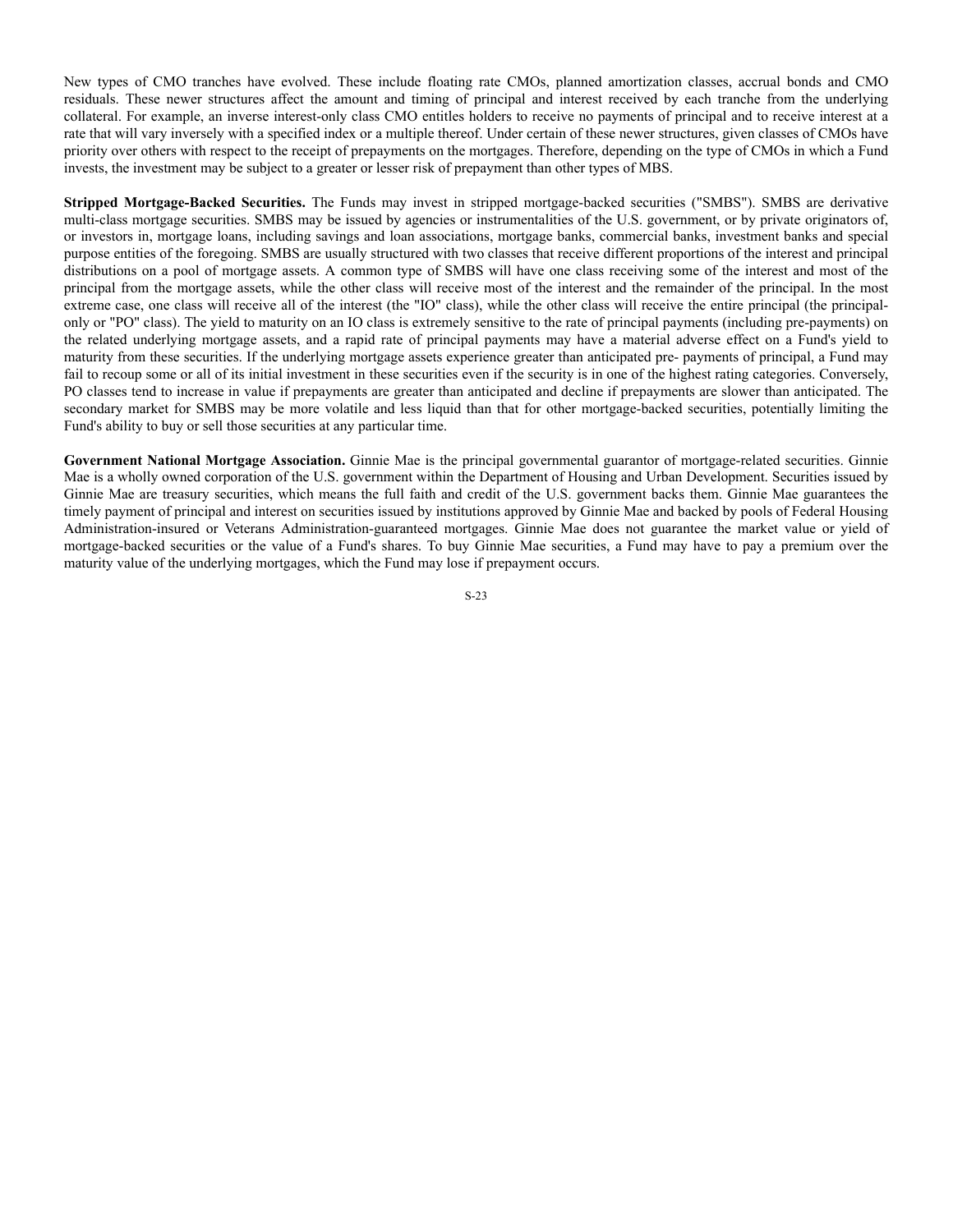New types of CMO tranches have evolved. These include floating rate CMOs, planned amortization classes, accrual bonds and CMO residuals. These newer structures affect the amount and timing of principal and interest received by each tranche from the underlying collateral. For example, an inverse interest-only class CMO entitles holders to receive no payments of principal and to receive interest at a rate that will vary inversely with a specified index or a multiple thereof. Under certain of these newer structures, given classes of CMOs have priority over others with respect to the receipt of prepayments on the mortgages. Therefore, depending on the type of CMOs in which a Fund invests, the investment may be subject to a greater or lesser risk of prepayment than other types of MBS.

**Stripped Mortgage-Backed Securities.** The Funds may invest in stripped mortgage-backed securities ("SMBS"). SMBS are derivative multi-class mortgage securities. SMBS may be issued by agencies or instrumentalities of the U.S. government, or by private originators of, or investors in, mortgage loans, including savings and loan associations, mortgage banks, commercial banks, investment banks and special purpose entities of the foregoing. SMBS are usually structured with two classes that receive different proportions of the interest and principal distributions on a pool of mortgage assets. A common type of SMBS will have one class receiving some of the interest and most of the principal from the mortgage assets, while the other class will receive most of the interest and the remainder of the principal. In the most extreme case, one class will receive all of the interest (the "IO" class), while the other class will receive the entire principal (the principal-only or "PO" class). The yield to maturity on an IO class is extremely sensitive to the rate of principal payments (including pre-payments) on the related underlying mortgage assets, and a rapid rate of principal payments may have a material adverse effect on a Fund's yield to maturity from these securities. If the underlying mortgage assets experience greater than anticipated pre- payments of principal, a Fund may fail to recoup some or all of its initial investment in these securities even if the security is in one of the highest rating categories. Conversely, PO classes tend to increase in value if prepayments are greater than anticipated and decline if prepayments are slower than anticipated. The secondary market for SMBS may be more volatile and less liquid than that for other mortgage-backed securities, potentially limiting the Fund's ability to buy or sell those securities at any particular time.

**Government National Mortgage Association.** Ginnie Mae is the principal governmental guarantor of mortgage-related securities. Ginnie Mae is a wholly owned corporation of the U.S. government within the Department of Housing and Urban Development. Securities issued by Ginnie Mae are treasury securities, which means the full faith and credit of the U.S. government backs them. Ginnie Mae guarantees the timely payment of principal and interest on securities issued by institutions approved by Ginnie Mae and backed by pools of Federal Housing Administration-insured or Veterans Administration-guaranteed mortgages. Ginnie Mae does not guarantee the market value or yield of mortgage-backed securities or the value of a Fund's shares. To buy Ginnie Mae securities, a Fund may have to pay a premium over the maturity value of the underlying mortgages, which the Fund may lose if prepayment occurs.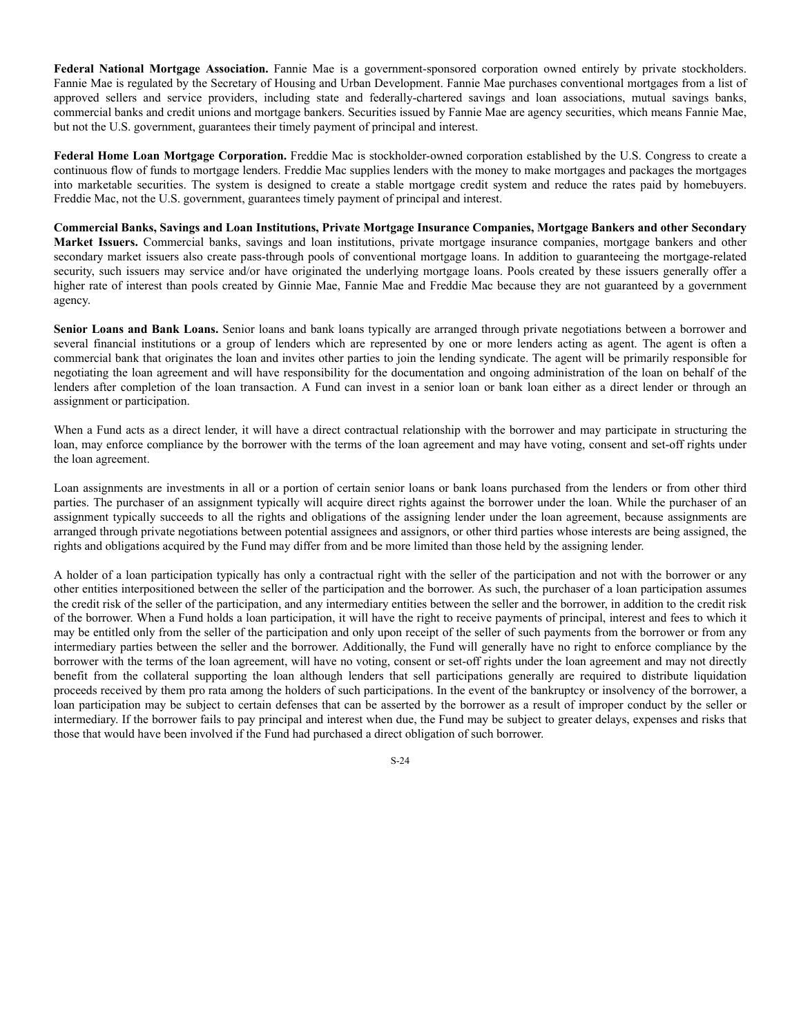**Federal National Mortgage Association.** Fannie Mae is a government-sponsored corporation owned entirely by private stockholders. Fannie Mae is regulated by the Secretary of Housing and Urban Development. Fannie Mae purchases conventional mortgages from a list of approved sellers and service providers, including state and federally-chartered savings and loan associations, mutual savings banks, commercial banks and credit unions and mortgage bankers. Securities issued by Fannie Mae are agency securities, which means Fannie Mae, but not the U.S. government, guarantees their timely payment of principal and interest.

**Federal Home Loan Mortgage Corporation.** Freddie Mac is stockholder-owned corporation established by the U.S. Congress to create a continuous flow of funds to mortgage lenders. Freddie Mac supplies lenders with the money to make mortgages and packages the mortgages into marketable securities. The system is designed to create a stable mortgage credit system and reduce the rates paid by homebuyers. Freddie Mac, not the U.S. government, guarantees timely payment of principal and interest.

**Commercial Banks, Savings and Loan Institutions, Private Mortgage Insurance Companies, Mortgage Bankers and other Secondary Market Issuers.** Commercial banks, savings and loan institutions, private mortgage insurance companies, mortgage bankers and other secondary market issuers also create pass-through pools of conventional mortgage loans. In addition to guaranteeing the mortgage-related security, such issuers may service and/or have originated the underlying mortgage loans. Pools created by these issuers generally offer a higher rate of interest than pools created by Ginnie Mae, Fannie Mae and Freddie Mac because they are not guaranteed by a government agency.

**Senior Loans and Bank Loans.** Senior loans and bank loans typically are arranged through private negotiations between a borrower and several financial institutions or a group of lenders which are represented by one or more lenders acting as agent. The agent is often a commercial bank that originates the loan and invites other parties to join the lending syndicate. The agent will be primarily responsible for negotiating the loan agreement and will have responsibility for the documentation and ongoing administration of the loan on behalf of the lenders after completion of the loan transaction. A Fund can invest in a senior loan or bank loan either as a direct lender or through an assignment or participation.

When a Fund acts as a direct lender, it will have a direct contractual relationship with the borrower and may participate in structuring the loan, may enforce compliance by the borrower with the terms of the loan agreement and may have voting, consent and set-off rights under the loan agreement.

Loan assignments are investments in all or a portion of certain senior loans or bank loans purchased from the lenders or from other third parties. The purchaser of an assignment typically will acquire direct rights against the borrower under the loan. While the purchaser of an assignment typically succeeds to all the rights and obligations of the assigning lender under the loan agreement, because assignments are arranged through private negotiations between potential assignees and assignors, or other third parties whose interests are being assigned, the rights and obligations acquired by the Fund may differ from and be more limited than those held by the assigning lender.

A holder of a loan participation typically has only a contractual right with the seller of the participation and not with the borrower or any other entities interpositioned between the seller of the participation and the borrower. As such, the purchaser of a loan participation assumes the credit risk of the seller of the participation, and any intermediary entities between the seller and the borrower, in addition to the credit risk of the borrower. When a Fund holds a loan participation, it will have the right to receive payments of principal, interest and fees to which it may be entitled only from the seller of the participation and only upon receipt of the seller of such payments from the borrower or from any intermediary parties between the seller and the borrower. Additionally, the Fund will generally have no right to enforce compliance by the borrower with the terms of the loan agreement, will have no voting, consent or set-off rights under the loan agreement and may not directly benefit from the collateral supporting the loan although lenders that sell participations generally are required to distribute liquidation proceeds received by them pro rata among the holders of such participations. In the event of the bankruptcy or insolvency of the borrower, a loan participation may be subject to certain defenses that can be asserted by the borrower as a result of improper conduct by the seller or intermediary. If the borrower fails to pay principal and interest when due, the Fund may be subject to greater delays, expenses and risks that those that would have been involved if the Fund had purchased a direct obligation of such borrower.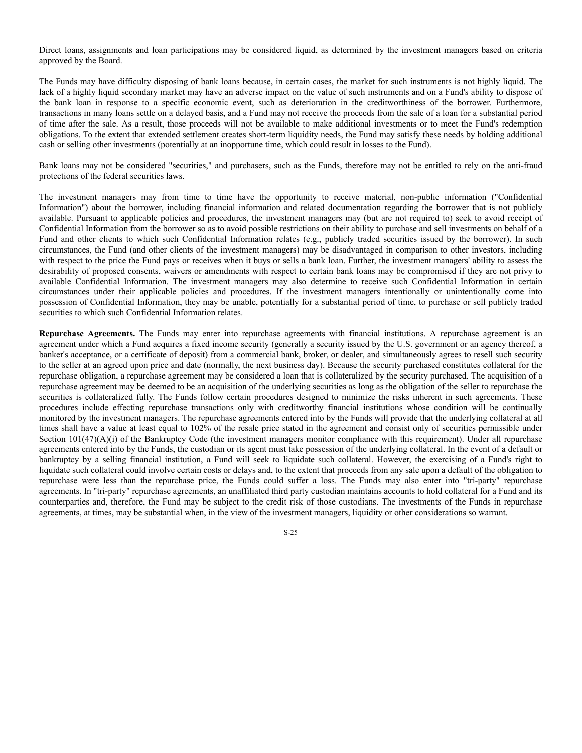Direct loans, assignments and loan participations may be considered liquid, as determined by the investment managers based on criteria approved by the Board.

The Funds may have difficulty disposing of bank loans because, in certain cases, the market for such instruments is not highly liquid. The lack of a highly liquid secondary market may have an adverse impact on the value of such instruments and on a Fund's ability to dispose of the bank loan in response to a specific economic event, such as deterioration in the creditworthiness of the borrower. Furthermore, transactions in many loans settle on a delayed basis, and a Fund may not receive the proceeds from the sale of a loan for a substantial period of time after the sale. As a result, those proceeds will not be available to make additional investments or to meet the Fund's redemption obligations. To the extent that extended settlement creates short-term liquidity needs, the Fund may satisfy these needs by holding additional cash or selling other investments (potentially at an inopportune time, which could result in losses to the Fund).

Bank loans may not be considered "securities," and purchasers, such as the Funds, therefore may not be entitled to rely on the anti-fraud protections of the federal securities laws.

The investment managers may from time to time have the opportunity to receive material, non-public information ("Confidential Information") about the borrower, including financial information and related documentation regarding the borrower that is not publicly available. Pursuant to applicable policies and procedures, the investment managers may (but are not required to) seek to avoid receipt of Confidential Information from the borrower so as to avoid possible restrictions on their ability to purchase and sell investments on behalf of a Fund and other clients to which such Confidential Information relates (e.g., publicly traded securities issued by the borrower). In such circumstances, the Fund (and other clients of the investment managers) may be disadvantaged in comparison to other investors, including with respect to the price the Fund pays or receives when it buys or sells a bank loan. Further, the investment managers' ability to assess the desirability of proposed consents, waivers or amendments with respect to certain bank loans may be compromised if they are not privy to available Confidential Information. The investment managers may also determine to receive such Confidential Information in certain circumstances under their applicable policies and procedures. If the investment managers intentionally or unintentionally come into possession of Confidential Information, they may be unable, potentially for a substantial period of time, to purchase or sell publicly traded securities to which such Confidential Information relates.

**Repurchase Agreements.** The Funds may enter into repurchase agreements with financial institutions. A repurchase agreement is an agreement under which a Fund acquires a fixed income security (generally a security issued by the U.S. government or an agency thereof, a banker's acceptance, or a certificate of deposit) from a commercial bank, broker, or dealer, and simultaneously agrees to resell such security to the seller at an agreed upon price and date (normally, the next business day). Because the security purchased constitutes collateral for the repurchase obligation, a repurchase agreement may be considered a loan that is collateralized by the security purchased. The acquisition of a repurchase agreement may be deemed to be an acquisition of the underlying securities as long as the obligation of the seller to repurchase the securities is collateralized fully. The Funds follow certain procedures designed to minimize the risks inherent in such agreements. These procedures include effecting repurchase transactions only with creditworthy financial institutions whose condition will be continually monitored by the investment managers. The repurchase agreements entered into by the Funds will provide that the underlying collateral at all times shall have a value at least equal to 102% of the resale price stated in the agreement and consist only of securities permissible under Section 101(47)(A)(i) of the Bankruptcy Code (the investment managers monitor compliance with this requirement). Under all repurchase agreements entered into by the Funds, the custodian or its agent must take possession of the underlying collateral. In the event of a default or bankruptcy by a selling financial institution, a Fund will seek to liquidate such collateral. However, the exercising of a Fund's right to liquidate such collateral could involve certain costs or delays and, to the extent that proceeds from any sale upon a default of the obligation to repurchase were less than the repurchase price, the Funds could suffer a loss. The Funds may also enter into "tri-party" repurchase agreements. In "tri-party" repurchase agreements, an unaffiliated third party custodian maintains accounts to hold collateral for a Fund and its counterparties and, therefore, the Fund may be subject to the credit risk of those custodians. The investments of the Funds in repurchase agreements, at times, may be substantial when, in the view of the investment managers, liquidity or other considerations so warrant.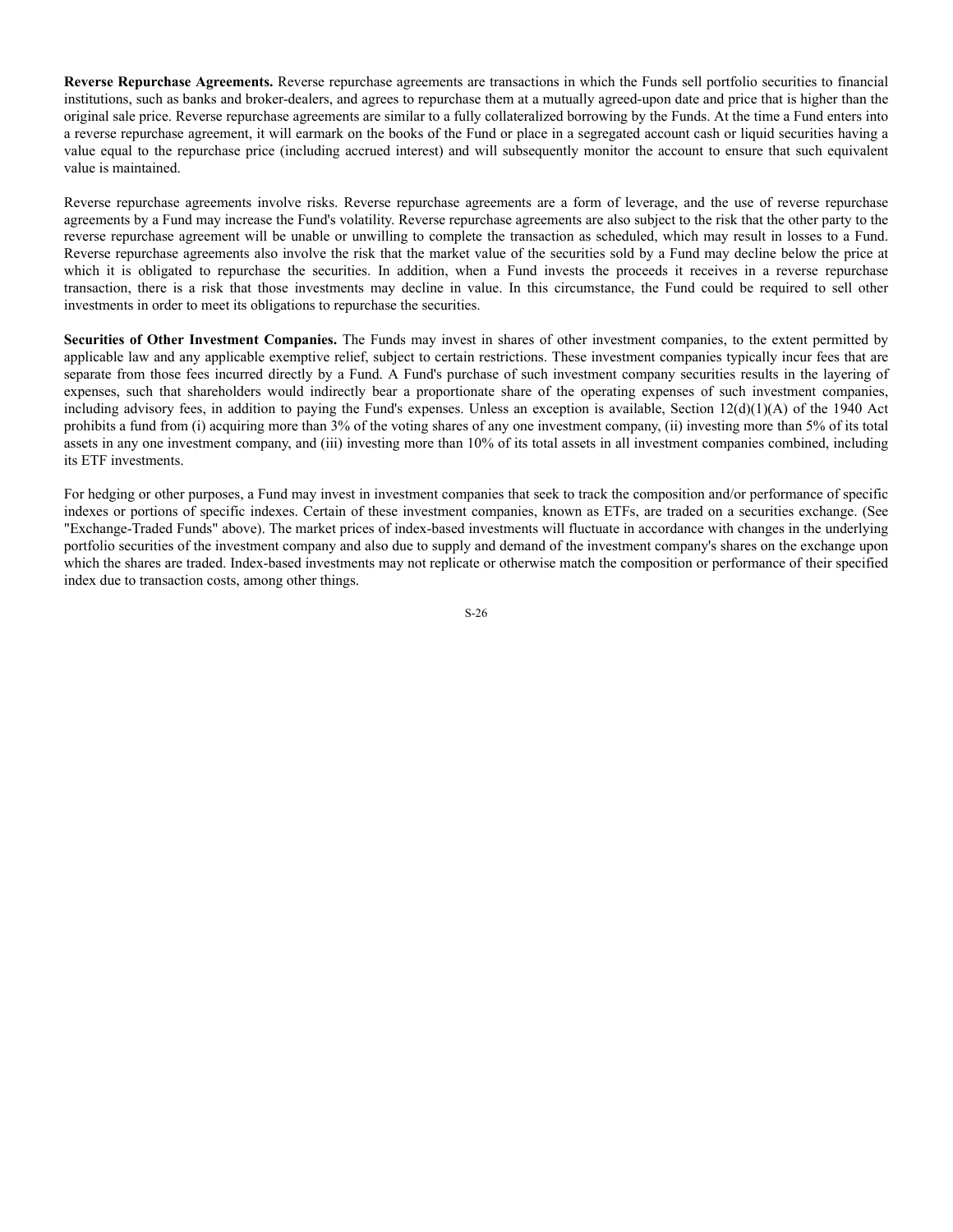**Reverse Repurchase Agreements.** Reverse repurchase agreements are transactions in which the Funds sell portfolio securities to financial institutions, such as banks and broker-dealers, and agrees to repurchase them at a mutually agreed-upon date and price that is higher than the original sale price. Reverse repurchase agreements are similar to a fully collateralized borrowing by the Funds. At the time a Fund enters into a reverse repurchase agreement, it will earmark on the books of the Fund or place in a segregated account cash or liquid securities having a value equal to the repurchase price (including accrued interest) and will subsequently monitor the account to ensure that such equivalent value is maintained.

Reverse repurchase agreements involve risks. Reverse repurchase agreements are a form of leverage, and the use of reverse repurchase agreements by a Fund may increase the Fund's volatility. Reverse repurchase agreements are also subject to the risk that the other party to the reverse repurchase agreement will be unable or unwilling to complete the transaction as scheduled, which may result in losses to a Fund. Reverse repurchase agreements also involve the risk that the market value of the securities sold by a Fund may decline below the price at which it is obligated to repurchase the securities. In addition, when a Fund invests the proceeds it receives in a reverse repurchase transaction, there is a risk that those investments may decline in value. In this circumstance, the Fund could be required to sell other investments in order to meet its obligations to repurchase the securities.

**Securities of Other Investment Companies.** The Funds may invest in shares of other investment companies, to the extent permitted by applicable law and any applicable exemptive relief, subject to certain restrictions. These investment companies typically incur fees that are separate from those fees incurred directly by a Fund. A Fund's purchase of such investment company securities results in the layering of expenses, such that shareholders would indirectly bear a proportionate share of the operating expenses of such investment companies, including advisory fees, in addition to paying the Fund's expenses. Unless an exception is available, Section 12(d)(1)(A) of the 1940 Act prohibits a fund from (i) acquiring more than 3% of the voting shares of any one investment company, (ii) investing more than 5% of its total assets in any one investment company, and (iii) investing more than 10% of its total assets in all investment companies combined, including its ETF investments.

For hedging or other purposes, a Fund may invest in investment companies that seek to track the composition and/or performance of specific indexes or portions of specific indexes. Certain of these investment companies, known as ETFs, are traded on a securities exchange. (See "Exchange-Traded Funds" above). The market prices of index-based investments will fluctuate in accordance with changes in the underlying portfolio securities of the investment company and also due to supply and demand of the investment company's shares on the exchange upon which the shares are traded. Index-based investments may not replicate or otherwise match the composition or performance of their specified index due to transaction costs, among other things.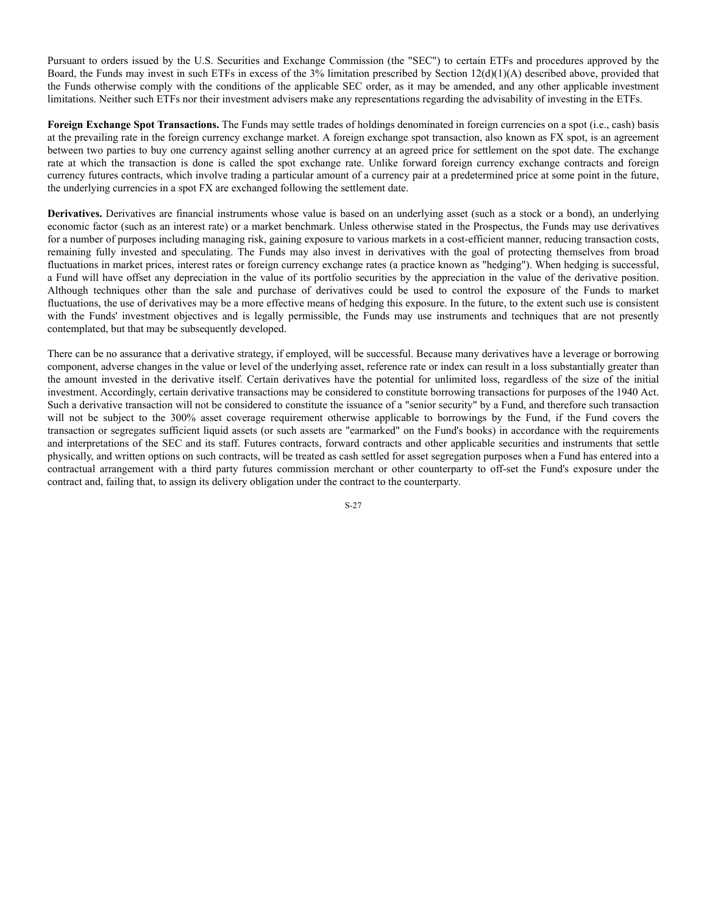Pursuant to orders issued by the U.S. Securities and Exchange Commission (the "SEC") to certain ETFs and procedures approved by the Board, the Funds may invest in such ETFs in excess of the 3% limitation prescribed by Section 12(d)(1)(A) described above, provided that the Funds otherwise comply with the conditions of the applicable SEC order, as it may be amended, and any other applicable investment limitations. Neither such ETFs nor their investment advisers make any representations regarding the advisability of investing in the ETFs.

**Foreign Exchange Spot Transactions.** The Funds may settle trades of holdings denominated in foreign currencies on a spot (i.e., cash) basis at the prevailing rate in the foreign currency exchange market. A foreign exchange spot transaction, also known as FX spot, is an agreement between two parties to buy one currency against selling another currency at an agreed price for settlement on the spot date. The exchange rate at which the transaction is done is called the spot exchange rate. Unlike forward foreign currency exchange contracts and foreign currency futures contracts, which involve trading a particular amount of a currency pair at a predetermined price at some point in the future, the underlying currencies in a spot FX are exchanged following the settlement date.

**Derivatives.** Derivatives are financial instruments whose value is based on an underlying asset (such as a stock or a bond), an underlying economic factor (such as an interest rate) or a market benchmark. Unless otherwise stated in the Prospectus, the Funds may use derivatives for a number of purposes including managing risk, gaining exposure to various markets in a cost-efficient manner, reducing transaction costs, remaining fully invested and speculating. The Funds may also invest in derivatives with the goal of protecting themselves from broad fluctuations in market prices, interest rates or foreign currency exchange rates (a practice known as "hedging"). When hedging is successful, a Fund will have offset any depreciation in the value of its portfolio securities by the appreciation in the value of the derivative position. Although techniques other than the sale and purchase of derivatives could be used to control the exposure of the Funds to market fluctuations, the use of derivatives may be a more effective means of hedging this exposure. In the future, to the extent such use is consistent with the Funds' investment objectives and is legally permissible, the Funds may use instruments and techniques that are not presently contemplated, but that may be subsequently developed.

There can be no assurance that a derivative strategy, if employed, will be successful. Because many derivatives have a leverage or borrowing component, adverse changes in the value or level of the underlying asset, reference rate or index can result in a loss substantially greater than the amount invested in the derivative itself. Certain derivatives have the potential for unlimited loss, regardless of the size of the initial investment. Accordingly, certain derivative transactions may be considered to constitute borrowing transactions for purposes of the 1940 Act. Such a derivative transaction will not be considered to constitute the issuance of a "senior security" by a Fund, and therefore such transaction will not be subject to the 300% asset coverage requirement otherwise applicable to borrowings by the Fund, if the Fund covers the transaction or segregates sufficient liquid assets (or such assets are "earmarked" on the Fund's books) in accordance with the requirements and interpretations of the SEC and its staff. Futures contracts, forward contracts and other applicable securities and instruments that settle physically, and written options on such contracts, will be treated as cash settled for asset segregation purposes when a Fund has entered into a contractual arrangement with a third party futures commission merchant or other counterparty to off-set the Fund's exposure under the contract and, failing that, to assign its delivery obligation under the contract to the counterparty.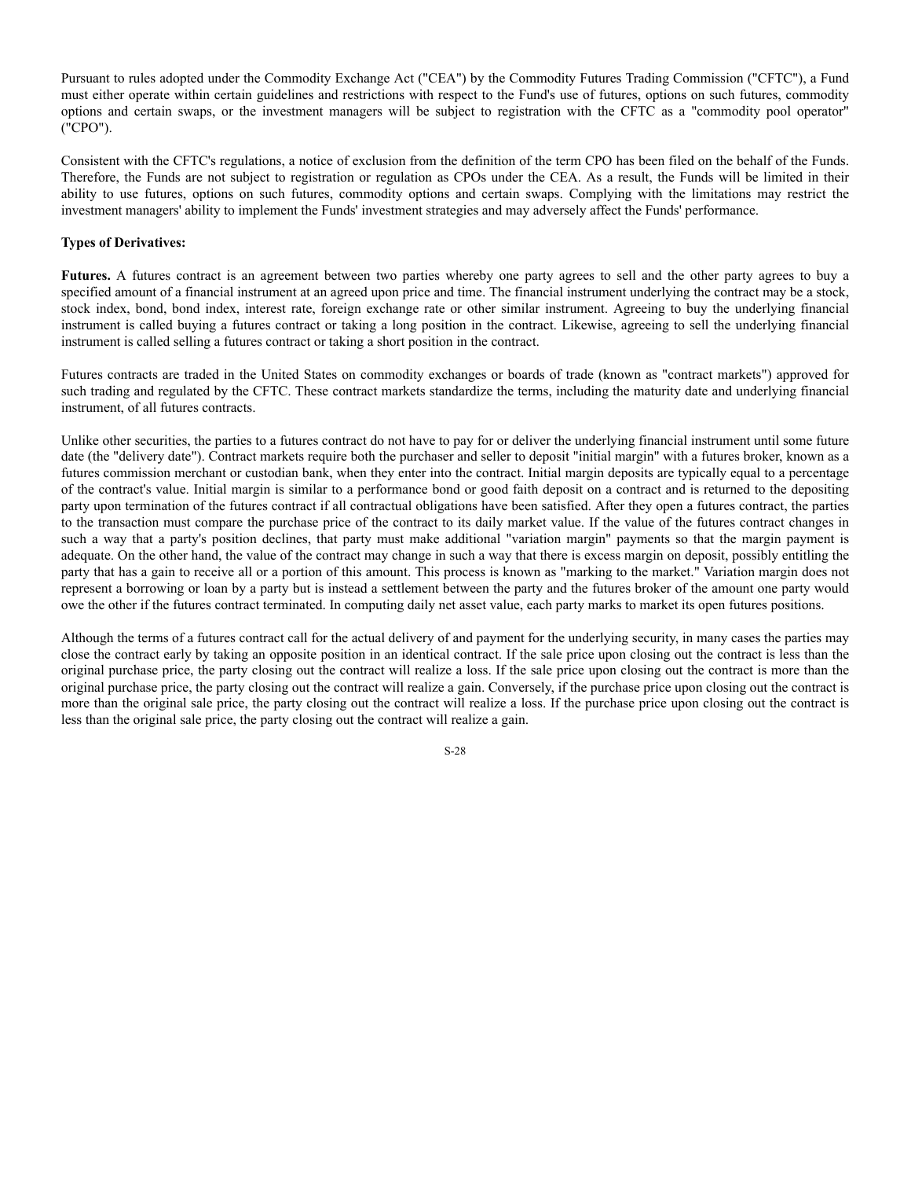Pursuant to rules adopted under the Commodity Exchange Act ("CEA") by the Commodity Futures Trading Commission ("CFTC"), a Fund must either operate within certain guidelines and restrictions with respect to the Fund's use of futures, options on such futures, commodity options and certain swaps, or the investment managers will be subject to registration with the CFTC as a "commodity pool operator" ("CPO").

Consistent with the CFTC's regulations, a notice of exclusion from the definition of the term CPO has been filed on the behalf of the Funds. Therefore, the Funds are not subject to registration or regulation as CPOs under the CEA. As a result, the Funds will be limited in their ability to use futures, options on such futures, commodity options and certain swaps. Complying with the limitations may restrict the investment managers' ability to implement the Funds' investment strategies and may adversely affect the Funds' performance.

**Types of Derivatives:**

**Futures.** A futures contract is an agreement between two parties whereby one party agrees to sell and the other party agrees to buy a specified amount of a financial instrument at an agreed upon price and time. The financial instrument underlying the contract may be a stock, stock index, bond, bond index, interest rate, foreign exchange rate or other similar instrument. Agreeing to buy the underlying financial instrument is called buying a futures contract or taking a long position in the contract. Likewise, agreeing to sell the underlying financial instrument is called selling a futures contract or taking a short position in the contract.

Futures contracts are traded in the United States on commodity exchanges or boards of trade (known as "contract markets") approved for such trading and regulated by the CFTC. These contract markets standardize the terms, including the maturity date and underlying financial instrument, of all futures contracts.

Unlike other securities, the parties to a futures contract do not have to pay for or deliver the underlying financial instrument until some future date (the "delivery date"). Contract markets require both the purchaser and seller to deposit "initial margin" with a futures broker, known as a futures commission merchant or custodian bank, when they enter into the contract. Initial margin deposits are typically equal to a percentage of the contract's value. Initial margin is similar to a performance bond or good faith deposit on a contract and is returned to the depositing party upon termination of the futures contract if all contractual obligations have been satisfied. After they open a futures contract, the parties to the transaction must compare the purchase price of the contract to its daily market value. If the value of the futures contract changes in such a way that a party's position declines, that party must make additional "variation margin" payments so that the margin payment is adequate. On the other hand, the value of the contract may change in such a way that there is excess margin on deposit, possibly entitling the party that has a gain to receive all or a portion of this amount. This process is known as "marking to the market." Variation margin does not represent a borrowing or loan by a party but is instead a settlement between the party and the futures broker of the amount one party would owe the other if the futures contract terminated. In computing daily net asset value, each party marks to market its open futures positions.

Although the terms of a futures contract call for the actual delivery of and payment for the underlying security, in many cases the parties may close the contract early by taking an opposite position in an identical contract. If the sale price upon closing out the contract is less than the original purchase price, the party closing out the contract will realize a loss. If the sale price upon closing out the contract is more than the original purchase price, the party closing out the contract will realize a gain. Conversely, if the purchase price upon closing out the contract is more than the original sale price, the party closing out the contract will realize a loss. If the purchase price upon closing out the contract is less than the original sale price, the party closing out the contract will realize a gain.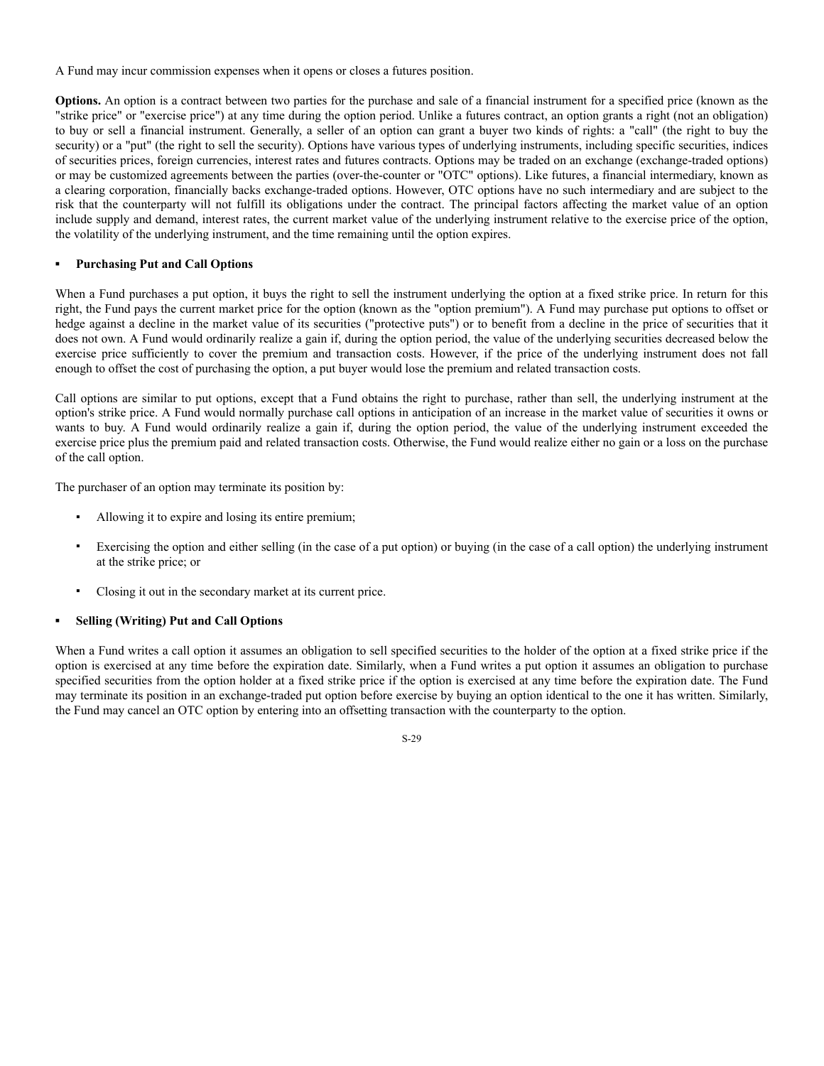A Fund may incur commission expenses when it opens or closes a futures position.

**Options.** An option is a contract between two parties for the purchase and sale of a financial instrument for a specified price (known as the "strike price" or "exercise price") at any time during the option period. Unlike a futures contract, an option grants a right (not an obligation) to buy or sell a financial instrument. Generally, a seller of an option can grant a buyer two kinds of rights: a "call" (the right to buy the security) or a "put" (the right to sell the security). Options have various types of underlying instruments, including specific securities, indices of securities prices, foreign currencies, interest rates and futures contracts. Options may be traded on an exchange (exchange-traded options) or may be customized agreements between the parties (over-the-counter or "OTC" options). Like futures, a financial intermediary, known as a clearing corporation, financially backs exchange-traded options. However, OTC options have no such intermediary and are subject to the risk that the counterparty will not fulfill its obligations under the contract. The principal factors affecting the market value of an option include supply and demand, interest rates, the current market value of the underlying instrument relative to the exercise price of the option, the volatility of the underlying instrument, and the time remaining until the option expires.

- **Purchasing Put and Call Options**

When a Fund purchases a put option, it buys the right to sell the instrument underlying the option at a fixed strike price. In return for this right, the Fund pays the current market price for the option (known as the "option premium"). A Fund may purchase put options to offset or hedge against a decline in the market value of its securities ("protective puts") or to benefit from a decline in the price of securities that it does not own. A Fund would ordinarily realize a gain if, during the option period, the value of the underlying securities decreased below the exercise price sufficiently to cover the premium and transaction costs. However, if the price of the underlying instrument does not fall enough to offset the cost of purchasing the option, a put buyer would lose the premium and related transaction costs.

Call options are similar to put options, except that a Fund obtains the right to purchase, rather than sell, the underlying instrument at the option's strike price. A Fund would normally purchase call options in anticipation of an increase in the market value of securities it owns or wants to buy. A Fund would ordinarily realize a gain if, during the option period, the value of the underlying instrument exceeded the exercise price plus the premium paid and related transaction costs. Otherwise, the Fund would realize either no gain or a loss on the purchase of the call option.

The purchaser of an option may terminate its position by:

- Allowing it to expire and losing its entire premium;
- Exercising the option and either selling (in the case of a put option) or buying (in the case of a call option) the underlying instrument at the strike price; or
- Closing it out in the secondary market at its current price.

- **Selling (Writing) Put and Call Options**

When a Fund writes a call option it assumes an obligation to sell specified securities to the holder of the option at a fixed strike price if the option is exercised at any time before the expiration date. Similarly, when a Fund writes a put option it assumes an obligation to purchase specified securities from the option holder at a fixed strike price if the option is exercised at any time before the expiration date. The Fund may terminate its position in an exchange-traded put option before exercise by buying an option identical to the one it has written. Similarly, the Fund may cancel an OTC option by entering into an offsetting transaction with the counterparty to the option.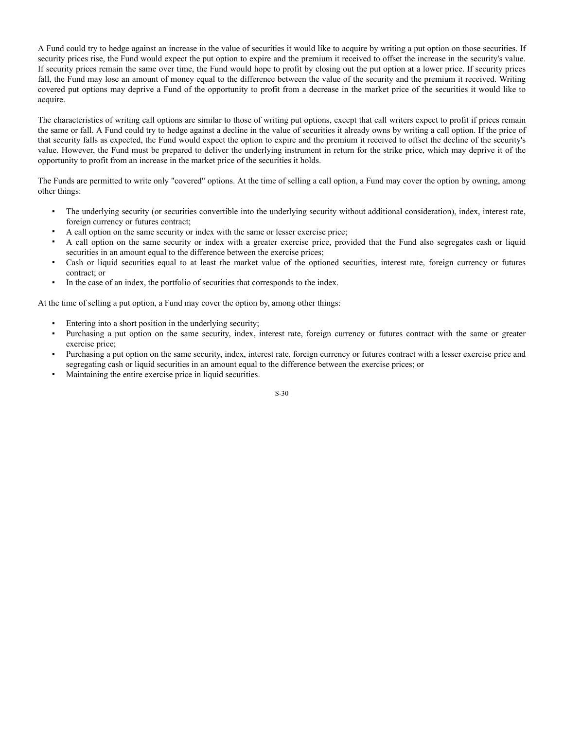A Fund could try to hedge against an increase in the value of securities it would like to acquire by writing a put option on those securities. If security prices rise, the Fund would expect the put option to expire and the premium it received to offset the increase in the security's value. If security prices remain the same over time, the Fund would hope to profit by closing out the put option at a lower price. If security prices fall, the Fund may lose an amount of money equal to the difference between the value of the security and the premium it received. Writing covered put options may deprive a Fund of the opportunity to profit from a decrease in the market price of the securities it would like to acquire.

The characteristics of writing call options are similar to those of writing put options, except that call writers expect to profit if prices remain the same or fall. A Fund could try to hedge against a decline in the value of securities it already owns by writing a call option. If the price of that security falls as expected, the Fund would expect the option to expire and the premium it received to offset the decline of the security's value. However, the Fund must be prepared to deliver the underlying instrument in return for the strike price, which may deprive it of the opportunity to profit from an increase in the market price of the securities it holds.

The Funds are permitted to write only "covered" options. At the time of selling a call option, a Fund may cover the option by owning, among other things:

- The underlying security (or securities convertible into the underlying security without additional consideration), index, interest rate, foreign currency or futures contract;
- A call option on the same security or index with the same or lesser exercise price;
- A call option on the same security or index with a greater exercise price, provided that the Fund also segregates cash or liquid securities in an amount equal to the difference between the exercise prices;
- Cash or liquid securities equal to at least the market value of the optioned securities, interest rate, foreign currency or futures contract; or
- In the case of an index, the portfolio of securities that corresponds to the index.

At the time of selling a put option, a Fund may cover the option by, among other things:

- Entering into a short position in the underlying security;
- Purchasing a put option on the same security, index, interest rate, foreign currency or futures contract with the same or greater exercise price;
- Purchasing a put option on the same security, index, interest rate, foreign currency or futures contract with a lesser exercise price and segregating cash or liquid securities in an amount equal to the difference between the exercise prices; or
- Maintaining the entire exercise price in liquid securities.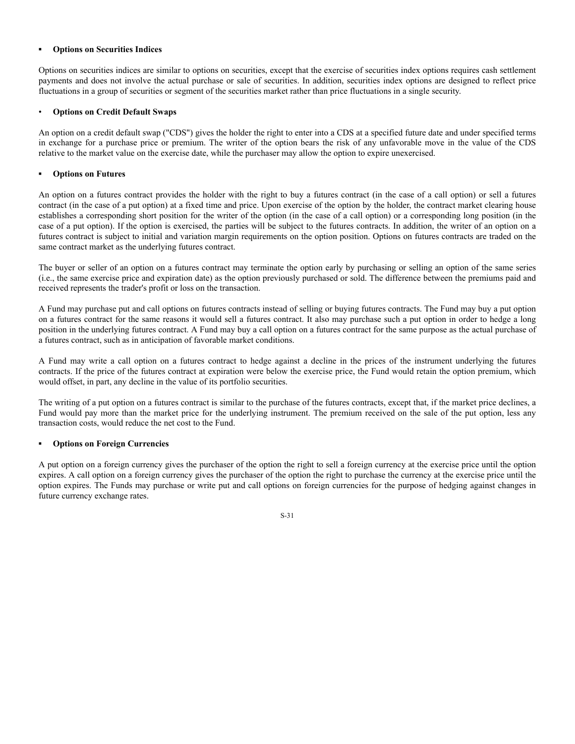- **Options on Securities Indices**

Options on securities indices are similar to options on securities, except that the exercise of securities index options requires cash settlement payments and does not involve the actual purchase or sale of securities. In addition, securities index options are designed to reflect price fluctuations in a group of securities or segment of the securities market rather than price fluctuations in a single security.

- **Options on Credit Default Swaps**

An option on a credit default swap ("CDS") gives the holder the right to enter into a CDS at a specified future date and under specified terms in exchange for a purchase price or premium. The writer of the option bears the risk of any unfavorable move in the value of the CDS relative to the market value on the exercise date, while the purchaser may allow the option to expire unexercised.

- **Options on Futures**

An option on a futures contract provides the holder with the right to buy a futures contract (in the case of a call option) or sell a futures contract (in the case of a put option) at a fixed time and price. Upon exercise of the option by the holder, the contract market clearing house establishes a corresponding short position for the writer of the option (in the case of a call option) or a corresponding long position (in the case of a put option). If the option is exercised, the parties will be subject to the futures contracts. In addition, the writer of an option on a futures contract is subject to initial and variation margin requirements on the option position. Options on futures contracts are traded on the same contract market as the underlying futures contract.

The buyer or seller of an option on a futures contract may terminate the option early by purchasing or selling an option of the same series (i.e., the same exercise price and expiration date) as the option previously purchased or sold. The difference between the premiums paid and received represents the trader's profit or loss on the transaction.

A Fund may purchase put and call options on futures contracts instead of selling or buying futures contracts. The Fund may buy a put option on a futures contract for the same reasons it would sell a futures contract. It also may purchase such a put option in order to hedge a long position in the underlying futures contract. A Fund may buy a call option on a futures contract for the same purpose as the actual purchase of a futures contract, such as in anticipation of favorable market conditions.

A Fund may write a call option on a futures contract to hedge against a decline in the prices of the instrument underlying the futures contracts. If the price of the futures contract at expiration were below the exercise price, the Fund would retain the option premium, which would offset, in part, any decline in the value of its portfolio securities.

The writing of a put option on a futures contract is similar to the purchase of the futures contracts, except that, if the market price declines, a Fund would pay more than the market price for the underlying instrument. The premium received on the sale of the put option, less any transaction costs, would reduce the net cost to the Fund.

- **Options on Foreign Currencies**

A put option on a foreign currency gives the purchaser of the option the right to sell a foreign currency at the exercise price until the option expires. A call option on a foreign currency gives the purchaser of the option the right to purchase the currency at the exercise price until the option expires. The Funds may purchase or write put and call options on foreign currencies for the purpose of hedging against changes in future currency exchange rates.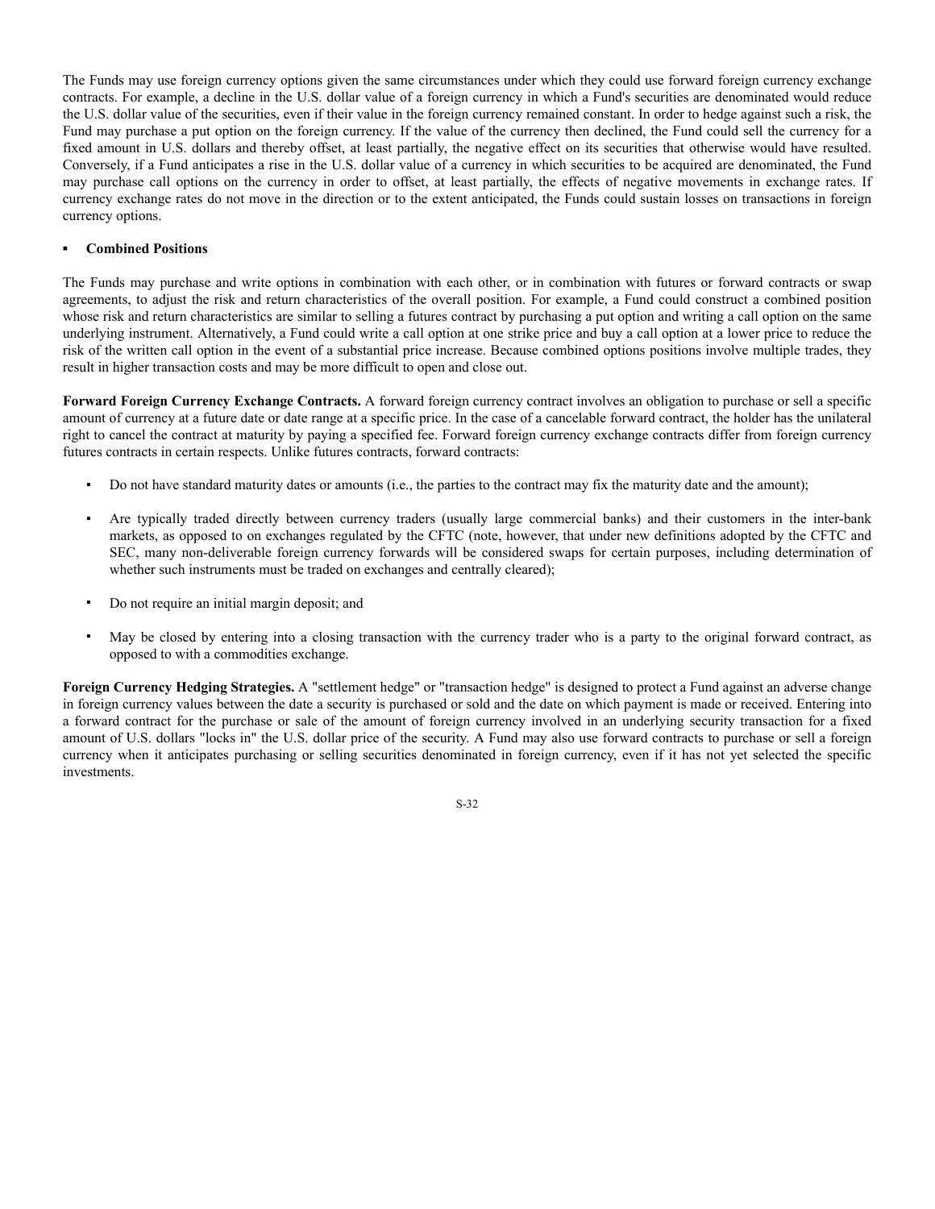The Funds may use foreign currency options given the same circumstances under which they could use forward foreign currency exchange contracts. For example, a decline in the U.S. dollar value of a foreign currency in which a Fund's securities are denominated would reduce the U.S. dollar value of the securities, even if their value in the foreign currency remained constant. In order to hedge against such a risk, the Fund may purchase a put option on the foreign currency. If the value of the currency then declined, the Fund could sell the currency for a fixed amount in U.S. dollars and thereby offset, at least partially, the negative effect on its securities that otherwise would have resulted. Conversely, if a Fund anticipates a rise in the U.S. dollar value of a currency in which securities to be acquired are denominated, the Fund may purchase call options on the currency in order to offset, at least partially, the effects of negative movements in exchange rates. If currency exchange rates do not move in the direction or to the extent anticipated, the Funds could sustain losses on transactions in foreign currency options.

- **Combined Positions**

The Funds may purchase and write options in combination with each other, or in combination with futures or forward contracts or swap agreements, to adjust the risk and return characteristics of the overall position. For example, a Fund could construct a combined position whose risk and return characteristics are similar to selling a futures contract by purchasing a put option and writing a call option on the same underlying instrument. Alternatively, a Fund could write a call option at one strike price and buy a call option at a lower price to reduce the risk of the written call option in the event of a substantial price increase. Because combined options positions involve multiple trades, they result in higher transaction costs and may be more difficult to open and close out.

**Forward Foreign Currency Exchange Contracts.** A forward foreign currency contract involves an obligation to purchase or sell a specific amount of currency at a future date or date range at a specific price. In the case of a cancelable forward contract, the holder has the unilateral right to cancel the contract at maturity by paying a specified fee. Forward foreign currency exchange contracts differ from foreign currency futures contracts in certain respects. Unlike futures contracts, forward contracts:

- Do not have standard maturity dates or amounts (i.e., the parties to the contract may fix the maturity date and the amount);
- Are typically traded directly between currency traders (usually large commercial banks) and their customers in the inter-bank markets, as opposed to on exchanges regulated by the CFTC (note, however, that under new definitions adopted by the CFTC and SEC, many non-deliverable foreign currency forwards will be considered swaps for certain purposes, including determination of whether such instruments must be traded on exchanges and centrally cleared);
- Do not require an initial margin deposit; and
- May be closed by entering into a closing transaction with the currency trader who is a party to the original forward contract, as opposed to with a commodities exchange.

**Foreign Currency Hedging Strategies.** A "settlement hedge" or "transaction hedge" is designed to protect a Fund against an adverse change in foreign currency values between the date a security is purchased or sold and the date on which payment is made or received. Entering into a forward contract for the purchase or sale of the amount of foreign currency involved in an underlying security transaction for a fixed amount of U.S. dollars "locks in" the U.S. dollar price of the security. A Fund may also use forward contracts to purchase or sell a foreign currency when it anticipates purchasing or selling securities denominated in foreign currency, even if it has not yet selected the specific investments.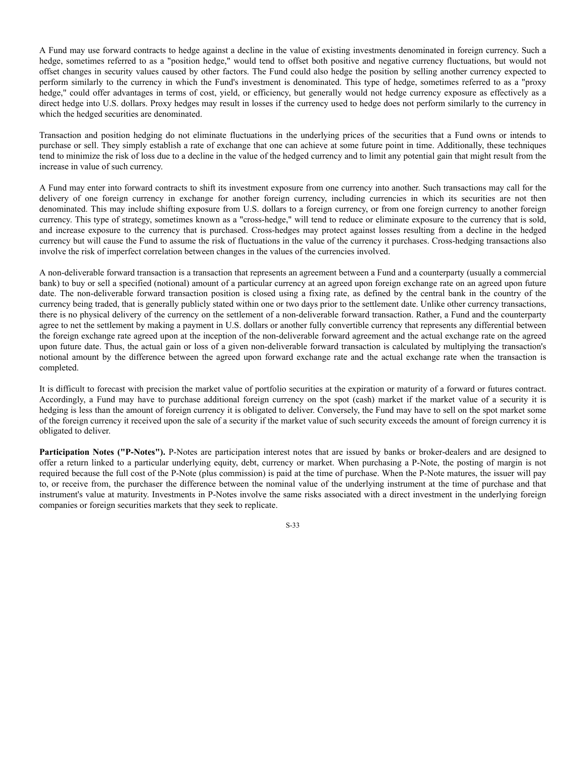A Fund may use forward contracts to hedge against a decline in the value of existing investments denominated in foreign currency. Such a hedge, sometimes referred to as a "position hedge," would tend to offset both positive and negative currency fluctuations, but would not offset changes in security values caused by other factors. The Fund could also hedge the position by selling another currency expected to perform similarly to the currency in which the Fund's investment is denominated. This type of hedge, sometimes referred to as a "proxy hedge," could offer advantages in terms of cost, yield, or efficiency, but generally would not hedge currency exposure as effectively as a direct hedge into U.S. dollars. Proxy hedges may result in losses if the currency used to hedge does not perform similarly to the currency in which the hedged securities are denominated.

Transaction and position hedging do not eliminate fluctuations in the underlying prices of the securities that a Fund owns or intends to purchase or sell. They simply establish a rate of exchange that one can achieve at some future point in time. Additionally, these techniques tend to minimize the risk of loss due to a decline in the value of the hedged currency and to limit any potential gain that might result from the increase in value of such currency.

A Fund may enter into forward contracts to shift its investment exposure from one currency into another. Such transactions may call for the delivery of one foreign currency in exchange for another foreign currency, including currencies in which its securities are not then denominated. This may include shifting exposure from U.S. dollars to a foreign currency, or from one foreign currency to another foreign currency. This type of strategy, sometimes known as a "cross-hedge," will tend to reduce or eliminate exposure to the currency that is sold, and increase exposure to the currency that is purchased. Cross-hedges may protect against losses resulting from a decline in the hedged currency but will cause the Fund to assume the risk of fluctuations in the value of the currency it purchases. Cross-hedging transactions also involve the risk of imperfect correlation between changes in the values of the currencies involved.

A non-deliverable forward transaction is a transaction that represents an agreement between a Fund and a counterparty (usually a commercial bank) to buy or sell a specified (notional) amount of a particular currency at an agreed upon foreign exchange rate on an agreed upon future date. The non-deliverable forward transaction position is closed using a fixing rate, as defined by the central bank in the country of the currency being traded, that is generally publicly stated within one or two days prior to the settlement date. Unlike other currency transactions, there is no physical delivery of the currency on the settlement of a non-deliverable forward transaction. Rather, a Fund and the counterparty agree to net the settlement by making a payment in U.S. dollars or another fully convertible currency that represents any differential between the foreign exchange rate agreed upon at the inception of the non-deliverable forward agreement and the actual exchange rate on the agreed upon future date. Thus, the actual gain or loss of a given non-deliverable forward transaction is calculated by multiplying the transaction's notional amount by the difference between the agreed upon forward exchange rate and the actual exchange rate when the transaction is completed.

It is difficult to forecast with precision the market value of portfolio securities at the expiration or maturity of a forward or futures contract. Accordingly, a Fund may have to purchase additional foreign currency on the spot (cash) market if the market value of a security it is hedging is less than the amount of foreign currency it is obligated to deliver. Conversely, the Fund may have to sell on the spot market some of the foreign currency it received upon the sale of a security if the market value of such security exceeds the amount of foreign currency it is obligated to deliver.

**Participation Notes ("P-Notes").** P-Notes are participation interest notes that are issued by banks or broker-dealers and are designed to offer a return linked to a particular underlying equity, debt, currency or market. When purchasing a P-Note, the posting of margin is not required because the full cost of the P-Note (plus commission) is paid at the time of purchase. When the P-Note matures, the issuer will pay to, or receive from, the purchaser the difference between the nominal value of the underlying instrument at the time of purchase and that instrument's value at maturity. Investments in P-Notes involve the same risks associated with a direct investment in the underlying foreign companies or foreign securities markets that they seek to replicate.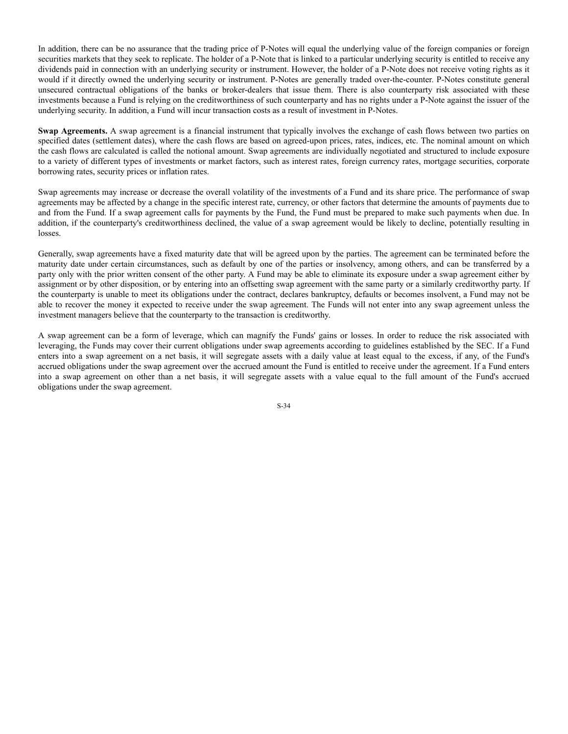In addition, there can be no assurance that the trading price of P-Notes will equal the underlying value of the foreign companies or foreign securities markets that they seek to replicate. The holder of a P-Note that is linked to a particular underlying security is entitled to receive any dividends paid in connection with an underlying security or instrument. However, the holder of a P-Note does not receive voting rights as it would if it directly owned the underlying security or instrument. P-Notes are generally traded over-the-counter. P-Notes constitute general unsecured contractual obligations of the banks or broker-dealers that issue them. There is also counterparty risk associated with these investments because a Fund is relying on the creditworthiness of such counterparty and has no rights under a P-Note against the issuer of the underlying security. In addition, a Fund will incur transaction costs as a result of investment in P-Notes.

**Swap Agreements.** A swap agreement is a financial instrument that typically involves the exchange of cash flows between two parties on specified dates (settlement dates), where the cash flows are based on agreed-upon prices, rates, indices, etc. The nominal amount on which the cash flows are calculated is called the notional amount. Swap agreements are individually negotiated and structured to include exposure to a variety of different types of investments or market factors, such as interest rates, foreign currency rates, mortgage securities, corporate borrowing rates, security prices or inflation rates.

Swap agreements may increase or decrease the overall volatility of the investments of a Fund and its share price. The performance of swap agreements may be affected by a change in the specific interest rate, currency, or other factors that determine the amounts of payments due to and from the Fund. If a swap agreement calls for payments by the Fund, the Fund must be prepared to make such payments when due. In addition, if the counterparty's creditworthiness declined, the value of a swap agreement would be likely to decline, potentially resulting in losses.

Generally, swap agreements have a fixed maturity date that will be agreed upon by the parties. The agreement can be terminated before the maturity date under certain circumstances, such as default by one of the parties or insolvency, among others, and can be transferred by a party only with the prior written consent of the other party. A Fund may be able to eliminate its exposure under a swap agreement either by assignment or by other disposition, or by entering into an offsetting swap agreement with the same party or a similarly creditworthy party. If the counterparty is unable to meet its obligations under the contract, declares bankruptcy, defaults or becomes insolvent, a Fund may not be able to recover the money it expected to receive under the swap agreement. The Funds will not enter into any swap agreement unless the investment managers believe that the counterparty to the transaction is creditworthy.

A swap agreement can be a form of leverage, which can magnify the Funds' gains or losses. In order to reduce the risk associated with leveraging, the Funds may cover their current obligations under swap agreements according to guidelines established by the SEC. If a Fund enters into a swap agreement on a net basis, it will segregate assets with a daily value at least equal to the excess, if any, of the Fund's accrued obligations under the swap agreement over the accrued amount the Fund is entitled to receive under the agreement. If a Fund enters into a swap agreement on other than a net basis, it will segregate assets with a value equal to the full amount of the Fund's accrued obligations under the swap agreement.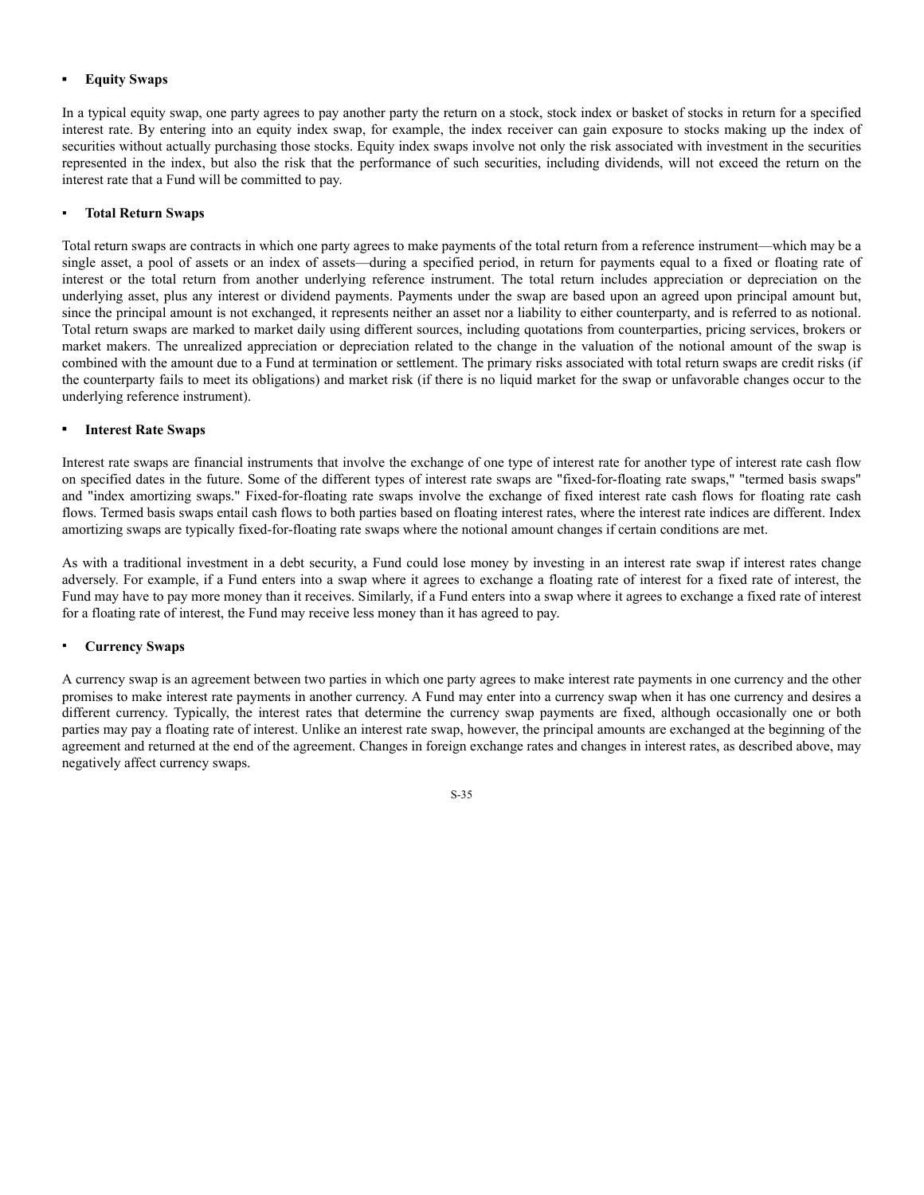- **Equity Swaps**

In a typical equity swap, one party agrees to pay another party the return on a stock, stock index or basket of stocks in return for a specified interest rate. By entering into an equity index swap, for example, the index receiver can gain exposure to stocks making up the index of securities without actually purchasing those stocks. Equity index swaps involve not only the risk associated with investment in the securities represented in the index, but also the risk that the performance of such securities, including dividends, will not exceed the return on the interest rate that a Fund will be committed to pay.

- **Total Return Swaps**

Total return swaps are contracts in which one party agrees to make payments of the total return from a reference instrument—which may be a single asset, a pool of assets or an index of assets—during a specified period, in return for payments equal to a fixed or floating rate of interest or the total return from another underlying reference instrument. The total return includes appreciation or depreciation on the underlying asset, plus any interest or dividend payments. Payments under the swap are based upon an agreed upon principal amount but, since the principal amount is not exchanged, it represents neither an asset nor a liability to either counterparty, and is referred to as notional. Total return swaps are marked to market daily using different sources, including quotations from counterparties, pricing services, brokers or market makers. The unrealized appreciation or depreciation related to the change in the valuation of the notional amount of the swap is combined with the amount due to a Fund at termination or settlement. The primary risks associated with total return swaps are credit risks (if the counterparty fails to meet its obligations) and market risk (if there is no liquid market for the swap or unfavorable changes occur to the underlying reference instrument).

- **Interest Rate Swaps**

Interest rate swaps are financial instruments that involve the exchange of one type of interest rate for another type of interest rate cash flow on specified dates in the future. Some of the different types of interest rate swaps are "fixed-for-floating rate swaps," "termed basis swaps" and "index amortizing swaps." Fixed-for-floating rate swaps involve the exchange of fixed interest rate cash flows for floating rate cash flows. Termed basis swaps entail cash flows to both parties based on floating interest rates, where the interest rate indices are different. Index amortizing swaps are typically fixed-for-floating rate swaps where the notional amount changes if certain conditions are met.

As with a traditional investment in a debt security, a Fund could lose money by investing in an interest rate swap if interest rates change adversely. For example, if a Fund enters into a swap where it agrees to exchange a floating rate of interest for a fixed rate of interest, the Fund may have to pay more money than it receives. Similarly, if a Fund enters into a swap where it agrees to exchange a fixed rate of interest for a floating rate of interest, the Fund may receive less money than it has agreed to pay.

- **Currency Swaps**

A currency swap is an agreement between two parties in which one party agrees to make interest rate payments in one currency and the other promises to make interest rate payments in another currency. A Fund may enter into a currency swap when it has one currency and desires a different currency. Typically, the interest rates that determine the currency swap payments are fixed, although occasionally one or both parties may pay a floating rate of interest. Unlike an interest rate swap, however, the principal amounts are exchanged at the beginning of the agreement and returned at the end of the agreement. Changes in foreign exchange rates and changes in interest rates, as described above, may negatively affect currency swaps.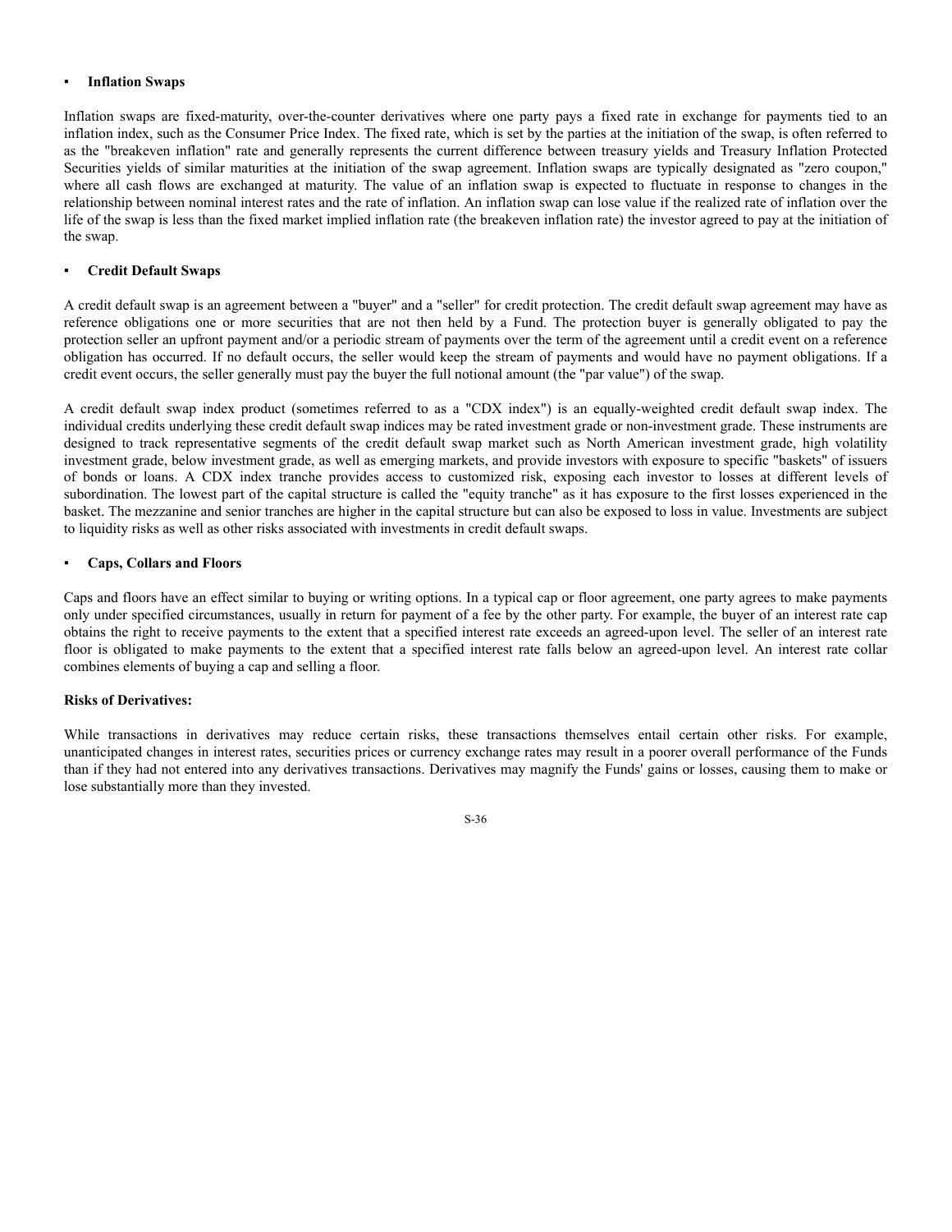- **Inflation Swaps**

Inflation swaps are fixed-maturity, over-the-counter derivatives where one party pays a fixed rate in exchange for payments tied to an inflation index, such as the Consumer Price Index. The fixed rate, which is set by the parties at the initiation of the swap, is often referred to as the "breakeven inflation" rate and generally represents the current difference between treasury yields and Treasury Inflation Protected Securities yields of similar maturities at the initiation of the swap agreement. Inflation swaps are typically designated as "zero coupon," where all cash flows are exchanged at maturity. The value of an inflation swap is expected to fluctuate in response to changes in the relationship between nominal interest rates and the rate of inflation. An inflation swap can lose value if the realized rate of inflation over the life of the swap is less than the fixed market implied inflation rate (the breakeven inflation rate) the investor agreed to pay at the initiation of the swap.

- **Credit Default Swaps**

A credit default swap is an agreement between a "buyer" and a "seller" for credit protection. The credit default swap agreement may have as reference obligations one or more securities that are not then held by a Fund. The protection buyer is generally obligated to pay the protection seller an upfront payment and/or a periodic stream of payments over the term of the agreement until a credit event on a reference obligation has occurred. If no default occurs, the seller would keep the stream of payments and would have no payment obligations. If a credit event occurs, the seller generally must pay the buyer the full notional amount (the "par value") of the swap.

A credit default swap index product (sometimes referred to as a "CDX index") is an equally-weighted credit default swap index. The individual credits underlying these credit default swap indices may be rated investment grade or non-investment grade. These instruments are designed to track representative segments of the credit default swap market such as North American investment grade, high volatility investment grade, below investment grade, as well as emerging markets, and provide investors with exposure to specific "baskets" of issuers of bonds or loans. A CDX index tranche provides access to customized risk, exposing each investor to losses at different levels of subordination. The lowest part of the capital structure is called the "equity tranche" as it has exposure to the first losses experienced in the basket. The mezzanine and senior tranches are higher in the capital structure but can also be exposed to loss in value. Investments are subject to liquidity risks as well as other risks associated with investments in credit default swaps.

- **Caps, Collars and Floors**

Caps and floors have an effect similar to buying or writing options. In a typical cap or floor agreement, one party agrees to make payments only under specified circumstances, usually in return for payment of a fee by the other party. For example, the buyer of an interest rate cap obtains the right to receive payments to the extent that a specified interest rate exceeds an agreed-upon level. The seller of an interest rate floor is obligated to make payments to the extent that a specified interest rate falls below an agreed-upon level. An interest rate collar combines elements of buying a cap and selling a floor.

**Risks of Derivatives:**

While transactions in derivatives may reduce certain risks, these transactions themselves entail certain other risks. For example, unanticipated changes in interest rates, securities prices or currency exchange rates may result in a poorer overall performance of the Funds than if they had not entered into any derivatives transactions. Derivatives may magnify the Funds' gains or losses, causing them to make or lose substantially more than they invested.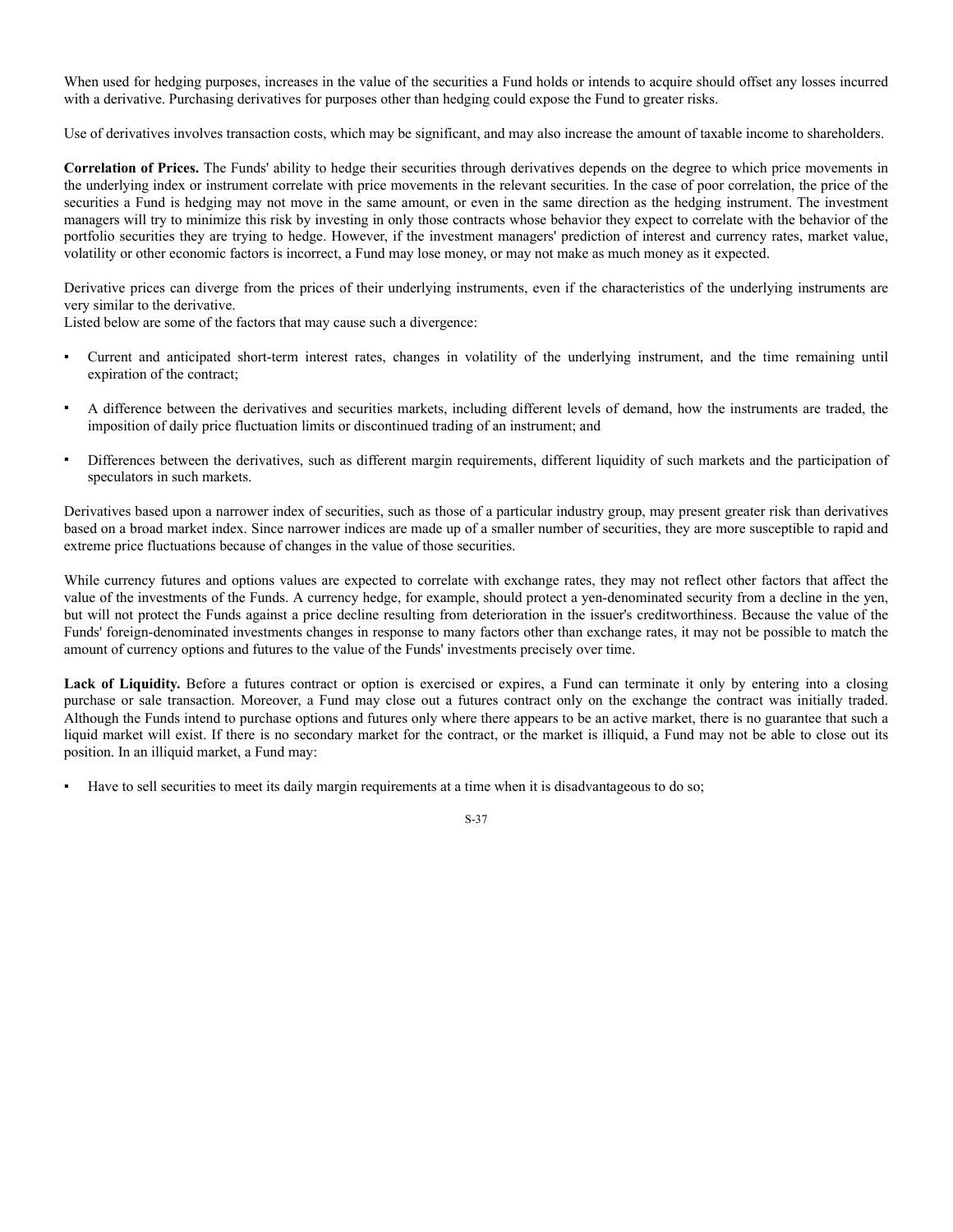When used for hedging purposes, increases in the value of the securities a Fund holds or intends to acquire should offset any losses incurred with a derivative. Purchasing derivatives for purposes other than hedging could expose the Fund to greater risks.

Use of derivatives involves transaction costs, which may be significant, and may also increase the amount of taxable income to shareholders.

**Correlation of Prices.** The Funds' ability to hedge their securities through derivatives depends on the degree to which price movements in the underlying index or instrument correlate with price movements in the relevant securities. In the case of poor correlation, the price of the securities a Fund is hedging may not move in the same amount, or even in the same direction as the hedging instrument. The investment managers will try to minimize this risk by investing in only those contracts whose behavior they expect to correlate with the behavior of the portfolio securities they are trying to hedge. However, if the investment managers' prediction of interest and currency rates, market value, volatility or other economic factors is incorrect, a Fund may lose money, or may not make as much money as it expected.

Derivative prices can diverge from the prices of their underlying instruments, even if the characteristics of the underlying instruments are very similar to the derivative.
Listed below are some of the factors that may cause such a divergence:

- Current and anticipated short-term interest rates, changes in volatility of the underlying instrument, and the time remaining until expiration of the contract;
- A difference between the derivatives and securities markets, including different levels of demand, how the instruments are traded, the imposition of daily price fluctuation limits or discontinued trading of an instrument; and
- Differences between the derivatives, such as different margin requirements, different liquidity of such markets and the participation of speculators in such markets.

Derivatives based upon a narrower index of securities, such as those of a particular industry group, may present greater risk than derivatives based on a broad market index. Since narrower indices are made up of a smaller number of securities, they are more susceptible to rapid and extreme price fluctuations because of changes in the value of those securities.

While currency futures and options values are expected to correlate with exchange rates, they may not reflect other factors that affect the value of the investments of the Funds. A currency hedge, for example, should protect a yen-denominated security from a decline in the yen, but will not protect the Funds against a price decline resulting from deterioration in the issuer's creditworthiness. Because the value of the Funds' foreign-denominated investments changes in response to many factors other than exchange rates, it may not be possible to match the amount of currency options and futures to the value of the Funds' investments precisely over time.

**Lack of Liquidity.** Before a futures contract or option is exercised or expires, a Fund can terminate it only by entering into a closing purchase or sale transaction. Moreover, a Fund may close out a futures contract only on the exchange the contract was initially traded. Although the Funds intend to purchase options and futures only where there appears to be an active market, there is no guarantee that such a liquid market will exist. If there is no secondary market for the contract, or the market is illiquid, a Fund may not be able to close out its position. In an illiquid market, a Fund may:

- Have to sell securities to meet its daily margin requirements at a time when it is disadvantageous to do so;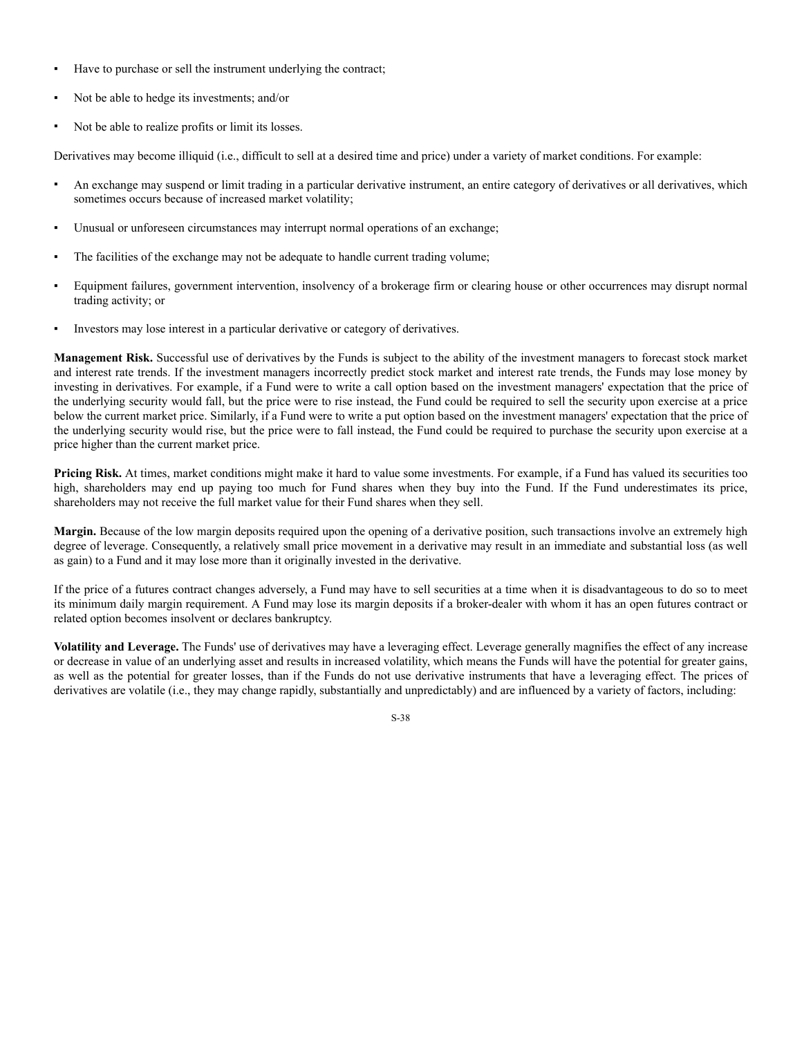- Have to purchase or sell the instrument underlying the contract;
- Not be able to hedge its investments; and/or
- Not be able to realize profits or limit its losses.

Derivatives may become illiquid (i.e., difficult to sell at a desired time and price) under a variety of market conditions. For example:

- An exchange may suspend or limit trading in a particular derivative instrument, an entire category of derivatives or all derivatives, which sometimes occurs because of increased market volatility;
- Unusual or unforeseen circumstances may interrupt normal operations of an exchange;
- The facilities of the exchange may not be adequate to handle current trading volume;
- Equipment failures, government intervention, insolvency of a brokerage firm or clearing house or other occurrences may disrupt normal trading activity; or
- Investors may lose interest in a particular derivative or category of derivatives.

**Management Risk.** Successful use of derivatives by the Funds is subject to the ability of the investment managers to forecast stock market and interest rate trends. If the investment managers incorrectly predict stock market and interest rate trends, the Funds may lose money by investing in derivatives. For example, if a Fund were to write a call option based on the investment managers' expectation that the price of the underlying security would fall, but the price were to rise instead, the Fund could be required to sell the security upon exercise at a price below the current market price. Similarly, if a Fund were to write a put option based on the investment managers' expectation that the price of the underlying security would rise, but the price were to fall instead, the Fund could be required to purchase the security upon exercise at a price higher than the current market price.

**Pricing Risk.** At times, market conditions might make it hard to value some investments. For example, if a Fund has valued its securities too high, shareholders may end up paying too much for Fund shares when they buy into the Fund. If the Fund underestimates its price, shareholders may not receive the full market value for their Fund shares when they sell.

**Margin.** Because of the low margin deposits required upon the opening of a derivative position, such transactions involve an extremely high degree of leverage. Consequently, a relatively small price movement in a derivative may result in an immediate and substantial loss (as well as gain) to a Fund and it may lose more than it originally invested in the derivative.

If the price of a futures contract changes adversely, a Fund may have to sell securities at a time when it is disadvantageous to do so to meet its minimum daily margin requirement. A Fund may lose its margin deposits if a broker-dealer with whom it has an open futures contract or related option becomes insolvent or declares bankruptcy.

**Volatility and Leverage.** The Funds' use of derivatives may have a leveraging effect. Leverage generally magnifies the effect of any increase or decrease in value of an underlying asset and results in increased volatility, which means the Funds will have the potential for greater gains, as well as the potential for greater losses, than if the Funds do not use derivative instruments that have a leveraging effect. The prices of derivatives are volatile (i.e., they may change rapidly, substantially and unpredictably) and are influenced by a variety of factors, including: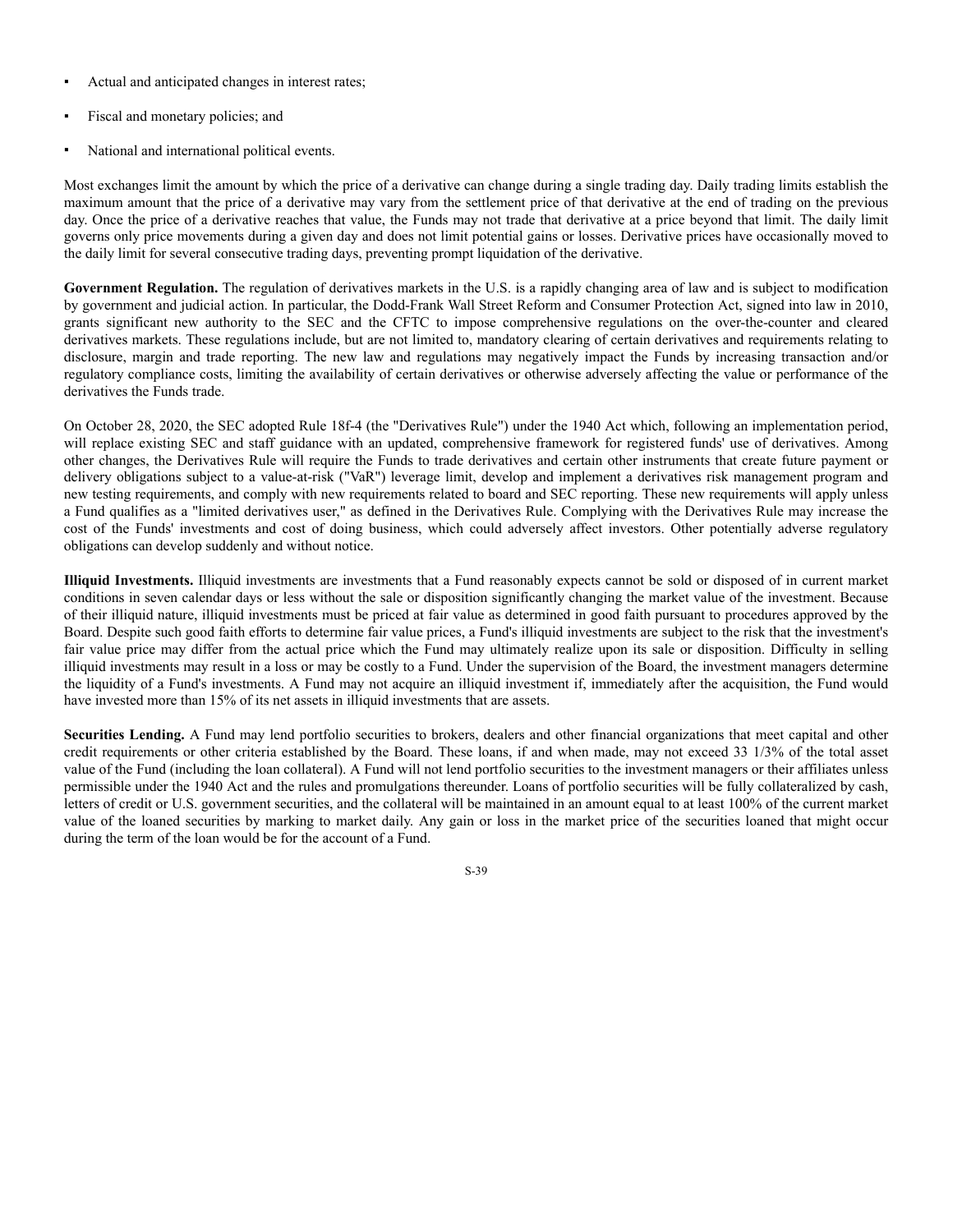- Actual and anticipated changes in interest rates;
- Fiscal and monetary policies; and
- National and international political events.

Most exchanges limit the amount by which the price of a derivative can change during a single trading day. Daily trading limits establish the maximum amount that the price of a derivative may vary from the settlement price of that derivative at the end of trading on the previous day. Once the price of a derivative reaches that value, the Funds may not trade that derivative at a price beyond that limit. The daily limit governs only price movements during a given day and does not limit potential gains or losses. Derivative prices have occasionally moved to the daily limit for several consecutive trading days, preventing prompt liquidation of the derivative.

**Government Regulation.** The regulation of derivatives markets in the U.S. is a rapidly changing area of law and is subject to modification by government and judicial action. In particular, the Dodd-Frank Wall Street Reform and Consumer Protection Act, signed into law in 2010, grants significant new authority to the SEC and the CFTC to impose comprehensive regulations on the over-the-counter and cleared derivatives markets. These regulations include, but are not limited to, mandatory clearing of certain derivatives and requirements relating to disclosure, margin and trade reporting. The new law and regulations may negatively impact the Funds by increasing transaction and/or regulatory compliance costs, limiting the availability of certain derivatives or otherwise adversely affecting the value or performance of the derivatives the Funds trade.

On October 28, 2020, the SEC adopted Rule 18f-4 (the "Derivatives Rule") under the 1940 Act which, following an implementation period, will replace existing SEC and staff guidance with an updated, comprehensive framework for registered funds' use of derivatives. Among other changes, the Derivatives Rule will require the Funds to trade derivatives and certain other instruments that create future payment or delivery obligations subject to a value-at-risk ("VaR") leverage limit, develop and implement a derivatives risk management program and new testing requirements, and comply with new requirements related to board and SEC reporting. These new requirements will apply unless a Fund qualifies as a "limited derivatives user," as defined in the Derivatives Rule. Complying with the Derivatives Rule may increase the cost of the Funds' investments and cost of doing business, which could adversely affect investors. Other potentially adverse regulatory obligations can develop suddenly and without notice.

**Illiquid Investments.** Illiquid investments are investments that a Fund reasonably expects cannot be sold or disposed of in current market conditions in seven calendar days or less without the sale or disposition significantly changing the market value of the investment. Because of their illiquid nature, illiquid investments must be priced at fair value as determined in good faith pursuant to procedures approved by the Board. Despite such good faith efforts to determine fair value prices, a Fund's illiquid investments are subject to the risk that the investment's fair value price may differ from the actual price which the Fund may ultimately realize upon its sale or disposition. Difficulty in selling illiquid investments may result in a loss or may be costly to a Fund. Under the supervision of the Board, the investment managers determine the liquidity of a Fund's investments. A Fund may not acquire an illiquid investment if, immediately after the acquisition, the Fund would have invested more than 15% of its net assets in illiquid investments that are assets.

**Securities Lending.** A Fund may lend portfolio securities to brokers, dealers and other financial organizations that meet capital and other credit requirements or other criteria established by the Board. These loans, if and when made, may not exceed 33 1/3% of the total asset value of the Fund (including the loan collateral). A Fund will not lend portfolio securities to the investment managers or their affiliates unless permissible under the 1940 Act and the rules and promulgations thereunder. Loans of portfolio securities will be fully collateralized by cash, letters of credit or U.S. government securities, and the collateral will be maintained in an amount equal to at least 100% of the current market value of the loaned securities by marking to market daily. Any gain or loss in the market price of the securities loaned that might occur during the term of the loan would be for the account of a Fund.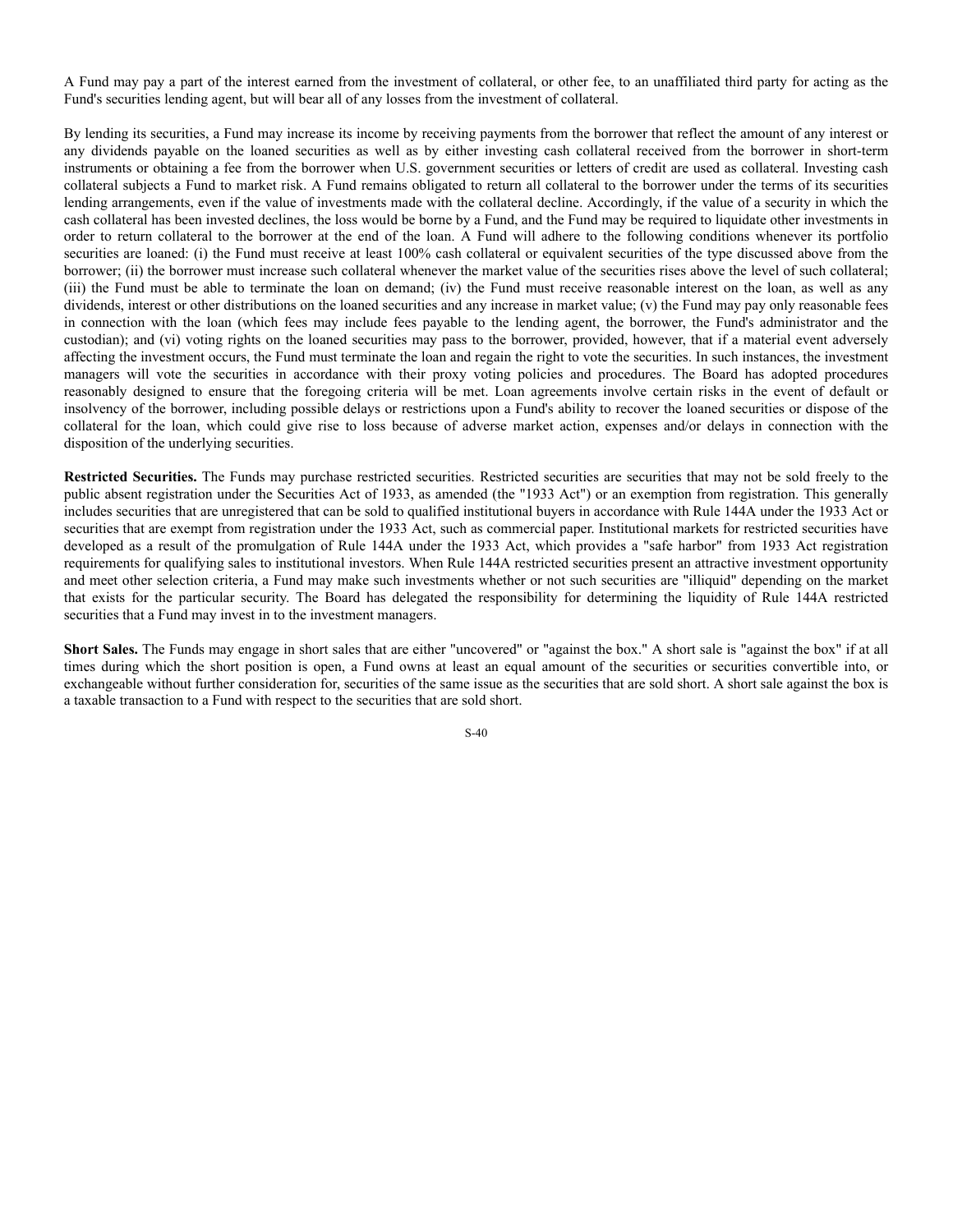A Fund may pay a part of the interest earned from the investment of collateral, or other fee, to an unaffiliated third party for acting as the Fund's securities lending agent, but will bear all of any losses from the investment of collateral.

By lending its securities, a Fund may increase its income by receiving payments from the borrower that reflect the amount of any interest or any dividends payable on the loaned securities as well as by either investing cash collateral received from the borrower in short-term instruments or obtaining a fee from the borrower when U.S. government securities or letters of credit are used as collateral. Investing cash collateral subjects a Fund to market risk. A Fund remains obligated to return all collateral to the borrower under the terms of its securities lending arrangements, even if the value of investments made with the collateral decline. Accordingly, if the value of a security in which the cash collateral has been invested declines, the loss would be borne by a Fund, and the Fund may be required to liquidate other investments in order to return collateral to the borrower at the end of the loan. A Fund will adhere to the following conditions whenever its portfolio securities are loaned: (i) the Fund must receive at least 100% cash collateral or equivalent securities of the type discussed above from the borrower; (ii) the borrower must increase such collateral whenever the market value of the securities rises above the level of such collateral; (iii) the Fund must be able to terminate the loan on demand; (iv) the Fund must receive reasonable interest on the loan, as well as any dividends, interest or other distributions on the loaned securities and any increase in market value; (v) the Fund may pay only reasonable fees in connection with the loan (which fees may include fees payable to the lending agent, the borrower, the Fund's administrator and the custodian); and (vi) voting rights on the loaned securities may pass to the borrower, provided, however, that if a material event adversely affecting the investment occurs, the Fund must terminate the loan and regain the right to vote the securities. In such instances, the investment managers will vote the securities in accordance with their proxy voting policies and procedures. The Board has adopted procedures reasonably designed to ensure that the foregoing criteria will be met. Loan agreements involve certain risks in the event of default or insolvency of the borrower, including possible delays or restrictions upon a Fund's ability to recover the loaned securities or dispose of the collateral for the loan, which could give rise to loss because of adverse market action, expenses and/or delays in connection with the disposition of the underlying securities.

**Restricted Securities.** The Funds may purchase restricted securities. Restricted securities are securities that may not be sold freely to the public absent registration under the Securities Act of 1933, as amended (the "1933 Act") or an exemption from registration. This generally includes securities that are unregistered that can be sold to qualified institutional buyers in accordance with Rule 144A under the 1933 Act or securities that are exempt from registration under the 1933 Act, such as commercial paper. Institutional markets for restricted securities have developed as a result of the promulgation of Rule 144A under the 1933 Act, which provides a "safe harbor" from 1933 Act registration requirements for qualifying sales to institutional investors. When Rule 144A restricted securities present an attractive investment opportunity and meet other selection criteria, a Fund may make such investments whether or not such securities are "illiquid" depending on the market that exists for the particular security. The Board has delegated the responsibility for determining the liquidity of Rule 144A restricted securities that a Fund may invest in to the investment managers.

**Short Sales.** The Funds may engage in short sales that are either "uncovered" or "against the box." A short sale is "against the box" if at all times during which the short position is open, a Fund owns at least an equal amount of the securities or securities convertible into, or exchangeable without further consideration for, securities of the same issue as the securities that are sold short. A short sale against the box is a taxable transaction to a Fund with respect to the securities that are sold short.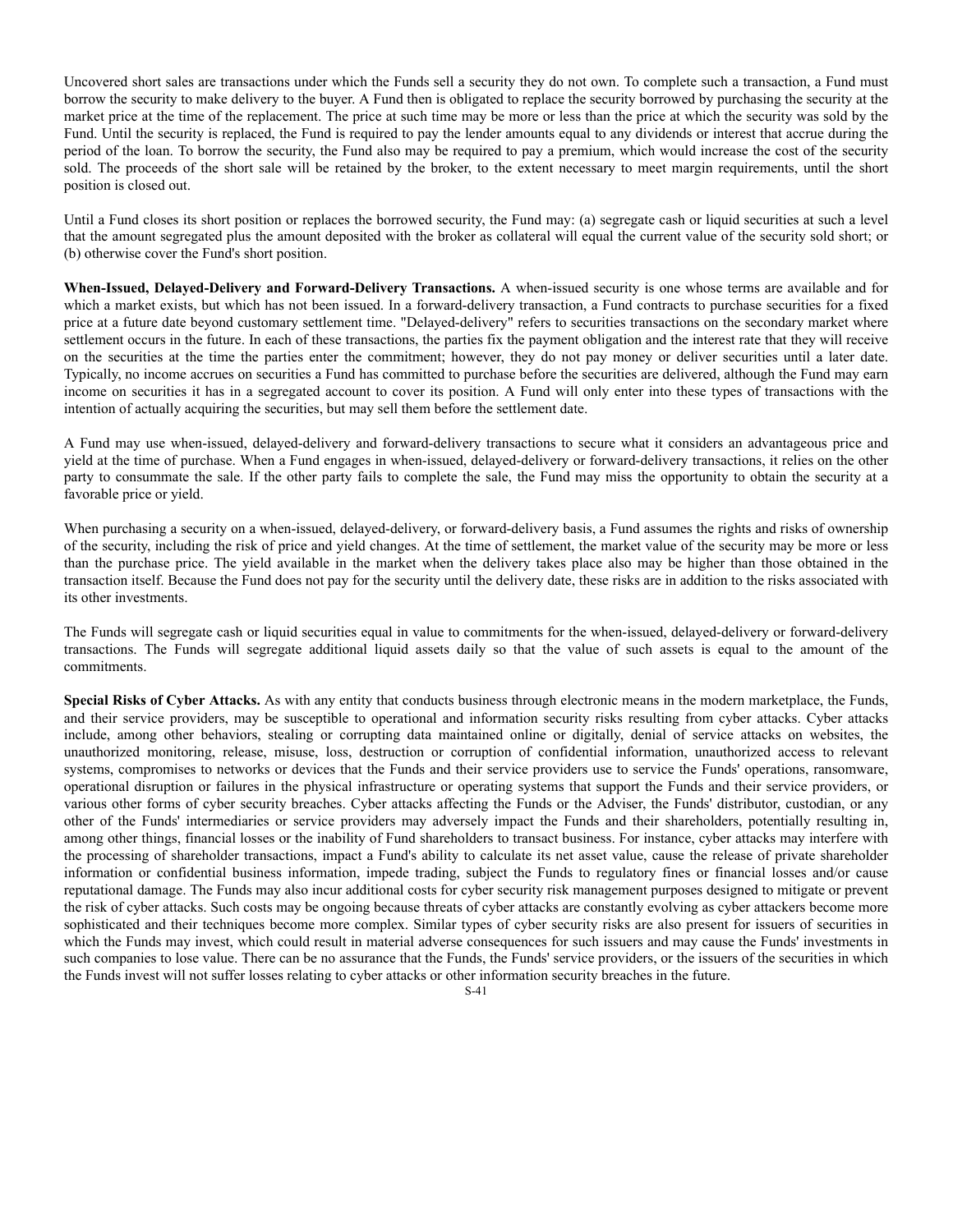Uncovered short sales are transactions under which the Funds sell a security they do not own. To complete such a transaction, a Fund must borrow the security to make delivery to the buyer. A Fund then is obligated to replace the security borrowed by purchasing the security at the market price at the time of the replacement. The price at such time may be more or less than the price at which the security was sold by the Fund. Until the security is replaced, the Fund is required to pay the lender amounts equal to any dividends or interest that accrue during the period of the loan. To borrow the security, the Fund also may be required to pay a premium, which would increase the cost of the security sold. The proceeds of the short sale will be retained by the broker, to the extent necessary to meet margin requirements, until the short position is closed out.

Until a Fund closes its short position or replaces the borrowed security, the Fund may: (a) segregate cash or liquid securities at such a level that the amount segregated plus the amount deposited with the broker as collateral will equal the current value of the security sold short; or (b) otherwise cover the Fund's short position.

**When-Issued, Delayed-Delivery and Forward-Delivery Transactions.** A when-issued security is one whose terms are available and for which a market exists, but which has not been issued. In a forward-delivery transaction, a Fund contracts to purchase securities for a fixed price at a future date beyond customary settlement time. "Delayed-delivery" refers to securities transactions on the secondary market where settlement occurs in the future. In each of these transactions, the parties fix the payment obligation and the interest rate that they will receive on the securities at the time the parties enter the commitment; however, they do not pay money or deliver securities until a later date. Typically, no income accrues on securities a Fund has committed to purchase before the securities are delivered, although the Fund may earn income on securities it has in a segregated account to cover its position. A Fund will only enter into these types of transactions with the intention of actually acquiring the securities, but may sell them before the settlement date.

A Fund may use when-issued, delayed-delivery and forward-delivery transactions to secure what it considers an advantageous price and yield at the time of purchase. When a Fund engages in when-issued, delayed-delivery or forward-delivery transactions, it relies on the other party to consummate the sale. If the other party fails to complete the sale, the Fund may miss the opportunity to obtain the security at a favorable price or yield.

When purchasing a security on a when-issued, delayed-delivery, or forward-delivery basis, a Fund assumes the rights and risks of ownership of the security, including the risk of price and yield changes. At the time of settlement, the market value of the security may be more or less than the purchase price. The yield available in the market when the delivery takes place also may be higher than those obtained in the transaction itself. Because the Fund does not pay for the security until the delivery date, these risks are in addition to the risks associated with its other investments.

The Funds will segregate cash or liquid securities equal in value to commitments for the when-issued, delayed-delivery or forward-delivery transactions. The Funds will segregate additional liquid assets daily so that the value of such assets is equal to the amount of the commitments.

**Special Risks of Cyber Attacks.** As with any entity that conducts business through electronic means in the modern marketplace, the Funds, and their service providers, may be susceptible to operational and information security risks resulting from cyber attacks. Cyber attacks include, among other behaviors, stealing or corrupting data maintained online or digitally, denial of service attacks on websites, the unauthorized monitoring, release, misuse, loss, destruction or corruption of confidential information, unauthorized access to relevant systems, compromises to networks or devices that the Funds and their service providers use to service the Funds' operations, ransomware, operational disruption or failures in the physical infrastructure or operating systems that support the Funds and their service providers, or various other forms of cyber security breaches. Cyber attacks affecting the Funds or the Adviser, the Funds' distributor, custodian, or any other of the Funds' intermediaries or service providers may adversely impact the Funds and their shareholders, potentially resulting in, among other things, financial losses or the inability of Fund shareholders to transact business. For instance, cyber attacks may interfere with the processing of shareholder transactions, impact a Fund's ability to calculate its net asset value, cause the release of private shareholder information or confidential business information, impede trading, subject the Funds to regulatory fines or financial losses and/or cause reputational damage. The Funds may also incur additional costs for cyber security risk management purposes designed to mitigate or prevent the risk of cyber attacks. Such costs may be ongoing because threats of cyber attacks are constantly evolving as cyber attackers become more sophisticated and their techniques become more complex. Similar types of cyber security risks are also present for issuers of securities in which the Funds may invest, which could result in material adverse consequences for such issuers and may cause the Funds' investments in such companies to lose value. There can be no assurance that the Funds, the Funds' service providers, or the issuers of the securities in which the Funds invest will not suffer losses relating to cyber attacks or other information security breaches in the future.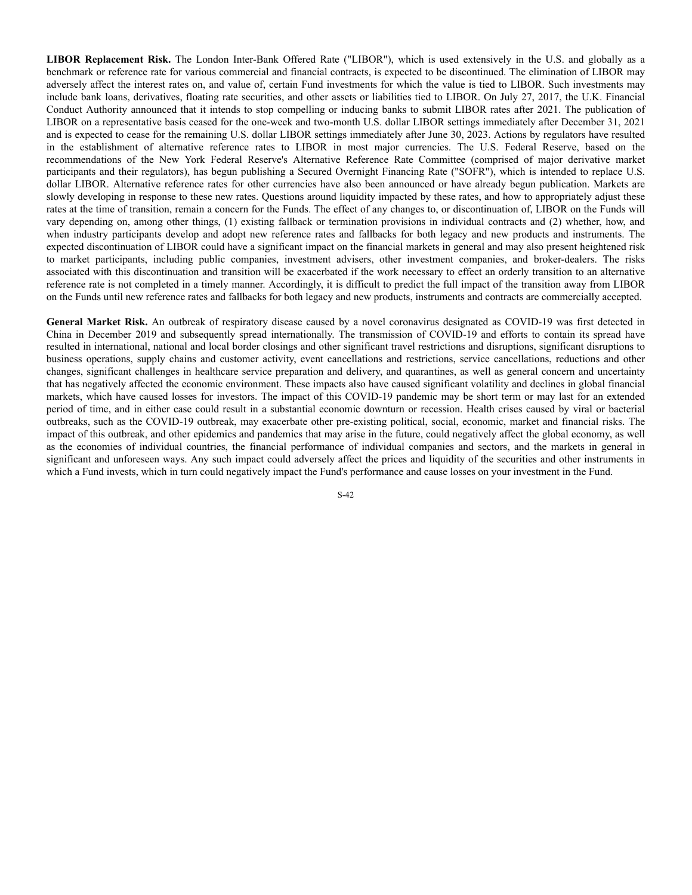**LIBOR Replacement Risk.** The London Inter-Bank Offered Rate ("LIBOR"), which is used extensively in the U.S. and globally as a benchmark or reference rate for various commercial and financial contracts, is expected to be discontinued. The elimination of LIBOR may adversely affect the interest rates on, and value of, certain Fund investments for which the value is tied to LIBOR. Such investments may include bank loans, derivatives, floating rate securities, and other assets or liabilities tied to LIBOR. On July 27, 2017, the U.K. Financial Conduct Authority announced that it intends to stop compelling or inducing banks to submit LIBOR rates after 2021. The publication of LIBOR on a representative basis ceased for the one-week and two-month U.S. dollar LIBOR settings immediately after December 31, 2021 and is expected to cease for the remaining U.S. dollar LIBOR settings immediately after June 30, 2023. Actions by regulators have resulted in the establishment of alternative reference rates to LIBOR in most major currencies. The U.S. Federal Reserve, based on the recommendations of the New York Federal Reserve's Alternative Reference Rate Committee (comprised of major derivative market participants and their regulators), has begun publishing a Secured Overnight Financing Rate ("SOFR"), which is intended to replace U.S. dollar LIBOR. Alternative reference rates for other currencies have also been announced or have already begun publication. Markets are slowly developing in response to these new rates. Questions around liquidity impacted by these rates, and how to appropriately adjust these rates at the time of transition, remain a concern for the Funds. The effect of any changes to, or discontinuation of, LIBOR on the Funds will vary depending on, among other things, (1) existing fallback or termination provisions in individual contracts and (2) whether, how, and when industry participants develop and adopt new reference rates and fallbacks for both legacy and new products and instruments. The expected discontinuation of LIBOR could have a significant impact on the financial markets in general and may also present heightened risk to market participants, including public companies, investment advisers, other investment companies, and broker-dealers. The risks associated with this discontinuation and transition will be exacerbated if the work necessary to effect an orderly transition to an alternative reference rate is not completed in a timely manner. Accordingly, it is difficult to predict the full impact of the transition away from LIBOR on the Funds until new reference rates and fallbacks for both legacy and new products, instruments and contracts are commercially accepted.

**General Market Risk.** An outbreak of respiratory disease caused by a novel coronavirus designated as COVID-19 was first detected in China in December 2019 and subsequently spread internationally. The transmission of COVID-19 and efforts to contain its spread have resulted in international, national and local border closings and other significant travel restrictions and disruptions, significant disruptions to business operations, supply chains and customer activity, event cancellations and restrictions, service cancellations, reductions and other changes, significant challenges in healthcare service preparation and delivery, and quarantines, as well as general concern and uncertainty that has negatively affected the economic environment. These impacts also have caused significant volatility and declines in global financial markets, which have caused losses for investors. The impact of this COVID-19 pandemic may be short term or may last for an extended period of time, and in either case could result in a substantial economic downturn or recession. Health crises caused by viral or bacterial outbreaks, such as the COVID-19 outbreak, may exacerbate other pre-existing political, social, economic, market and financial risks. The impact of this outbreak, and other epidemics and pandemics that may arise in the future, could negatively affect the global economy, as well as the economies of individual countries, the financial performance of individual companies and sectors, and the markets in general in significant and unforeseen ways. Any such impact could adversely affect the prices and liquidity of the securities and other instruments in which a Fund invests, which in turn could negatively impact the Fund's performance and cause losses on your investment in the Fund.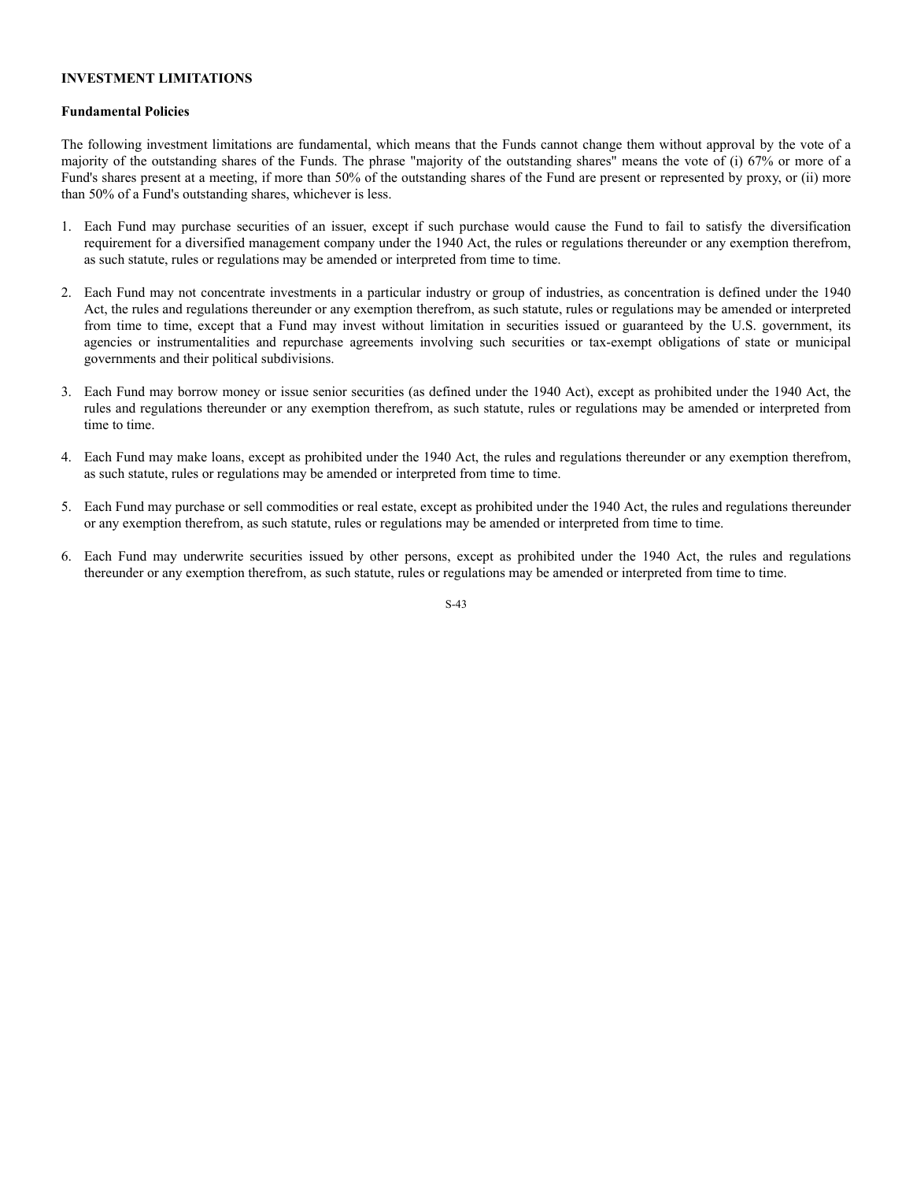**INVESTMENT LIMITATIONS**

**Fundamental Policies**

The following investment limitations are fundamental, which means that the Funds cannot change them without approval by the vote of a majority of the outstanding shares of the Funds. The phrase "majority of the outstanding shares" means the vote of (i) 67% or more of a Fund's shares present at a meeting, if more than 50% of the outstanding shares of the Fund are present or represented by proxy, or (ii) more than 50% of a Fund's outstanding shares, whichever is less.

1. Each Fund may purchase securities of an issuer, except if such purchase would cause the Fund to fail to satisfy the diversification requirement for a diversified management company under the 1940 Act, the rules or regulations thereunder or any exemption therefrom, as such statute, rules or regulations may be amended or interpreted from time to time.

2. Each Fund may not concentrate investments in a particular industry or group of industries, as concentration is defined under the 1940 Act, the rules and regulations thereunder or any exemption therefrom, as such statute, rules or regulations may be amended or interpreted from time to time, except that a Fund may invest without limitation in securities issued or guaranteed by the U.S. government, its agencies or instrumentalities and repurchase agreements involving such securities or tax-exempt obligations of state or municipal governments and their political subdivisions.

3. Each Fund may borrow money or issue senior securities (as defined under the 1940 Act), except as prohibited under the 1940 Act, the rules and regulations thereunder or any exemption therefrom, as such statute, rules or regulations may be amended or interpreted from time to time.

4. Each Fund may make loans, except as prohibited under the 1940 Act, the rules and regulations thereunder or any exemption therefrom, as such statute, rules or regulations may be amended or interpreted from time to time.

5. Each Fund may purchase or sell commodities or real estate, except as prohibited under the 1940 Act, the rules and regulations thereunder or any exemption therefrom, as such statute, rules or regulations may be amended or interpreted from time to time.

6. Each Fund may underwrite securities issued by other persons, except as prohibited under the 1940 Act, the rules and regulations thereunder or any exemption therefrom, as such statute, rules or regulations may be amended or interpreted from time to time.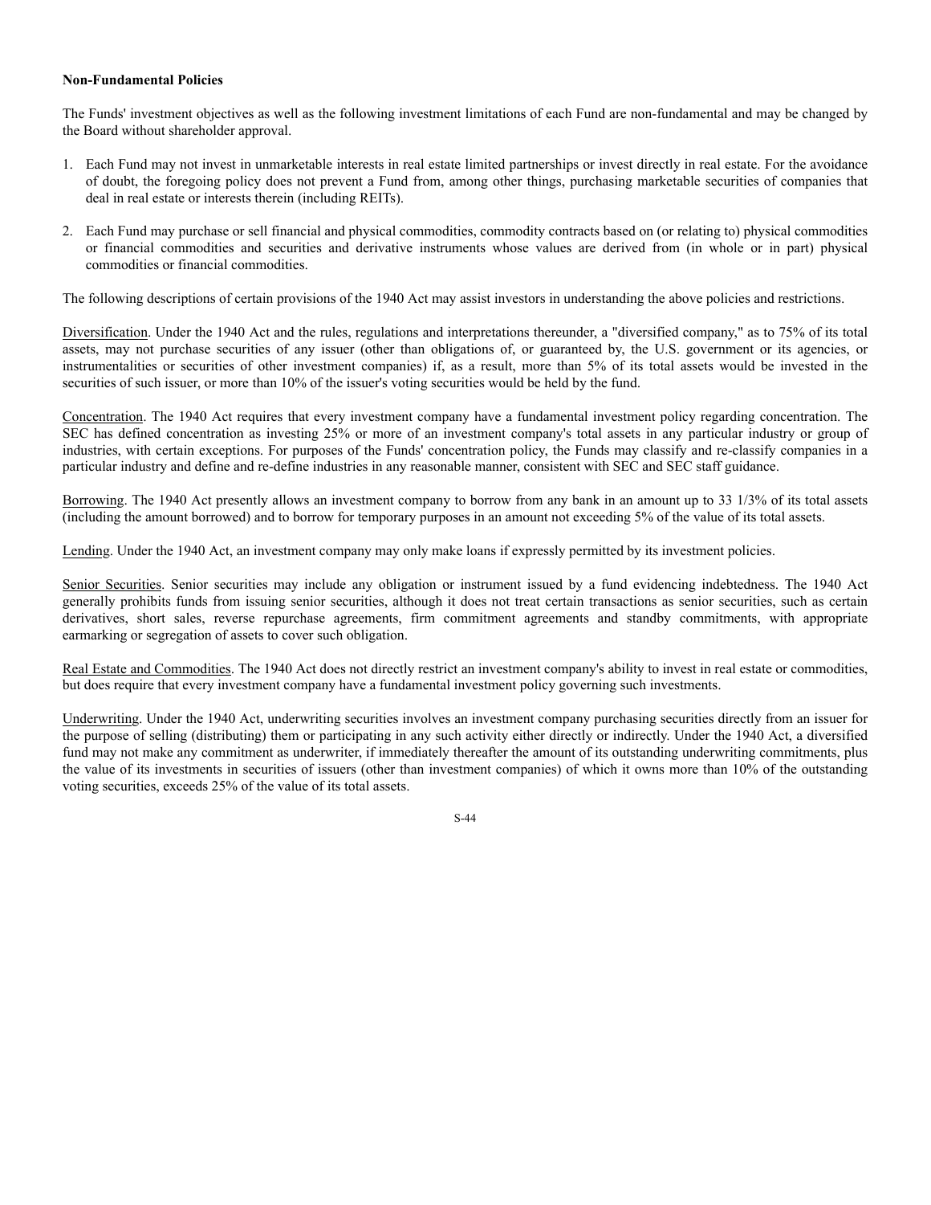**Non-Fundamental Policies**

The Funds' investment objectives as well as the following investment limitations of each Fund are non-fundamental and may be changed by the Board without shareholder approval.

1. Each Fund may not invest in unmarketable interests in real estate limited partnerships or invest directly in real estate. For the avoidance of doubt, the foregoing policy does not prevent a Fund from, among other things, purchasing marketable securities of companies that deal in real estate or interests therein (including REITs).

2. Each Fund may purchase or sell financial and physical commodities, commodity contracts based on (or relating to) physical commodities or financial commodities and securities and derivative instruments whose values are derived from (in whole or in part) physical commodities or financial commodities.

The following descriptions of certain provisions of the 1940 Act may assist investors in understanding the above policies and restrictions.

Diversification. Under the 1940 Act and the rules, regulations and interpretations thereunder, a "diversified company," as to 75% of its total assets, may not purchase securities of any issuer (other than obligations of, or guaranteed by, the U.S. government or its agencies, or instrumentalities or securities of other investment companies) if, as a result, more than 5% of its total assets would be invested in the securities of such issuer, or more than 10% of the issuer's voting securities would be held by the fund.

Concentration. The 1940 Act requires that every investment company have a fundamental investment policy regarding concentration. The SEC has defined concentration as investing 25% or more of an investment company's total assets in any particular industry or group of industries, with certain exceptions. For purposes of the Funds' concentration policy, the Funds may classify and re-classify companies in a particular industry and define and re-define industries in any reasonable manner, consistent with SEC and SEC staff guidance.

Borrowing. The 1940 Act presently allows an investment company to borrow from any bank in an amount up to 33 1/3% of its total assets (including the amount borrowed) and to borrow for temporary purposes in an amount not exceeding 5% of the value of its total assets.

Lending. Under the 1940 Act, an investment company may only make loans if expressly permitted by its investment policies.

Senior Securities. Senior securities may include any obligation or instrument issued by a fund evidencing indebtedness. The 1940 Act generally prohibits funds from issuing senior securities, although it does not treat certain transactions as senior securities, such as certain derivatives, short sales, reverse repurchase agreements, firm commitment agreements and standby commitments, with appropriate earmarking or segregation of assets to cover such obligation.

Real Estate and Commodities. The 1940 Act does not directly restrict an investment company's ability to invest in real estate or commodities, but does require that every investment company have a fundamental investment policy governing such investments.

Underwriting. Under the 1940 Act, underwriting securities involves an investment company purchasing securities directly from an issuer for the purpose of selling (distributing) them or participating in any such activity either directly or indirectly. Under the 1940 Act, a diversified fund may not make any commitment as underwriter, if immediately thereafter the amount of its outstanding underwriting commitments, plus the value of its investments in securities of issuers (other than investment companies) of which it owns more than 10% of the outstanding voting securities, exceeds 25% of the value of its total assets.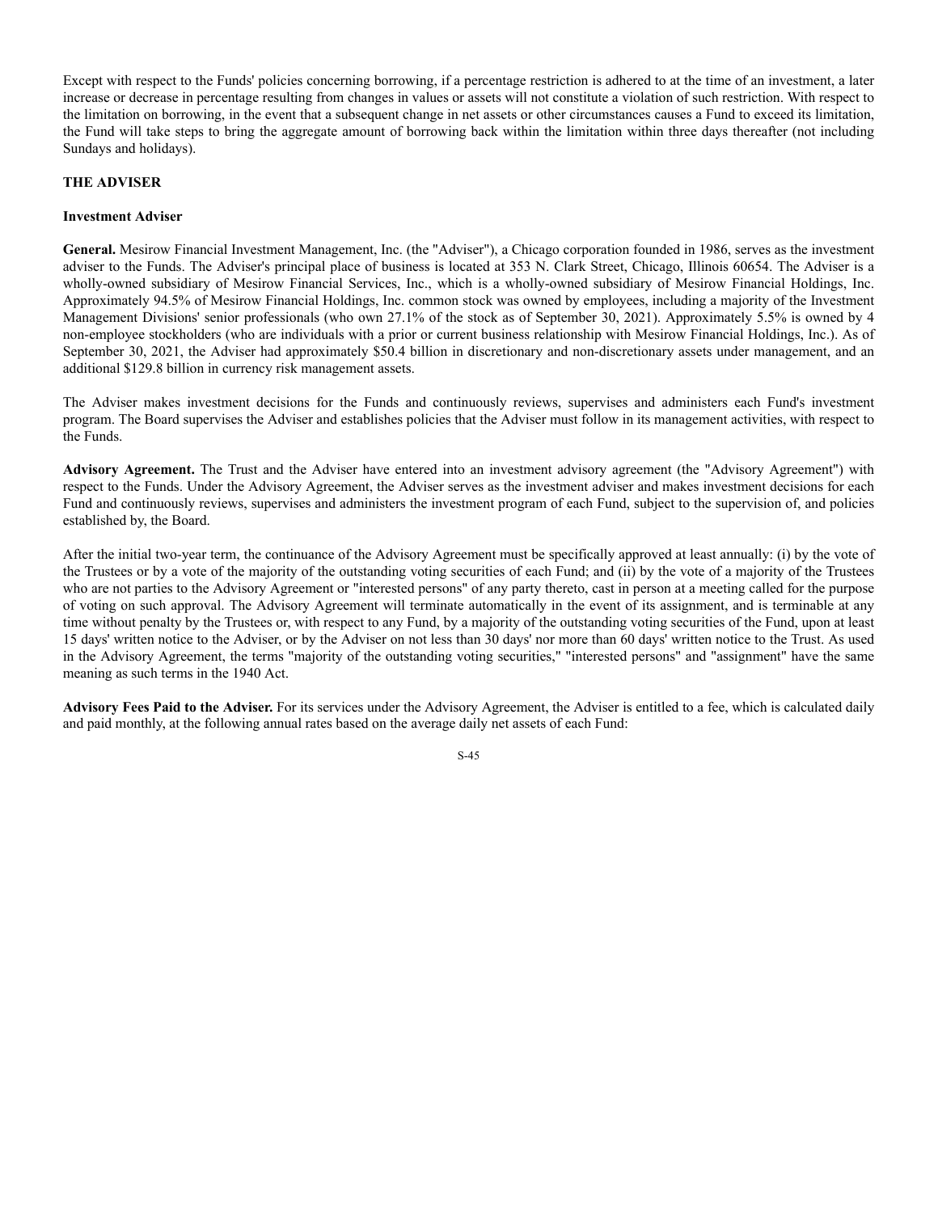Except with respect to the Funds' policies concerning borrowing, if a percentage restriction is adhered to at the time of an investment, a later increase or decrease in percentage resulting from changes in values or assets will not constitute a violation of such restriction. With respect to the limitation on borrowing, in the event that a subsequent change in net assets or other circumstances causes a Fund to exceed its limitation, the Fund will take steps to bring the aggregate amount of borrowing back within the limitation within three days thereafter (not including Sundays and holidays).

## THE ADVISER

### Investment Adviser

**General.** Mesirow Financial Investment Management, Inc. (the "Adviser"), a Chicago corporation founded in 1986, serves as the investment adviser to the Funds. The Adviser's principal place of business is located at 353 N. Clark Street, Chicago, Illinois 60654. The Adviser is a wholly-owned subsidiary of Mesirow Financial Services, Inc., which is a wholly-owned subsidiary of Mesirow Financial Holdings, Inc. Approximately 94.5% of Mesirow Financial Holdings, Inc. common stock was owned by employees, including a majority of the Investment Management Divisions' senior professionals (who own 27.1% of the stock as of September 30, 2021). Approximately 5.5% is owned by 4 non-employee stockholders (who are individuals with a prior or current business relationship with Mesirow Financial Holdings, Inc.). As of September 30, 2021, the Adviser had approximately $50.4 billion in discretionary and non-discretionary assets under management, and an additional $129.8 billion in currency risk management assets.

The Adviser makes investment decisions for the Funds and continuously reviews, supervises and administers each Fund's investment program. The Board supervises the Adviser and establishes policies that the Adviser must follow in its management activities, with respect to the Funds.

**Advisory Agreement.** The Trust and the Adviser have entered into an investment advisory agreement (the "Advisory Agreement") with respect to the Funds. Under the Advisory Agreement, the Adviser serves as the investment adviser and makes investment decisions for each Fund and continuously reviews, supervises and administers the investment program of each Fund, subject to the supervision of, and policies established by, the Board.

After the initial two-year term, the continuance of the Advisory Agreement must be specifically approved at least annually: (i) by the vote of the Trustees or by a vote of the majority of the outstanding voting securities of each Fund; and (ii) by the vote of a majority of the Trustees who are not parties to the Advisory Agreement or "interested persons" of any party thereto, cast in person at a meeting called for the purpose of voting on such approval. The Advisory Agreement will terminate automatically in the event of its assignment, and is terminable at any time without penalty by the Trustees or, with respect to any Fund, by a majority of the outstanding voting securities of the Fund, upon at least 15 days' written notice to the Adviser, or by the Adviser on not less than 30 days' nor more than 60 days' written notice to the Trust. As used in the Advisory Agreement, the terms "majority of the outstanding voting securities," "interested persons" and "assignment" have the same meaning as such terms in the 1940 Act.

**Advisory Fees Paid to the Adviser.** For its services under the Advisory Agreement, the Adviser is entitled to a fee, which is calculated daily and paid monthly, at the following annual rates based on the average daily net assets of each Fund: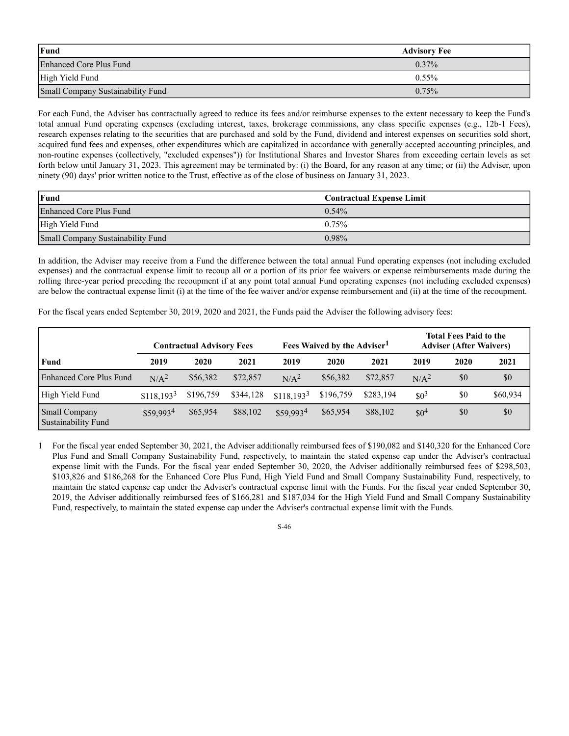| Fund | Advisory Fee |
|---|---|
| Enhanced Core Plus Fund | 0.37% |
| High Yield Fund | 0.55% |
| Small Company Sustainability Fund | 0.75% |

For each Fund, the Adviser has contractually agreed to reduce its fees and/or reimburse expenses to the extent necessary to keep the Fund's total annual Fund operating expenses (excluding interest, taxes, brokerage commissions, any class specific expenses (e.g., 12b-1 Fees), research expenses relating to the securities that are purchased and sold by the Fund, dividend and interest expenses on securities sold short, acquired fund fees and expenses, other expenditures which are capitalized in accordance with generally accepted accounting principles, and non-routine expenses (collectively, "excluded expenses")) for Institutional Shares and Investor Shares from exceeding certain levels as set forth below until January 31, 2023. This agreement may be terminated by: (i) the Board, for any reason at any time; or (ii) the Adviser, upon ninety (90) days' prior written notice to the Trust, effective as of the close of business on January 31, 2023.

| Fund | Contractual Expense Limit |
|---|---|
| Enhanced Core Plus Fund | 0.54% |
| High Yield Fund | 0.75% |
| Small Company Sustainability Fund | 0.98% |

In addition, the Adviser may receive from a Fund the difference between the total annual Fund operating expenses (not including excluded expenses) and the contractual expense limit to recoup all or a portion of its prior fee waivers or expense reimbursements made during the rolling three-year period preceding the recoupment if at any point total annual Fund operating expenses (not including excluded expenses) are below the contractual expense limit (i) at the time of the fee waiver and/or expense reimbursement and (ii) at the time of the recoupment.

For the fiscal years ended September 30, 2019, 2020 and 2021, the Funds paid the Adviser the following advisory fees:

| | Contractual Advisory Fees | | | Fees Waived by the Adviser[1] | | | Total Fees Paid to the Adviser (After Waivers) | | |
|---|---|---|---|---|---|---|---|---|---|
| **Fund** | **2019** | **2020** | **2021** | **2019** | **2020** | **2021** | **2019** | **2020** | **2021** |
| Enhanced Core Plus Fund | N/A[2] | $56,382 | $72,857 | N/A[2] | $56,382 | $72,857 | N/A[2] | $0 | $0 |
| High Yield Fund | $118,193[3] | $196,759 | $344,128 | $118,193[3] | $196,759 | $283,194 | $0[3] | $0 | $60,934 |
| Small Company Sustainability Fund | $59,993[4] | $65,954 | $88,102 | $59,993[4] | $65,954 | $88,102 | $0[4] | $0 | $0 |

1 For the fiscal year ended September 30, 2021, the Adviser additionally reimbursed fees of $190,082 and $140,320 for the Enhanced Core Plus Fund and Small Company Sustainability Fund, respectively, to maintain the stated expense cap under the Adviser's contractual expense limit with the Funds. For the fiscal year ended September 30, 2020, the Adviser additionally reimbursed fees of $298,503, $103,826 and $186,268 for the Enhanced Core Plus Fund, High Yield Fund and Small Company Sustainability Fund, respectively, to maintain the stated expense cap under the Adviser's contractual expense limit with the Funds. For the fiscal year ended September 30, 2019, the Adviser additionally reimbursed fees of $166,281 and $187,034 for the High Yield Fund and Small Company Sustainability Fund, respectively, to maintain the stated expense cap under the Adviser's contractual expense limit with the Funds.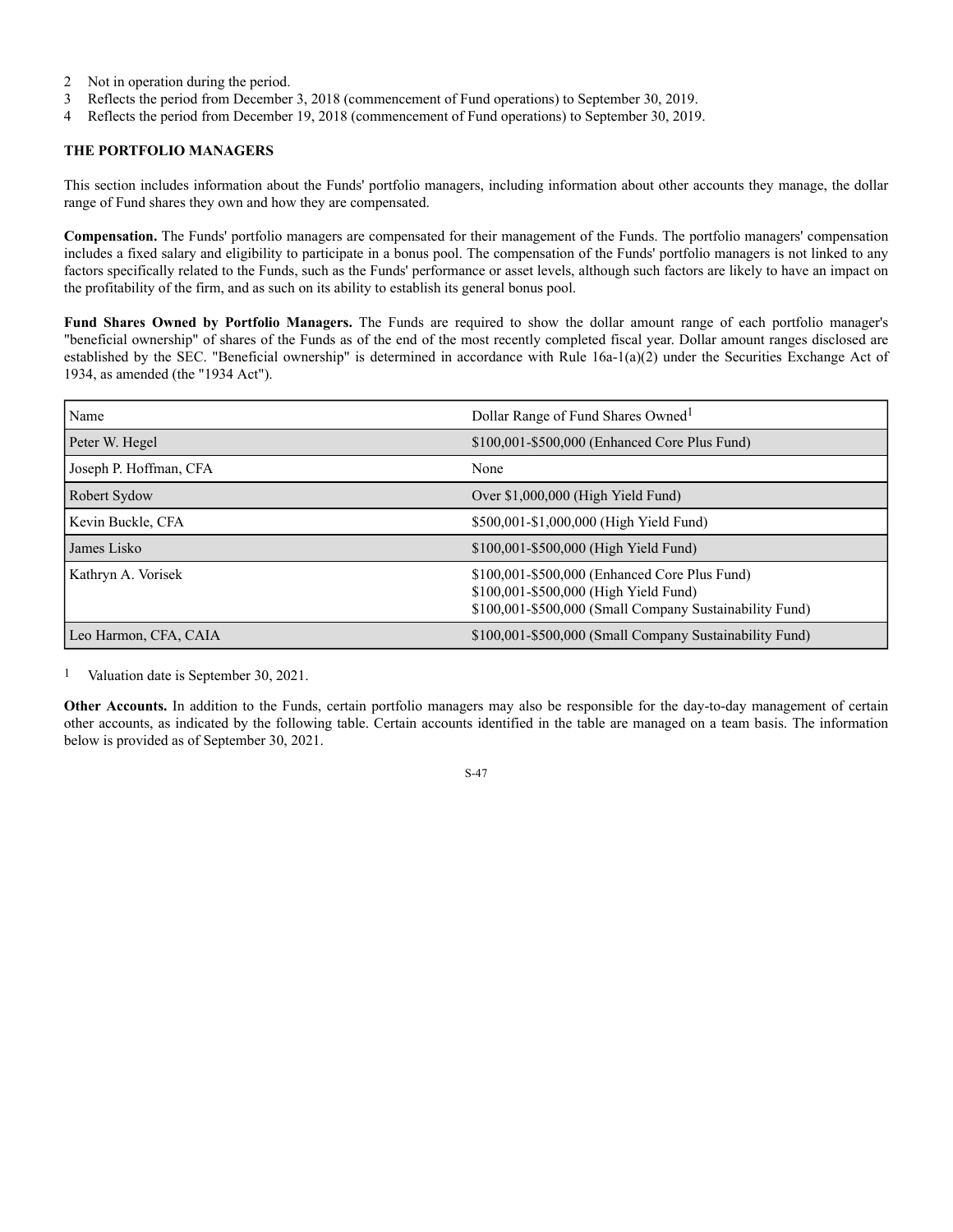2 Not in operation during the period.
3 Reflects the period from December 3, 2018 (commencement of Fund operations) to September 30, 2019.
4 Reflects the period from December 19, 2018 (commencement of Fund operations) to September 30, 2019.

**THE PORTFOLIO MANAGERS**

This section includes information about the Funds' portfolio managers, including information about other accounts they manage, the dollar range of Fund shares they own and how they are compensated.

**Compensation.** The Funds' portfolio managers are compensated for their management of the Funds. The portfolio managers' compensation includes a fixed salary and eligibility to participate in a bonus pool. The compensation of the Funds' portfolio managers is not linked to any factors specifically related to the Funds, such as the Funds' performance or asset levels, although such factors are likely to have an impact on the profitability of the firm, and as such on its ability to establish its general bonus pool.

**Fund Shares Owned by Portfolio Managers.** The Funds are required to show the dollar amount range of each portfolio manager's "beneficial ownership" of shares of the Funds as of the end of the most recently completed fiscal year. Dollar amount ranges disclosed are established by the SEC. "Beneficial ownership" is determined in accordance with Rule 16a-1(a)(2) under the Securities Exchange Act of 1934, as amended (the "1934 Act").

| Name | Dollar Range of Fund Shares Owned[1] |
|---|---|
| Peter W. Hegel | $100,001-$500,000 (Enhanced Core Plus Fund) |
| Joseph P. Hoffman, CFA | None |
| Robert Sydow | Over $1,000,000 (High Yield Fund) |
| Kevin Buckle, CFA | $500,001-$1,000,000 (High Yield Fund) |
| James Lisko | $100,001-$500,000 (High Yield Fund) |
| Kathryn A. Vorisek | $100,001-$500,000 (Enhanced Core Plus Fund)<br>$100,001-$500,000 (High Yield Fund)<br>$100,001-$500,000 (Small Company Sustainability Fund) |
| Leo Harmon, CFA, CAIA | $100,001-$500,000 (Small Company Sustainability Fund) |

1 Valuation date is September 30, 2021.

**Other Accounts.** In addition to the Funds, certain portfolio managers may also be responsible for the day-to-day management of certain other accounts, as indicated by the following table. Certain accounts identified in the table are managed on a team basis. The information below is provided as of September 30, 2021.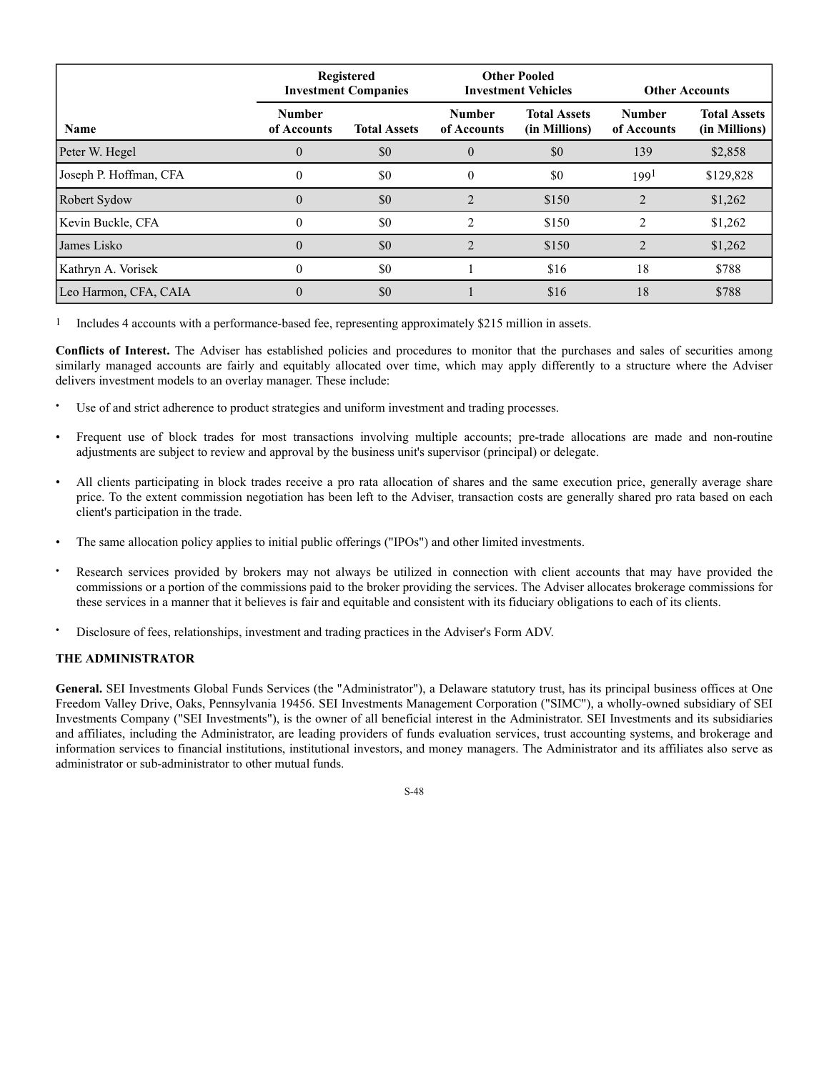| | Registered Investment Companies | | Other Pooled Investment Vehicles | | Other Accounts | |
|---|---|---|---|---|---|---|
| Name | Number of Accounts | Total Assets | Number of Accounts | Total Assets (in Millions) | Number of Accounts | Total Assets (in Millions) |
| Peter W. Hegel | 0 | $0 | 0 | $0 | 139 | $2,858 |
| Joseph P. Hoffman, CFA | 0 | $0 | 0 | $0 | 199[1] | $129,828 |
| Robert Sydow | 0 | $0 | 2 | $150 | 2 | $1,262 |
| Kevin Buckle, CFA | 0 | $0 | 2 | $150 | 2 | $1,262 |
| James Lisko | 0 | $0 | 2 | $150 | 2 | $1,262 |
| Kathryn A. Vorisek | 0 | $0 | 1 | $16 | 18 | $788 |
| Leo Harmon, CFA, CAIA | 0 | $0 | 1 | $16 | 18 | $788 |

1 Includes 4 accounts with a performance-based fee, representing approximately $215 million in assets.

**Conflicts of Interest.** The Adviser has established policies and procedures to monitor that the purchases and sales of securities among similarly managed accounts are fairly and equitably allocated over time, which may apply differently to a structure where the Adviser delivers investment models to an overlay manager. These include:

- Use of and strict adherence to product strategies and uniform investment and trading processes.
- Frequent use of block trades for most transactions involving multiple accounts; pre-trade allocations are made and non-routine adjustments are subject to review and approval by the business unit's supervisor (principal) or delegate.
- All clients participating in block trades receive a pro rata allocation of shares and the same execution price, generally average share price. To the extent commission negotiation has been left to the Adviser, transaction costs are generally shared pro rata based on each client's participation in the trade.
- The same allocation policy applies to initial public offerings ("IPOs") and other limited investments.
- Research services provided by brokers may not always be utilized in connection with client accounts that may have provided the commissions or a portion of the commissions paid to the broker providing the services. The Adviser allocates brokerage commissions for these services in a manner that it believes is fair and equitable and consistent with its fiduciary obligations to each of its clients.
- Disclosure of fees, relationships, investment and trading practices in the Adviser's Form ADV.

**THE ADMINISTRATOR**

**General.** SEI Investments Global Funds Services (the "Administrator"), a Delaware statutory trust, has its principal business offices at One Freedom Valley Drive, Oaks, Pennsylvania 19456. SEI Investments Management Corporation ("SIMC"), a wholly-owned subsidiary of SEI Investments Company ("SEI Investments"), is the owner of all beneficial interest in the Administrator. SEI Investments and its subsidiaries and affiliates, including the Administrator, are leading providers of funds evaluation services, trust accounting systems, and brokerage and information services to financial institutions, institutional investors, and money managers. The Administrator and its affiliates also serve as administrator or sub-administrator to other mutual funds.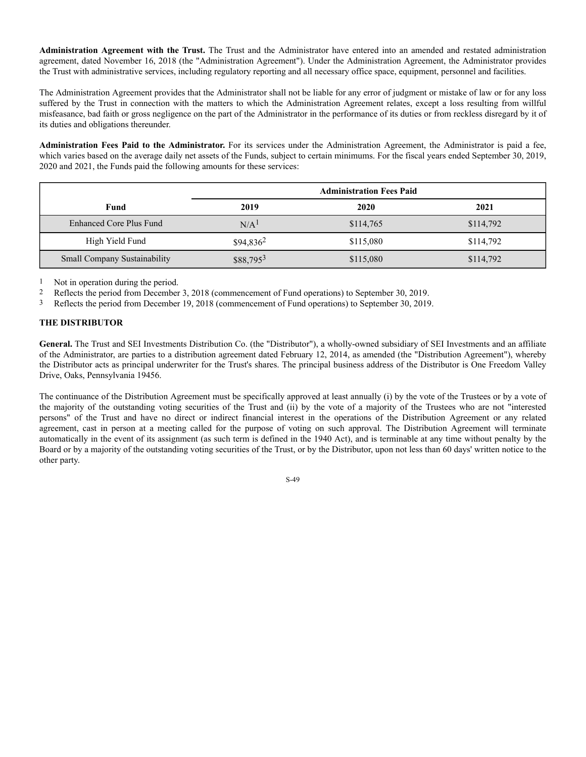**Administration Agreement with the Trust.** The Trust and the Administrator have entered into an amended and restated administration agreement, dated November 16, 2018 (the "Administration Agreement"). Under the Administration Agreement, the Administrator provides the Trust with administrative services, including regulatory reporting and all necessary office space, equipment, personnel and facilities.

The Administration Agreement provides that the Administrator shall not be liable for any error of judgment or mistake of law or for any loss suffered by the Trust in connection with the matters to which the Administration Agreement relates, except a loss resulting from willful misfeasance, bad faith or gross negligence on the part of the Administrator in the performance of its duties or from reckless disregard by it of its duties and obligations thereunder.

**Administration Fees Paid to the Administrator.** For its services under the Administration Agreement, the Administrator is paid a fee, which varies based on the average daily net assets of the Funds, subject to certain minimums. For the fiscal years ended September 30, 2019, 2020 and 2021, the Funds paid the following amounts for these services:

| | Administration Fees Paid | | |
|---|---|---|---|
| **Fund** | **2019** | **2020** | **2021** |
| Enhanced Core Plus Fund | N/A[1] | $114,765 | $114,792 |
| High Yield Fund | $94,836[2] | $115,080 | $114,792 |
| Small Company Sustainability | $88,795[3] | $115,080 | $114,792 |

1 Not in operation during the period.
2 Reflects the period from December 3, 2018 (commencement of Fund operations) to September 30, 2019.
3 Reflects the period from December 19, 2018 (commencement of Fund operations) to September 30, 2019.

## THE DISTRIBUTOR

**General.** The Trust and SEI Investments Distribution Co. (the "Distributor"), a wholly-owned subsidiary of SEI Investments and an affiliate of the Administrator, are parties to a distribution agreement dated February 12, 2014, as amended (the "Distribution Agreement"), whereby the Distributor acts as principal underwriter for the Trust's shares. The principal business address of the Distributor is One Freedom Valley Drive, Oaks, Pennsylvania 19456.

The continuance of the Distribution Agreement must be specifically approved at least annually (i) by the vote of the Trustees or by a vote of the majority of the outstanding voting securities of the Trust and (ii) by the vote of a majority of the Trustees who are not "interested persons" of the Trust and have no direct or indirect financial interest in the operations of the Distribution Agreement or any related agreement, cast in person at a meeting called for the purpose of voting on such approval. The Distribution Agreement will terminate automatically in the event of its assignment (as such term is defined in the 1940 Act), and is terminable at any time without penalty by the Board or by a majority of the outstanding voting securities of the Trust, or by the Distributor, upon not less than 60 days' written notice to the other party.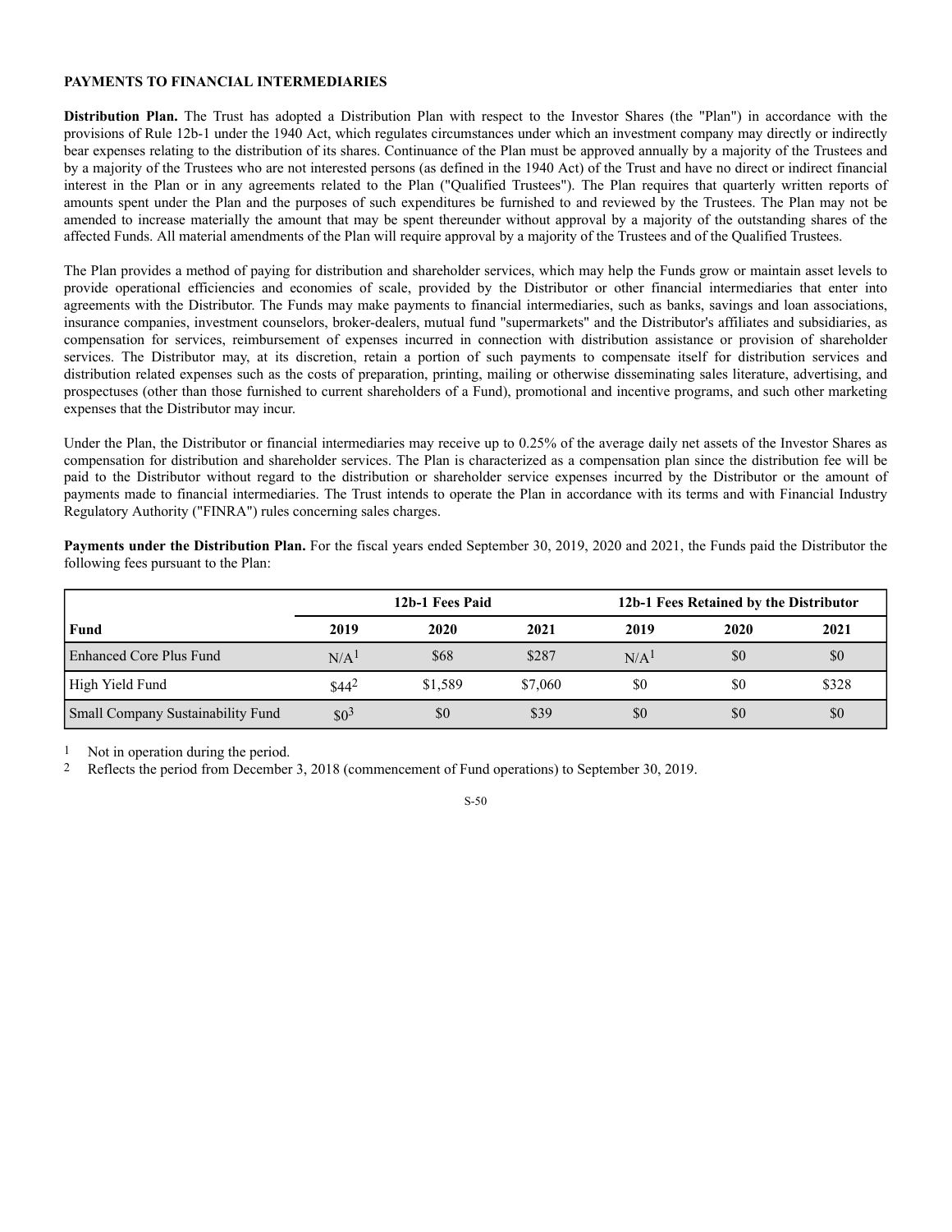## PAYMENTS TO FINANCIAL INTERMEDIARIES

**Distribution Plan.** The Trust has adopted a Distribution Plan with respect to the Investor Shares (the "Plan") in accordance with the provisions of Rule 12b-1 under the 1940 Act, which regulates circumstances under which an investment company may directly or indirectly bear expenses relating to the distribution of its shares. Continuance of the Plan must be approved annually by a majority of the Trustees and by a majority of the Trustees who are not interested persons (as defined in the 1940 Act) of the Trust and have no direct or indirect financial interest in the Plan or in any agreements related to the Plan ("Qualified Trustees"). The Plan requires that quarterly written reports of amounts spent under the Plan and the purposes of such expenditures be furnished to and reviewed by the Trustees. The Plan may not be amended to increase materially the amount that may be spent thereunder without approval by a majority of the outstanding shares of the affected Funds. All material amendments of the Plan will require approval by a majority of the Trustees and of the Qualified Trustees.

The Plan provides a method of paying for distribution and shareholder services, which may help the Funds grow or maintain asset levels to provide operational efficiencies and economies of scale, provided by the Distributor or other financial intermediaries that enter into agreements with the Distributor. The Funds may make payments to financial intermediaries, such as banks, savings and loan associations, insurance companies, investment counselors, broker-dealers, mutual fund "supermarkets" and the Distributor's affiliates and subsidiaries, as compensation for services, reimbursement of expenses incurred in connection with distribution assistance or provision of shareholder services. The Distributor may, at its discretion, retain a portion of such payments to compensate itself for distribution services and distribution related expenses such as the costs of preparation, printing, mailing or otherwise disseminating sales literature, advertising, and prospectuses (other than those furnished to current shareholders of a Fund), promotional and incentive programs, and such other marketing expenses that the Distributor may incur.

Under the Plan, the Distributor or financial intermediaries may receive up to 0.25% of the average daily net assets of the Investor Shares as compensation for distribution and shareholder services. The Plan is characterized as a compensation plan since the distribution fee will be paid to the Distributor without regard to the distribution or shareholder service expenses incurred by the Distributor or the amount of payments made to financial intermediaries. The Trust intends to operate the Plan in accordance with its terms and with Financial Industry Regulatory Authority ("FINRA") rules concerning sales charges.

**Payments under the Distribution Plan.** For the fiscal years ended September 30, 2019, 2020 and 2021, the Funds paid the Distributor the following fees pursuant to the Plan:

| | 12b-1 Fees Paid | | | 12b-1 Fees Retained by the Distributor | | |
|---|---|---|---|---|---|---|
| **Fund** | **2019** | **2020** | **2021** | **2019** | **2020** | **2021** |
| Enhanced Core Plus Fund | N/A[1] | $68 | $287 | N/A[1] | $0 | $0 |
| High Yield Fund | $44[2] | $1,589 | $7,060 | $0 | $0 | $328 |
| Small Company Sustainability Fund | $0[3] | $0 | $39 | $0 | $0 | $0 |

1 Not in operation during the period.

2 Reflects the period from December 3, 2018 (commencement of Fund operations) to September 30, 2019.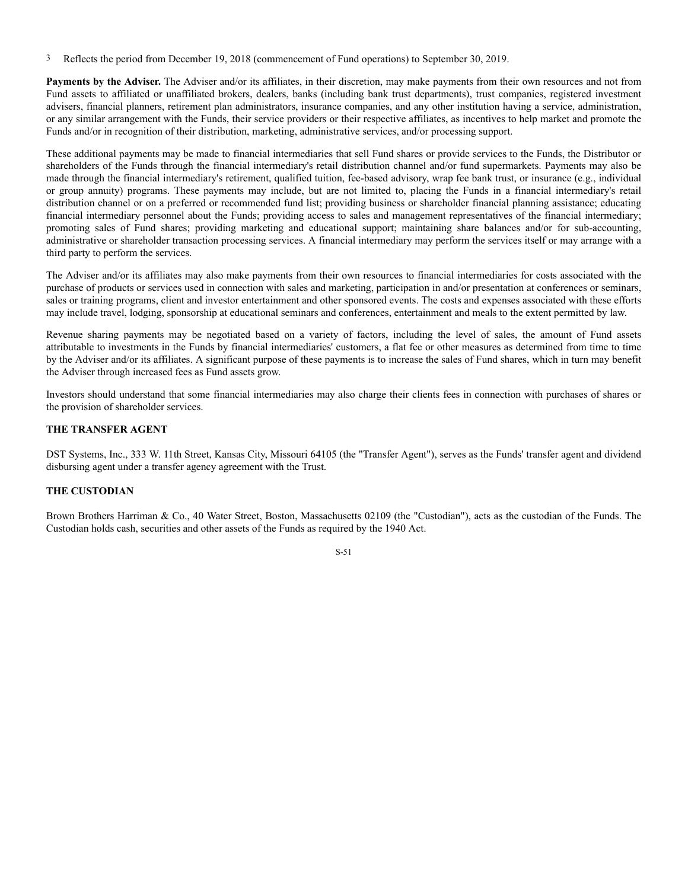[3] Reflects the period from December 19, 2018 (commencement of Fund operations) to September 30, 2019.

**Payments by the Adviser.** The Adviser and/or its affiliates, in their discretion, may make payments from their own resources and not from Fund assets to affiliated or unaffiliated brokers, dealers, banks (including bank trust departments), trust companies, registered investment advisers, financial planners, retirement plan administrators, insurance companies, and any other institution having a service, administration, or any similar arrangement with the Funds, their service providers or their respective affiliates, as incentives to help market and promote the Funds and/or in recognition of their distribution, marketing, administrative services, and/or processing support.

These additional payments may be made to financial intermediaries that sell Fund shares or provide services to the Funds, the Distributor or shareholders of the Funds through the financial intermediary's retail distribution channel and/or fund supermarkets. Payments may also be made through the financial intermediary's retirement, qualified tuition, fee-based advisory, wrap fee bank trust, or insurance (e.g., individual or group annuity) programs. These payments may include, but are not limited to, placing the Funds in a financial intermediary's retail distribution channel or on a preferred or recommended fund list; providing business or shareholder financial planning assistance; educating financial intermediary personnel about the Funds; providing access to sales and management representatives of the financial intermediary; promoting sales of Fund shares; providing marketing and educational support; maintaining share balances and/or for sub-accounting, administrative or shareholder transaction processing services. A financial intermediary may perform the services itself or may arrange with a third party to perform the services.

The Adviser and/or its affiliates may also make payments from their own resources to financial intermediaries for costs associated with the purchase of products or services used in connection with sales and marketing, participation in and/or presentation at conferences or seminars, sales or training programs, client and investor entertainment and other sponsored events. The costs and expenses associated with these efforts may include travel, lodging, sponsorship at educational seminars and conferences, entertainment and meals to the extent permitted by law.

Revenue sharing payments may be negotiated based on a variety of factors, including the level of sales, the amount of Fund assets attributable to investments in the Funds by financial intermediaries' customers, a flat fee or other measures as determined from time to time by the Adviser and/or its affiliates. A significant purpose of these payments is to increase the sales of Fund shares, which in turn may benefit the Adviser through increased fees as Fund assets grow.

Investors should understand that some financial intermediaries may also charge their clients fees in connection with purchases of shares or the provision of shareholder services.

## THE TRANSFER AGENT

DST Systems, Inc., 333 W. 11th Street, Kansas City, Missouri 64105 (the "Transfer Agent"), serves as the Funds' transfer agent and dividend disbursing agent under a transfer agency agreement with the Trust.

## THE CUSTODIAN

Brown Brothers Harriman & Co., 40 Water Street, Boston, Massachusetts 02109 (the "Custodian"), acts as the custodian of the Funds. The Custodian holds cash, securities and other assets of the Funds as required by the 1940 Act.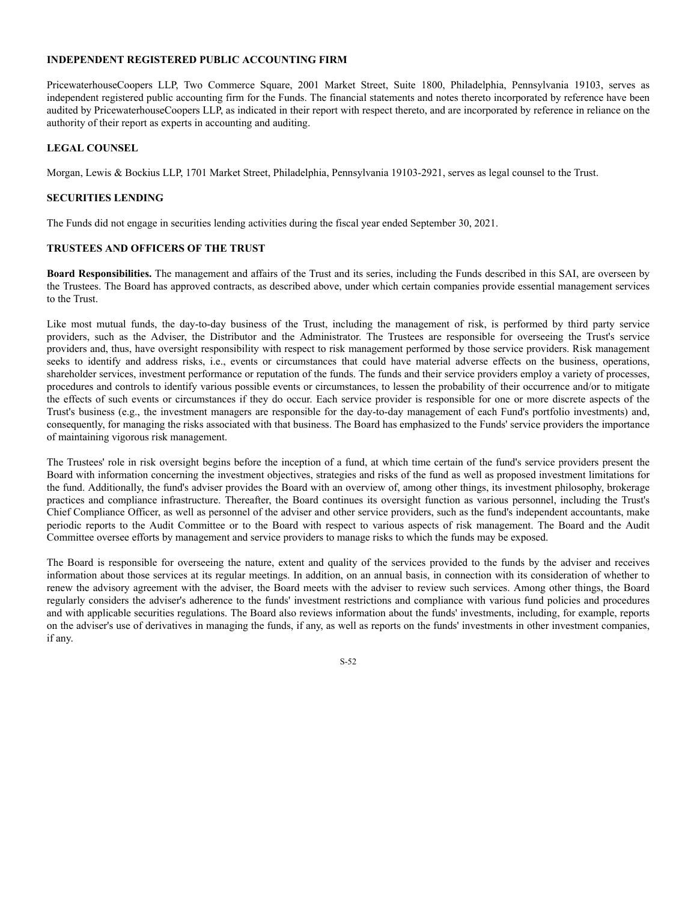## INDEPENDENT REGISTERED PUBLIC ACCOUNTING FIRM

PricewaterhouseCoopers LLP, Two Commerce Square, 2001 Market Street, Suite 1800, Philadelphia, Pennsylvania 19103, serves as independent registered public accounting firm for the Funds. The financial statements and notes thereto incorporated by reference have been audited by PricewaterhouseCoopers LLP, as indicated in their report with respect thereto, and are incorporated by reference in reliance on the authority of their report as experts in accounting and auditing.

## LEGAL COUNSEL

Morgan, Lewis & Bockius LLP, 1701 Market Street, Philadelphia, Pennsylvania 19103-2921, serves as legal counsel to the Trust.

## SECURITIES LENDING

The Funds did not engage in securities lending activities during the fiscal year ended September 30, 2021.

## TRUSTEES AND OFFICERS OF THE TRUST

**Board Responsibilities.** The management and affairs of the Trust and its series, including the Funds described in this SAI, are overseen by the Trustees. The Board has approved contracts, as described above, under which certain companies provide essential management services to the Trust.

Like most mutual funds, the day-to-day business of the Trust, including the management of risk, is performed by third party service providers, such as the Adviser, the Distributor and the Administrator. The Trustees are responsible for overseeing the Trust's service providers and, thus, have oversight responsibility with respect to risk management performed by those service providers. Risk management seeks to identify and address risks, i.e., events or circumstances that could have material adverse effects on the business, operations, shareholder services, investment performance or reputation of the Funds. The funds and their service providers employ a variety of processes, procedures and controls to identify various possible events or circumstances, to lessen the probability of their occurrence and/or to mitigate the effects of such events or circumstances if they do occur. Each service provider is responsible for one or more discrete aspects of the Trust's business (e.g., the investment managers are responsible for the day-to-day management of each Fund's portfolio investments) and, consequently, for managing the risks associated with that business. The Board has emphasized to the Funds' service providers the importance of maintaining vigorous risk management.

The Trustees' role in risk oversight begins before the inception of a fund, at which time certain of the fund's service providers present the Board with information concerning the investment objectives, strategies and risks of the fund as well as proposed investment limitations for the fund. Additionally, the fund's adviser provides the Board with an overview of, among other things, its investment philosophy, brokerage practices and compliance infrastructure. Thereafter, the Board continues its oversight function as various personnel, including the Trust's Chief Compliance Officer, as well as personnel of the adviser and other service providers, such as the fund's independent accountants, make periodic reports to the Audit Committee or to the Board with respect to various aspects of risk management. The Board and the Audit Committee oversee efforts by management and service providers to manage risks to which the funds may be exposed.

The Board is responsible for overseeing the nature, extent and quality of the services provided to the funds by the adviser and receives information about those services at its regular meetings. In addition, on an annual basis, in connection with its consideration of whether to renew the advisory agreement with the adviser, the Board meets with the adviser to review such services. Among other things, the Board regularly considers the adviser's adherence to the funds' investment restrictions and compliance with various fund policies and procedures and with applicable securities regulations. The Board also reviews information about the funds' investments, including, for example, reports on the adviser's use of derivatives in managing the funds, if any, as well as reports on the funds' investments in other investment companies, if any.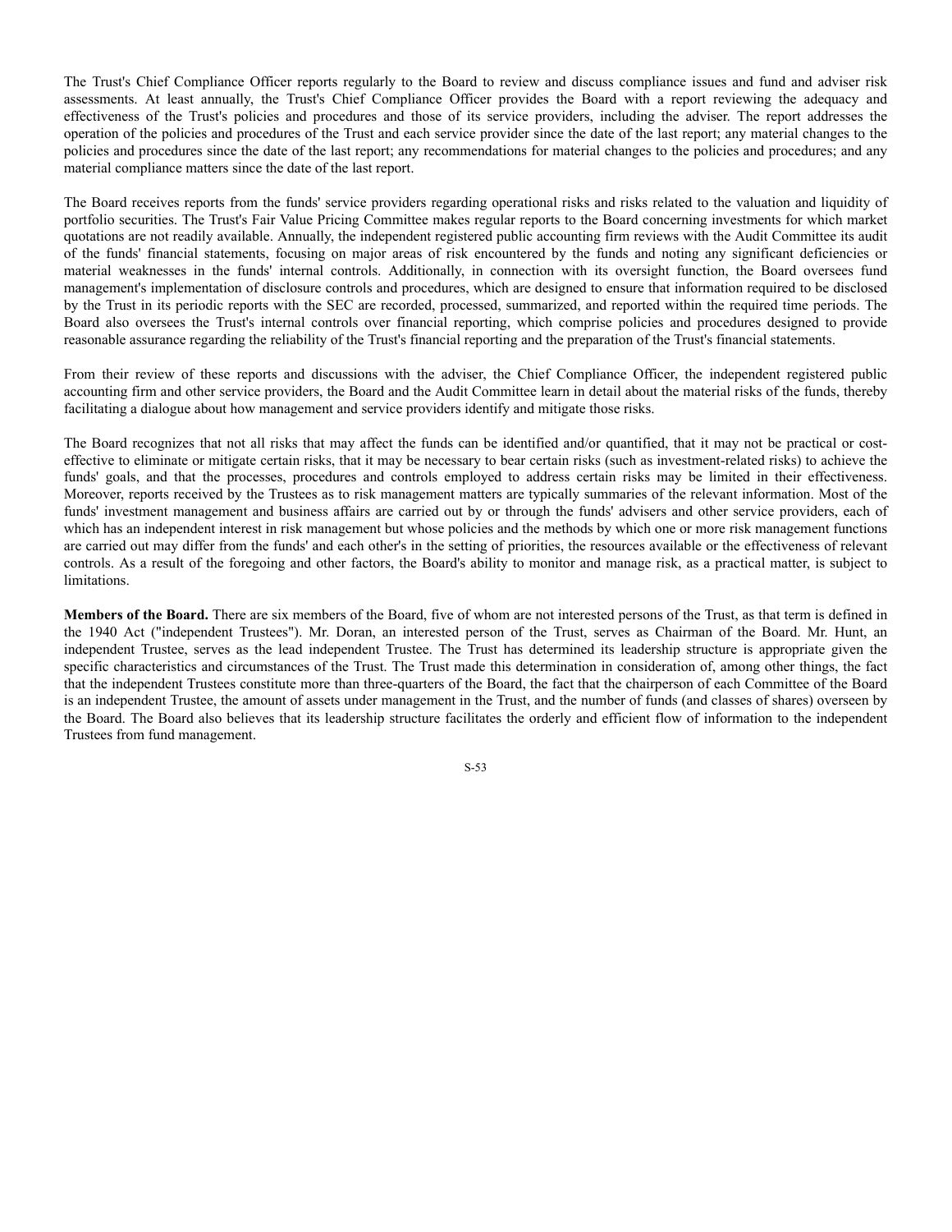The Trust's Chief Compliance Officer reports regularly to the Board to review and discuss compliance issues and fund and adviser risk assessments. At least annually, the Trust's Chief Compliance Officer provides the Board with a report reviewing the adequacy and effectiveness of the Trust's policies and procedures and those of its service providers, including the adviser. The report addresses the operation of the policies and procedures of the Trust and each service provider since the date of the last report; any material changes to the policies and procedures since the date of the last report; any recommendations for material changes to the policies and procedures; and any material compliance matters since the date of the last report.

The Board receives reports from the funds' service providers regarding operational risks and risks related to the valuation and liquidity of portfolio securities. The Trust's Fair Value Pricing Committee makes regular reports to the Board concerning investments for which market quotations are not readily available. Annually, the independent registered public accounting firm reviews with the Audit Committee its audit of the funds' financial statements, focusing on major areas of risk encountered by the funds and noting any significant deficiencies or material weaknesses in the funds' internal controls. Additionally, in connection with its oversight function, the Board oversees fund management's implementation of disclosure controls and procedures, which are designed to ensure that information required to be disclosed by the Trust in its periodic reports with the SEC are recorded, processed, summarized, and reported within the required time periods. The Board also oversees the Trust's internal controls over financial reporting, which comprise policies and procedures designed to provide reasonable assurance regarding the reliability of the Trust's financial reporting and the preparation of the Trust's financial statements.

From their review of these reports and discussions with the adviser, the Chief Compliance Officer, the independent registered public accounting firm and other service providers, the Board and the Audit Committee learn in detail about the material risks of the funds, thereby facilitating a dialogue about how management and service providers identify and mitigate those risks.

The Board recognizes that not all risks that may affect the funds can be identified and/or quantified, that it may not be practical or cost-effective to eliminate or mitigate certain risks, that it may be necessary to bear certain risks (such as investment-related risks) to achieve the funds' goals, and that the processes, procedures and controls employed to address certain risks may be limited in their effectiveness. Moreover, reports received by the Trustees as to risk management matters are typically summaries of the relevant information. Most of the funds' investment management and business affairs are carried out by or through the funds' advisers and other service providers, each of which has an independent interest in risk management but whose policies and the methods by which one or more risk management functions are carried out may differ from the funds' and each other's in the setting of priorities, the resources available or the effectiveness of relevant controls. As a result of the foregoing and other factors, the Board's ability to monitor and manage risk, as a practical matter, is subject to limitations.

**Members of the Board.** There are six members of the Board, five of whom are not interested persons of the Trust, as that term is defined in the 1940 Act ("independent Trustees"). Mr. Doran, an interested person of the Trust, serves as Chairman of the Board. Mr. Hunt, an independent Trustee, serves as the lead independent Trustee. The Trust has determined its leadership structure is appropriate given the specific characteristics and circumstances of the Trust. The Trust made this determination in consideration of, among other things, the fact that the independent Trustees constitute more than three-quarters of the Board, the fact that the chairperson of each Committee of the Board is an independent Trustee, the amount of assets under management in the Trust, and the number of funds (and classes of shares) overseen by the Board. The Board also believes that its leadership structure facilitates the orderly and efficient flow of information to the independent Trustees from fund management.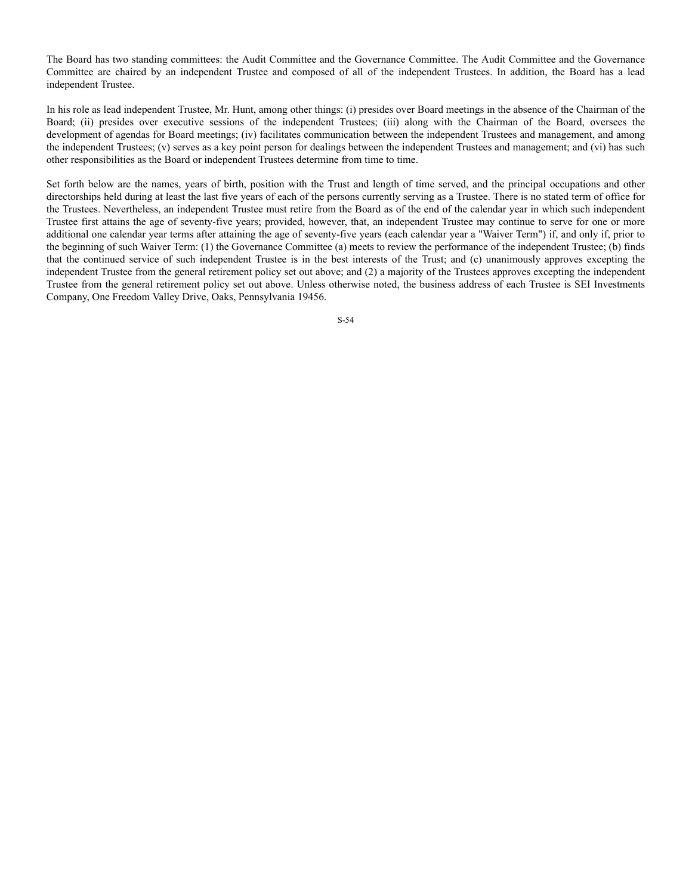The Board has two standing committees: the Audit Committee and the Governance Committee. The Audit Committee and the Governance Committee are chaired by an independent Trustee and composed of all of the independent Trustees. In addition, the Board has a lead independent Trustee.

In his role as lead independent Trustee, Mr. Hunt, among other things: (i) presides over Board meetings in the absence of the Chairman of the Board; (ii) presides over executive sessions of the independent Trustees; (iii) along with the Chairman of the Board, oversees the development of agendas for Board meetings; (iv) facilitates communication between the independent Trustees and management, and among the independent Trustees; (v) serves as a key point person for dealings between the independent Trustees and management; and (vi) has such other responsibilities as the Board or independent Trustees determine from time to time.

Set forth below are the names, years of birth, position with the Trust and length of time served, and the principal occupations and other directorships held during at least the last five years of each of the persons currently serving as a Trustee. There is no stated term of office for the Trustees. Nevertheless, an independent Trustee must retire from the Board as of the end of the calendar year in which such independent Trustee first attains the age of seventy-five years; provided, however, that, an independent Trustee may continue to serve for one or more additional one calendar year terms after attaining the age of seventy-five years (each calendar year a "Waiver Term") if, and only if, prior to the beginning of such Waiver Term: (1) the Governance Committee (a) meets to review the performance of the independent Trustee; (b) finds that the continued service of such independent Trustee is in the best interests of the Trust; and (c) unanimously approves excepting the independent Trustee from the general retirement policy set out above; and (2) a majority of the Trustees approves excepting the independent Trustee from the general retirement policy set out above. Unless otherwise noted, the business address of each Trustee is SEI Investments Company, One Freedom Valley Drive, Oaks, Pennsylvania 19456.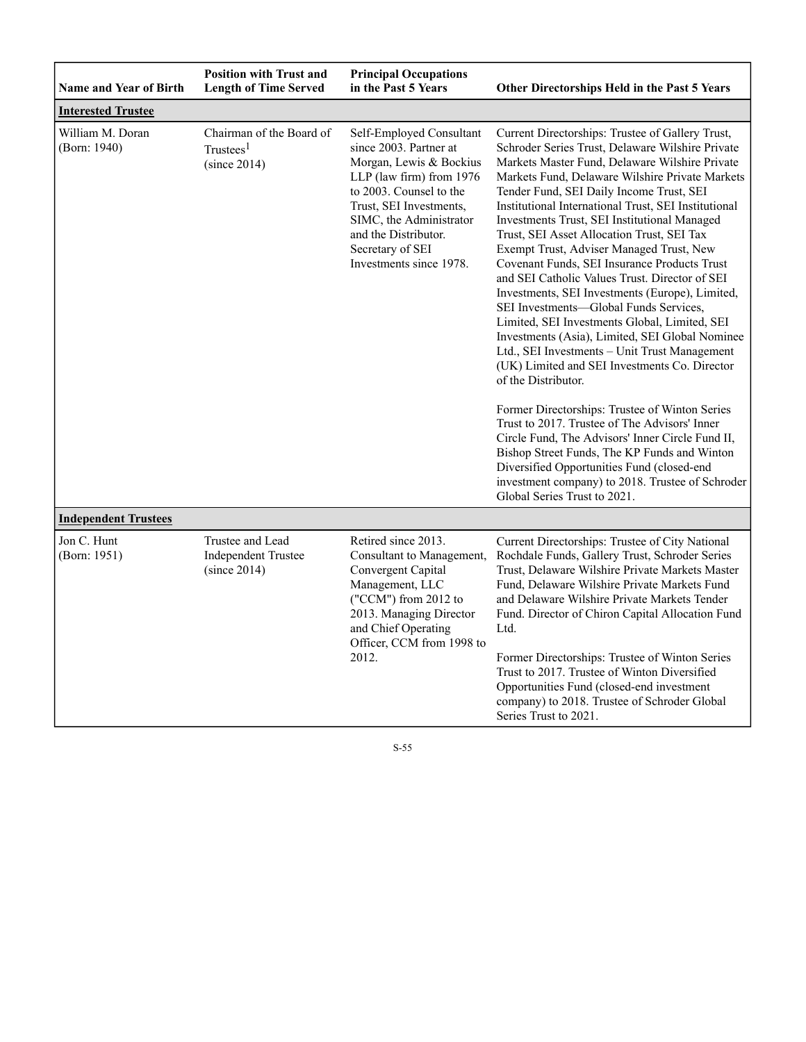| Name and Year of Birth | Position with Trust and Length of Time Served | Principal Occupations in the Past 5 Years | Other Directorships Held in the Past 5 Years |
|---|---|---|---|
| **Interested Trustee** | | | |
| William M. Doran (Born: 1940) | Chairman of the Board of Trustees[1] (since 2014) | Self-Employed Consultant since 2003. Partner at Morgan, Lewis & Bockius LLP (law firm) from 1976 to 2003. Counsel to the Trust, SEI Investments, SIMC, the Administrator and the Distributor. Secretary of SEI Investments since 1978. | Current Directorships: Trustee of Gallery Trust, Schroder Series Trust, Delaware Wilshire Private Markets Master Fund, Delaware Wilshire Private Markets Fund, Delaware Wilshire Private Markets Tender Fund, SEI Daily Income Trust, SEI Institutional International Trust, SEI Institutional Investments Trust, SEI Institutional Managed Trust, SEI Asset Allocation Trust, SEI Tax Exempt Trust, Adviser Managed Trust, New Covenant Funds, SEI Insurance Products Trust and SEI Catholic Values Trust. Director of SEI Investments, SEI Investments (Europe), Limited, SEI Investments—Global Funds Services, Limited, SEI Investments Global, Limited, SEI Investments (Asia), Limited, SEI Global Nominee Ltd., SEI Investments – Unit Trust Management (UK) Limited and SEI Investments Co. Director of the Distributor.<br><br>Former Directorships: Trustee of Winton Series Trust to 2017. Trustee of The Advisors' Inner Circle Fund, The Advisors' Inner Circle Fund II, Bishop Street Funds, The KP Funds and Winton Diversified Opportunities Fund (closed-end investment company) to 2018. Trustee of Schroder Global Series Trust to 2021. |
| **Independent Trustees** | | | |
| Jon C. Hunt (Born: 1951) | Trustee and Lead Independent Trustee (since 2014) | Retired since 2013. Consultant to Management, Convergent Capital Management, LLC ("CCM") from 2012 to 2013. Managing Director and Chief Operating Officer, CCM from 1998 to 2012. | Current Directorships: Trustee of City National Rochdale Funds, Gallery Trust, Schroder Series Trust, Delaware Wilshire Private Markets Master Fund, Delaware Wilshire Private Markets Fund and Delaware Wilshire Private Markets Tender Fund. Director of Chiron Capital Allocation Fund Ltd.<br><br>Former Directorships: Trustee of Winton Series Trust to 2017. Trustee of Winton Diversified Opportunities Fund (closed-end investment company) to 2018. Trustee of Schroder Global Series Trust to 2021. |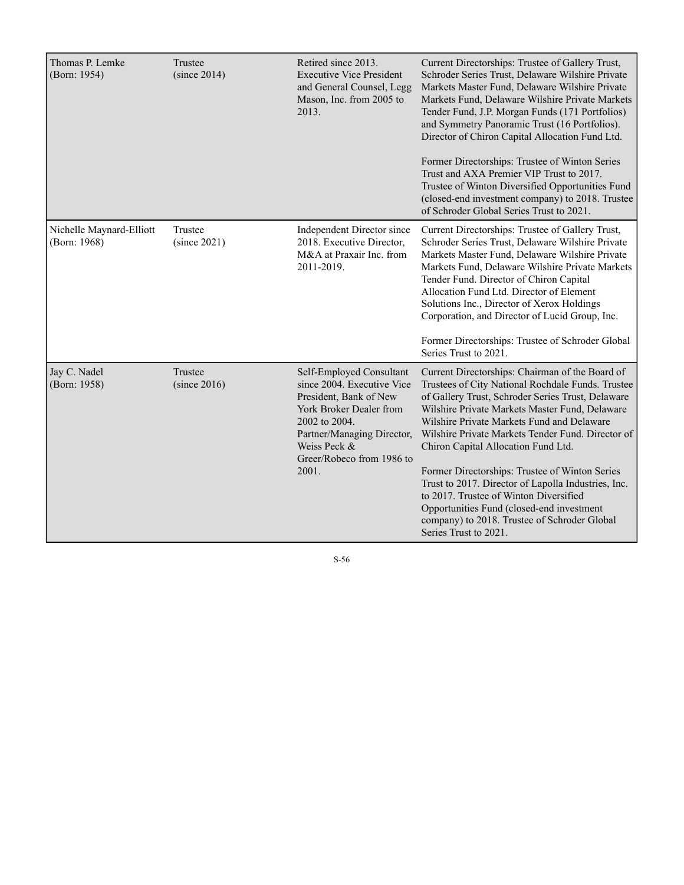| | | | |
|---|---|---|---|
| Thomas P. Lemke (Born: 1954) | Trustee (since 2014) | Retired since 2013. Executive Vice President and General Counsel, Legg Mason, Inc. from 2005 to 2013. | Current Directorships: Trustee of Gallery Trust, Schroder Series Trust, Delaware Wilshire Private Markets Master Fund, Delaware Wilshire Private Markets Fund, Delaware Wilshire Private Markets Tender Fund, J.P. Morgan Funds (171 Portfolios) and Symmetry Panoramic Trust (16 Portfolios). Director of Chiron Capital Allocation Fund Ltd.<br><br>Former Directorships: Trustee of Winton Series Trust and AXA Premier VIP Trust to 2017. Trustee of Winton Diversified Opportunities Fund (closed-end investment company) to 2018. Trustee of Schroder Global Series Trust to 2021. |
| Nichelle Maynard-Elliott (Born: 1968) | Trustee (since 2021) | Independent Director since 2018. Executive Director, M&A at Praxair Inc. from 2011-2019. | Current Directorships: Trustee of Gallery Trust, Schroder Series Trust, Delaware Wilshire Private Markets Master Fund, Delaware Wilshire Private Markets Fund, Delaware Wilshire Private Markets Tender Fund. Director of Chiron Capital Allocation Fund Ltd. Director of Element Solutions Inc., Director of Xerox Holdings Corporation, and Director of Lucid Group, Inc.<br><br>Former Directorships: Trustee of Schroder Global Series Trust to 2021. |
| Jay C. Nadel (Born: 1958) | Trustee (since 2016) | Self-Employed Consultant since 2004. Executive Vice President, Bank of New York Broker Dealer from 2002 to 2004. Partner/Managing Director, Weiss Peck & Greer/Robeco from 1986 to 2001. | Current Directorships: Chairman of the Board of Trustees of City National Rochdale Funds. Trustee of Gallery Trust, Schroder Series Trust, Delaware Wilshire Private Markets Master Fund, Delaware Wilshire Private Markets Fund and Delaware Wilshire Private Markets Tender Fund. Director of Chiron Capital Allocation Fund Ltd.<br><br>Former Directorships: Trustee of Winton Series Trust to 2017. Director of Lapolla Industries, Inc. to 2017. Trustee of Winton Diversified Opportunities Fund (closed-end investment company) to 2018. Trustee of Schroder Global Series Trust to 2021. |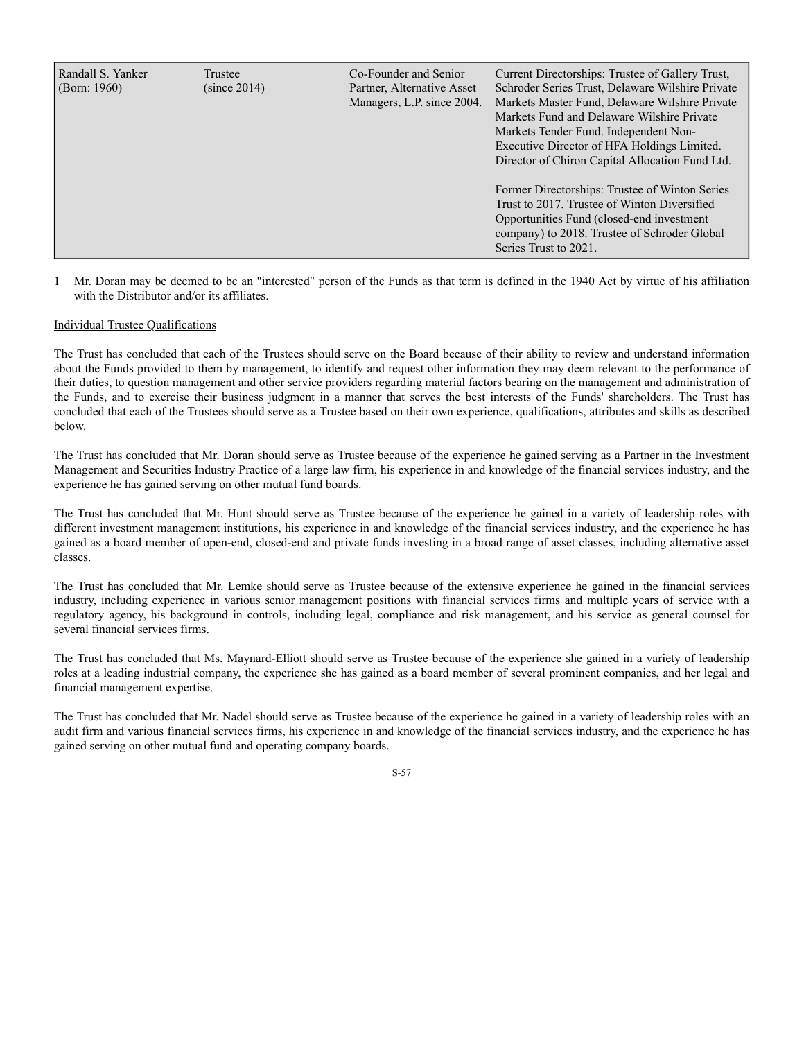| Randall S. Yanker (Born: 1960) | Trustee (since 2014) | Co-Founder and Senior Partner, Alternative Asset Managers, L.P. since 2004. | Current Directorships: Trustee of Gallery Trust, Schroder Series Trust, Delaware Wilshire Private Markets Master Fund, Delaware Wilshire Private Markets Fund and Delaware Wilshire Private Markets Tender Fund. Independent Non-Executive Director of HFA Holdings Limited. Director of Chiron Capital Allocation Fund Ltd.<br><br>Former Directorships: Trustee of Winton Series Trust to 2017. Trustee of Winton Diversified Opportunities Fund (closed-end investment company) to 2018. Trustee of Schroder Global Series Trust to 2021. |
|---|---|---|---|

1 Mr. Doran may be deemed to be an "interested" person of the Funds as that term is defined in the 1940 Act by virtue of his affiliation with the Distributor and/or its affiliates.

Individual Trustee Qualifications

The Trust has concluded that each of the Trustees should serve on the Board because of their ability to review and understand information about the Funds provided to them by management, to identify and request other information they may deem relevant to the performance of their duties, to question management and other service providers regarding material factors bearing on the management and administration of the Funds, and to exercise their business judgment in a manner that serves the best interests of the Funds' shareholders. The Trust has concluded that each of the Trustees should serve as a Trustee based on their own experience, qualifications, attributes and skills as described below.

The Trust has concluded that Mr. Doran should serve as Trustee because of the experience he gained serving as a Partner in the Investment Management and Securities Industry Practice of a large law firm, his experience in and knowledge of the financial services industry, and the experience he has gained serving on other mutual fund boards.

The Trust has concluded that Mr. Hunt should serve as Trustee because of the experience he gained in a variety of leadership roles with different investment management institutions, his experience in and knowledge of the financial services industry, and the experience he has gained as a board member of open-end, closed-end and private funds investing in a broad range of asset classes, including alternative asset classes.

The Trust has concluded that Mr. Lemke should serve as Trustee because of the extensive experience he gained in the financial services industry, including experience in various senior management positions with financial services firms and multiple years of service with a regulatory agency, his background in controls, including legal, compliance and risk management, and his service as general counsel for several financial services firms.

The Trust has concluded that Ms. Maynard-Elliott should serve as Trustee because of the experience she gained in a variety of leadership roles at a leading industrial company, the experience she has gained as a board member of several prominent companies, and her legal and financial management expertise.

The Trust has concluded that Mr. Nadel should serve as Trustee because of the experience he gained in a variety of leadership roles with an audit firm and various financial services firms, his experience in and knowledge of the financial services industry, and the experience he has gained serving on other mutual fund and operating company boards.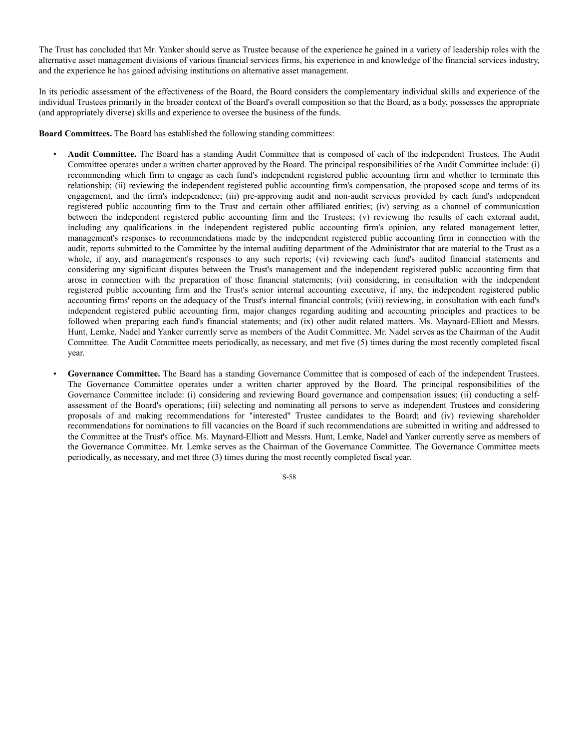The Trust has concluded that Mr. Yanker should serve as Trustee because of the experience he gained in a variety of leadership roles with the alternative asset management divisions of various financial services firms, his experience in and knowledge of the financial services industry, and the experience he has gained advising institutions on alternative asset management.

In its periodic assessment of the effectiveness of the Board, the Board considers the complementary individual skills and experience of the individual Trustees primarily in the broader context of the Board's overall composition so that the Board, as a body, possesses the appropriate (and appropriately diverse) skills and experience to oversee the business of the funds.

**Board Committees.** The Board has established the following standing committees:

- **Audit Committee.** The Board has a standing Audit Committee that is composed of each of the independent Trustees. The Audit Committee operates under a written charter approved by the Board. The principal responsibilities of the Audit Committee include: (i) recommending which firm to engage as each fund's independent registered public accounting firm and whether to terminate this relationship; (ii) reviewing the independent registered public accounting firm's compensation, the proposed scope and terms of its engagement, and the firm's independence; (iii) pre-approving audit and non-audit services provided by each fund's independent registered public accounting firm to the Trust and certain other affiliated entities; (iv) serving as a channel of communication between the independent registered public accounting firm and the Trustees; (v) reviewing the results of each external audit, including any qualifications in the independent registered public accounting firm's opinion, any related management letter, management's responses to recommendations made by the independent registered public accounting firm in connection with the audit, reports submitted to the Committee by the internal auditing department of the Administrator that are material to the Trust as a whole, if any, and management's responses to any such reports; (vi) reviewing each fund's audited financial statements and considering any significant disputes between the Trust's management and the independent registered public accounting firm that arose in connection with the preparation of those financial statements; (vii) considering, in consultation with the independent registered public accounting firm and the Trust's senior internal accounting executive, if any, the independent registered public accounting firms' reports on the adequacy of the Trust's internal financial controls; (viii) reviewing, in consultation with each fund's independent registered public accounting firm, major changes regarding auditing and accounting principles and practices to be followed when preparing each fund's financial statements; and (ix) other audit related matters. Ms. Maynard-Elliott and Messrs. Hunt, Lemke, Nadel and Yanker currently serve as members of the Audit Committee. Mr. Nadel serves as the Chairman of the Audit Committee. The Audit Committee meets periodically, as necessary, and met five (5) times during the most recently completed fiscal year.

- **Governance Committee.** The Board has a standing Governance Committee that is composed of each of the independent Trustees. The Governance Committee operates under a written charter approved by the Board. The principal responsibilities of the Governance Committee include: (i) considering and reviewing Board governance and compensation issues; (ii) conducting a self-assessment of the Board's operations; (iii) selecting and nominating all persons to serve as independent Trustees and considering proposals of and making recommendations for "interested" Trustee candidates to the Board; and (iv) reviewing shareholder recommendations for nominations to fill vacancies on the Board if such recommendations are submitted in writing and addressed to the Committee at the Trust's office. Ms. Maynard-Elliott and Messrs. Hunt, Lemke, Nadel and Yanker currently serve as members of the Governance Committee. Mr. Lemke serves as the Chairman of the Governance Committee. The Governance Committee meets periodically, as necessary, and met three (3) times during the most recently completed fiscal year.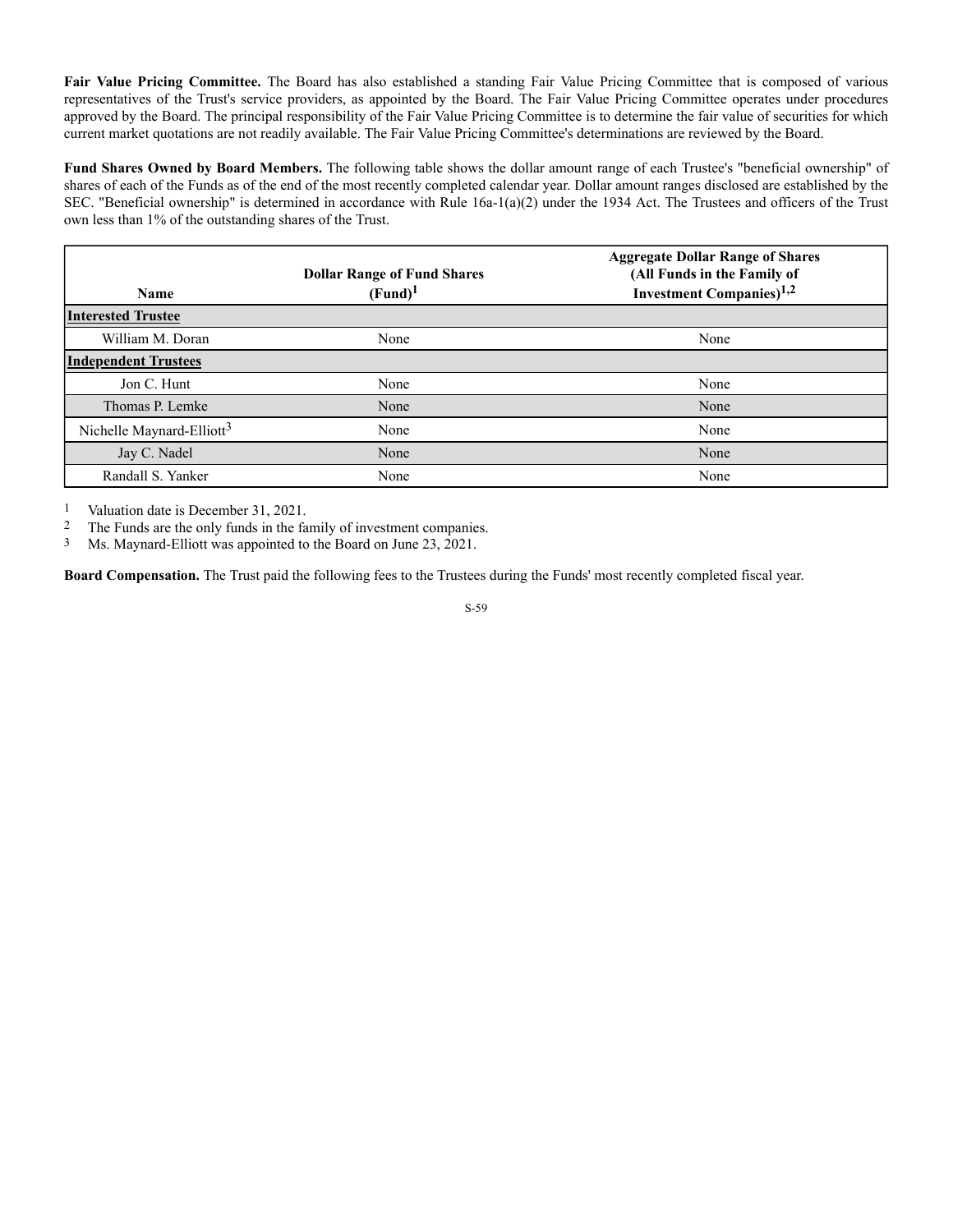**Fair Value Pricing Committee.** The Board has also established a standing Fair Value Pricing Committee that is composed of various representatives of the Trust's service providers, as appointed by the Board. The Fair Value Pricing Committee operates under procedures approved by the Board. The principal responsibility of the Fair Value Pricing Committee is to determine the fair value of securities for which current market quotations are not readily available. The Fair Value Pricing Committee's determinations are reviewed by the Board.

**Fund Shares Owned by Board Members.** The following table shows the dollar amount range of each Trustee's "beneficial ownership" of shares of each of the Funds as of the end of the most recently completed calendar year. Dollar amount ranges disclosed are established by the SEC. "Beneficial ownership" is determined in accordance with Rule 16a-1(a)(2) under the 1934 Act. The Trustees and officers of the Trust own less than 1% of the outstanding shares of the Trust.

| Name | Dollar Range of Fund Shares (Fund)[1] | Aggregate Dollar Range of Shares (All Funds in the Family of Investment Companies)[1,2] |
|---|---|---|
| **Interested Trustee** | | |
| William M. Doran | None | None |
| **Independent Trustees** | | |
| Jon C. Hunt | None | None |
| Thomas P. Lemke | None | None |
| Nichelle Maynard-Elliott[3] | None | None |
| Jay C. Nadel | None | None |
| Randall S. Yanker | None | None |

1 Valuation date is December 31, 2021.

2 The Funds are the only funds in the family of investment companies.

3 Ms. Maynard-Elliott was appointed to the Board on June 23, 2021.

**Board Compensation.** The Trust paid the following fees to the Trustees during the Funds' most recently completed fiscal year.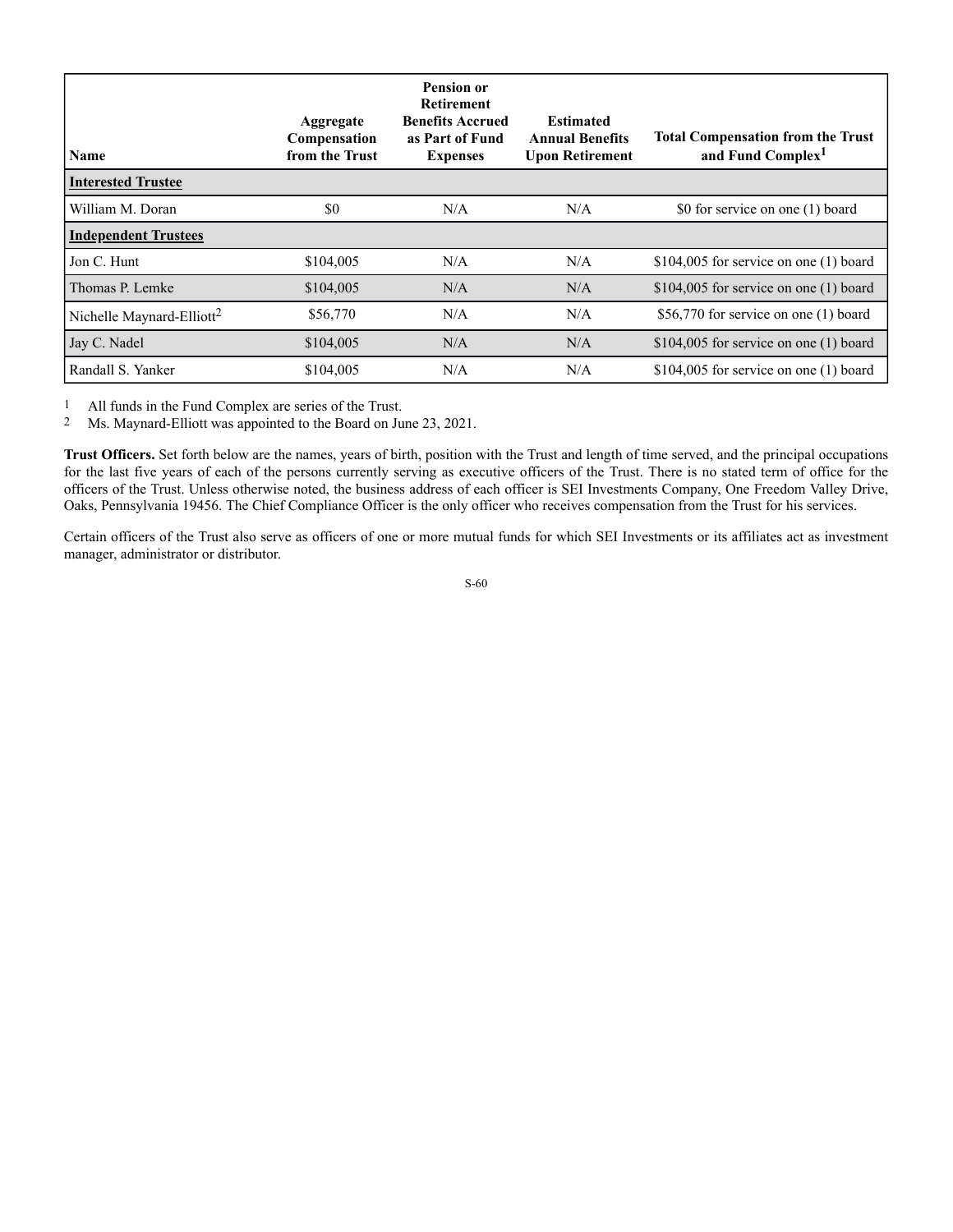| Name | Aggregate Compensation from the Trust | Pension or Retirement Benefits Accrued as Part of Fund Expenses | Estimated Annual Benefits Upon Retirement | Total Compensation from the Trust and Fund Complex[1] |
|---|---|---|---|---|
| **Interested Trustee** | | | | |
| William M. Doran | $0 | N/A | N/A | $0 for service on one (1) board |
| **Independent Trustees** | | | | |
| Jon C. Hunt | $104,005 | N/A | N/A | $104,005 for service on one (1) board |
| Thomas P. Lemke | $104,005 | N/A | N/A | $104,005 for service on one (1) board |
| Nichelle Maynard-Elliott[2] | $56,770 | N/A | N/A | $56,770 for service on one (1) board |
| Jay C. Nadel | $104,005 | N/A | N/A | $104,005 for service on one (1) board |
| Randall S. Yanker | $104,005 | N/A | N/A | $104,005 for service on one (1) board |

1 All funds in the Fund Complex are series of the Trust.

2 Ms. Maynard-Elliott was appointed to the Board on June 23, 2021.

**Trust Officers.** Set forth below are the names, years of birth, position with the Trust and length of time served, and the principal occupations for the last five years of each of the persons currently serving as executive officers of the Trust. There is no stated term of office for the officers of the Trust. Unless otherwise noted, the business address of each officer is SEI Investments Company, One Freedom Valley Drive, Oaks, Pennsylvania 19456. The Chief Compliance Officer is the only officer who receives compensation from the Trust for his services.

Certain officers of the Trust also serve as officers of one or more mutual funds for which SEI Investments or its affiliates act as investment manager, administrator or distributor.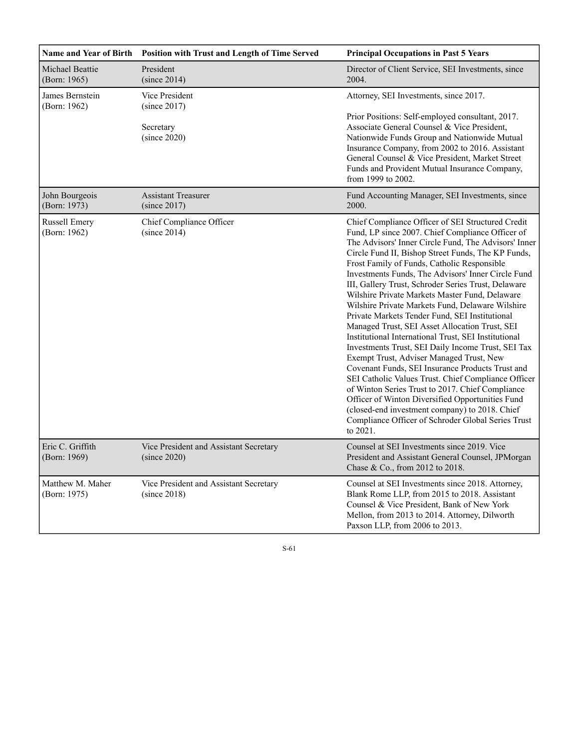| Name and Year of Birth | Position with Trust and Length of Time Served | Principal Occupations in Past 5 Years |
|---|---|---|
| Michael Beattie (Born: 1965) | President (since 2014) | Director of Client Service, SEI Investments, since 2004. |
| James Bernstein (Born: 1962) | Vice President (since 2017)<br><br>Secretary (since 2020) | Attorney, SEI Investments, since 2017.<br><br>Prior Positions: Self-employed consultant, 2017. Associate General Counsel & Vice President, Nationwide Funds Group and Nationwide Mutual Insurance Company, from 2002 to 2016. Assistant General Counsel & Vice President, Market Street Funds and Provident Mutual Insurance Company, from 1999 to 2002. |
| John Bourgeois (Born: 1973) | Assistant Treasurer (since 2017) | Fund Accounting Manager, SEI Investments, since 2000. |
| Russell Emery (Born: 1962) | Chief Compliance Officer (since 2014) | Chief Compliance Officer of SEI Structured Credit Fund, LP since 2007. Chief Compliance Officer of The Advisors' Inner Circle Fund, The Advisors' Inner Circle Fund II, Bishop Street Funds, The KP Funds, Frost Family of Funds, Catholic Responsible Investments Funds, The Advisors' Inner Circle Fund III, Gallery Trust, Schroder Series Trust, Delaware Wilshire Private Markets Master Fund, Delaware Wilshire Private Markets Fund, Delaware Wilshire Private Markets Tender Fund, SEI Institutional Managed Trust, SEI Asset Allocation Trust, SEI Institutional International Trust, SEI Institutional Investments Trust, SEI Daily Income Trust, SEI Tax Exempt Trust, Adviser Managed Trust, New Covenant Funds, SEI Insurance Products Trust and SEI Catholic Values Trust. Chief Compliance Officer of Winton Series Trust to 2017. Chief Compliance Officer of Winton Diversified Opportunities Fund (closed-end investment company) to 2018. Chief Compliance Officer of Schroder Global Series Trust to 2021. |
| Eric C. Griffith (Born: 1969) | Vice President and Assistant Secretary (since 2020) | Counsel at SEI Investments since 2019. Vice President and Assistant General Counsel, JPMorgan Chase & Co., from 2012 to 2018. |
| Matthew M. Maher (Born: 1975) | Vice President and Assistant Secretary (since 2018) | Counsel at SEI Investments since 2018. Attorney, Blank Rome LLP, from 2015 to 2018. Assistant Counsel & Vice President, Bank of New York Mellon, from 2013 to 2014. Attorney, Dilworth Paxson LLP, from 2006 to 2013. |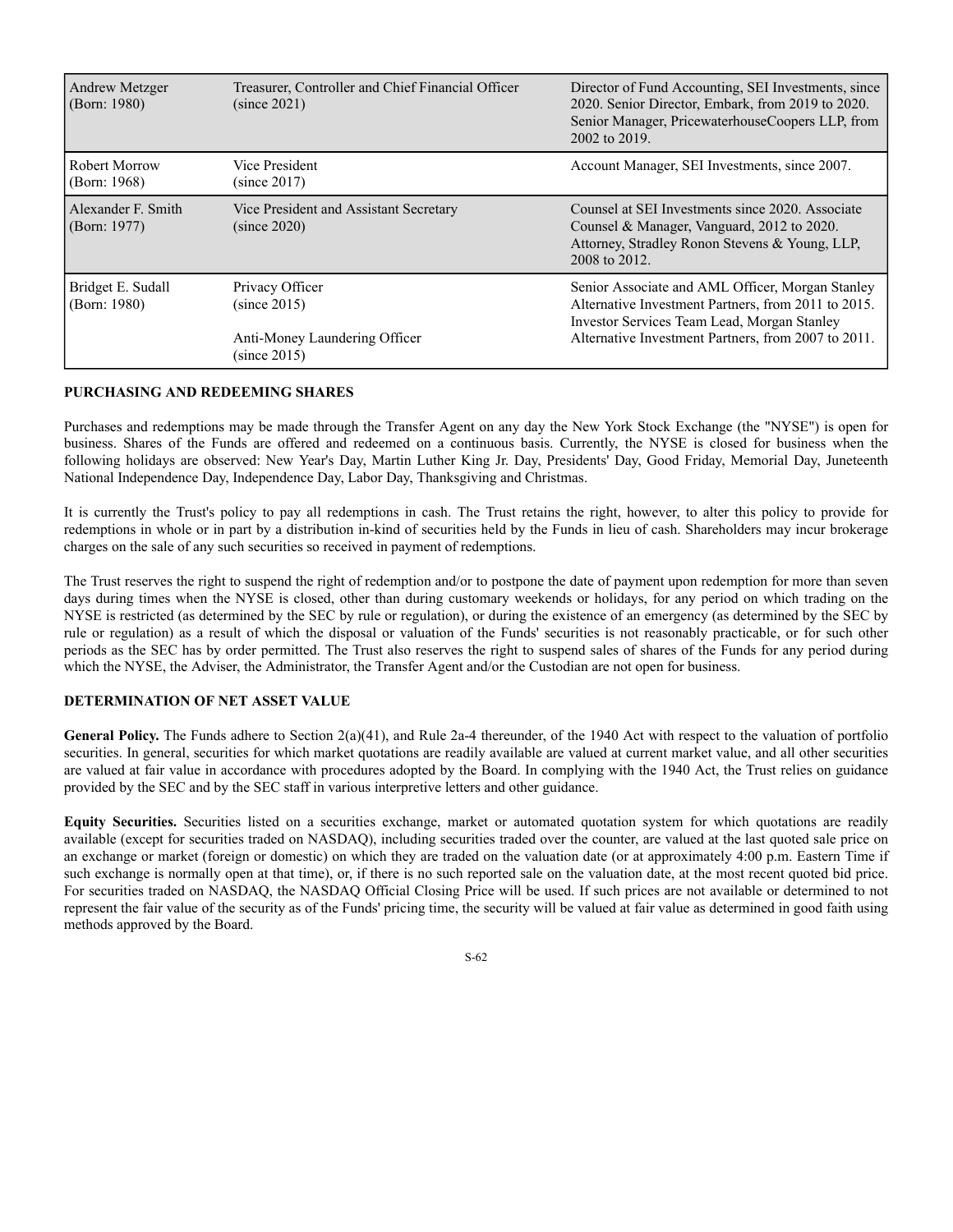| | | |
|---|---|---|
| Andrew Metzger (Born: 1980) | Treasurer, Controller and Chief Financial Officer (since 2021) | Director of Fund Accounting, SEI Investments, since 2020. Senior Director, Embark, from 2019 to 2020. Senior Manager, PricewaterhouseCoopers LLP, from 2002 to 2019. |
| Robert Morrow (Born: 1968) | Vice President (since 2017) | Account Manager, SEI Investments, since 2007. |
| Alexander F. Smith (Born: 1977) | Vice President and Assistant Secretary (since 2020) | Counsel at SEI Investments since 2020. Associate Counsel & Manager, Vanguard, 2012 to 2020. Attorney, Stradley Ronon Stevens & Young, LLP, 2008 to 2012. |
| Bridget E. Sudall (Born: 1980) | Privacy Officer (since 2015)<br><br>Anti-Money Laundering Officer (since 2015) | Senior Associate and AML Officer, Morgan Stanley Alternative Investment Partners, from 2011 to 2015. Investor Services Team Lead, Morgan Stanley Alternative Investment Partners, from 2007 to 2011. |

**PURCHASING AND REDEEMING SHARES**

Purchases and redemptions may be made through the Transfer Agent on any day the New York Stock Exchange (the "NYSE") is open for business. Shares of the Funds are offered and redeemed on a continuous basis. Currently, the NYSE is closed for business when the following holidays are observed: New Year's Day, Martin Luther King Jr. Day, Presidents' Day, Good Friday, Memorial Day, Juneteenth National Independence Day, Independence Day, Labor Day, Thanksgiving and Christmas.

It is currently the Trust's policy to pay all redemptions in cash. The Trust retains the right, however, to alter this policy to provide for redemptions in whole or in part by a distribution in-kind of securities held by the Funds in lieu of cash. Shareholders may incur brokerage charges on the sale of any such securities so received in payment of redemptions.

The Trust reserves the right to suspend the right of redemption and/or to postpone the date of payment upon redemption for more than seven days during times when the NYSE is closed, other than during customary weekends or holidays, for any period on which trading on the NYSE is restricted (as determined by the SEC by rule or regulation), or during the existence of an emergency (as determined by the SEC by rule or regulation) as a result of which the disposal or valuation of the Funds' securities is not reasonably practicable, or for such other periods as the SEC has by order permitted. The Trust also reserves the right to suspend sales of shares of the Funds for any period during which the NYSE, the Adviser, the Administrator, the Transfer Agent and/or the Custodian are not open for business.

**DETERMINATION OF NET ASSET VALUE**

**General Policy.** The Funds adhere to Section 2(a)(41), and Rule 2a-4 thereunder, of the 1940 Act with respect to the valuation of portfolio securities. In general, securities for which market quotations are readily available are valued at current market value, and all other securities are valued at fair value in accordance with procedures adopted by the Board. In complying with the 1940 Act, the Trust relies on guidance provided by the SEC and by the SEC staff in various interpretive letters and other guidance.

**Equity Securities.** Securities listed on a securities exchange, market or automated quotation system for which quotations are readily available (except for securities traded on NASDAQ), including securities traded over the counter, are valued at the last quoted sale price on an exchange or market (foreign or domestic) on which they are traded on the valuation date (or at approximately 4:00 p.m. Eastern Time if such exchange is normally open at that time), or, if there is no such reported sale on the valuation date, at the most recent quoted bid price. For securities traded on NASDAQ, the NASDAQ Official Closing Price will be used. If such prices are not available or determined to not represent the fair value of the security as of the Funds' pricing time, the security will be valued at fair value as determined in good faith using methods approved by the Board.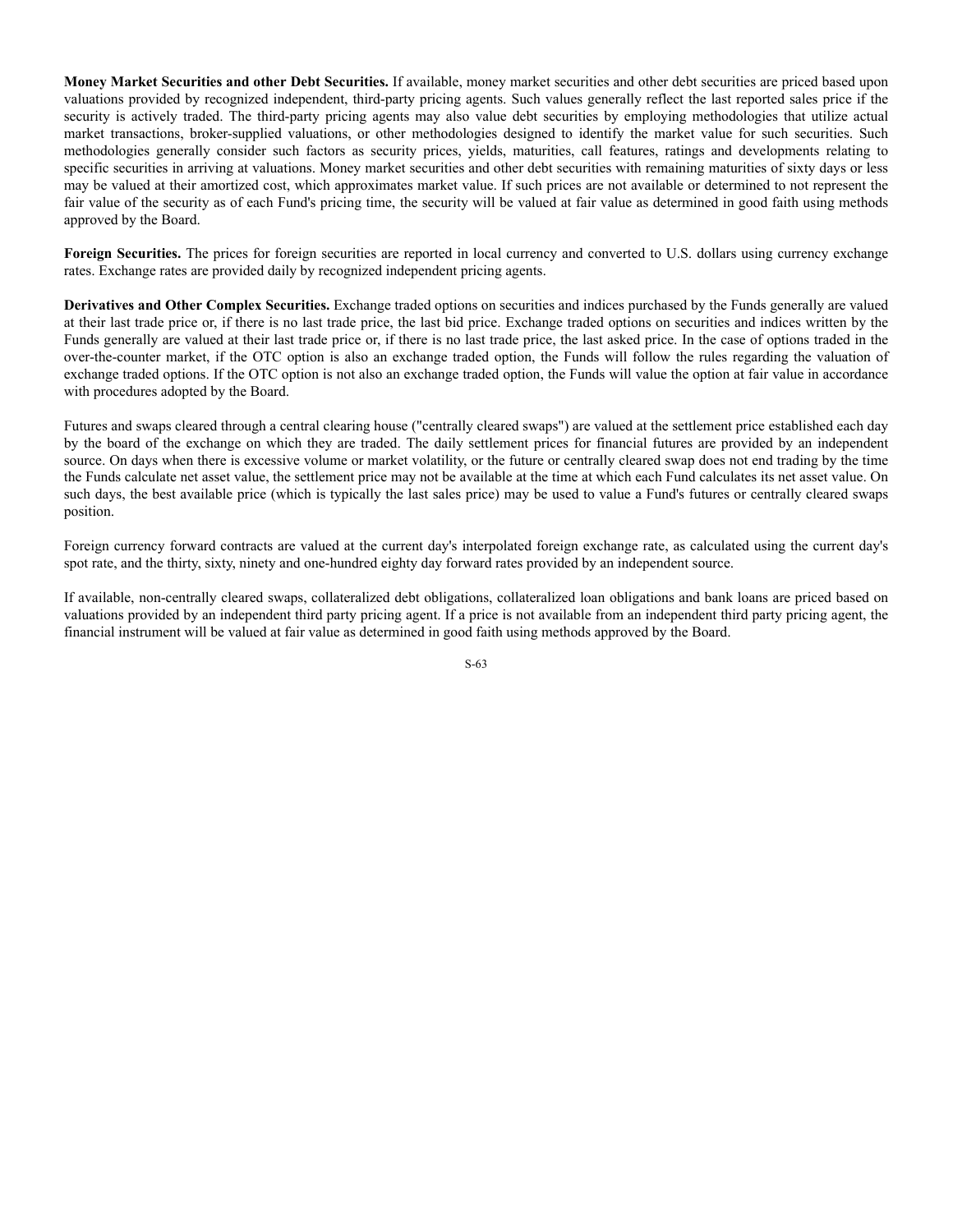**Money Market Securities and other Debt Securities.** If available, money market securities and other debt securities are priced based upon valuations provided by recognized independent, third-party pricing agents. Such values generally reflect the last reported sales price if the security is actively traded. The third-party pricing agents may also value debt securities by employing methodologies that utilize actual market transactions, broker-supplied valuations, or other methodologies designed to identify the market value for such securities. Such methodologies generally consider such factors as security prices, yields, maturities, call features, ratings and developments relating to specific securities in arriving at valuations. Money market securities and other debt securities with remaining maturities of sixty days or less may be valued at their amortized cost, which approximates market value. If such prices are not available or determined to not represent the fair value of the security as of each Fund's pricing time, the security will be valued at fair value as determined in good faith using methods approved by the Board.

**Foreign Securities.** The prices for foreign securities are reported in local currency and converted to U.S. dollars using currency exchange rates. Exchange rates are provided daily by recognized independent pricing agents.

**Derivatives and Other Complex Securities.** Exchange traded options on securities and indices purchased by the Funds generally are valued at their last trade price or, if there is no last trade price, the last bid price. Exchange traded options on securities and indices written by the Funds generally are valued at their last trade price or, if there is no last trade price, the last asked price. In the case of options traded in the over-the-counter market, if the OTC option is also an exchange traded option, the Funds will follow the rules regarding the valuation of exchange traded options. If the OTC option is not also an exchange traded option, the Funds will value the option at fair value in accordance with procedures adopted by the Board.

Futures and swaps cleared through a central clearing house ("centrally cleared swaps") are valued at the settlement price established each day by the board of the exchange on which they are traded. The daily settlement prices for financial futures are provided by an independent source. On days when there is excessive volume or market volatility, or the future or centrally cleared swap does not end trading by the time the Funds calculate net asset value, the settlement price may not be available at the time at which each Fund calculates its net asset value. On such days, the best available price (which is typically the last sales price) may be used to value a Fund's futures or centrally cleared swaps position.

Foreign currency forward contracts are valued at the current day's interpolated foreign exchange rate, as calculated using the current day's spot rate, and the thirty, sixty, ninety and one-hundred eighty day forward rates provided by an independent source.

If available, non-centrally cleared swaps, collateralized debt obligations, collateralized loan obligations and bank loans are priced based on valuations provided by an independent third party pricing agent. If a price is not available from an independent third party pricing agent, the financial instrument will be valued at fair value as determined in good faith using methods approved by the Board.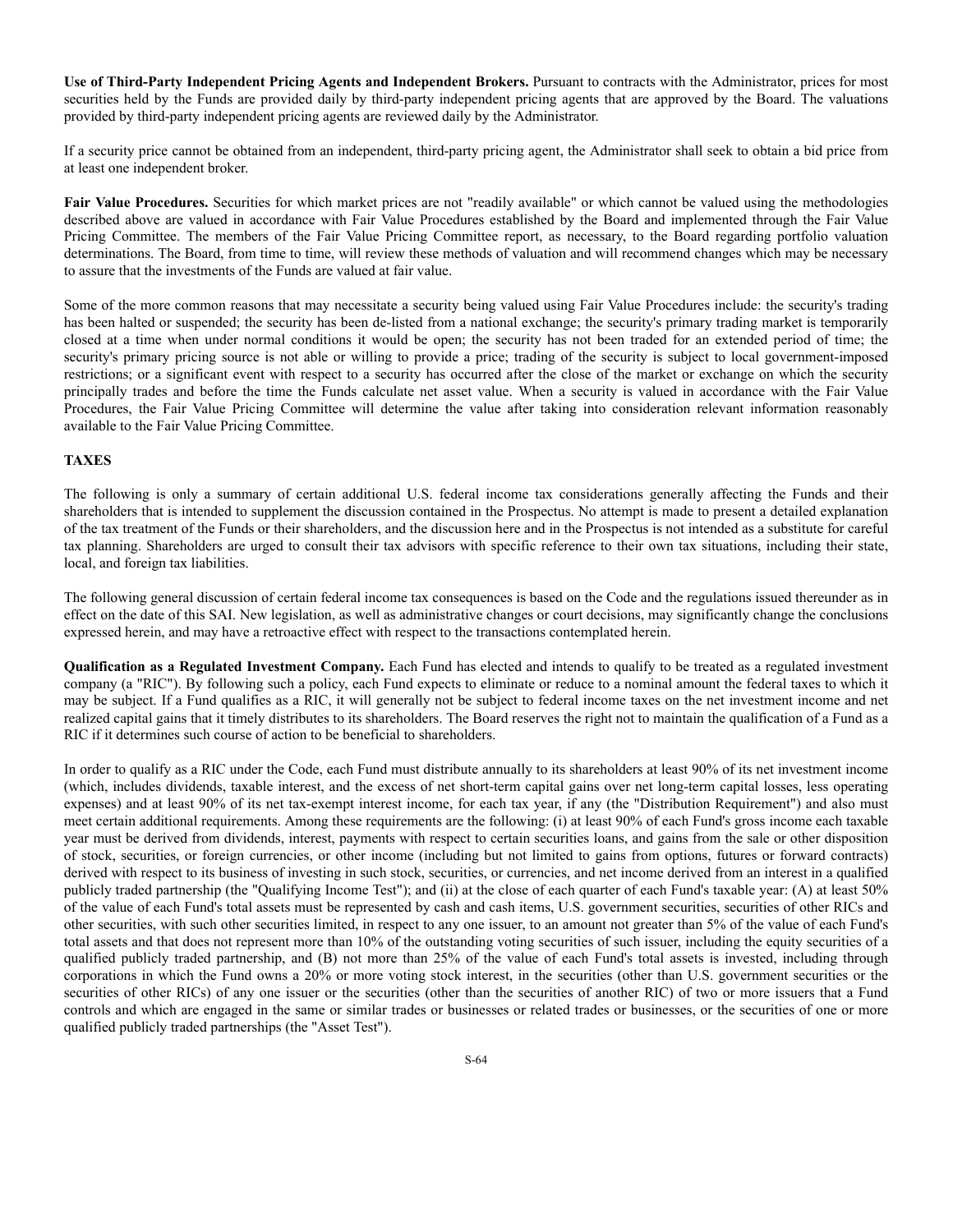**Use of Third-Party Independent Pricing Agents and Independent Brokers.** Pursuant to contracts with the Administrator, prices for most securities held by the Funds are provided daily by third-party independent pricing agents that are approved by the Board. The valuations provided by third-party independent pricing agents are reviewed daily by the Administrator.

If a security price cannot be obtained from an independent, third-party pricing agent, the Administrator shall seek to obtain a bid price from at least one independent broker.

**Fair Value Procedures.** Securities for which market prices are not "readily available" or which cannot be valued using the methodologies described above are valued in accordance with Fair Value Procedures established by the Board and implemented through the Fair Value Pricing Committee. The members of the Fair Value Pricing Committee report, as necessary, to the Board regarding portfolio valuation determinations. The Board, from time to time, will review these methods of valuation and will recommend changes which may be necessary to assure that the investments of the Funds are valued at fair value.

Some of the more common reasons that may necessitate a security being valued using Fair Value Procedures include: the security's trading has been halted or suspended; the security has been de-listed from a national exchange; the security's primary trading market is temporarily closed at a time when under normal conditions it would be open; the security has not been traded for an extended period of time; the security's primary pricing source is not able or willing to provide a price; trading of the security is subject to local government-imposed restrictions; or a significant event with respect to a security has occurred after the close of the market or exchange on which the security principally trades and before the time the Funds calculate net asset value. When a security is valued in accordance with the Fair Value Procedures, the Fair Value Pricing Committee will determine the value after taking into consideration relevant information reasonably available to the Fair Value Pricing Committee.

## TAXES

The following is only a summary of certain additional U.S. federal income tax considerations generally affecting the Funds and their shareholders that is intended to supplement the discussion contained in the Prospectus. No attempt is made to present a detailed explanation of the tax treatment of the Funds or their shareholders, and the discussion here and in the Prospectus is not intended as a substitute for careful tax planning. Shareholders are urged to consult their tax advisors with specific reference to their own tax situations, including their state, local, and foreign tax liabilities.

The following general discussion of certain federal income tax consequences is based on the Code and the regulations issued thereunder as in effect on the date of this SAI. New legislation, as well as administrative changes or court decisions, may significantly change the conclusions expressed herein, and may have a retroactive effect with respect to the transactions contemplated herein.

**Qualification as a Regulated Investment Company.** Each Fund has elected and intends to qualify to be treated as a regulated investment company (a "RIC"). By following such a policy, each Fund expects to eliminate or reduce to a nominal amount the federal taxes to which it may be subject. If a Fund qualifies as a RIC, it will generally not be subject to federal income taxes on the net investment income and net realized capital gains that it timely distributes to its shareholders. The Board reserves the right not to maintain the qualification of a Fund as a RIC if it determines such course of action to be beneficial to shareholders.

In order to qualify as a RIC under the Code, each Fund must distribute annually to its shareholders at least 90% of its net investment income (which, includes dividends, taxable interest, and the excess of net short-term capital gains over net long-term capital losses, less operating expenses) and at least 90% of its net tax-exempt interest income, for each tax year, if any (the "Distribution Requirement") and also must meet certain additional requirements. Among these requirements are the following: (i) at least 90% of each Fund's gross income each taxable year must be derived from dividends, interest, payments with respect to certain securities loans, and gains from the sale or other disposition of stock, securities, or foreign currencies, or other income (including but not limited to gains from options, futures or forward contracts) derived with respect to its business of investing in such stock, securities, or currencies, and net income derived from an interest in a qualified publicly traded partnership (the "Qualifying Income Test"); and (ii) at the close of each quarter of each Fund's taxable year: (A) at least 50% of the value of each Fund's total assets must be represented by cash and cash items, U.S. government securities, securities of other RICs and other securities, with such other securities limited, in respect to any one issuer, to an amount not greater than 5% of the value of each Fund's total assets and that does not represent more than 10% of the outstanding voting securities of such issuer, including the equity securities of a qualified publicly traded partnership, and (B) not more than 25% of the value of each Fund's total assets is invested, including through corporations in which the Fund owns a 20% or more voting stock interest, in the securities (other than U.S. government securities or the securities of other RICs) of any one issuer or the securities (other than the securities of another RIC) of two or more issuers that a Fund controls and which are engaged in the same or similar trades or businesses or related trades or businesses, or the securities of one or more qualified publicly traded partnerships (the "Asset Test").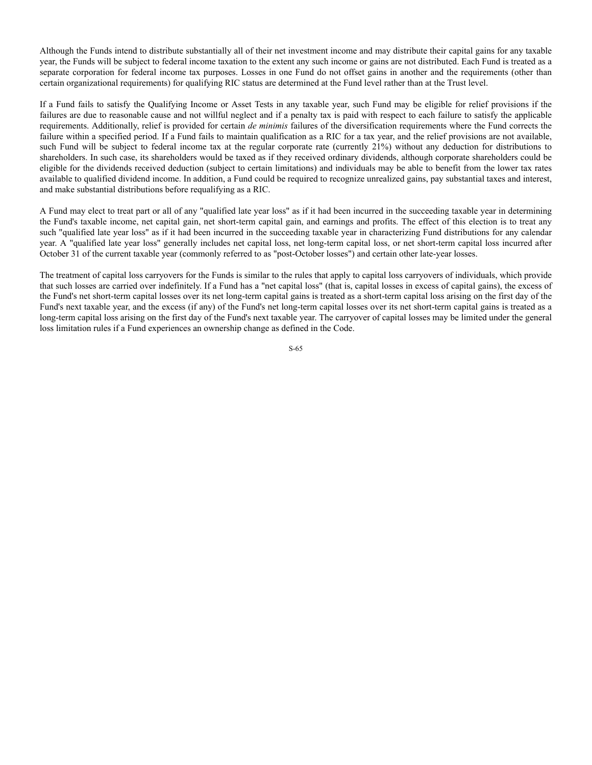Although the Funds intend to distribute substantially all of their net investment income and may distribute their capital gains for any taxable year, the Funds will be subject to federal income taxation to the extent any such income or gains are not distributed. Each Fund is treated as a separate corporation for federal income tax purposes. Losses in one Fund do not offset gains in another and the requirements (other than certain organizational requirements) for qualifying RIC status are determined at the Fund level rather than at the Trust level.

If a Fund fails to satisfy the Qualifying Income or Asset Tests in any taxable year, such Fund may be eligible for relief provisions if the failures are due to reasonable cause and not willful neglect and if a penalty tax is paid with respect to each failure to satisfy the applicable requirements. Additionally, relief is provided for certain *de minimis* failures of the diversification requirements where the Fund corrects the failure within a specified period. If a Fund fails to maintain qualification as a RIC for a tax year, and the relief provisions are not available, such Fund will be subject to federal income tax at the regular corporate rate (currently 21%) without any deduction for distributions to shareholders. In such case, its shareholders would be taxed as if they received ordinary dividends, although corporate shareholders could be eligible for the dividends received deduction (subject to certain limitations) and individuals may be able to benefit from the lower tax rates available to qualified dividend income. In addition, a Fund could be required to recognize unrealized gains, pay substantial taxes and interest, and make substantial distributions before requalifying as a RIC.

A Fund may elect to treat part or all of any "qualified late year loss" as if it had been incurred in the succeeding taxable year in determining the Fund's taxable income, net capital gain, net short-term capital gain, and earnings and profits. The effect of this election is to treat any such "qualified late year loss" as if it had been incurred in the succeeding taxable year in characterizing Fund distributions for any calendar year. A "qualified late year loss" generally includes net capital loss, net long-term capital loss, or net short-term capital loss incurred after October 31 of the current taxable year (commonly referred to as "post-October losses") and certain other late-year losses.

The treatment of capital loss carryovers for the Funds is similar to the rules that apply to capital loss carryovers of individuals, which provide that such losses are carried over indefinitely. If a Fund has a "net capital loss" (that is, capital losses in excess of capital gains), the excess of the Fund's net short-term capital losses over its net long-term capital gains is treated as a short-term capital loss arising on the first day of the Fund's next taxable year, and the excess (if any) of the Fund's net long-term capital losses over its net short-term capital gains is treated as a long-term capital loss arising on the first day of the Fund's next taxable year. The carryover of capital losses may be limited under the general loss limitation rules if a Fund experiences an ownership change as defined in the Code.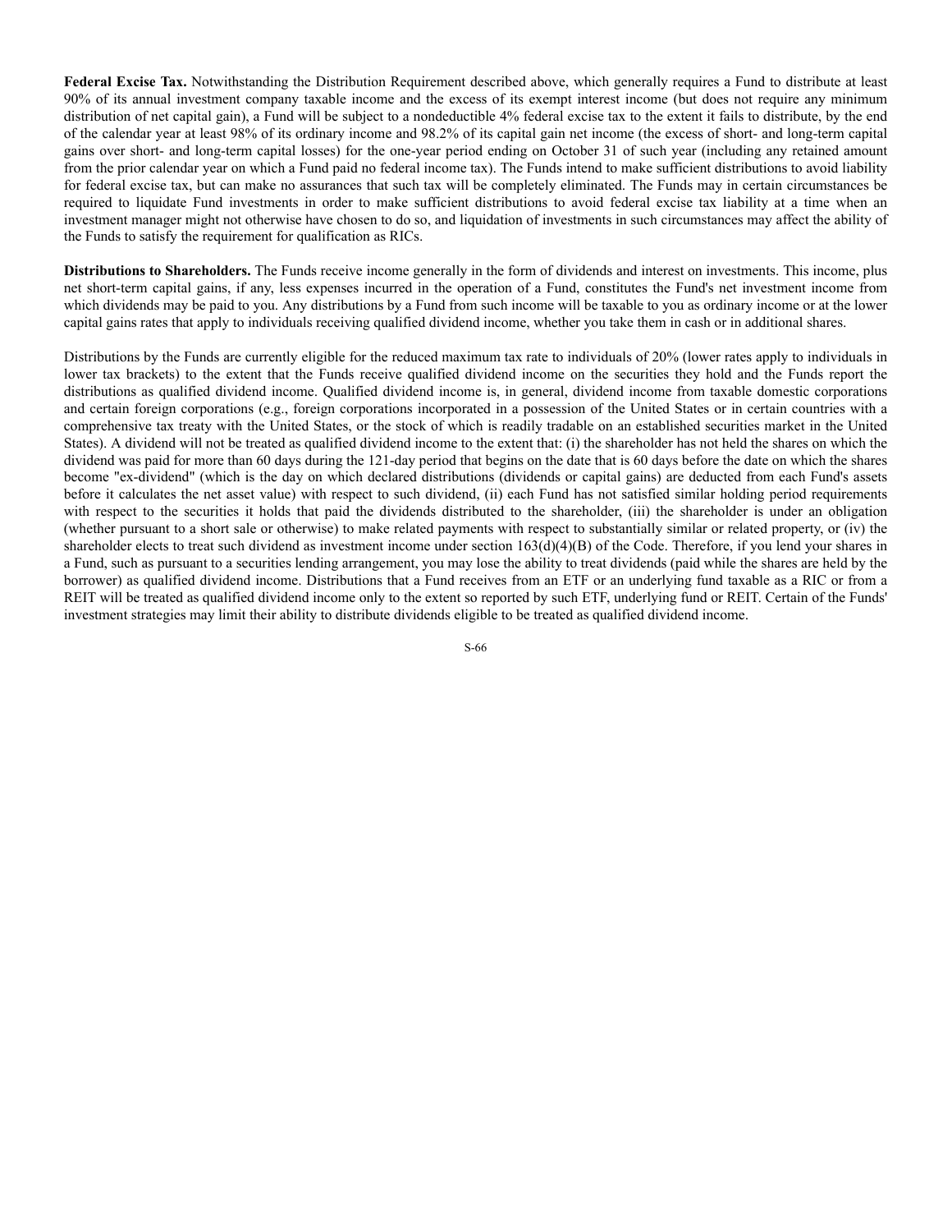**Federal Excise Tax.** Notwithstanding the Distribution Requirement described above, which generally requires a Fund to distribute at least 90% of its annual investment company taxable income and the excess of its exempt interest income (but does not require any minimum distribution of net capital gain), a Fund will be subject to a nondeductible 4% federal excise tax to the extent it fails to distribute, by the end of the calendar year at least 98% of its ordinary income and 98.2% of its capital gain net income (the excess of short- and long-term capital gains over short- and long-term capital losses) for the one-year period ending on October 31 of such year (including any retained amount from the prior calendar year on which a Fund paid no federal income tax). The Funds intend to make sufficient distributions to avoid liability for federal excise tax, but can make no assurances that such tax will be completely eliminated. The Funds may in certain circumstances be required to liquidate Fund investments in order to make sufficient distributions to avoid federal excise tax liability at a time when an investment manager might not otherwise have chosen to do so, and liquidation of investments in such circumstances may affect the ability of the Funds to satisfy the requirement for qualification as RICs.

**Distributions to Shareholders.** The Funds receive income generally in the form of dividends and interest on investments. This income, plus net short-term capital gains, if any, less expenses incurred in the operation of a Fund, constitutes the Fund's net investment income from which dividends may be paid to you. Any distributions by a Fund from such income will be taxable to you as ordinary income or at the lower capital gains rates that apply to individuals receiving qualified dividend income, whether you take them in cash or in additional shares.

Distributions by the Funds are currently eligible for the reduced maximum tax rate to individuals of 20% (lower rates apply to individuals in lower tax brackets) to the extent that the Funds receive qualified dividend income on the securities they hold and the Funds report the distributions as qualified dividend income. Qualified dividend income is, in general, dividend income from taxable domestic corporations and certain foreign corporations (e.g., foreign corporations incorporated in a possession of the United States or in certain countries with a comprehensive tax treaty with the United States, or the stock of which is readily tradable on an established securities market in the United States). A dividend will not be treated as qualified dividend income to the extent that: (i) the shareholder has not held the shares on which the dividend was paid for more than 60 days during the 121-day period that begins on the date that is 60 days before the date on which the shares become "ex-dividend" (which is the day on which declared distributions (dividends or capital gains) are deducted from each Fund's assets before it calculates the net asset value) with respect to such dividend, (ii) each Fund has not satisfied similar holding period requirements with respect to the securities it holds that paid the dividends distributed to the shareholder, (iii) the shareholder is under an obligation (whether pursuant to a short sale or otherwise) to make related payments with respect to substantially similar or related property, or (iv) the shareholder elects to treat such dividend as investment income under section 163(d)(4)(B) of the Code. Therefore, if you lend your shares in a Fund, such as pursuant to a securities lending arrangement, you may lose the ability to treat dividends (paid while the shares are held by the borrower) as qualified dividend income. Distributions that a Fund receives from an ETF or an underlying fund taxable as a RIC or from a REIT will be treated as qualified dividend income only to the extent so reported by such ETF, underlying fund or REIT. Certain of the Funds' investment strategies may limit their ability to distribute dividends eligible to be treated as qualified dividend income.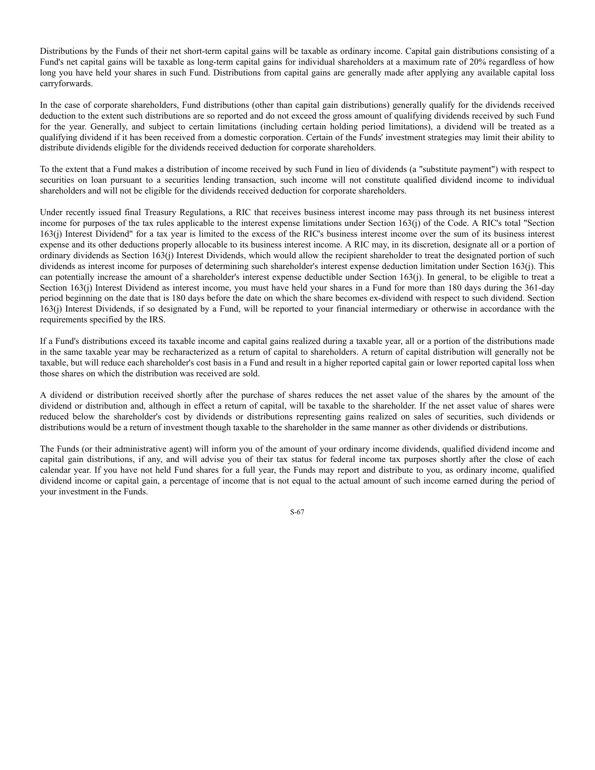Distributions by the Funds of their net short-term capital gains will be taxable as ordinary income. Capital gain distributions consisting of a Fund's net capital gains will be taxable as long-term capital gains for individual shareholders at a maximum rate of 20% regardless of how long you have held your shares in such Fund. Distributions from capital gains are generally made after applying any available capital loss carryforwards.

In the case of corporate shareholders, Fund distributions (other than capital gain distributions) generally qualify for the dividends received deduction to the extent such distributions are so reported and do not exceed the gross amount of qualifying dividends received by such Fund for the year. Generally, and subject to certain limitations (including certain holding period limitations), a dividend will be treated as a qualifying dividend if it has been received from a domestic corporation. Certain of the Funds' investment strategies may limit their ability to distribute dividends eligible for the dividends received deduction for corporate shareholders.

To the extent that a Fund makes a distribution of income received by such Fund in lieu of dividends (a "substitute payment") with respect to securities on loan pursuant to a securities lending transaction, such income will not constitute qualified dividend income to individual shareholders and will not be eligible for the dividends received deduction for corporate shareholders.

Under recently issued final Treasury Regulations, a RIC that receives business interest income may pass through its net business interest income for purposes of the tax rules applicable to the interest expense limitations under Section 163(j) of the Code. A RIC's total "Section 163(j) Interest Dividend" for a tax year is limited to the excess of the RIC's business interest income over the sum of its business interest expense and its other deductions properly allocable to its business interest income. A RIC may, in its discretion, designate all or a portion of ordinary dividends as Section 163(j) Interest Dividends, which would allow the recipient shareholder to treat the designated portion of such dividends as interest income for purposes of determining such shareholder's interest expense deduction limitation under Section 163(j). This can potentially increase the amount of a shareholder's interest expense deductible under Section 163(j). In general, to be eligible to treat a Section 163(j) Interest Dividend as interest income, you must have held your shares in a Fund for more than 180 days during the 361-day period beginning on the date that is 180 days before the date on which the share becomes ex-dividend with respect to such dividend. Section 163(j) Interest Dividends, if so designated by a Fund, will be reported to your financial intermediary or otherwise in accordance with the requirements specified by the IRS.

If a Fund's distributions exceed its taxable income and capital gains realized during a taxable year, all or a portion of the distributions made in the same taxable year may be recharacterized as a return of capital to shareholders. A return of capital distribution will generally not be taxable, but will reduce each shareholder's cost basis in a Fund and result in a higher reported capital gain or lower reported capital loss when those shares on which the distribution was received are sold.

A dividend or distribution received shortly after the purchase of shares reduces the net asset value of the shares by the amount of the dividend or distribution and, although in effect a return of capital, will be taxable to the shareholder. If the net asset value of shares were reduced below the shareholder's cost by dividends or distributions representing gains realized on sales of securities, such dividends or distributions would be a return of investment though taxable to the shareholder in the same manner as other dividends or distributions.

The Funds (or their administrative agent) will inform you of the amount of your ordinary income dividends, qualified dividend income and capital gain distributions, if any, and will advise you of their tax status for federal income tax purposes shortly after the close of each calendar year. If you have not held Fund shares for a full year, the Funds may report and distribute to you, as ordinary income, qualified dividend income or capital gain, a percentage of income that is not equal to the actual amount of such income earned during the period of your investment in the Funds.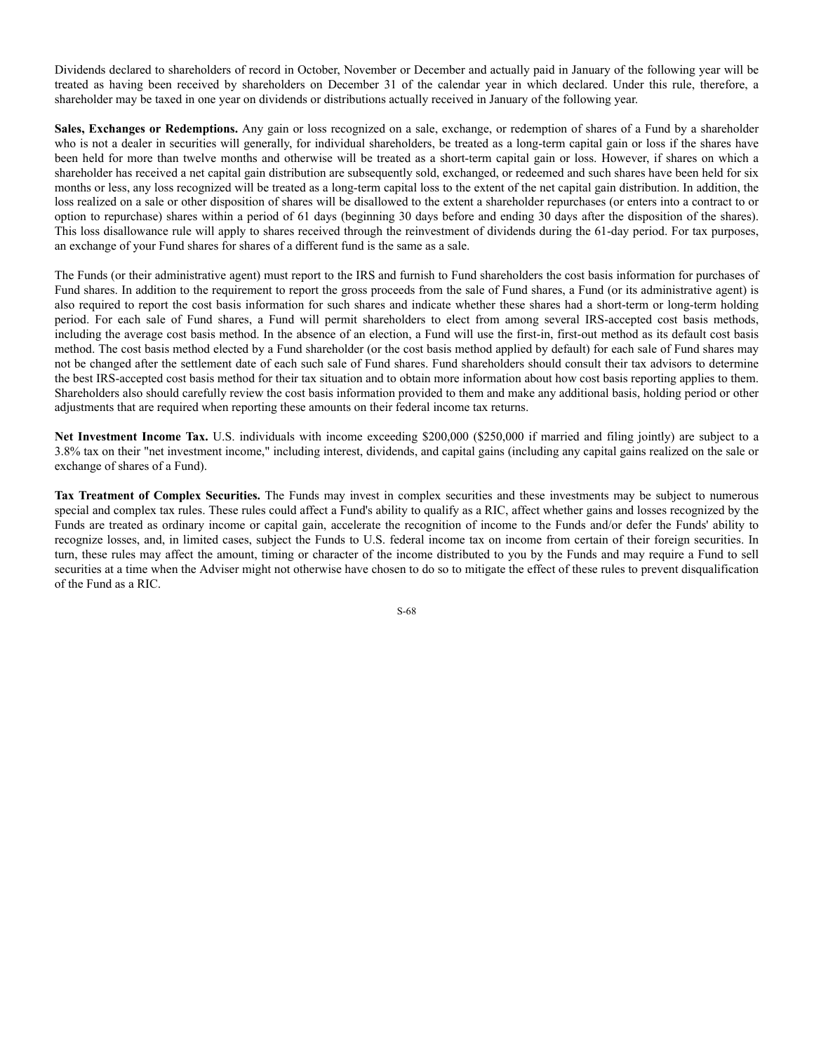Dividends declared to shareholders of record in October, November or December and actually paid in January of the following year will be treated as having been received by shareholders on December 31 of the calendar year in which declared. Under this rule, therefore, a shareholder may be taxed in one year on dividends or distributions actually received in January of the following year.

**Sales, Exchanges or Redemptions.** Any gain or loss recognized on a sale, exchange, or redemption of shares of a Fund by a shareholder who is not a dealer in securities will generally, for individual shareholders, be treated as a long-term capital gain or loss if the shares have been held for more than twelve months and otherwise will be treated as a short-term capital gain or loss. However, if shares on which a shareholder has received a net capital gain distribution are subsequently sold, exchanged, or redeemed and such shares have been held for six months or less, any loss recognized will be treated as a long-term capital loss to the extent of the net capital gain distribution. In addition, the loss realized on a sale or other disposition of shares will be disallowed to the extent a shareholder repurchases (or enters into a contract to or option to repurchase) shares within a period of 61 days (beginning 30 days before and ending 30 days after the disposition of the shares). This loss disallowance rule will apply to shares received through the reinvestment of dividends during the 61-day period. For tax purposes, an exchange of your Fund shares for shares of a different fund is the same as a sale.

The Funds (or their administrative agent) must report to the IRS and furnish to Fund shareholders the cost basis information for purchases of Fund shares. In addition to the requirement to report the gross proceeds from the sale of Fund shares, a Fund (or its administrative agent) is also required to report the cost basis information for such shares and indicate whether these shares had a short-term or long-term holding period. For each sale of Fund shares, a Fund will permit shareholders to elect from among several IRS-accepted cost basis methods, including the average cost basis method. In the absence of an election, a Fund will use the first-in, first-out method as its default cost basis method. The cost basis method elected by a Fund shareholder (or the cost basis method applied by default) for each sale of Fund shares may not be changed after the settlement date of each such sale of Fund shares. Fund shareholders should consult their tax advisors to determine the best IRS-accepted cost basis method for their tax situation and to obtain more information about how cost basis reporting applies to them. Shareholders also should carefully review the cost basis information provided to them and make any additional basis, holding period or other adjustments that are required when reporting these amounts on their federal income tax returns.

**Net Investment Income Tax.** U.S. individuals with income exceeding $200,000 ($250,000 if married and filing jointly) are subject to a 3.8% tax on their "net investment income," including interest, dividends, and capital gains (including any capital gains realized on the sale or exchange of shares of a Fund).

**Tax Treatment of Complex Securities.** The Funds may invest in complex securities and these investments may be subject to numerous special and complex tax rules. These rules could affect a Fund's ability to qualify as a RIC, affect whether gains and losses recognized by the Funds are treated as ordinary income or capital gain, accelerate the recognition of income to the Funds and/or defer the Funds' ability to recognize losses, and, in limited cases, subject the Funds to U.S. federal income tax on income from certain of their foreign securities. In turn, these rules may affect the amount, timing or character of the income distributed to you by the Funds and may require a Fund to sell securities at a time when the Adviser might not otherwise have chosen to do so to mitigate the effect of these rules to prevent disqualification of the Fund as a RIC.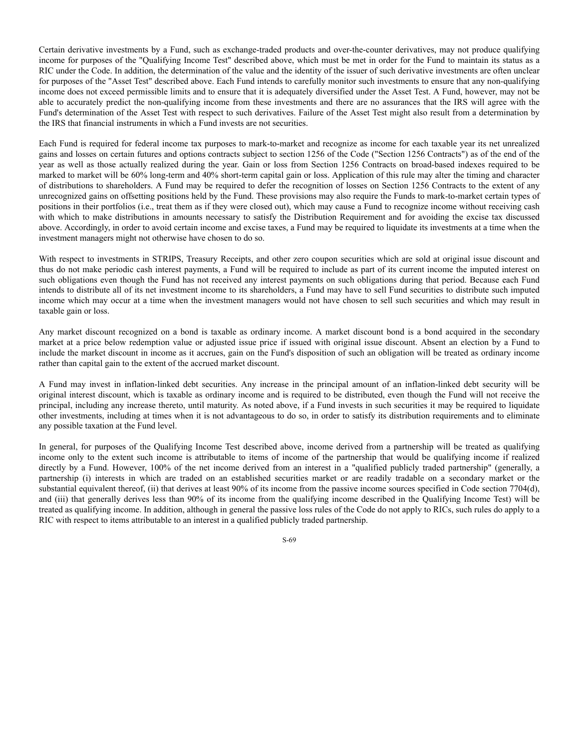Certain derivative investments by a Fund, such as exchange-traded products and over-the-counter derivatives, may not produce qualifying income for purposes of the "Qualifying Income Test" described above, which must be met in order for the Fund to maintain its status as a RIC under the Code. In addition, the determination of the value and the identity of the issuer of such derivative investments are often unclear for purposes of the "Asset Test" described above. Each Fund intends to carefully monitor such investments to ensure that any non-qualifying income does not exceed permissible limits and to ensure that it is adequately diversified under the Asset Test. A Fund, however, may not be able to accurately predict the non-qualifying income from these investments and there are no assurances that the IRS will agree with the Fund's determination of the Asset Test with respect to such derivatives. Failure of the Asset Test might also result from a determination by the IRS that financial instruments in which a Fund invests are not securities.

Each Fund is required for federal income tax purposes to mark-to-market and recognize as income for each taxable year its net unrealized gains and losses on certain futures and options contracts subject to section 1256 of the Code ("Section 1256 Contracts") as of the end of the year as well as those actually realized during the year. Gain or loss from Section 1256 Contracts on broad-based indexes required to be marked to market will be 60% long-term and 40% short-term capital gain or loss. Application of this rule may alter the timing and character of distributions to shareholders. A Fund may be required to defer the recognition of losses on Section 1256 Contracts to the extent of any unrecognized gains on offsetting positions held by the Fund. These provisions may also require the Funds to mark-to-market certain types of positions in their portfolios (i.e., treat them as if they were closed out), which may cause a Fund to recognize income without receiving cash with which to make distributions in amounts necessary to satisfy the Distribution Requirement and for avoiding the excise tax discussed above. Accordingly, in order to avoid certain income and excise taxes, a Fund may be required to liquidate its investments at a time when the investment managers might not otherwise have chosen to do so.

With respect to investments in STRIPS, Treasury Receipts, and other zero coupon securities which are sold at original issue discount and thus do not make periodic cash interest payments, a Fund will be required to include as part of its current income the imputed interest on such obligations even though the Fund has not received any interest payments on such obligations during that period. Because each Fund intends to distribute all of its net investment income to its shareholders, a Fund may have to sell Fund securities to distribute such imputed income which may occur at a time when the investment managers would not have chosen to sell such securities and which may result in taxable gain or loss.

Any market discount recognized on a bond is taxable as ordinary income. A market discount bond is a bond acquired in the secondary market at a price below redemption value or adjusted issue price if issued with original issue discount. Absent an election by a Fund to include the market discount in income as it accrues, gain on the Fund's disposition of such an obligation will be treated as ordinary income rather than capital gain to the extent of the accrued market discount.

A Fund may invest in inflation-linked debt securities. Any increase in the principal amount of an inflation-linked debt security will be original interest discount, which is taxable as ordinary income and is required to be distributed, even though the Fund will not receive the principal, including any increase thereto, until maturity. As noted above, if a Fund invests in such securities it may be required to liquidate other investments, including at times when it is not advantageous to do so, in order to satisfy its distribution requirements and to eliminate any possible taxation at the Fund level.

In general, for purposes of the Qualifying Income Test described above, income derived from a partnership will be treated as qualifying income only to the extent such income is attributable to items of income of the partnership that would be qualifying income if realized directly by a Fund. However, 100% of the net income derived from an interest in a "qualified publicly traded partnership" (generally, a partnership (i) interests in which are traded on an established securities market or are readily tradable on a secondary market or the substantial equivalent thereof, (ii) that derives at least 90% of its income from the passive income sources specified in Code section 7704(d), and (iii) that generally derives less than 90% of its income from the qualifying income described in the Qualifying Income Test) will be treated as qualifying income. In addition, although in general the passive loss rules of the Code do not apply to RICs, such rules do apply to a RIC with respect to items attributable to an interest in a qualified publicly traded partnership.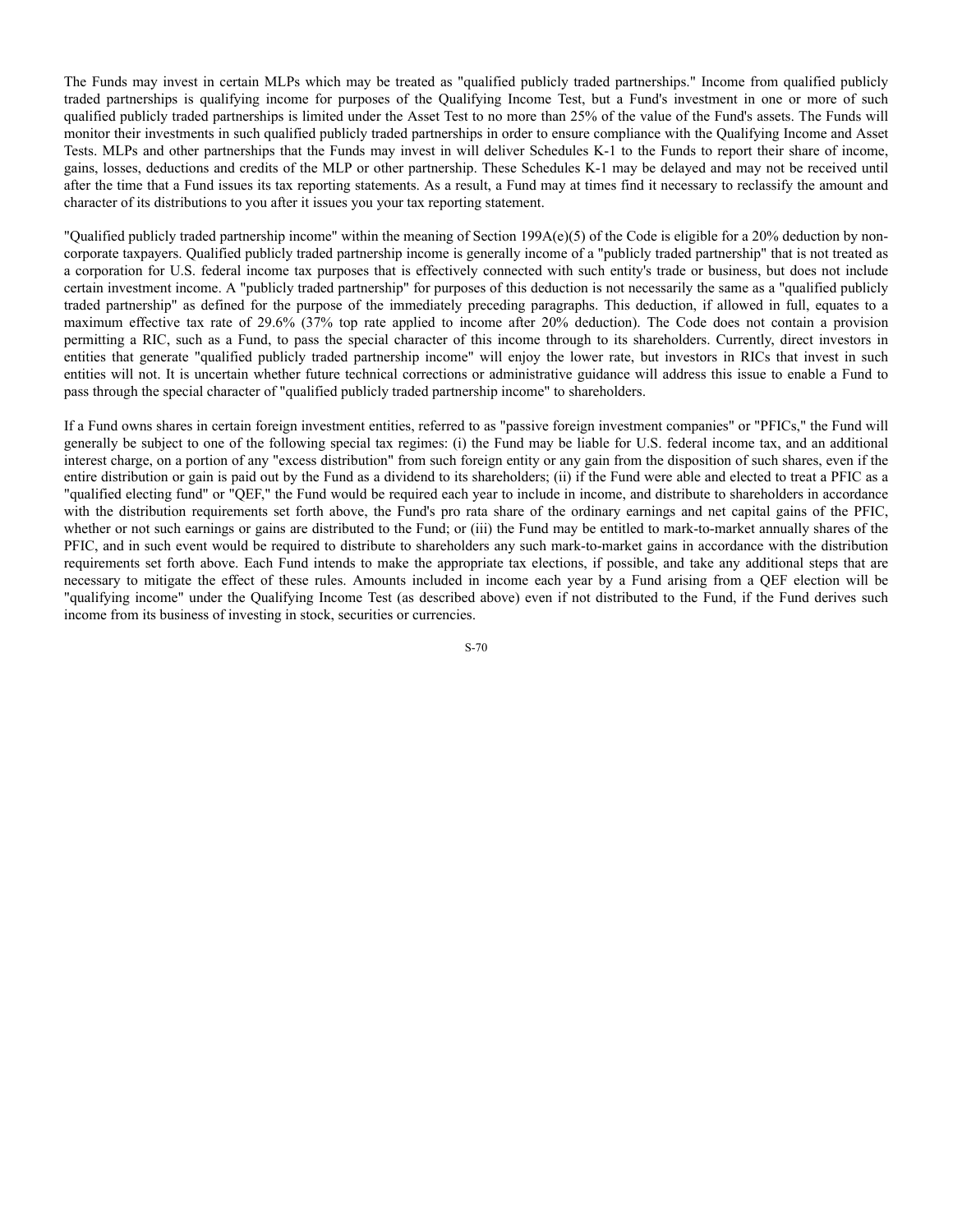The Funds may invest in certain MLPs which may be treated as "qualified publicly traded partnerships." Income from qualified publicly traded partnerships is qualifying income for purposes of the Qualifying Income Test, but a Fund's investment in one or more of such qualified publicly traded partnerships is limited under the Asset Test to no more than 25% of the value of the Fund's assets. The Funds will monitor their investments in such qualified publicly traded partnerships in order to ensure compliance with the Qualifying Income and Asset Tests. MLPs and other partnerships that the Funds may invest in will deliver Schedules K-1 to the Funds to report their share of income, gains, losses, deductions and credits of the MLP or other partnership. These Schedules K-1 may be delayed and may not be received until after the time that a Fund issues its tax reporting statements. As a result, a Fund may at times find it necessary to reclassify the amount and character of its distributions to you after it issues you your tax reporting statement.

"Qualified publicly traded partnership income" within the meaning of Section 199A(e)(5) of the Code is eligible for a 20% deduction by non-corporate taxpayers. Qualified publicly traded partnership income is generally income of a "publicly traded partnership" that is not treated as a corporation for U.S. federal income tax purposes that is effectively connected with such entity's trade or business, but does not include certain investment income. A "publicly traded partnership" for purposes of this deduction is not necessarily the same as a "qualified publicly traded partnership" as defined for the purpose of the immediately preceding paragraphs. This deduction, if allowed in full, equates to a maximum effective tax rate of 29.6% (37% top rate applied to income after 20% deduction). The Code does not contain a provision permitting a RIC, such as a Fund, to pass the special character of this income through to its shareholders. Currently, direct investors in entities that generate "qualified publicly traded partnership income" will enjoy the lower rate, but investors in RICs that invest in such entities will not. It is uncertain whether future technical corrections or administrative guidance will address this issue to enable a Fund to pass through the special character of "qualified publicly traded partnership income" to shareholders.

If a Fund owns shares in certain foreign investment entities, referred to as "passive foreign investment companies" or "PFICs," the Fund will generally be subject to one of the following special tax regimes: (i) the Fund may be liable for U.S. federal income tax, and an additional interest charge, on a portion of any "excess distribution" from such foreign entity or any gain from the disposition of such shares, even if the entire distribution or gain is paid out by the Fund as a dividend to its shareholders; (ii) if the Fund were able and elected to treat a PFIC as a "qualified electing fund" or "QEF," the Fund would be required each year to include in income, and distribute to shareholders in accordance with the distribution requirements set forth above, the Fund's pro rata share of the ordinary earnings and net capital gains of the PFIC, whether or not such earnings or gains are distributed to the Fund; or (iii) the Fund may be entitled to mark-to-market annually shares of the PFIC, and in such event would be required to distribute to shareholders any such mark-to-market gains in accordance with the distribution requirements set forth above. Each Fund intends to make the appropriate tax elections, if possible, and take any additional steps that are necessary to mitigate the effect of these rules. Amounts included in income each year by a Fund arising from a QEF election will be "qualifying income" under the Qualifying Income Test (as described above) even if not distributed to the Fund, if the Fund derives such income from its business of investing in stock, securities or currencies.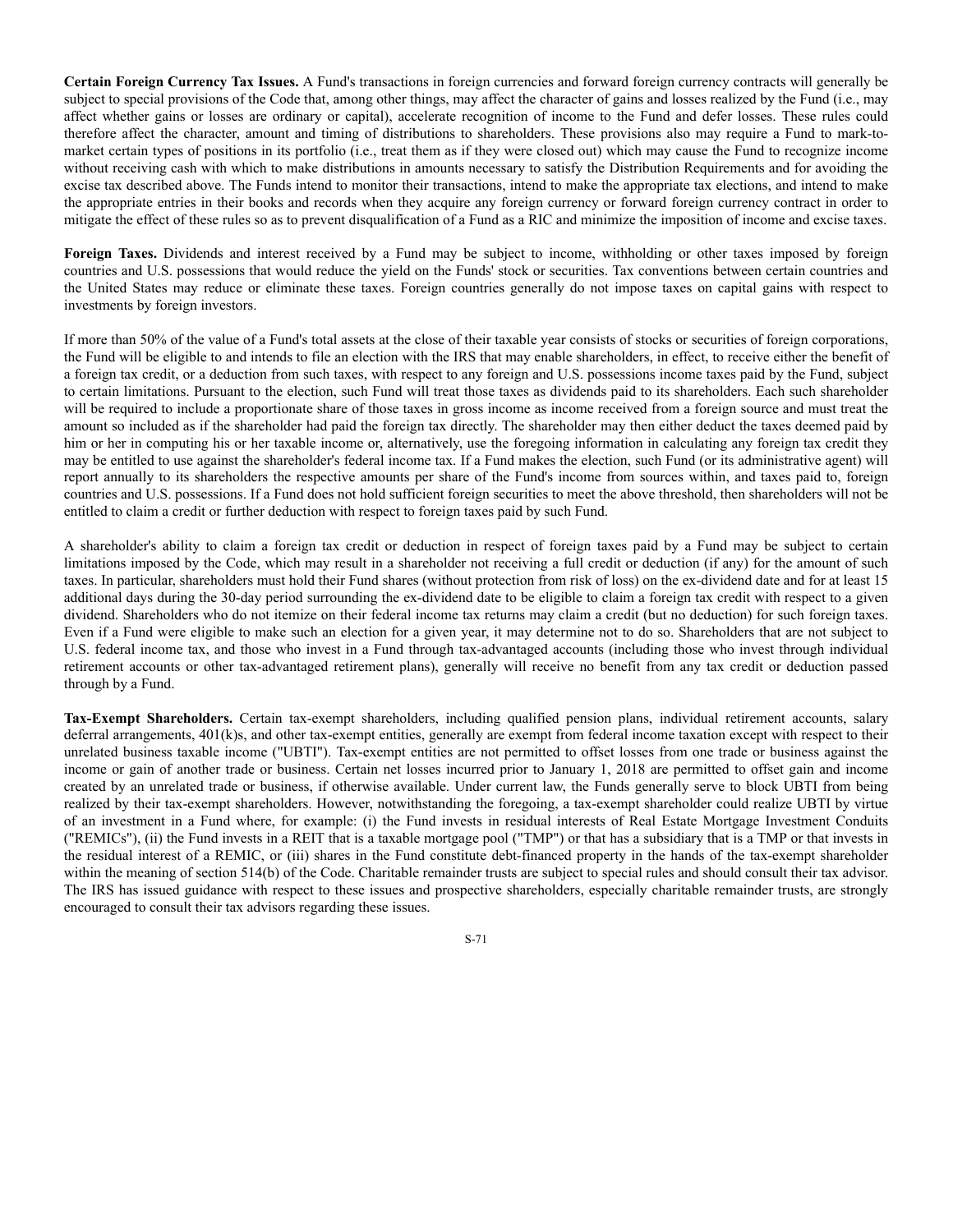**Certain Foreign Currency Tax Issues.** A Fund's transactions in foreign currencies and forward foreign currency contracts will generally be subject to special provisions of the Code that, among other things, may affect the character of gains and losses realized by the Fund (i.e., may affect whether gains or losses are ordinary or capital), accelerate recognition of income to the Fund and defer losses. These rules could therefore affect the character, amount and timing of distributions to shareholders. These provisions also may require a Fund to mark-to-market certain types of positions in its portfolio (i.e., treat them as if they were closed out) which may cause the Fund to recognize income without receiving cash with which to make distributions in amounts necessary to satisfy the Distribution Requirements and for avoiding the excise tax described above. The Funds intend to monitor their transactions, intend to make the appropriate tax elections, and intend to make the appropriate entries in their books and records when they acquire any foreign currency or forward foreign currency contract in order to mitigate the effect of these rules so as to prevent disqualification of a Fund as a RIC and minimize the imposition of income and excise taxes.

**Foreign Taxes.** Dividends and interest received by a Fund may be subject to income, withholding or other taxes imposed by foreign countries and U.S. possessions that would reduce the yield on the Funds' stock or securities. Tax conventions between certain countries and the United States may reduce or eliminate these taxes. Foreign countries generally do not impose taxes on capital gains with respect to investments by foreign investors.

If more than 50% of the value of a Fund's total assets at the close of their taxable year consists of stocks or securities of foreign corporations, the Fund will be eligible to and intends to file an election with the IRS that may enable shareholders, in effect, to receive either the benefit of a foreign tax credit, or a deduction from such taxes, with respect to any foreign and U.S. possessions income taxes paid by the Fund, subject to certain limitations. Pursuant to the election, such Fund will treat those taxes as dividends paid to its shareholders. Each such shareholder will be required to include a proportionate share of those taxes in gross income as income received from a foreign source and must treat the amount so included as if the shareholder had paid the foreign tax directly. The shareholder may then either deduct the taxes deemed paid by him or her in computing his or her taxable income or, alternatively, use the foregoing information in calculating any foreign tax credit they may be entitled to use against the shareholder's federal income tax. If a Fund makes the election, such Fund (or its administrative agent) will report annually to its shareholders the respective amounts per share of the Fund's income from sources within, and taxes paid to, foreign countries and U.S. possessions. If a Fund does not hold sufficient foreign securities to meet the above threshold, then shareholders will not be entitled to claim a credit or further deduction with respect to foreign taxes paid by such Fund.

A shareholder's ability to claim a foreign tax credit or deduction in respect of foreign taxes paid by a Fund may be subject to certain limitations imposed by the Code, which may result in a shareholder not receiving a full credit or deduction (if any) for the amount of such taxes. In particular, shareholders must hold their Fund shares (without protection from risk of loss) on the ex-dividend date and for at least 15 additional days during the 30-day period surrounding the ex-dividend date to be eligible to claim a foreign tax credit with respect to a given dividend. Shareholders who do not itemize on their federal income tax returns may claim a credit (but no deduction) for such foreign taxes. Even if a Fund were eligible to make such an election for a given year, it may determine not to do so. Shareholders that are not subject to U.S. federal income tax, and those who invest in a Fund through tax-advantaged accounts (including those who invest through individual retirement accounts or other tax-advantaged retirement plans), generally will receive no benefit from any tax credit or deduction passed through by a Fund.

**Tax-Exempt Shareholders.** Certain tax-exempt shareholders, including qualified pension plans, individual retirement accounts, salary deferral arrangements, 401(k)s, and other tax-exempt entities, generally are exempt from federal income taxation except with respect to their unrelated business taxable income ("UBTI"). Tax-exempt entities are not permitted to offset losses from one trade or business against the income or gain of another trade or business. Certain net losses incurred prior to January 1, 2018 are permitted to offset gain and income created by an unrelated trade or business, if otherwise available. Under current law, the Funds generally serve to block UBTI from being realized by their tax-exempt shareholders. However, notwithstanding the foregoing, a tax-exempt shareholder could realize UBTI by virtue of an investment in a Fund where, for example: (i) the Fund invests in residual interests of Real Estate Mortgage Investment Conduits ("REMICs"), (ii) the Fund invests in a REIT that is a taxable mortgage pool ("TMP") or that has a subsidiary that is a TMP or that invests in the residual interest of a REMIC, or (iii) shares in the Fund constitute debt-financed property in the hands of the tax-exempt shareholder within the meaning of section 514(b) of the Code. Charitable remainder trusts are subject to special rules and should consult their tax advisor. The IRS has issued guidance with respect to these issues and prospective shareholders, especially charitable remainder trusts, are strongly encouraged to consult their tax advisors regarding these issues.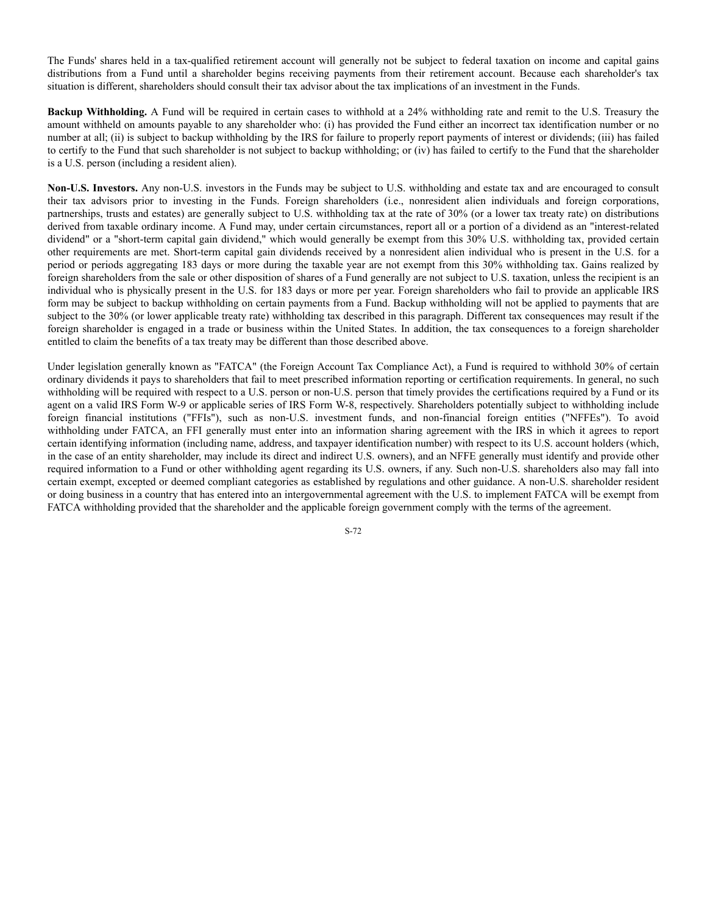The Funds' shares held in a tax-qualified retirement account will generally not be subject to federal taxation on income and capital gains distributions from a Fund until a shareholder begins receiving payments from their retirement account. Because each shareholder's tax situation is different, shareholders should consult their tax advisor about the tax implications of an investment in the Funds.

**Backup Withholding.** A Fund will be required in certain cases to withhold at a 24% withholding rate and remit to the U.S. Treasury the amount withheld on amounts payable to any shareholder who: (i) has provided the Fund either an incorrect tax identification number or no number at all; (ii) is subject to backup withholding by the IRS for failure to properly report payments of interest or dividends; (iii) has failed to certify to the Fund that such shareholder is not subject to backup withholding; or (iv) has failed to certify to the Fund that the shareholder is a U.S. person (including a resident alien).

**Non-U.S. Investors.** Any non-U.S. investors in the Funds may be subject to U.S. withholding and estate tax and are encouraged to consult their tax advisors prior to investing in the Funds. Foreign shareholders (i.e., nonresident alien individuals and foreign corporations, partnerships, trusts and estates) are generally subject to U.S. withholding tax at the rate of 30% (or a lower tax treaty rate) on distributions derived from taxable ordinary income. A Fund may, under certain circumstances, report all or a portion of a dividend as an "interest-related dividend" or a "short-term capital gain dividend," which would generally be exempt from this 30% U.S. withholding tax, provided certain other requirements are met. Short-term capital gain dividends received by a nonresident alien individual who is present in the U.S. for a period or periods aggregating 183 days or more during the taxable year are not exempt from this 30% withholding tax. Gains realized by foreign shareholders from the sale or other disposition of shares of a Fund generally are not subject to U.S. taxation, unless the recipient is an individual who is physically present in the U.S. for 183 days or more per year. Foreign shareholders who fail to provide an applicable IRS form may be subject to backup withholding on certain payments from a Fund. Backup withholding will not be applied to payments that are subject to the 30% (or lower applicable treaty rate) withholding tax described in this paragraph. Different tax consequences may result if the foreign shareholder is engaged in a trade or business within the United States. In addition, the tax consequences to a foreign shareholder entitled to claim the benefits of a tax treaty may be different than those described above.

Under legislation generally known as "FATCA" (the Foreign Account Tax Compliance Act), a Fund is required to withhold 30% of certain ordinary dividends it pays to shareholders that fail to meet prescribed information reporting or certification requirements. In general, no such withholding will be required with respect to a U.S. person or non-U.S. person that timely provides the certifications required by a Fund or its agent on a valid IRS Form W-9 or applicable series of IRS Form W-8, respectively. Shareholders potentially subject to withholding include foreign financial institutions ("FFIs"), such as non-U.S. investment funds, and non-financial foreign entities ("NFFEs"). To avoid withholding under FATCA, an FFI generally must enter into an information sharing agreement with the IRS in which it agrees to report certain identifying information (including name, address, and taxpayer identification number) with respect to its U.S. account holders (which, in the case of an entity shareholder, may include its direct and indirect U.S. owners), and an NFFE generally must identify and provide other required information to a Fund or other withholding agent regarding its U.S. owners, if any. Such non-U.S. shareholders also may fall into certain exempt, excepted or deemed compliant categories as established by regulations and other guidance. A non-U.S. shareholder resident or doing business in a country that has entered into an intergovernmental agreement with the U.S. to implement FATCA will be exempt from FATCA withholding provided that the shareholder and the applicable foreign government comply with the terms of the agreement.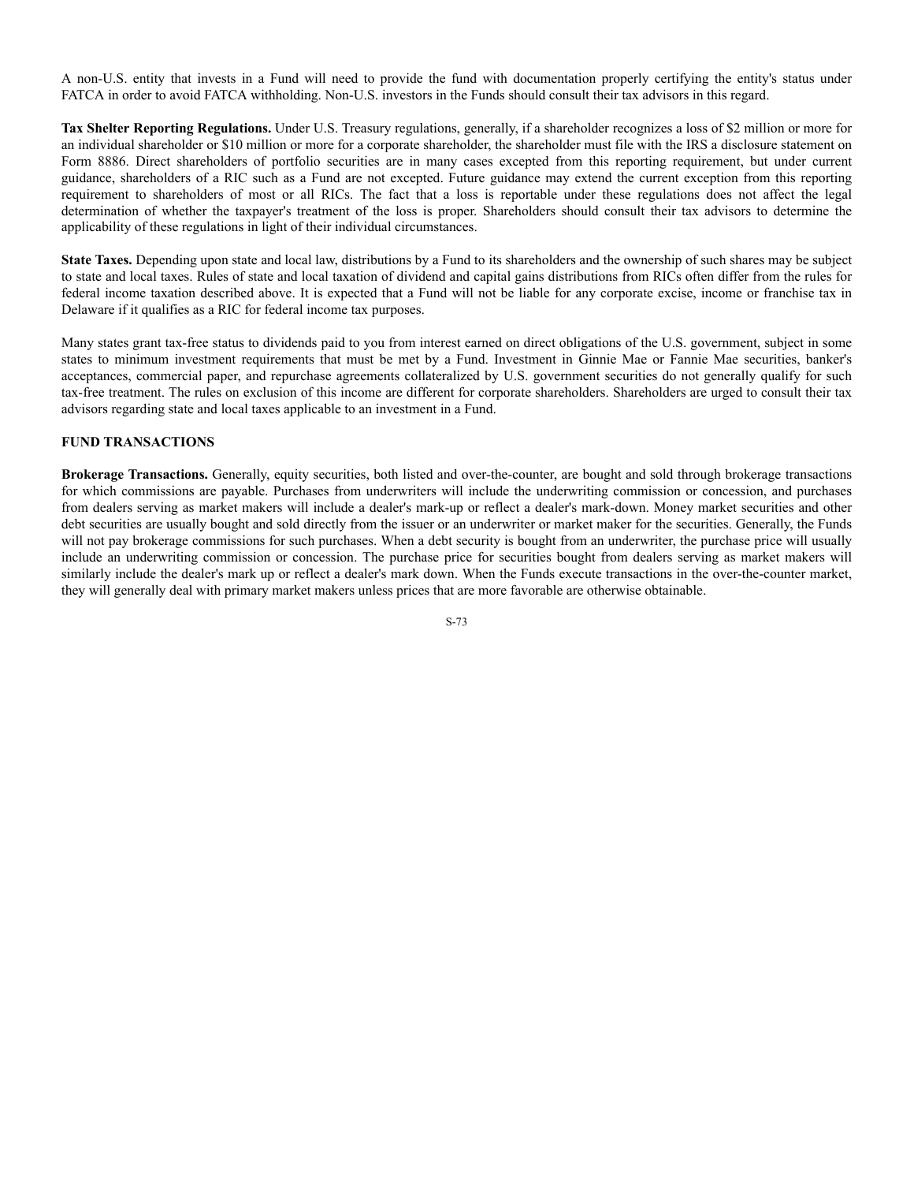A non-U.S. entity that invests in a Fund will need to provide the fund with documentation properly certifying the entity's status under FATCA in order to avoid FATCA withholding. Non-U.S. investors in the Funds should consult their tax advisors in this regard.

**Tax Shelter Reporting Regulations.** Under U.S. Treasury regulations, generally, if a shareholder recognizes a loss of $2 million or more for an individual shareholder or $10 million or more for a corporate shareholder, the shareholder must file with the IRS a disclosure statement on Form 8886. Direct shareholders of portfolio securities are in many cases excepted from this reporting requirement, but under current guidance, shareholders of a RIC such as a Fund are not excepted. Future guidance may extend the current exception from this reporting requirement to shareholders of most or all RICs. The fact that a loss is reportable under these regulations does not affect the legal determination of whether the taxpayer's treatment of the loss is proper. Shareholders should consult their tax advisors to determine the applicability of these regulations in light of their individual circumstances.

**State Taxes.** Depending upon state and local law, distributions by a Fund to its shareholders and the ownership of such shares may be subject to state and local taxes. Rules of state and local taxation of dividend and capital gains distributions from RICs often differ from the rules for federal income taxation described above. It is expected that a Fund will not be liable for any corporate excise, income or franchise tax in Delaware if it qualifies as a RIC for federal income tax purposes.

Many states grant tax-free status to dividends paid to you from interest earned on direct obligations of the U.S. government, subject in some states to minimum investment requirements that must be met by a Fund. Investment in Ginnie Mae or Fannie Mae securities, banker's acceptances, commercial paper, and repurchase agreements collateralized by U.S. government securities do not generally qualify for such tax-free treatment. The rules on exclusion of this income are different for corporate shareholders. Shareholders are urged to consult their tax advisors regarding state and local taxes applicable to an investment in a Fund.

## FUND TRANSACTIONS

**Brokerage Transactions.** Generally, equity securities, both listed and over-the-counter, are bought and sold through brokerage transactions for which commissions are payable. Purchases from underwriters will include the underwriting commission or concession, and purchases from dealers serving as market makers will include a dealer's mark-up or reflect a dealer's mark-down. Money market securities and other debt securities are usually bought and sold directly from the issuer or an underwriter or market maker for the securities. Generally, the Funds will not pay brokerage commissions for such purchases. When a debt security is bought from an underwriter, the purchase price will usually include an underwriting commission or concession. The purchase price for securities bought from dealers serving as market makers will similarly include the dealer's mark up or reflect a dealer's mark down. When the Funds execute transactions in the over-the-counter market, they will generally deal with primary market makers unless prices that are more favorable are otherwise obtainable.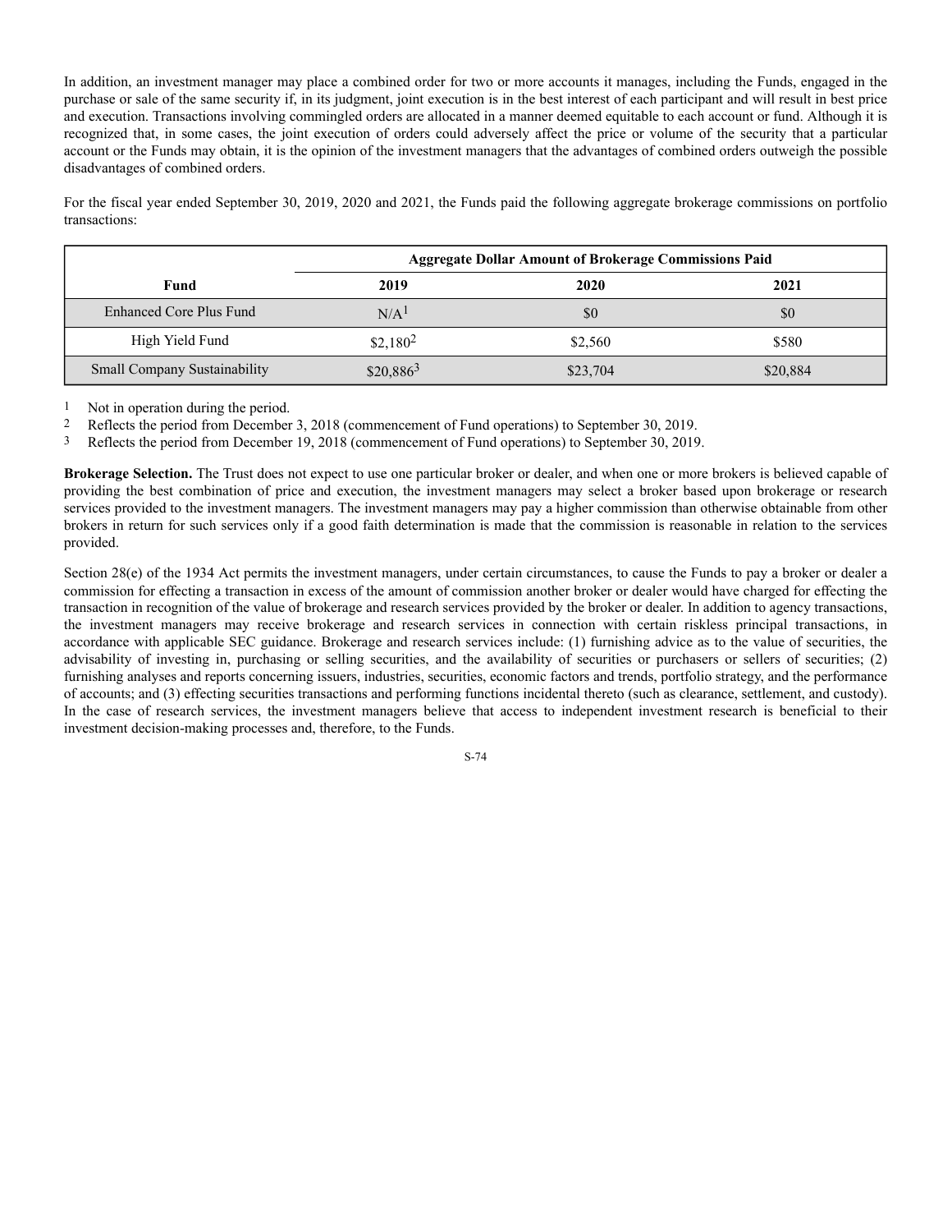In addition, an investment manager may place a combined order for two or more accounts it manages, including the Funds, engaged in the purchase or sale of the same security if, in its judgment, joint execution is in the best interest of each participant and will result in best price and execution. Transactions involving commingled orders are allocated in a manner deemed equitable to each account or fund. Although it is recognized that, in some cases, the joint execution of orders could adversely affect the price or volume of the security that a particular account or the Funds may obtain, it is the opinion of the investment managers that the advantages of combined orders outweigh the possible disadvantages of combined orders.

For the fiscal year ended September 30, 2019, 2020 and 2021, the Funds paid the following aggregate brokerage commissions on portfolio transactions:

| | Aggregate Dollar Amount of Brokerage Commissions Paid | | |
|---|---|---|---|
| **Fund** | **2019** | **2020** | **2021** |
| Enhanced Core Plus Fund | N/A[1] | $0 | $0 |
| High Yield Fund | $2,180[2] | $2,560 | $580 |
| Small Company Sustainability | $20,886[3] | $23,704 | $20,884 |

1 Not in operation during the period.
2 Reflects the period from December 3, 2018 (commencement of Fund operations) to September 30, 2019.
3 Reflects the period from December 19, 2018 (commencement of Fund operations) to September 30, 2019.

**Brokerage Selection.** The Trust does not expect to use one particular broker or dealer, and when one or more brokers is believed capable of providing the best combination of price and execution, the investment managers may select a broker based upon brokerage or research services provided to the investment managers. The investment managers may pay a higher commission than otherwise obtainable from other brokers in return for such services only if a good faith determination is made that the commission is reasonable in relation to the services provided.

Section 28(e) of the 1934 Act permits the investment managers, under certain circumstances, to cause the Funds to pay a broker or dealer a commission for effecting a transaction in excess of the amount of commission another broker or dealer would have charged for effecting the transaction in recognition of the value of brokerage and research services provided by the broker or dealer. In addition to agency transactions, the investment managers may receive brokerage and research services in connection with certain riskless principal transactions, in accordance with applicable SEC guidance. Brokerage and research services include: (1) furnishing advice as to the value of securities, the advisability of investing in, purchasing or selling securities, and the availability of securities or purchasers or sellers of securities; (2) furnishing analyses and reports concerning issuers, industries, securities, economic factors and trends, portfolio strategy, and the performance of accounts; and (3) effecting securities transactions and performing functions incidental thereto (such as clearance, settlement, and custody). In the case of research services, the investment managers believe that access to independent investment research is beneficial to their investment decision-making processes and, therefore, to the Funds.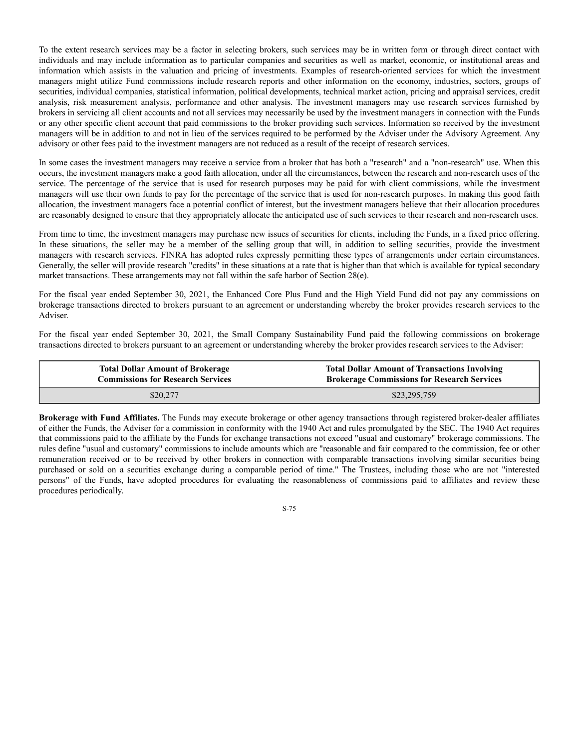To the extent research services may be a factor in selecting brokers, such services may be in written form or through direct contact with individuals and may include information as to particular companies and securities as well as market, economic, or institutional areas and information which assists in the valuation and pricing of investments. Examples of research-oriented services for which the investment managers might utilize Fund commissions include research reports and other information on the economy, industries, sectors, groups of securities, individual companies, statistical information, political developments, technical market action, pricing and appraisal services, credit analysis, risk measurement analysis, performance and other analysis. The investment managers may use research services furnished by brokers in servicing all client accounts and not all services may necessarily be used by the investment managers in connection with the Funds or any other specific client account that paid commissions to the broker providing such services. Information so received by the investment managers will be in addition to and not in lieu of the services required to be performed by the Adviser under the Advisory Agreement. Any advisory or other fees paid to the investment managers are not reduced as a result of the receipt of research services.

In some cases the investment managers may receive a service from a broker that has both a "research" and a "non-research" use. When this occurs, the investment managers make a good faith allocation, under all the circumstances, between the research and non-research uses of the service. The percentage of the service that is used for research purposes may be paid for with client commissions, while the investment managers will use their own funds to pay for the percentage of the service that is used for non-research purposes. In making this good faith allocation, the investment managers face a potential conflict of interest, but the investment managers believe that their allocation procedures are reasonably designed to ensure that they appropriately allocate the anticipated use of such services to their research and non-research uses.

From time to time, the investment managers may purchase new issues of securities for clients, including the Funds, in a fixed price offering. In these situations, the seller may be a member of the selling group that will, in addition to selling securities, provide the investment managers with research services. FINRA has adopted rules expressly permitting these types of arrangements under certain circumstances. Generally, the seller will provide research "credits" in these situations at a rate that is higher than that which is available for typical secondary market transactions. These arrangements may not fall within the safe harbor of Section 28(e).

For the fiscal year ended September 30, 2021, the Enhanced Core Plus Fund and the High Yield Fund did not pay any commissions on brokerage transactions directed to brokers pursuant to an agreement or understanding whereby the broker provides research services to the Adviser.

For the fiscal year ended September 30, 2021, the Small Company Sustainability Fund paid the following commissions on brokerage transactions directed to brokers pursuant to an agreement or understanding whereby the broker provides research services to the Adviser:

| Total Dollar Amount of Brokerage Commissions for Research Services | Total Dollar Amount of Transactions Involving Brokerage Commissions for Research Services |
|---|---|
| $20,277 | $23,295,759 |

**Brokerage with Fund Affiliates.** The Funds may execute brokerage or other agency transactions through registered broker-dealer affiliates of either the Funds, the Adviser for a commission in conformity with the 1940 Act and rules promulgated by the SEC. The 1940 Act requires that commissions paid to the affiliate by the Funds for exchange transactions not exceed "usual and customary" brokerage commissions. The rules define "usual and customary" commissions to include amounts which are "reasonable and fair compared to the commission, fee or other remuneration received or to be received by other brokers in connection with comparable transactions involving similar securities being purchased or sold on a securities exchange during a comparable period of time." The Trustees, including those who are not "interested persons" of the Funds, have adopted procedures for evaluating the reasonableness of commissions paid to affiliates and review these procedures periodically.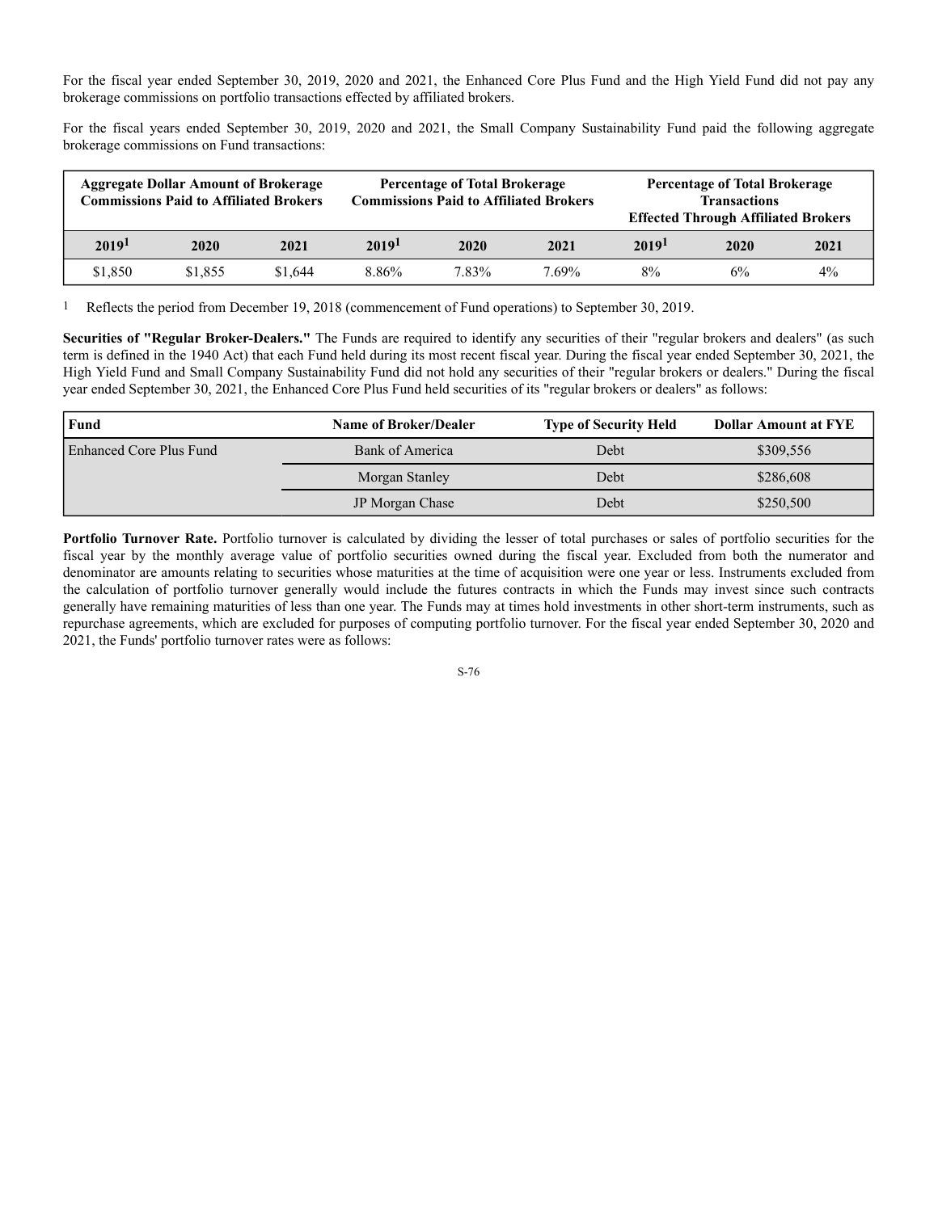For the fiscal year ended September 30, 2019, 2020 and 2021, the Enhanced Core Plus Fund and the High Yield Fund did not pay any brokerage commissions on portfolio transactions effected by affiliated brokers.

For the fiscal years ended September 30, 2019, 2020 and 2021, the Small Company Sustainability Fund paid the following aggregate brokerage commissions on Fund transactions:

| Aggregate Dollar Amount of Brokerage Commissions Paid to Affiliated Brokers | | | Percentage of Total Brokerage Commissions Paid to Affiliated Brokers | | | Percentage of Total Brokerage Transactions Effected Through Affiliated Brokers | | |
|---|---|---|---|---|---|---|---|---|
| 2019[1] | 2020 | 2021 | 2019[1] | 2020 | 2021 | 2019[1] | 2020 | 2021 |
| $1,850 | $1,855 | $1,644 | 8.86% | 7.83% | 7.69% | 8% | 6% | 4% |

[1] Reflects the period from December 19, 2018 (commencement of Fund operations) to September 30, 2019.

**Securities of "Regular Broker-Dealers."** The Funds are required to identify any securities of their "regular brokers and dealers" (as such term is defined in the 1940 Act) that each Fund held during its most recent fiscal year. During the fiscal year ended September 30, 2021, the High Yield Fund and Small Company Sustainability Fund did not hold any securities of their "regular brokers or dealers." During the fiscal year ended September 30, 2021, the Enhanced Core Plus Fund held securities of its "regular brokers or dealers" as follows:

| Fund | Name of Broker/Dealer | Type of Security Held | Dollar Amount at FYE |
|---|---|---|---|
| Enhanced Core Plus Fund | Bank of America | Debt | $309,556 |
| | Morgan Stanley | Debt | $286,608 |
| | JP Morgan Chase | Debt | $250,500 |

**Portfolio Turnover Rate.** Portfolio turnover is calculated by dividing the lesser of total purchases or sales of portfolio securities for the fiscal year by the monthly average value of portfolio securities owned during the fiscal year. Excluded from both the numerator and denominator are amounts relating to securities whose maturities at the time of acquisition were one year or less. Instruments excluded from the calculation of portfolio turnover generally would include the futures contracts in which the Funds may invest since such contracts generally have remaining maturities of less than one year. The Funds may at times hold investments in other short-term instruments, such as repurchase agreements, which are excluded for purposes of computing portfolio turnover. For the fiscal year ended September 30, 2020 and 2021, the Funds' portfolio turnover rates were as follows: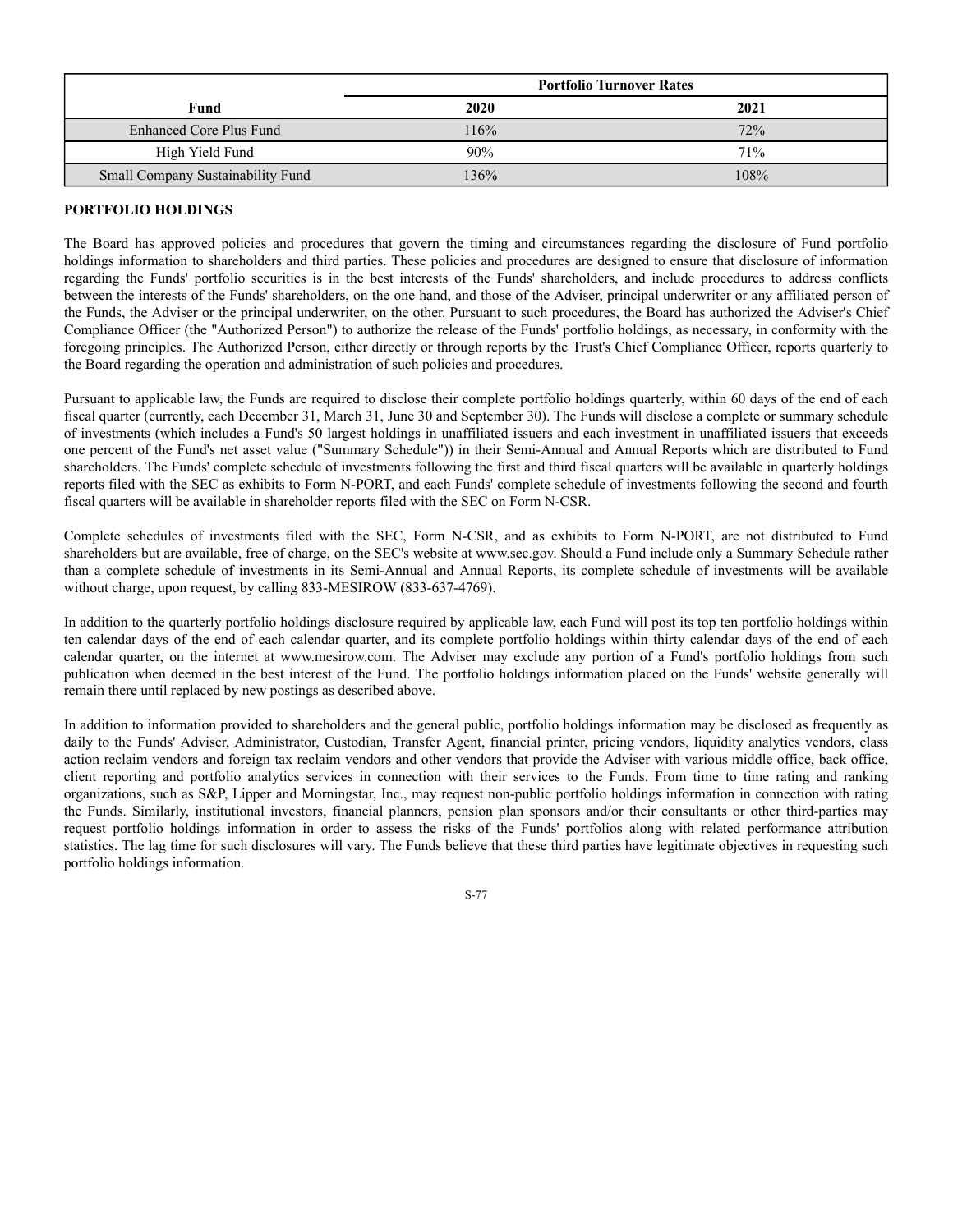| | Portfolio Turnover Rates | |
|---|---|---|
| Fund | 2020 | 2021 |
| Enhanced Core Plus Fund | 116% | 72% |
| High Yield Fund | 90% | 71% |
| Small Company Sustainability Fund | 136% | 108% |

**PORTFOLIO HOLDINGS**

The Board has approved policies and procedures that govern the timing and circumstances regarding the disclosure of Fund portfolio holdings information to shareholders and third parties. These policies and procedures are designed to ensure that disclosure of information regarding the Funds' portfolio securities is in the best interests of the Funds' shareholders, and include procedures to address conflicts between the interests of the Funds' shareholders, on the one hand, and those of the Adviser, principal underwriter or any affiliated person of the Funds, the Adviser or the principal underwriter, on the other. Pursuant to such procedures, the Board has authorized the Adviser's Chief Compliance Officer (the "Authorized Person") to authorize the release of the Funds' portfolio holdings, as necessary, in conformity with the foregoing principles. The Authorized Person, either directly or through reports by the Trust's Chief Compliance Officer, reports quarterly to the Board regarding the operation and administration of such policies and procedures.

Pursuant to applicable law, the Funds are required to disclose their complete portfolio holdings quarterly, within 60 days of the end of each fiscal quarter (currently, each December 31, March 31, June 30 and September 30). The Funds will disclose a complete or summary schedule of investments (which includes a Fund's 50 largest holdings in unaffiliated issuers and each investment in unaffiliated issuers that exceeds one percent of the Fund's net asset value ("Summary Schedule")) in their Semi-Annual and Annual Reports which are distributed to Fund shareholders. The Funds' complete schedule of investments following the first and third fiscal quarters will be available in quarterly holdings reports filed with the SEC as exhibits to Form N-PORT, and each Funds' complete schedule of investments following the second and fourth fiscal quarters will be available in shareholder reports filed with the SEC on Form N-CSR.

Complete schedules of investments filed with the SEC, Form N-CSR, and as exhibits to Form N-PORT, are not distributed to Fund shareholders but are available, free of charge, on the SEC's website at www.sec.gov. Should a Fund include only a Summary Schedule rather than a complete schedule of investments in its Semi-Annual and Annual Reports, its complete schedule of investments will be available without charge, upon request, by calling 833-MESIROW (833-637-4769).

In addition to the quarterly portfolio holdings disclosure required by applicable law, each Fund will post its top ten portfolio holdings within ten calendar days of the end of each calendar quarter, and its complete portfolio holdings within thirty calendar days of the end of each calendar quarter, on the internet at www.mesirow.com. The Adviser may exclude any portion of a Fund's portfolio holdings from such publication when deemed in the best interest of the Fund. The portfolio holdings information placed on the Funds' website generally will remain there until replaced by new postings as described above.

In addition to information provided to shareholders and the general public, portfolio holdings information may be disclosed as frequently as daily to the Funds' Adviser, Administrator, Custodian, Transfer Agent, financial printer, pricing vendors, liquidity analytics vendors, class action reclaim vendors and foreign tax reclaim vendors and other vendors that provide the Adviser with various middle office, back office, client reporting and portfolio analytics services in connection with their services to the Funds. From time to time rating and ranking organizations, such as S&P, Lipper and Morningstar, Inc., may request non-public portfolio holdings information in connection with rating the Funds. Similarly, institutional investors, financial planners, pension plan sponsors and/or their consultants or other third-parties may request portfolio holdings information in order to assess the risks of the Funds' portfolios along with related performance attribution statistics. The lag time for such disclosures will vary. The Funds believe that these third parties have legitimate objectives in requesting such portfolio holdings information.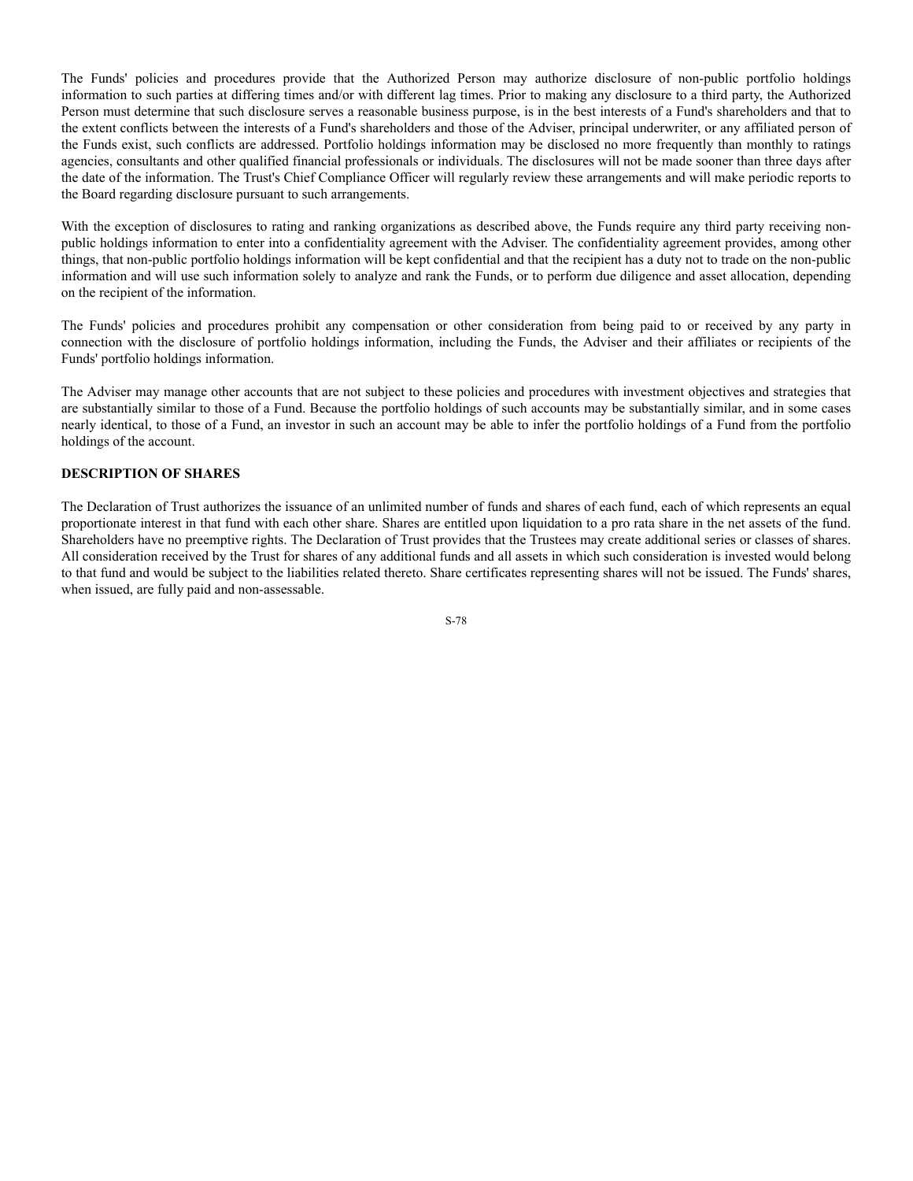The Funds' policies and procedures provide that the Authorized Person may authorize disclosure of non-public portfolio holdings information to such parties at differing times and/or with different lag times. Prior to making any disclosure to a third party, the Authorized Person must determine that such disclosure serves a reasonable business purpose, is in the best interests of a Fund's shareholders and that to the extent conflicts between the interests of a Fund's shareholders and those of the Adviser, principal underwriter, or any affiliated person of the Funds exist, such conflicts are addressed. Portfolio holdings information may be disclosed no more frequently than monthly to ratings agencies, consultants and other qualified financial professionals or individuals. The disclosures will not be made sooner than three days after the date of the information. The Trust's Chief Compliance Officer will regularly review these arrangements and will make periodic reports to the Board regarding disclosure pursuant to such arrangements.

With the exception of disclosures to rating and ranking organizations as described above, the Funds require any third party receiving non-public holdings information to enter into a confidentiality agreement with the Adviser. The confidentiality agreement provides, among other things, that non-public portfolio holdings information will be kept confidential and that the recipient has a duty not to trade on the non-public information and will use such information solely to analyze and rank the Funds, or to perform due diligence and asset allocation, depending on the recipient of the information.

The Funds' policies and procedures prohibit any compensation or other consideration from being paid to or received by any party in connection with the disclosure of portfolio holdings information, including the Funds, the Adviser and their affiliates or recipients of the Funds' portfolio holdings information.

The Adviser may manage other accounts that are not subject to these policies and procedures with investment objectives and strategies that are substantially similar to those of a Fund. Because the portfolio holdings of such accounts may be substantially similar, and in some cases nearly identical, to those of a Fund, an investor in such an account may be able to infer the portfolio holdings of a Fund from the portfolio holdings of the account.

**DESCRIPTION OF SHARES**

The Declaration of Trust authorizes the issuance of an unlimited number of funds and shares of each fund, each of which represents an equal proportionate interest in that fund with each other share. Shares are entitled upon liquidation to a pro rata share in the net assets of the fund. Shareholders have no preemptive rights. The Declaration of Trust provides that the Trustees may create additional series or classes of shares. All consideration received by the Trust for shares of any additional funds and all assets in which such consideration is invested would belong to that fund and would be subject to the liabilities related thereto. Share certificates representing shares will not be issued. The Funds' shares, when issued, are fully paid and non-assessable.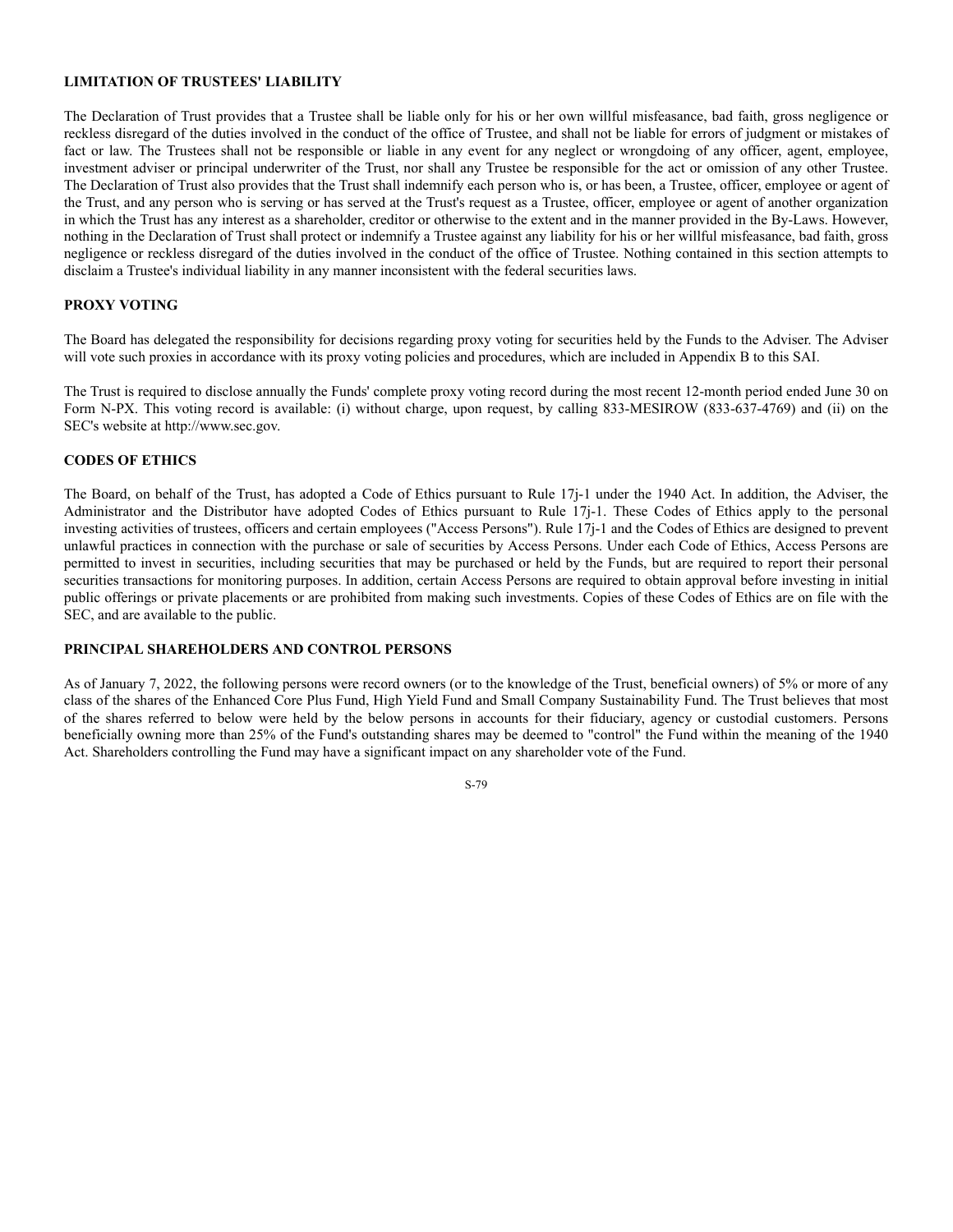## LIMITATION OF TRUSTEES' LIABILITY

The Declaration of Trust provides that a Trustee shall be liable only for his or her own willful misfeasance, bad faith, gross negligence or reckless disregard of the duties involved in the conduct of the office of Trustee, and shall not be liable for errors of judgment or mistakes of fact or law. The Trustees shall not be responsible or liable in any event for any neglect or wrongdoing of any officer, agent, employee, investment adviser or principal underwriter of the Trust, nor shall any Trustee be responsible for the act or omission of any other Trustee. The Declaration of Trust also provides that the Trust shall indemnify each person who is, or has been, a Trustee, officer, employee or agent of the Trust, and any person who is serving or has served at the Trust's request as a Trustee, officer, employee or agent of another organization in which the Trust has any interest as a shareholder, creditor or otherwise to the extent and in the manner provided in the By-Laws. However, nothing in the Declaration of Trust shall protect or indemnify a Trustee against any liability for his or her willful misfeasance, bad faith, gross negligence or reckless disregard of the duties involved in the conduct of the office of Trustee. Nothing contained in this section attempts to disclaim a Trustee's individual liability in any manner inconsistent with the federal securities laws.

## PROXY VOTING

The Board has delegated the responsibility for decisions regarding proxy voting for securities held by the Funds to the Adviser. The Adviser will vote such proxies in accordance with its proxy voting policies and procedures, which are included in Appendix B to this SAI.

The Trust is required to disclose annually the Funds' complete proxy voting record during the most recent 12-month period ended June 30 on Form N-PX. This voting record is available: (i) without charge, upon request, by calling 833-MESIROW (833-637-4769) and (ii) on the SEC's website at http://www.sec.gov.

## CODES OF ETHICS

The Board, on behalf of the Trust, has adopted a Code of Ethics pursuant to Rule 17j-1 under the 1940 Act. In addition, the Adviser, the Administrator and the Distributor have adopted Codes of Ethics pursuant to Rule 17j-1. These Codes of Ethics apply to the personal investing activities of trustees, officers and certain employees ("Access Persons"). Rule 17j-1 and the Codes of Ethics are designed to prevent unlawful practices in connection with the purchase or sale of securities by Access Persons. Under each Code of Ethics, Access Persons are permitted to invest in securities, including securities that may be purchased or held by the Funds, but are required to report their personal securities transactions for monitoring purposes. In addition, certain Access Persons are required to obtain approval before investing in initial public offerings or private placements or are prohibited from making such investments. Copies of these Codes of Ethics are on file with the SEC, and are available to the public.

## PRINCIPAL SHAREHOLDERS AND CONTROL PERSONS

As of January 7, 2022, the following persons were record owners (or to the knowledge of the Trust, beneficial owners) of 5% or more of any class of the shares of the Enhanced Core Plus Fund, High Yield Fund and Small Company Sustainability Fund. The Trust believes that most of the shares referred to below were held by the below persons in accounts for their fiduciary, agency or custodial customers. Persons beneficially owning more than 25% of the Fund's outstanding shares may be deemed to "control" the Fund within the meaning of the 1940 Act. Shareholders controlling the Fund may have a significant impact on any shareholder vote of the Fund.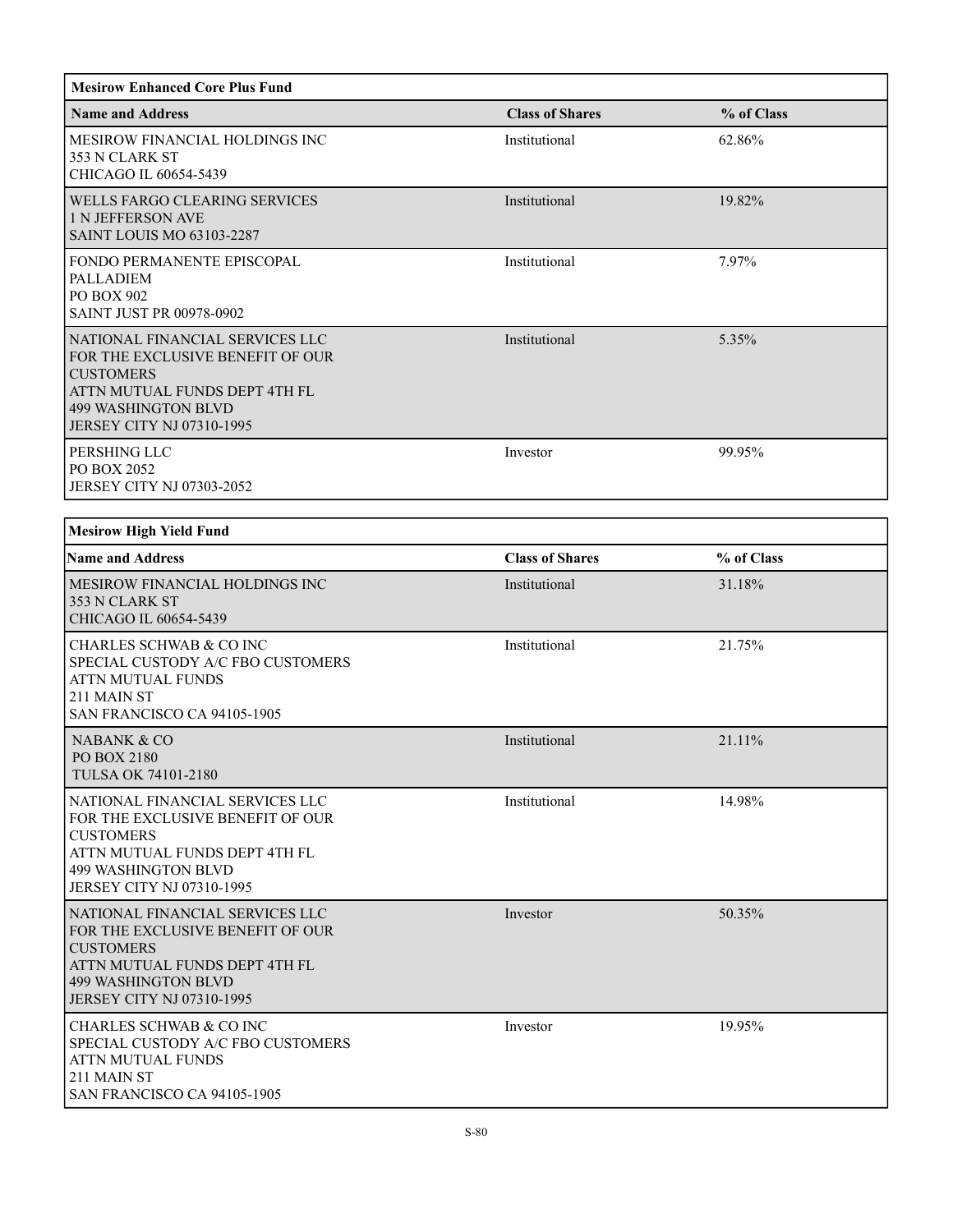| Mesirow Enhanced Core Plus Fund | | |
|---|---|---|
| **Name and Address** | **Class of Shares** | **% of Class** |
| MESIROW FINANCIAL HOLDINGS INC<br>353 N CLARK ST<br>CHICAGO IL 60654-5439 | Institutional | 62.86% |
| WELLS FARGO CLEARING SERVICES<br>1 N JEFFERSON AVE<br>SAINT LOUIS MO 63103-2287 | Institutional | 19.82% |
| FONDO PERMANENTE EPISCOPAL<br>PALLADIEM<br>PO BOX 902<br>SAINT JUST PR 00978-0902 | Institutional | 7.97% |
| NATIONAL FINANCIAL SERVICES LLC<br>FOR THE EXCLUSIVE BENEFIT OF OUR CUSTOMERS<br>ATTN MUTUAL FUNDS DEPT 4TH FL<br>499 WASHINGTON BLVD<br>JERSEY CITY NJ 07310-1995 | Institutional | 5.35% |
| PERSHING LLC<br>PO BOX 2052<br>JERSEY CITY NJ 07303-2052 | Investor | 99.95% |

| Mesirow High Yield Fund | | |
|---|---|---|
| **Name and Address** | **Class of Shares** | **% of Class** |
| MESIROW FINANCIAL HOLDINGS INC<br>353 N CLARK ST<br>CHICAGO IL 60654-5439 | Institutional | 31.18% |
| CHARLES SCHWAB & CO INC<br>SPECIAL CUSTODY A/C FBO CUSTOMERS<br>ATTN MUTUAL FUNDS<br>211 MAIN ST<br>SAN FRANCISCO CA 94105-1905 | Institutional | 21.75% |
| NABANK & CO<br>PO BOX 2180<br>TULSA OK 74101-2180 | Institutional | 21.11% |
| NATIONAL FINANCIAL SERVICES LLC<br>FOR THE EXCLUSIVE BENEFIT OF OUR CUSTOMERS<br>ATTN MUTUAL FUNDS DEPT 4TH FL<br>499 WASHINGTON BLVD<br>JERSEY CITY NJ 07310-1995 | Institutional | 14.98% |
| NATIONAL FINANCIAL SERVICES LLC<br>FOR THE EXCLUSIVE BENEFIT OF OUR CUSTOMERS<br>ATTN MUTUAL FUNDS DEPT 4TH FL<br>499 WASHINGTON BLVD<br>JERSEY CITY NJ 07310-1995 | Investor | 50.35% |
| CHARLES SCHWAB & CO INC<br>SPECIAL CUSTODY A/C FBO CUSTOMERS<br>ATTN MUTUAL FUNDS<br>211 MAIN ST<br>SAN FRANCISCO CA 94105-1905 | Investor | 19.95% |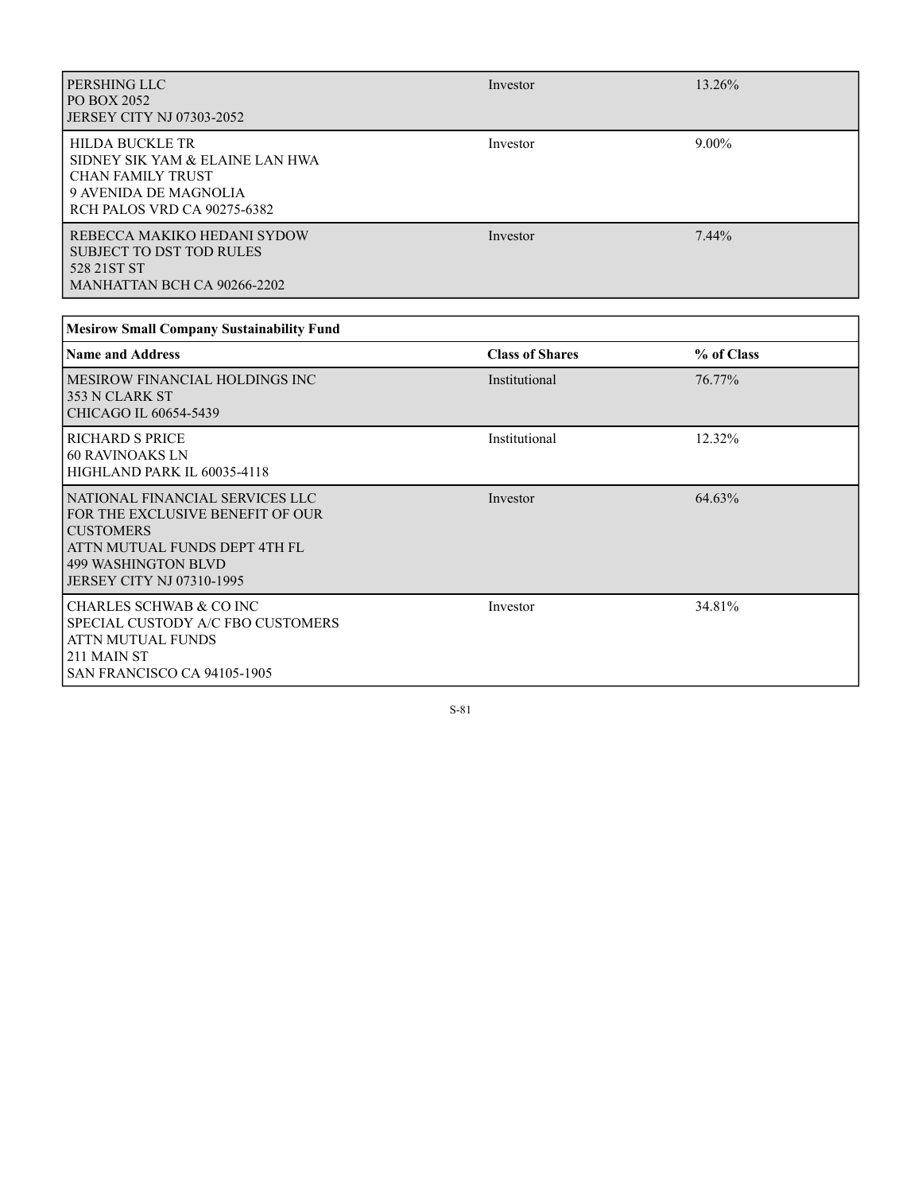| | | |
|---|---|---|
| PERSHING LLC<br>PO BOX 2052<br>JERSEY CITY NJ 07303-2052 | Investor | 13.26% |
| HILDA BUCKLE TR<br>SIDNEY SIK YAM & ELAINE LAN HWA<br>CHAN FAMILY TRUST<br>9 AVENIDA DE MAGNOLIA<br>RCH PALOS VRD CA 90275-6382 | Investor | 9.00% |
| REBECCA MAKIKO HEDANI SYDOW<br>SUBJECT TO DST TOD RULES<br>528 21ST ST<br>MANHATTAN BCH CA 90266-2202 | Investor | 7.44% |

| **Mesirow Small Company Sustainability Fund** | | |
|---|---|---|
| **Name and Address** | **Class of Shares** | **% of Class** |
| MESIROW FINANCIAL HOLDINGS INC<br>353 N CLARK ST<br>CHICAGO IL 60654-5439 | Institutional | 76.77% |
| RICHARD S PRICE<br>60 RAVINOAKS LN<br>HIGHLAND PARK IL 60035-4118 | Institutional | 12.32% |
| NATIONAL FINANCIAL SERVICES LLC<br>FOR THE EXCLUSIVE BENEFIT OF OUR CUSTOMERS<br>ATTN MUTUAL FUNDS DEPT 4TH FL<br>499 WASHINGTON BLVD<br>JERSEY CITY NJ 07310-1995 | Investor | 64.63% |
| CHARLES SCHWAB & CO INC<br>SPECIAL CUSTODY A/C FBO CUSTOMERS<br>ATTN MUTUAL FUNDS<br>211 MAIN ST<br>SAN FRANCISCO CA 94105-1905 | Investor | 34.81% |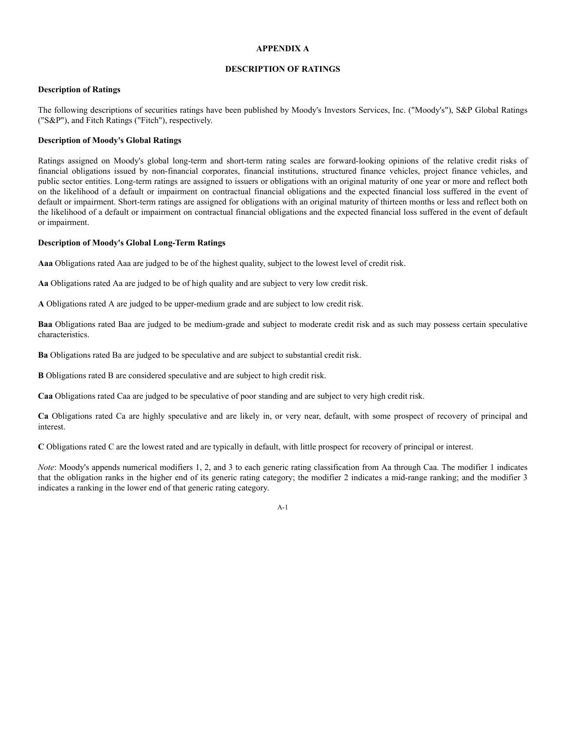# APPENDIX A

# DESCRIPTION OF RATINGS

**Description of Ratings**

The following descriptions of securities ratings have been published by Moody's Investors Services, Inc. ("Moody's"), S&P Global Ratings ("S&P"), and Fitch Ratings ("Fitch"), respectively.

**Description of Moody's Global Ratings**

Ratings assigned on Moody's global long-term and short-term rating scales are forward-looking opinions of the relative credit risks of financial obligations issued by non-financial corporates, financial institutions, structured finance vehicles, project finance vehicles, and public sector entities. Long-term ratings are assigned to issuers or obligations with an original maturity of one year or more and reflect both on the likelihood of a default or impairment on contractual financial obligations and the expected financial loss suffered in the event of default or impairment. Short-term ratings are assigned for obligations with an original maturity of thirteen months or less and reflect both on the likelihood of a default or impairment on contractual financial obligations and the expected financial loss suffered in the event of default or impairment.

**Description of Moody's Global Long-Term Ratings**

**Aaa** Obligations rated Aaa are judged to be of the highest quality, subject to the lowest level of credit risk.

**Aa** Obligations rated Aa are judged to be of high quality and are subject to very low credit risk.

**A** Obligations rated A are judged to be upper-medium grade and are subject to low credit risk.

**Baa** Obligations rated Baa are judged to be medium-grade and subject to moderate credit risk and as such may possess certain speculative characteristics.

**Ba** Obligations rated Ba are judged to be speculative and are subject to substantial credit risk.

**B** Obligations rated B are considered speculative and are subject to high credit risk.

**Caa** Obligations rated Caa are judged to be speculative of poor standing and are subject to very high credit risk.

**Ca** Obligations rated Ca are highly speculative and are likely in, or very near, default, with some prospect of recovery of principal and interest.

**C** Obligations rated C are the lowest rated and are typically in default, with little prospect for recovery of principal or interest.

*Note*: Moody's appends numerical modifiers 1, 2, and 3 to each generic rating classification from Aa through Caa. The modifier 1 indicates that the obligation ranks in the higher end of its generic rating category; the modifier 2 indicates a mid-range ranking; and the modifier 3 indicates a ranking in the lower end of that generic rating category.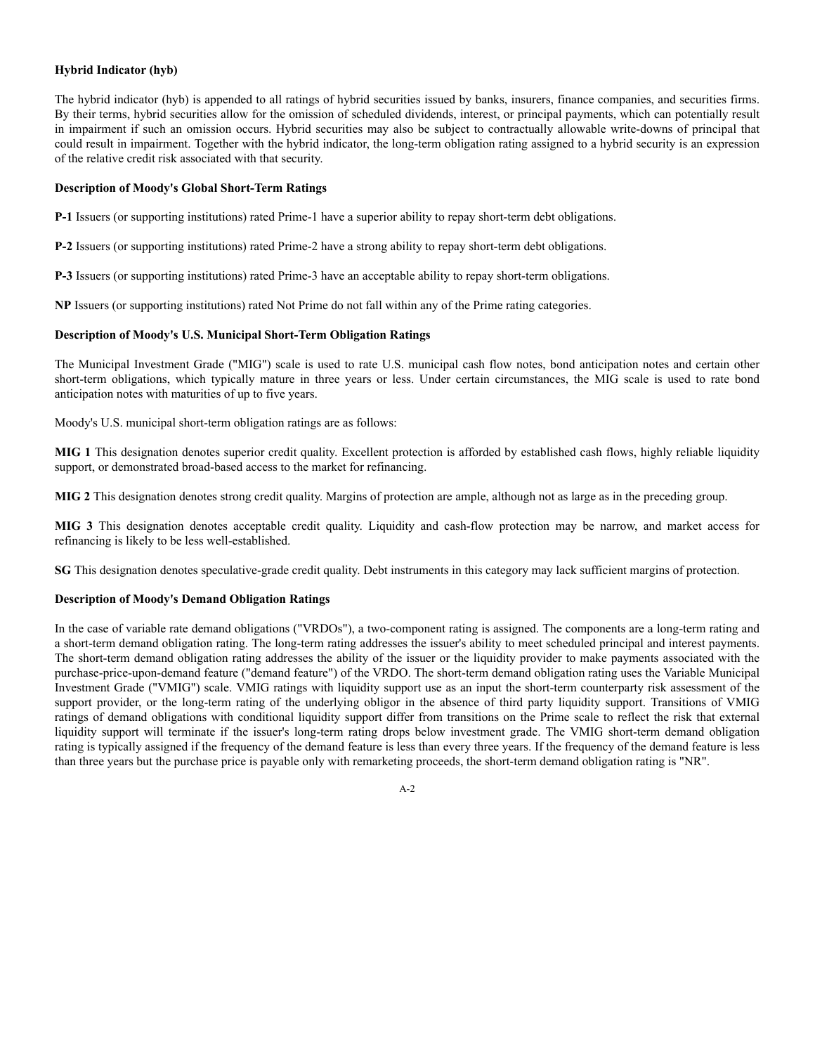**Hybrid Indicator (hyb)**

The hybrid indicator (hyb) is appended to all ratings of hybrid securities issued by banks, insurers, finance companies, and securities firms. By their terms, hybrid securities allow for the omission of scheduled dividends, interest, or principal payments, which can potentially result in impairment if such an omission occurs. Hybrid securities may also be subject to contractually allowable write-downs of principal that could result in impairment. Together with the hybrid indicator, the long-term obligation rating assigned to a hybrid security is an expression of the relative credit risk associated with that security.

**Description of Moody's Global Short-Term Ratings**

**P-1** Issuers (or supporting institutions) rated Prime-1 have a superior ability to repay short-term debt obligations.

**P-2** Issuers (or supporting institutions) rated Prime-2 have a strong ability to repay short-term debt obligations.

**P-3** Issuers (or supporting institutions) rated Prime-3 have an acceptable ability to repay short-term obligations.

**NP** Issuers (or supporting institutions) rated Not Prime do not fall within any of the Prime rating categories.

**Description of Moody's U.S. Municipal Short-Term Obligation Ratings**

The Municipal Investment Grade ("MIG") scale is used to rate U.S. municipal cash flow notes, bond anticipation notes and certain other short-term obligations, which typically mature in three years or less. Under certain circumstances, the MIG scale is used to rate bond anticipation notes with maturities of up to five years.

Moody's U.S. municipal short-term obligation ratings are as follows:

**MIG 1** This designation denotes superior credit quality. Excellent protection is afforded by established cash flows, highly reliable liquidity support, or demonstrated broad-based access to the market for refinancing.

**MIG 2** This designation denotes strong credit quality. Margins of protection are ample, although not as large as in the preceding group.

**MIG 3** This designation denotes acceptable credit quality. Liquidity and cash-flow protection may be narrow, and market access for refinancing is likely to be less well-established.

**SG** This designation denotes speculative-grade credit quality. Debt instruments in this category may lack sufficient margins of protection.

**Description of Moody's Demand Obligation Ratings**

In the case of variable rate demand obligations ("VRDOs"), a two-component rating is assigned. The components are a long-term rating and a short-term demand obligation rating. The long-term rating addresses the issuer's ability to meet scheduled principal and interest payments. The short-term demand obligation rating addresses the ability of the issuer or the liquidity provider to make payments associated with the purchase-price-upon-demand feature ("demand feature") of the VRDO. The short-term demand obligation rating uses the Variable Municipal Investment Grade ("VMIG") scale. VMIG ratings with liquidity support use as an input the short-term counterparty risk assessment of the support provider, or the long-term rating of the underlying obligor in the absence of third party liquidity support. Transitions of VMIG ratings of demand obligations with conditional liquidity support differ from transitions on the Prime scale to reflect the risk that external liquidity support will terminate if the issuer's long-term rating drops below investment grade. The VMIG short-term demand obligation rating is typically assigned if the frequency of the demand feature is less than every three years. If the frequency of the demand feature is less than three years but the purchase price is payable only with remarketing proceeds, the short-term demand obligation rating is "NR".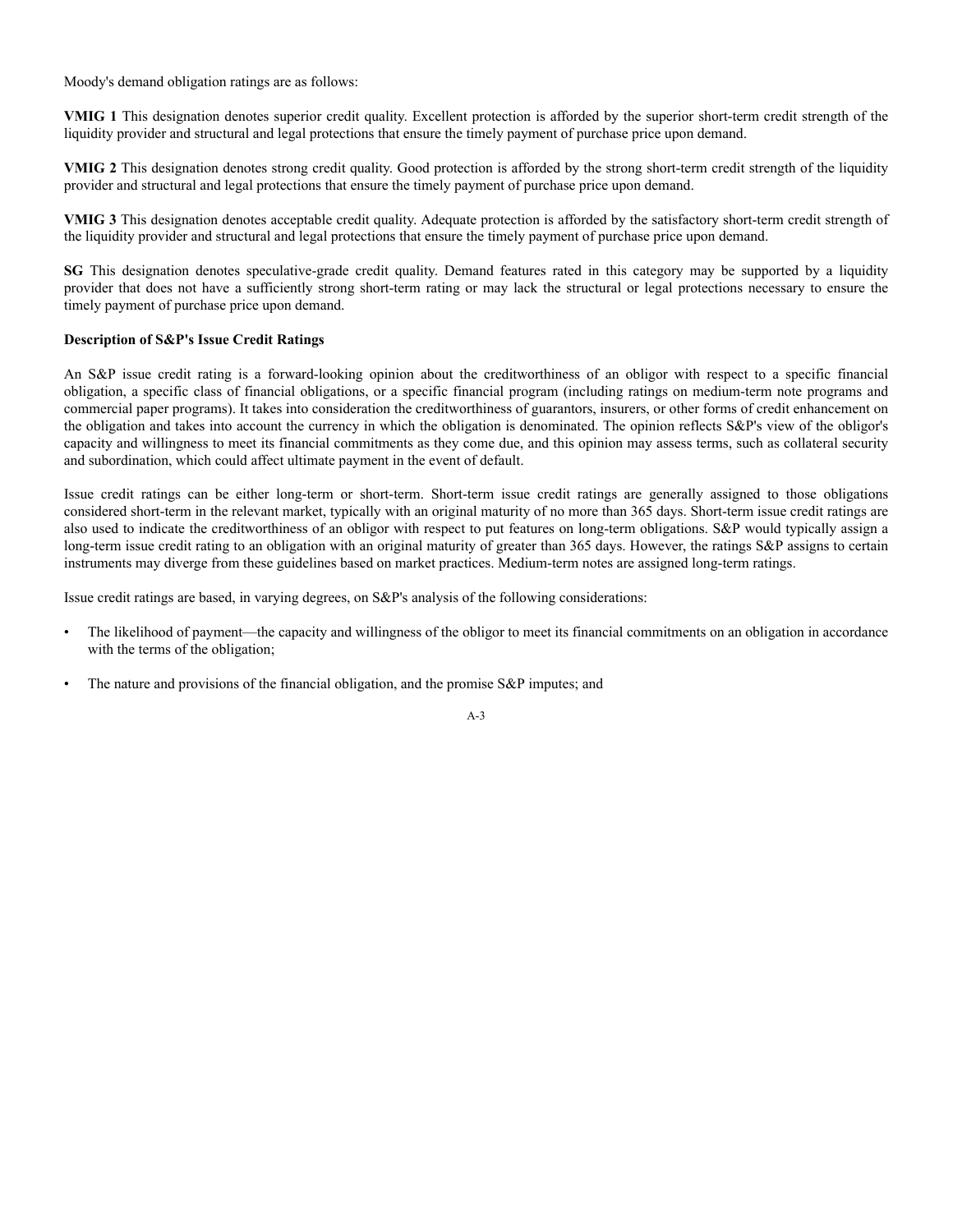Moody's demand obligation ratings are as follows:

**VMIG 1** This designation denotes superior credit quality. Excellent protection is afforded by the superior short-term credit strength of the liquidity provider and structural and legal protections that ensure the timely payment of purchase price upon demand.

**VMIG 2** This designation denotes strong credit quality. Good protection is afforded by the strong short-term credit strength of the liquidity provider and structural and legal protections that ensure the timely payment of purchase price upon demand.

**VMIG 3** This designation denotes acceptable credit quality. Adequate protection is afforded by the satisfactory short-term credit strength of the liquidity provider and structural and legal protections that ensure the timely payment of purchase price upon demand.

**SG** This designation denotes speculative-grade credit quality. Demand features rated in this category may be supported by a liquidity provider that does not have a sufficiently strong short-term rating or may lack the structural or legal protections necessary to ensure the timely payment of purchase price upon demand.

**Description of S&P's Issue Credit Ratings**

An S&P issue credit rating is a forward-looking opinion about the creditworthiness of an obligor with respect to a specific financial obligation, a specific class of financial obligations, or a specific financial program (including ratings on medium-term note programs and commercial paper programs). It takes into consideration the creditworthiness of guarantors, insurers, or other forms of credit enhancement on the obligation and takes into account the currency in which the obligation is denominated. The opinion reflects S&P's view of the obligor's capacity and willingness to meet its financial commitments as they come due, and this opinion may assess terms, such as collateral security and subordination, which could affect ultimate payment in the event of default.

Issue credit ratings can be either long-term or short-term. Short-term issue credit ratings are generally assigned to those obligations considered short-term in the relevant market, typically with an original maturity of no more than 365 days. Short-term issue credit ratings are also used to indicate the creditworthiness of an obligor with respect to put features on long-term obligations. S&P would typically assign a long-term issue credit rating to an obligation with an original maturity of greater than 365 days. However, the ratings S&P assigns to certain instruments may diverge from these guidelines based on market practices. Medium-term notes are assigned long-term ratings.

Issue credit ratings are based, in varying degrees, on S&P's analysis of the following considerations:

- The likelihood of payment—the capacity and willingness of the obligor to meet its financial commitments on an obligation in accordance with the terms of the obligation;
- The nature and provisions of the financial obligation, and the promise S&P imputes; and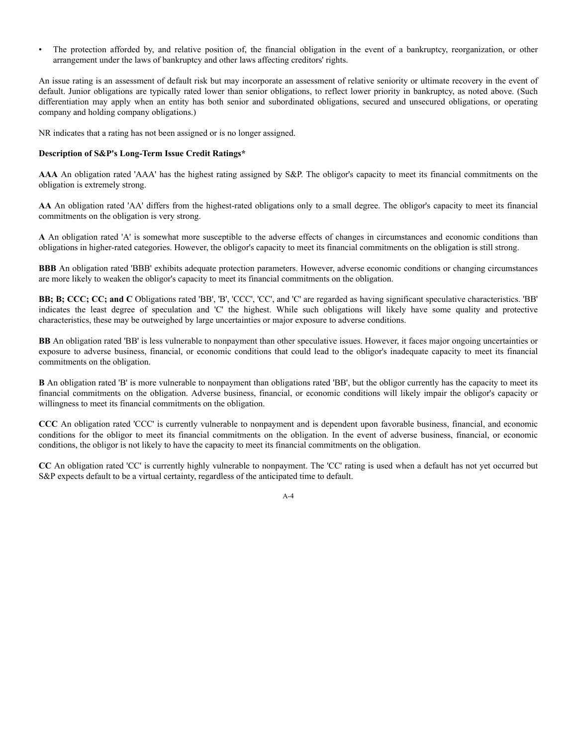- The protection afforded by, and relative position of, the financial obligation in the event of a bankruptcy, reorganization, or other arrangement under the laws of bankruptcy and other laws affecting creditors' rights.

An issue rating is an assessment of default risk but may incorporate an assessment of relative seniority or ultimate recovery in the event of default. Junior obligations are typically rated lower than senior obligations, to reflect lower priority in bankruptcy, as noted above. (Such differentiation may apply when an entity has both senior and subordinated obligations, secured and unsecured obligations, or operating company and holding company obligations.)

NR indicates that a rating has not been assigned or is no longer assigned.

**Description of S&P's Long-Term Issue Credit Ratings***

**AAA** An obligation rated 'AAA' has the highest rating assigned by S&P. The obligor's capacity to meet its financial commitments on the obligation is extremely strong.

**AA** An obligation rated 'AA' differs from the highest-rated obligations only to a small degree. The obligor's capacity to meet its financial commitments on the obligation is very strong.

**A** An obligation rated 'A' is somewhat more susceptible to the adverse effects of changes in circumstances and economic conditions than obligations in higher-rated categories. However, the obligor's capacity to meet its financial commitments on the obligation is still strong.

**BBB** An obligation rated 'BBB' exhibits adequate protection parameters. However, adverse economic conditions or changing circumstances are more likely to weaken the obligor's capacity to meet its financial commitments on the obligation.

**BB; B; CCC; CC; and C** Obligations rated 'BB', 'B', 'CCC', 'CC', and 'C' are regarded as having significant speculative characteristics. 'BB' indicates the least degree of speculation and 'C' the highest. While such obligations will likely have some quality and protective characteristics, these may be outweighed by large uncertainties or major exposure to adverse conditions.

**BB** An obligation rated 'BB' is less vulnerable to nonpayment than other speculative issues. However, it faces major ongoing uncertainties or exposure to adverse business, financial, or economic conditions that could lead to the obligor's inadequate capacity to meet its financial commitments on the obligation.

**B** An obligation rated 'B' is more vulnerable to nonpayment than obligations rated 'BB', but the obligor currently has the capacity to meet its financial commitments on the obligation. Adverse business, financial, or economic conditions will likely impair the obligor's capacity or willingness to meet its financial commitments on the obligation.

**CCC** An obligation rated 'CCC' is currently vulnerable to nonpayment and is dependent upon favorable business, financial, and economic conditions for the obligor to meet its financial commitments on the obligation. In the event of adverse business, financial, or economic conditions, the obligor is not likely to have the capacity to meet its financial commitments on the obligation.

**CC** An obligation rated 'CC' is currently highly vulnerable to nonpayment. The 'CC' rating is used when a default has not yet occurred but S&P expects default to be a virtual certainty, regardless of the anticipated time to default.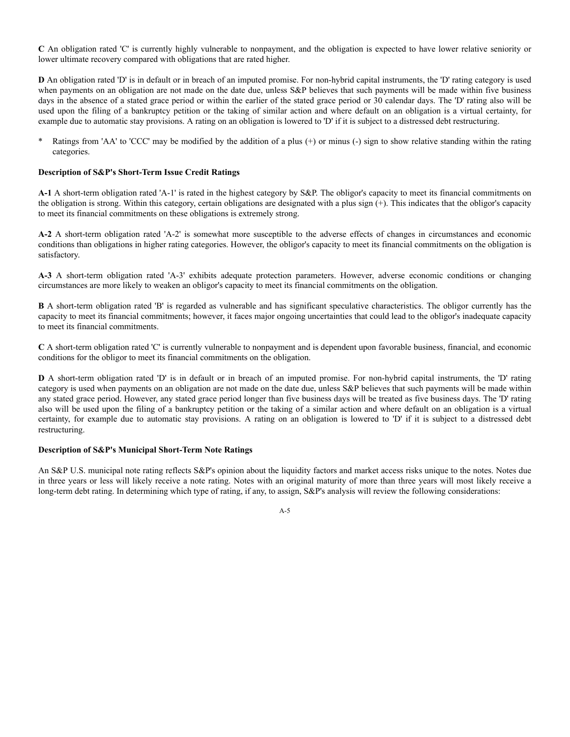**C** An obligation rated 'C' is currently highly vulnerable to nonpayment, and the obligation is expected to have lower relative seniority or lower ultimate recovery compared with obligations that are rated higher.

**D** An obligation rated 'D' is in default or in breach of an imputed promise. For non-hybrid capital instruments, the 'D' rating category is used when payments on an obligation are not made on the date due, unless S&P believes that such payments will be made within five business days in the absence of a stated grace period or within the earlier of the stated grace period or 30 calendar days. The 'D' rating also will be used upon the filing of a bankruptcy petition or the taking of similar action and where default on an obligation is a virtual certainty, for example due to automatic stay provisions. A rating on an obligation is lowered to 'D' if it is subject to a distressed debt restructuring.

\* Ratings from 'AA' to 'CCC' may be modified by the addition of a plus (+) or minus (-) sign to show relative standing within the rating categories.

**Description of S&P's Short-Term Issue Credit Ratings**

**A-1** A short-term obligation rated 'A-1' is rated in the highest category by S&P. The obligor's capacity to meet its financial commitments on the obligation is strong. Within this category, certain obligations are designated with a plus sign (+). This indicates that the obligor's capacity to meet its financial commitments on these obligations is extremely strong.

**A-2** A short-term obligation rated 'A-2' is somewhat more susceptible to the adverse effects of changes in circumstances and economic conditions than obligations in higher rating categories. However, the obligor's capacity to meet its financial commitments on the obligation is satisfactory.

**A-3** A short-term obligation rated 'A-3' exhibits adequate protection parameters. However, adverse economic conditions or changing circumstances are more likely to weaken an obligor's capacity to meet its financial commitments on the obligation.

**B** A short-term obligation rated 'B' is regarded as vulnerable and has significant speculative characteristics. The obligor currently has the capacity to meet its financial commitments; however, it faces major ongoing uncertainties that could lead to the obligor's inadequate capacity to meet its financial commitments.

**C** A short-term obligation rated 'C' is currently vulnerable to nonpayment and is dependent upon favorable business, financial, and economic conditions for the obligor to meet its financial commitments on the obligation.

**D** A short-term obligation rated 'D' is in default or in breach of an imputed promise. For non-hybrid capital instruments, the 'D' rating category is used when payments on an obligation are not made on the date due, unless S&P believes that such payments will be made within any stated grace period. However, any stated grace period longer than five business days will be treated as five business days. The 'D' rating also will be used upon the filing of a bankruptcy petition or the taking of a similar action and where default on an obligation is a virtual certainty, for example due to automatic stay provisions. A rating on an obligation is lowered to 'D' if it is subject to a distressed debt restructuring.

**Description of S&P's Municipal Short-Term Note Ratings**

An S&P U.S. municipal note rating reflects S&P's opinion about the liquidity factors and market access risks unique to the notes. Notes due in three years or less will likely receive a note rating. Notes with an original maturity of more than three years will most likely receive a long-term debt rating. In determining which type of rating, if any, to assign, S&P's analysis will review the following considerations: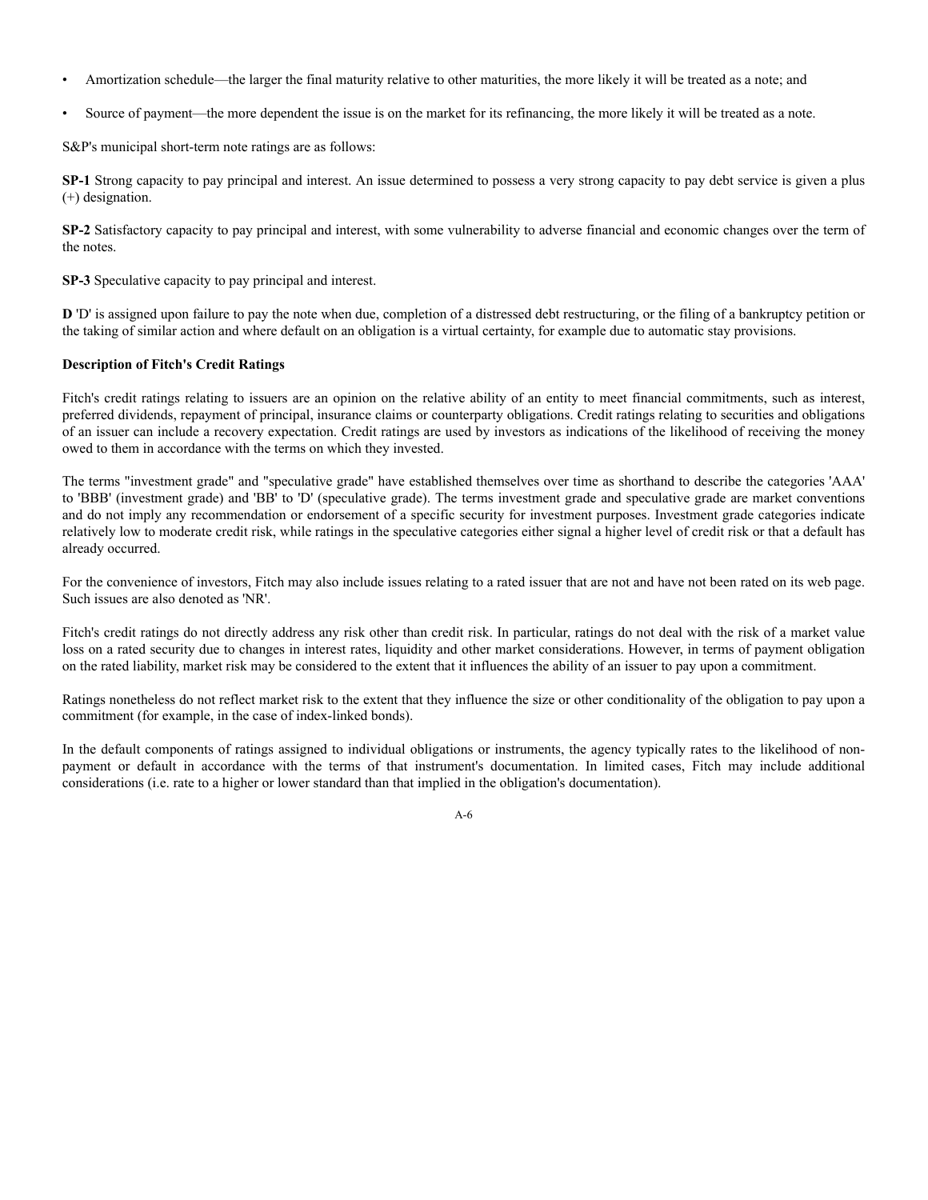- Amortization schedule—the larger the final maturity relative to other maturities, the more likely it will be treated as a note; and
- Source of payment—the more dependent the issue is on the market for its refinancing, the more likely it will be treated as a note.

S&P's municipal short-term note ratings are as follows:

**SP-1** Strong capacity to pay principal and interest. An issue determined to possess a very strong capacity to pay debt service is given a plus (+) designation.

**SP-2** Satisfactory capacity to pay principal and interest, with some vulnerability to adverse financial and economic changes over the term of the notes.

**SP-3** Speculative capacity to pay principal and interest.

**D** 'D' is assigned upon failure to pay the note when due, completion of a distressed debt restructuring, or the filing of a bankruptcy petition or the taking of similar action and where default on an obligation is a virtual certainty, for example due to automatic stay provisions.

**Description of Fitch's Credit Ratings**

Fitch's credit ratings relating to issuers are an opinion on the relative ability of an entity to meet financial commitments, such as interest, preferred dividends, repayment of principal, insurance claims or counterparty obligations. Credit ratings relating to securities and obligations of an issuer can include a recovery expectation. Credit ratings are used by investors as indications of the likelihood of receiving the money owed to them in accordance with the terms on which they invested.

The terms "investment grade" and "speculative grade" have established themselves over time as shorthand to describe the categories 'AAA' to 'BBB' (investment grade) and 'BB' to 'D' (speculative grade). The terms investment grade and speculative grade are market conventions and do not imply any recommendation or endorsement of a specific security for investment purposes. Investment grade categories indicate relatively low to moderate credit risk, while ratings in the speculative categories either signal a higher level of credit risk or that a default has already occurred.

For the convenience of investors, Fitch may also include issues relating to a rated issuer that are not and have not been rated on its web page. Such issues are also denoted as 'NR'.

Fitch's credit ratings do not directly address any risk other than credit risk. In particular, ratings do not deal with the risk of a market value loss on a rated security due to changes in interest rates, liquidity and other market considerations. However, in terms of payment obligation on the rated liability, market risk may be considered to the extent that it influences the ability of an issuer to pay upon a commitment.

Ratings nonetheless do not reflect market risk to the extent that they influence the size or other conditionality of the obligation to pay upon a commitment (for example, in the case of index-linked bonds).

In the default components of ratings assigned to individual obligations or instruments, the agency typically rates to the likelihood of non-payment or default in accordance with the terms of that instrument's documentation. In limited cases, Fitch may include additional considerations (i.e. rate to a higher or lower standard than that implied in the obligation's documentation).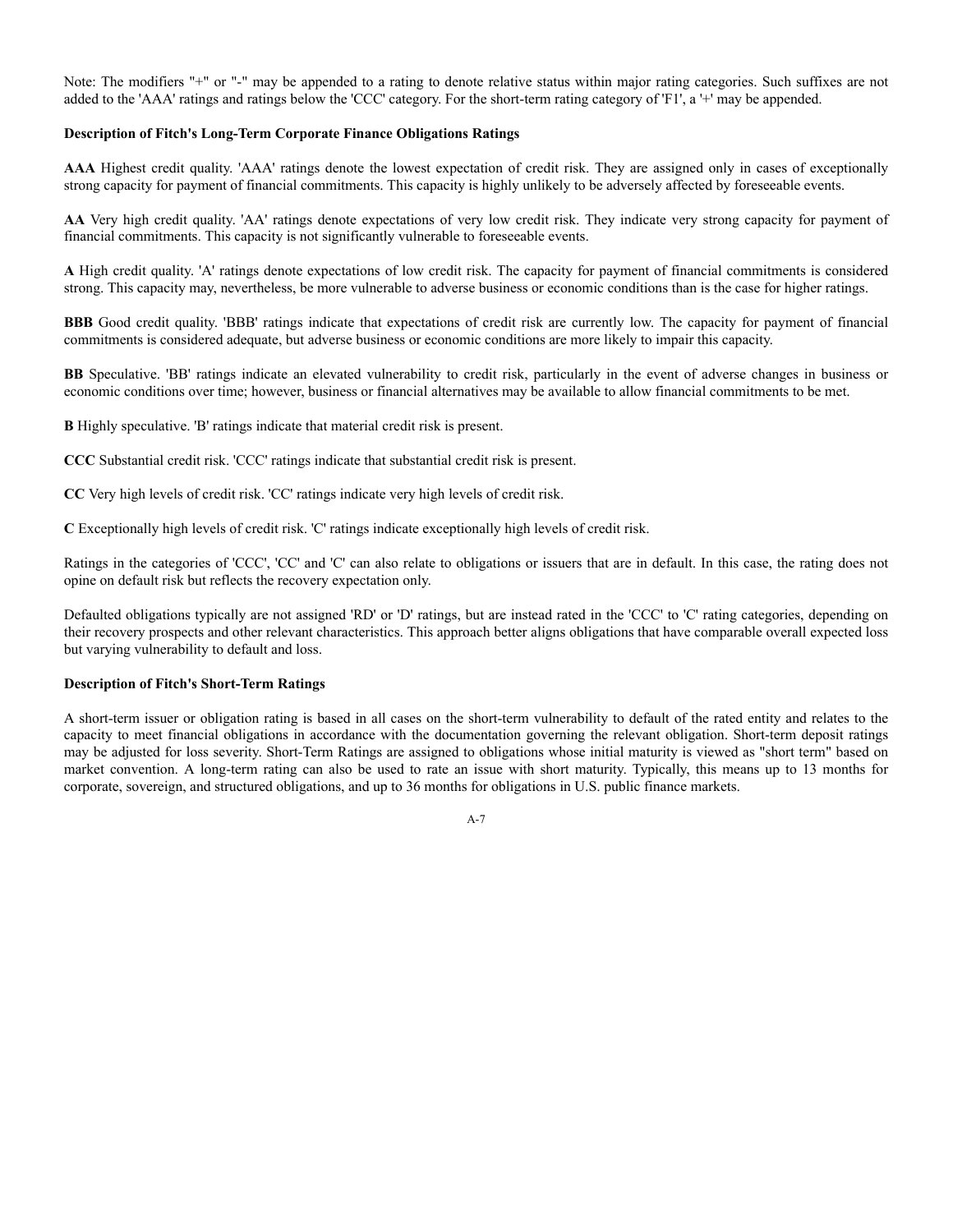Note: The modifiers "+" or "-" may be appended to a rating to denote relative status within major rating categories. Such suffixes are not added to the 'AAA' ratings and ratings below the 'CCC' category. For the short-term rating category of 'F1', a '+' may be appended.

**Description of Fitch's Long-Term Corporate Finance Obligations Ratings**

**AAA** Highest credit quality. 'AAA' ratings denote the lowest expectation of credit risk. They are assigned only in cases of exceptionally strong capacity for payment of financial commitments. This capacity is highly unlikely to be adversely affected by foreseeable events.

**AA** Very high credit quality. 'AA' ratings denote expectations of very low credit risk. They indicate very strong capacity for payment of financial commitments. This capacity is not significantly vulnerable to foreseeable events.

**A** High credit quality. 'A' ratings denote expectations of low credit risk. The capacity for payment of financial commitments is considered strong. This capacity may, nevertheless, be more vulnerable to adverse business or economic conditions than is the case for higher ratings.

**BBB** Good credit quality. 'BBB' ratings indicate that expectations of credit risk are currently low. The capacity for payment of financial commitments is considered adequate, but adverse business or economic conditions are more likely to impair this capacity.

**BB** Speculative. 'BB' ratings indicate an elevated vulnerability to credit risk, particularly in the event of adverse changes in business or economic conditions over time; however, business or financial alternatives may be available to allow financial commitments to be met.

**B** Highly speculative. 'B' ratings indicate that material credit risk is present.

**CCC** Substantial credit risk. 'CCC' ratings indicate that substantial credit risk is present.

**CC** Very high levels of credit risk. 'CC' ratings indicate very high levels of credit risk.

**C** Exceptionally high levels of credit risk. 'C' ratings indicate exceptionally high levels of credit risk.

Ratings in the categories of 'CCC', 'CC' and 'C' can also relate to obligations or issuers that are in default. In this case, the rating does not opine on default risk but reflects the recovery expectation only.

Defaulted obligations typically are not assigned 'RD' or 'D' ratings, but are instead rated in the 'CCC' to 'C' rating categories, depending on their recovery prospects and other relevant characteristics. This approach better aligns obligations that have comparable overall expected loss but varying vulnerability to default and loss.

**Description of Fitch's Short-Term Ratings**

A short-term issuer or obligation rating is based in all cases on the short-term vulnerability to default of the rated entity and relates to the capacity to meet financial obligations in accordance with the documentation governing the relevant obligation. Short-term deposit ratings may be adjusted for loss severity. Short-Term Ratings are assigned to obligations whose initial maturity is viewed as "short term" based on market convention. A long-term rating can also be used to rate an issue with short maturity. Typically, this means up to 13 months for corporate, sovereign, and structured obligations, and up to 36 months for obligations in U.S. public finance markets.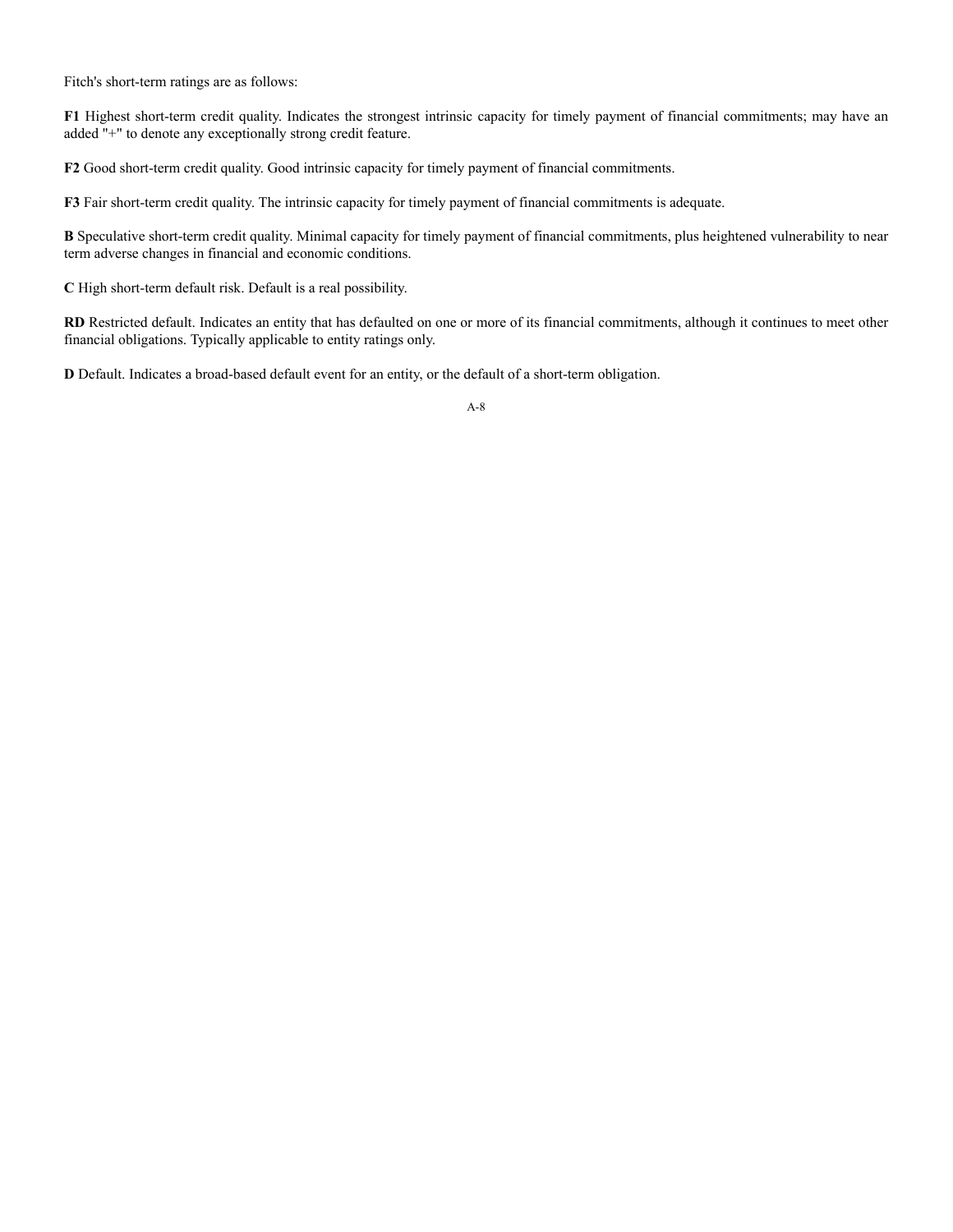Fitch's short-term ratings are as follows:

**F1** Highest short-term credit quality. Indicates the strongest intrinsic capacity for timely payment of financial commitments; may have an added "+" to denote any exceptionally strong credit feature.

**F2** Good short-term credit quality. Good intrinsic capacity for timely payment of financial commitments.

**F3** Fair short-term credit quality. The intrinsic capacity for timely payment of financial commitments is adequate.

**B** Speculative short-term credit quality. Minimal capacity for timely payment of financial commitments, plus heightened vulnerability to near term adverse changes in financial and economic conditions.

**C** High short-term default risk. Default is a real possibility.

**RD** Restricted default. Indicates an entity that has defaulted on one or more of its financial commitments, although it continues to meet other financial obligations. Typically applicable to entity ratings only.

**D** Default. Indicates a broad-based default event for an entity, or the default of a short-term obligation.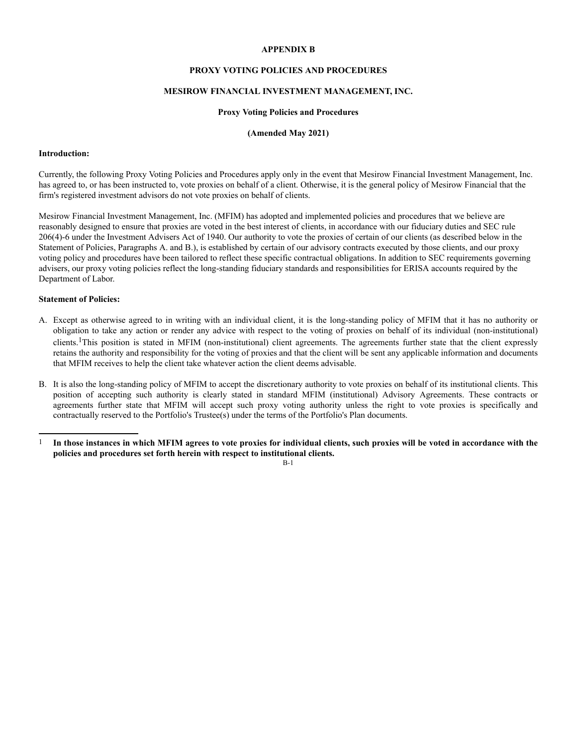# APPENDIX B

## PROXY VOTING POLICIES AND PROCEDURES

## MESIROW FINANCIAL INVESTMENT MANAGEMENT, INC.

### Proxy Voting Policies and Procedures

### (Amended May 2021)

**Introduction:**

Currently, the following Proxy Voting Policies and Procedures apply only in the event that Mesirow Financial Investment Management, Inc. has agreed to, or has been instructed to, vote proxies on behalf of a client. Otherwise, it is the general policy of Mesirow Financial that the firm's registered investment advisors do not vote proxies on behalf of clients.

Mesirow Financial Investment Management, Inc. (MFIM) has adopted and implemented policies and procedures that we believe are reasonably designed to ensure that proxies are voted in the best interest of clients, in accordance with our fiduciary duties and SEC rule 206(4)-6 under the Investment Advisers Act of 1940. Our authority to vote the proxies of certain of our clients (as described below in the Statement of Policies, Paragraphs A. and B.), is established by certain of our advisory contracts executed by those clients, and our proxy voting policy and procedures have been tailored to reflect these specific contractual obligations. In addition to SEC requirements governing advisers, our proxy voting policies reflect the long-standing fiduciary standards and responsibilities for ERISA accounts required by the Department of Labor.

**Statement of Policies:**

A. Except as otherwise agreed to in writing with an individual client, it is the long-standing policy of MFIM that it has no authority or obligation to take any action or render any advice with respect to the voting of proxies on behalf of its individual (non-institutional) clients.[1] This position is stated in MFIM (non-institutional) client agreements. The agreements further state that the client expressly retains the authority and responsibility for the voting of proxies and that the client will be sent any applicable information and documents that MFIM receives to help the client take whatever action the client deems advisable.

B. It is also the long-standing policy of MFIM to accept the discretionary authority to vote proxies on behalf of its institutional clients. This position of accepting such authority is clearly stated in standard MFIM (institutional) Advisory Agreements. These contracts or agreements further state that MFIM will accept such proxy voting authority unless the right to vote proxies is specifically and contractually reserved to the Portfolio's Trustee(s) under the terms of the Portfolio's Plan documents.

---

[1] **In those instances in which MFIM agrees to vote proxies for individual clients, such proxies will be voted in accordance with the policies and procedures set forth herein with respect to institutional clients.**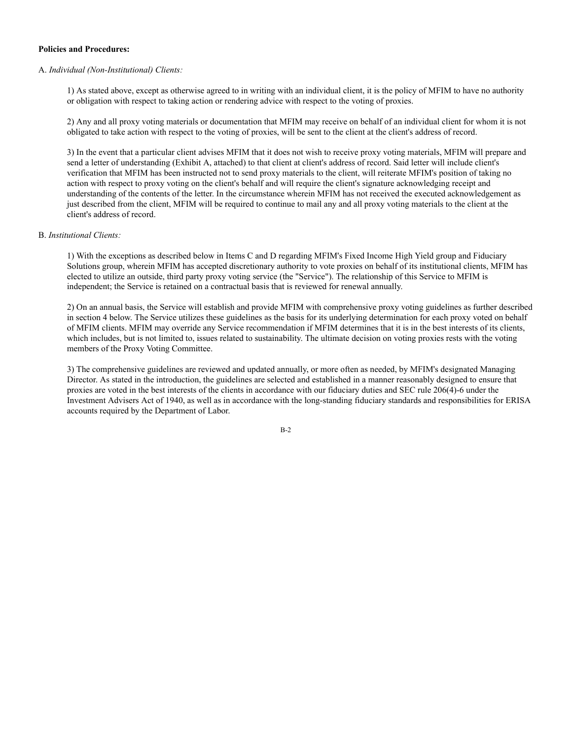**Policies and Procedures:**

A. *Individual (Non-Institutional) Clients:*

1) As stated above, except as otherwise agreed to in writing with an individual client, it is the policy of MFIM to have no authority or obligation with respect to taking action or rendering advice with respect to the voting of proxies.

2) Any and all proxy voting materials or documentation that MFIM may receive on behalf of an individual client for whom it is not obligated to take action with respect to the voting of proxies, will be sent to the client at the client's address of record.

3) In the event that a particular client advises MFIM that it does not wish to receive proxy voting materials, MFIM will prepare and send a letter of understanding (Exhibit A, attached) to that client at client's address of record. Said letter will include client's verification that MFIM has been instructed not to send proxy materials to the client, will reiterate MFIM's position of taking no action with respect to proxy voting on the client's behalf and will require the client's signature acknowledging receipt and understanding of the contents of the letter. In the circumstance wherein MFIM has not received the executed acknowledgement as just described from the client, MFIM will be required to continue to mail any and all proxy voting materials to the client at the client's address of record.

B. *Institutional Clients:*

1) With the exceptions as described below in Items C and D regarding MFIM's Fixed Income High Yield group and Fiduciary Solutions group, wherein MFIM has accepted discretionary authority to vote proxies on behalf of its institutional clients, MFIM has elected to utilize an outside, third party proxy voting service (the "Service"). The relationship of this Service to MFIM is independent; the Service is retained on a contractual basis that is reviewed for renewal annually.

2) On an annual basis, the Service will establish and provide MFIM with comprehensive proxy voting guidelines as further described in section 4 below. The Service utilizes these guidelines as the basis for its underlying determination for each proxy voted on behalf of MFIM clients. MFIM may override any Service recommendation if MFIM determines that it is in the best interests of its clients, which includes, but is not limited to, issues related to sustainability. The ultimate decision on voting proxies rests with the voting members of the Proxy Voting Committee.

3) The comprehensive guidelines are reviewed and updated annually, or more often as needed, by MFIM's designated Managing Director. As stated in the introduction, the guidelines are selected and established in a manner reasonably designed to ensure that proxies are voted in the best interests of the clients in accordance with our fiduciary duties and SEC rule 206(4)-6 under the Investment Advisers Act of 1940, as well as in accordance with the long-standing fiduciary standards and responsibilities for ERISA accounts required by the Department of Labor.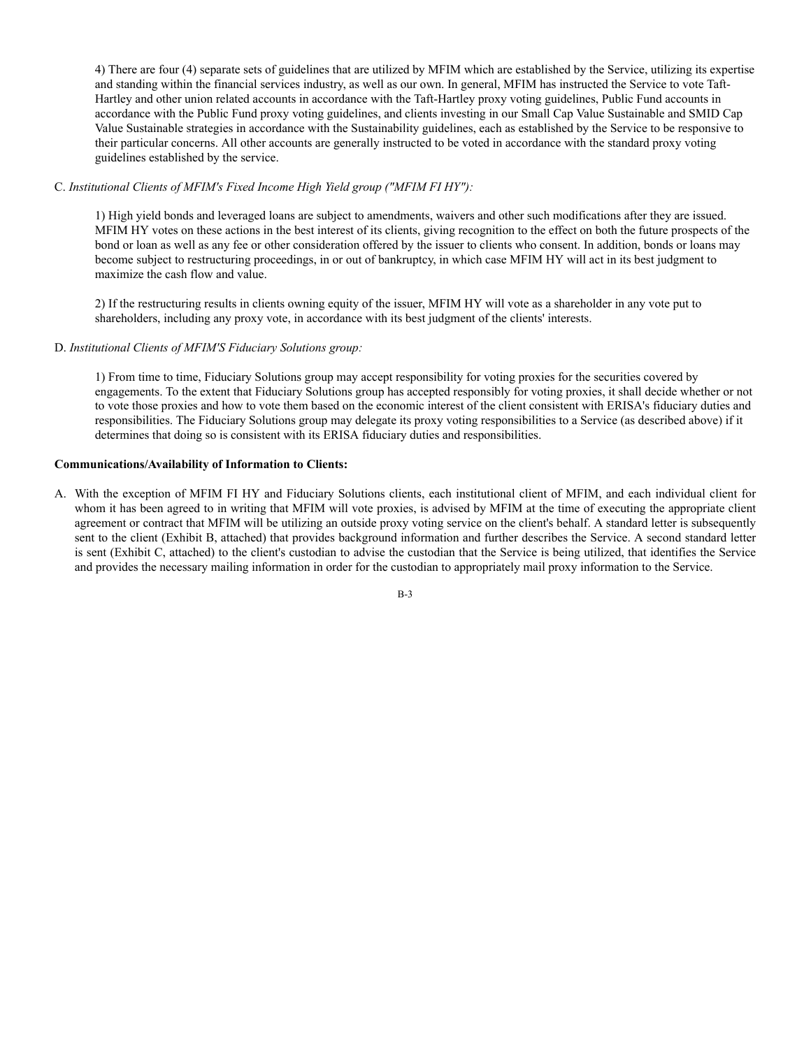4) There are four (4) separate sets of guidelines that are utilized by MFIM which are established by the Service, utilizing its expertise and standing within the financial services industry, as well as our own. In general, MFIM has instructed the Service to vote Taft-Hartley and other union related accounts in accordance with the Taft-Hartley proxy voting guidelines, Public Fund accounts in accordance with the Public Fund proxy voting guidelines, and clients investing in our Small Cap Value Sustainable and SMID Cap Value Sustainable strategies in accordance with the Sustainability guidelines, each as established by the Service to be responsive to their particular concerns. All other accounts are generally instructed to be voted in accordance with the standard proxy voting guidelines established by the service.

C. *Institutional Clients of MFIM's Fixed Income High Yield group ("MFIM FI HY"):*

1) High yield bonds and leveraged loans are subject to amendments, waivers and other such modifications after they are issued. MFIM HY votes on these actions in the best interest of its clients, giving recognition to the effect on both the future prospects of the bond or loan as well as any fee or other consideration offered by the issuer to clients who consent. In addition, bonds or loans may become subject to restructuring proceedings, in or out of bankruptcy, in which case MFIM HY will act in its best judgment to maximize the cash flow and value.

2) If the restructuring results in clients owning equity of the issuer, MFIM HY will vote as a shareholder in any vote put to shareholders, including any proxy vote, in accordance with its best judgment of the clients' interests.

D. *Institutional Clients of MFIM'S Fiduciary Solutions group:*

1) From time to time, Fiduciary Solutions group may accept responsibility for voting proxies for the securities covered by engagements. To the extent that Fiduciary Solutions group has accepted responsibly for voting proxies, it shall decide whether or not to vote those proxies and how to vote them based on the economic interest of the client consistent with ERISA's fiduciary duties and responsibilities. The Fiduciary Solutions group may delegate its proxy voting responsibilities to a Service (as described above) if it determines that doing so is consistent with its ERISA fiduciary duties and responsibilities.

**Communications/Availability of Information to Clients:**

A. With the exception of MFIM FI HY and Fiduciary Solutions clients, each institutional client of MFIM, and each individual client for whom it has been agreed to in writing that MFIM will vote proxies, is advised by MFIM at the time of executing the appropriate client agreement or contract that MFIM will be utilizing an outside proxy voting service on the client's behalf. A standard letter is subsequently sent to the client (Exhibit B, attached) that provides background information and further describes the Service. A second standard letter is sent (Exhibit C, attached) to the client's custodian to advise the custodian that the Service is being utilized, that identifies the Service and provides the necessary mailing information in order for the custodian to appropriately mail proxy information to the Service.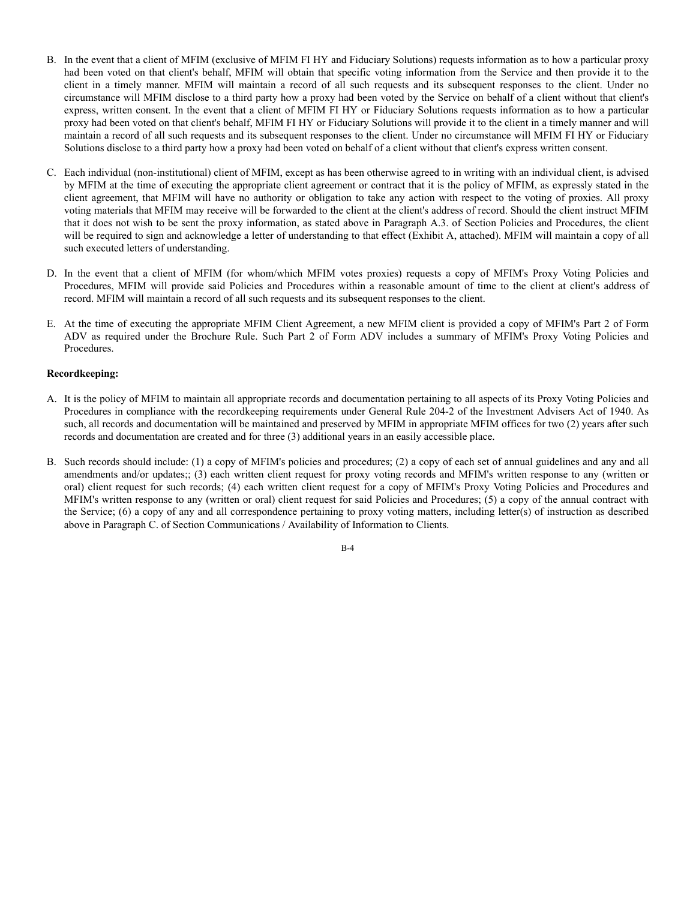B. In the event that a client of MFIM (exclusive of MFIM FI HY and Fiduciary Solutions) requests information as to how a particular proxy had been voted on that client's behalf, MFIM will obtain that specific voting information from the Service and then provide it to the client in a timely manner. MFIM will maintain a record of all such requests and its subsequent responses to the client. Under no circumstance will MFIM disclose to a third party how a proxy had been voted by the Service on behalf of a client without that client's express, written consent. In the event that a client of MFIM FI HY or Fiduciary Solutions requests information as to how a particular proxy had been voted on that client's behalf, MFIM FI HY or Fiduciary Solutions will provide it to the client in a timely manner and will maintain a record of all such requests and its subsequent responses to the client. Under no circumstance will MFIM FI HY or Fiduciary Solutions disclose to a third party how a proxy had been voted on behalf of a client without that client's express written consent.

C. Each individual (non-institutional) client of MFIM, except as has been otherwise agreed to in writing with an individual client, is advised by MFIM at the time of executing the appropriate client agreement or contract that it is the policy of MFIM, as expressly stated in the client agreement, that MFIM will have no authority or obligation to take any action with respect to the voting of proxies. All proxy voting materials that MFIM may receive will be forwarded to the client at the client's address of record. Should the client instruct MFIM that it does not wish to be sent the proxy information, as stated above in Paragraph A.3. of Section Policies and Procedures, the client will be required to sign and acknowledge a letter of understanding to that effect (Exhibit A, attached). MFIM will maintain a copy of all such executed letters of understanding.

D. In the event that a client of MFIM (for whom/which MFIM votes proxies) requests a copy of MFIM's Proxy Voting Policies and Procedures, MFIM will provide said Policies and Procedures within a reasonable amount of time to the client at client's address of record. MFIM will maintain a record of all such requests and its subsequent responses to the client.

E. At the time of executing the appropriate MFIM Client Agreement, a new MFIM client is provided a copy of MFIM's Part 2 of Form ADV as required under the Brochure Rule. Such Part 2 of Form ADV includes a summary of MFIM's Proxy Voting Policies and Procedures.

**Recordkeeping:**

A. It is the policy of MFIM to maintain all appropriate records and documentation pertaining to all aspects of its Proxy Voting Policies and Procedures in compliance with the recordkeeping requirements under General Rule 204-2 of the Investment Advisers Act of 1940. As such, all records and documentation will be maintained and preserved by MFIM in appropriate MFIM offices for two (2) years after such records and documentation are created and for three (3) additional years in an easily accessible place.

B. Such records should include: (1) a copy of MFIM's policies and procedures; (2) a copy of each set of annual guidelines and any and all amendments and/or updates;; (3) each written client request for proxy voting records and MFIM's written response to any (written or oral) client request for such records; (4) each written client request for a copy of MFIM's Proxy Voting Policies and Procedures and MFIM's written response to any (written or oral) client request for said Policies and Procedures; (5) a copy of the annual contract with the Service; (6) a copy of any and all correspondence pertaining to proxy voting matters, including letter(s) of instruction as described above in Paragraph C. of Section Communications / Availability of Information to Clients.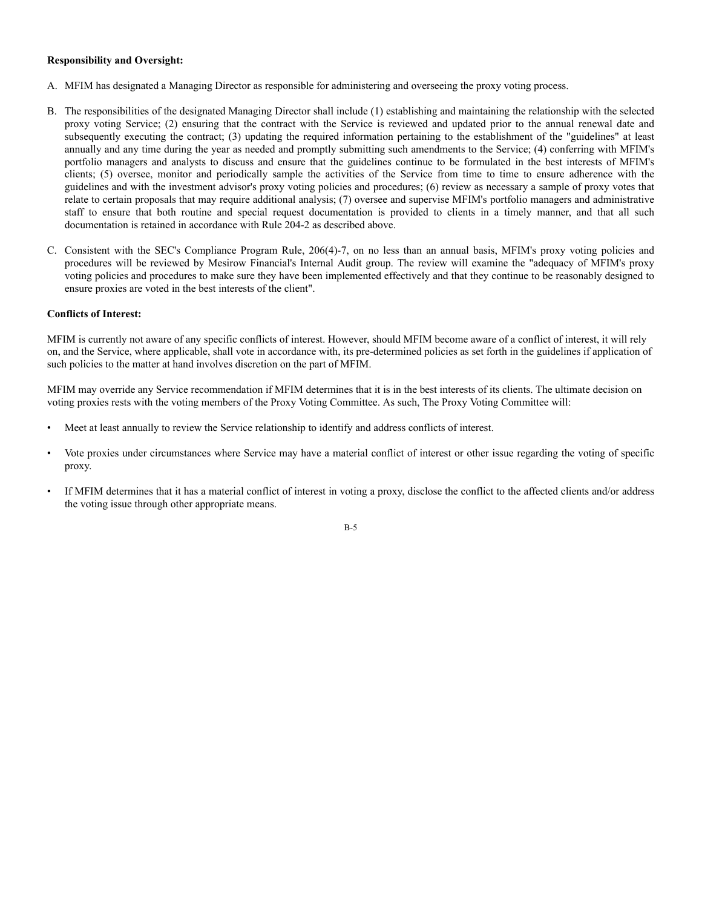**Responsibility and Oversight:**

A. MFIM has designated a Managing Director as responsible for administering and overseeing the proxy voting process.

B. The responsibilities of the designated Managing Director shall include (1) establishing and maintaining the relationship with the selected proxy voting Service; (2) ensuring that the contract with the Service is reviewed and updated prior to the annual renewal date and subsequently executing the contract; (3) updating the required information pertaining to the establishment of the "guidelines" at least annually and any time during the year as needed and promptly submitting such amendments to the Service; (4) conferring with MFIM's portfolio managers and analysts to discuss and ensure that the guidelines continue to be formulated in the best interests of MFIM's clients; (5) oversee, monitor and periodically sample the activities of the Service from time to time to ensure adherence with the guidelines and with the investment advisor's proxy voting policies and procedures; (6) review as necessary a sample of proxy votes that relate to certain proposals that may require additional analysis; (7) oversee and supervise MFIM's portfolio managers and administrative staff to ensure that both routine and special request documentation is provided to clients in a timely manner, and that all such documentation is retained in accordance with Rule 204-2 as described above.

C. Consistent with the SEC's Compliance Program Rule, 206(4)-7, on no less than an annual basis, MFIM's proxy voting policies and procedures will be reviewed by Mesirow Financial's Internal Audit group. The review will examine the "adequacy of MFIM's proxy voting policies and procedures to make sure they have been implemented effectively and that they continue to be reasonably designed to ensure proxies are voted in the best interests of the client".

**Conflicts of Interest:**

MFIM is currently not aware of any specific conflicts of interest. However, should MFIM become aware of a conflict of interest, it will rely on, and the Service, where applicable, shall vote in accordance with, its pre-determined policies as set forth in the guidelines if application of such policies to the matter at hand involves discretion on the part of MFIM.

MFIM may override any Service recommendation if MFIM determines that it is in the best interests of its clients. The ultimate decision on voting proxies rests with the voting members of the Proxy Voting Committee. As such, The Proxy Voting Committee will:

- Meet at least annually to review the Service relationship to identify and address conflicts of interest.
- Vote proxies under circumstances where Service may have a material conflict of interest or other issue regarding the voting of specific proxy.
- If MFIM determines that it has a material conflict of interest in voting a proxy, disclose the conflict to the affected clients and/or address the voting issue through other appropriate means.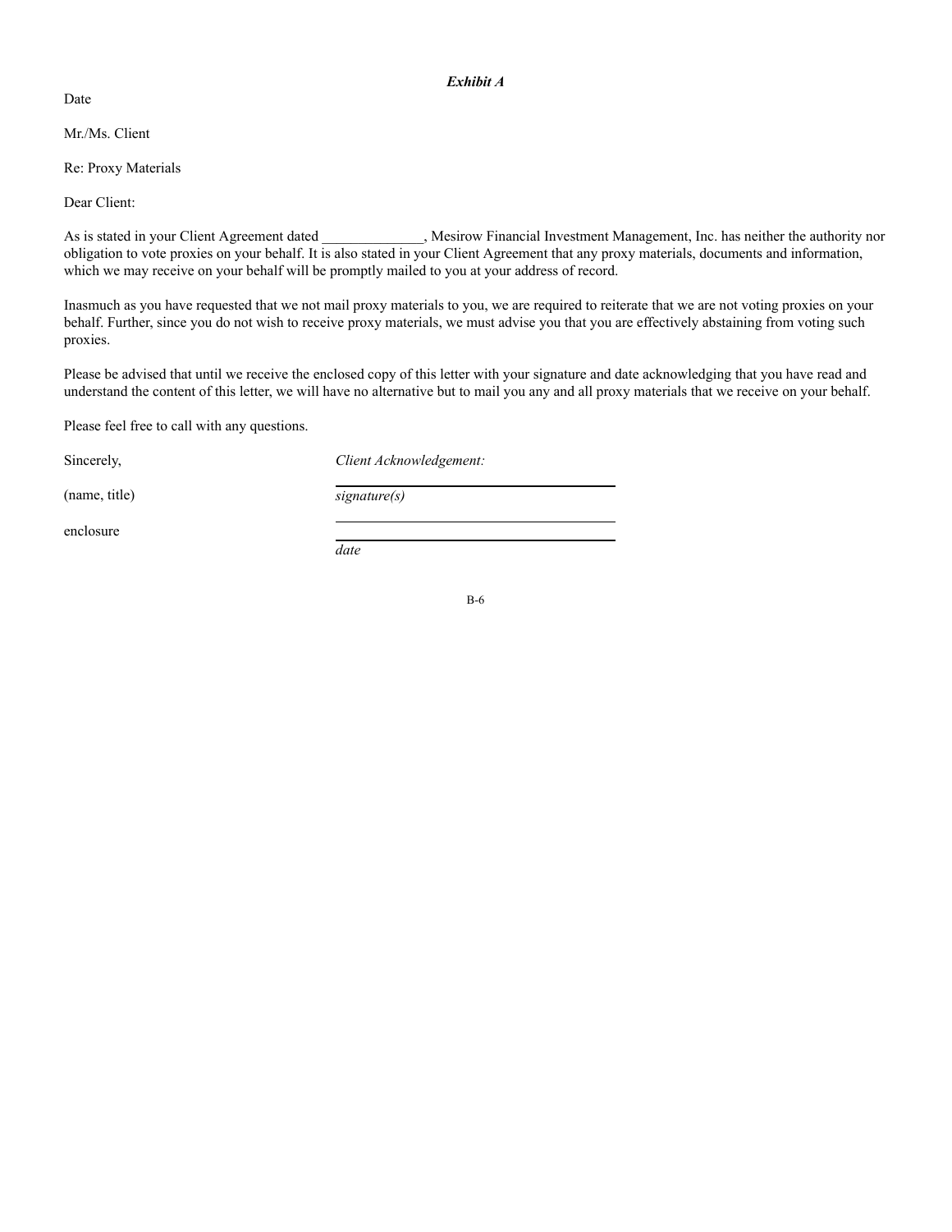***Exhibit A***

Date

Mr./Ms. Client

Re: Proxy Materials

Dear Client:

As is stated in your Client Agreement dated ______________, Mesirow Financial Investment Management, Inc. has neither the authority nor obligation to vote proxies on your behalf. It is also stated in your Client Agreement that any proxy materials, documents and information, which we may receive on your behalf will be promptly mailed to you at your address of record.

Inasmuch as you have requested that we not mail proxy materials to you, we are required to reiterate that we are not voting proxies on your behalf. Further, since you do not wish to receive proxy materials, we must advise you that you are effectively abstaining from voting such proxies.

Please be advised that until we receive the enclosed copy of this letter with your signature and date acknowledging that you have read and understand the content of this letter, we will have no alternative but to mail you any and all proxy materials that we receive on your behalf.

Please feel free to call with any questions.

Sincerely,

(name, title)

enclosure

*Client Acknowledgement:*

______________________________
*signature(s)*

______________________________

______________________________
*date*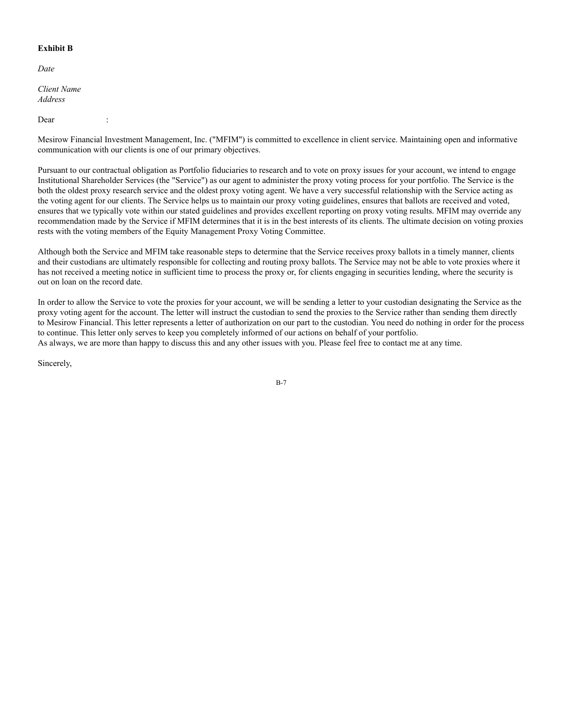**Exhibit B**

*Date*

*Client Name*
*Address*

Dear :

Mesirow Financial Investment Management, Inc. ("MFIM") is committed to excellence in client service. Maintaining open and informative communication with our clients is one of our primary objectives.

Pursuant to our contractual obligation as Portfolio fiduciaries to research and to vote on proxy issues for your account, we intend to engage Institutional Shareholder Services (the "Service") as our agent to administer the proxy voting process for your portfolio. The Service is the both the oldest proxy research service and the oldest proxy voting agent. We have a very successful relationship with the Service acting as the voting agent for our clients. The Service helps us to maintain our proxy voting guidelines, ensures that ballots are received and voted, ensures that we typically vote within our stated guidelines and provides excellent reporting on proxy voting results. MFIM may override any recommendation made by the Service if MFIM determines that it is in the best interests of its clients. The ultimate decision on voting proxies rests with the voting members of the Equity Management Proxy Voting Committee.

Although both the Service and MFIM take reasonable steps to determine that the Service receives proxy ballots in a timely manner, clients and their custodians are ultimately responsible for collecting and routing proxy ballots. The Service may not be able to vote proxies where it has not received a meeting notice in sufficient time to process the proxy or, for clients engaging in securities lending, where the security is out on loan on the record date.

In order to allow the Service to vote the proxies for your account, we will be sending a letter to your custodian designating the Service as the proxy voting agent for the account. The letter will instruct the custodian to send the proxies to the Service rather than sending them directly to Mesirow Financial. This letter represents a letter of authorization on our part to the custodian. You need do nothing in order for the process to continue. This letter only serves to keep you completely informed of our actions on behalf of your portfolio.
As always, we are more than happy to discuss this and any other issues with you. Please feel free to contact me at any time.

Sincerely,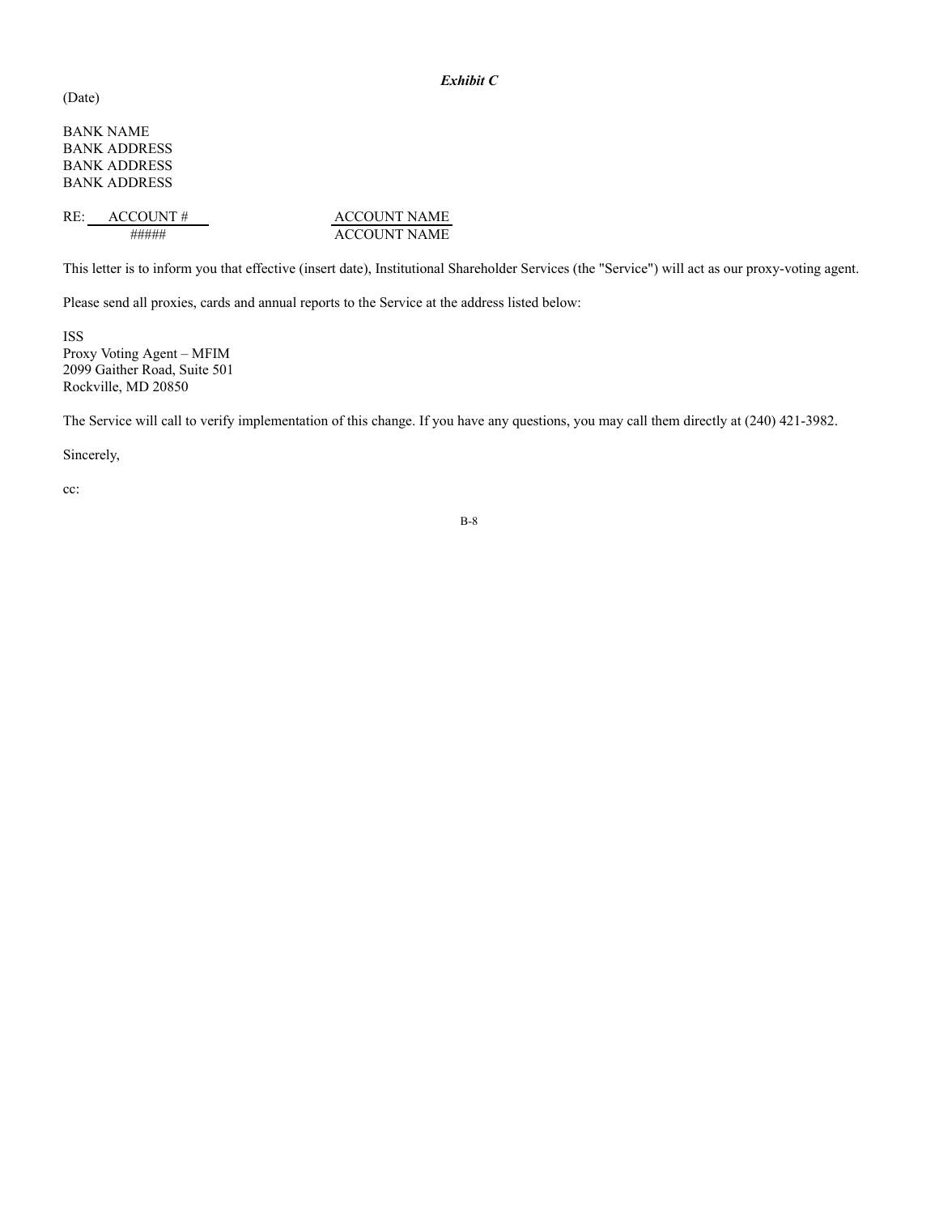*Exhibit C*

(Date)

BANK NAME
BANK ADDRESS
BANK ADDRESS
BANK ADDRESS

| | |
|---|---|
| RE: ACCOUNT # | ACCOUNT NAME |
| ##### | ACCOUNT NAME |

This letter is to inform you that effective (insert date), Institutional Shareholder Services (the "Service") will act as our proxy-voting agent.

Please send all proxies, cards and annual reports to the Service at the address listed below:

ISS
Proxy Voting Agent – MFIM
2099 Gaither Road, Suite 501
Rockville, MD 20850

The Service will call to verify implementation of this change. If you have any questions, you may call them directly at (240) 421-3982.

Sincerely,

cc: